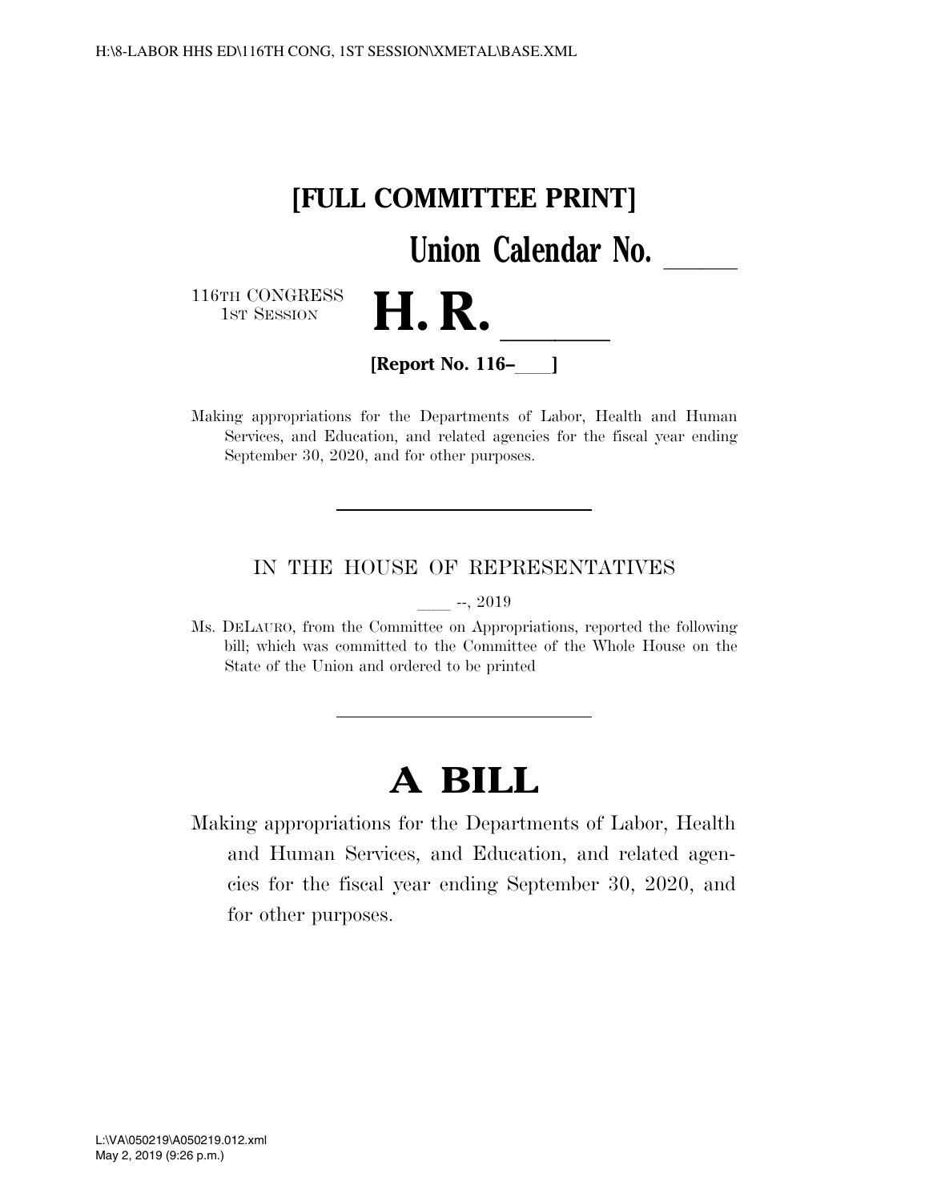**[FULL COMMITTEE PRINT]**

**Union Calendar No. ______**

116TH CONGRESS
1ST SESSION

# H. R. ______

**[Report No. 116–____]**

Making appropriations for the Departments of Labor, Health and Human Services, and Education, and related agencies for the fiscal year ending September 30, 2020, and for other purposes.

---

IN THE HOUSE OF REPRESENTATIVES

____ --, 2019

Ms. DELAURO, from the Committee on Appropriations, reported the following bill; which was committed to the Committee of the Whole House on the State of the Union and ordered to be printed

---

# A BILL

Making appropriations for the Departments of Labor, Health and Human Services, and Education, and related agencies for the fiscal year ending September 30, 2020, and for other purposes.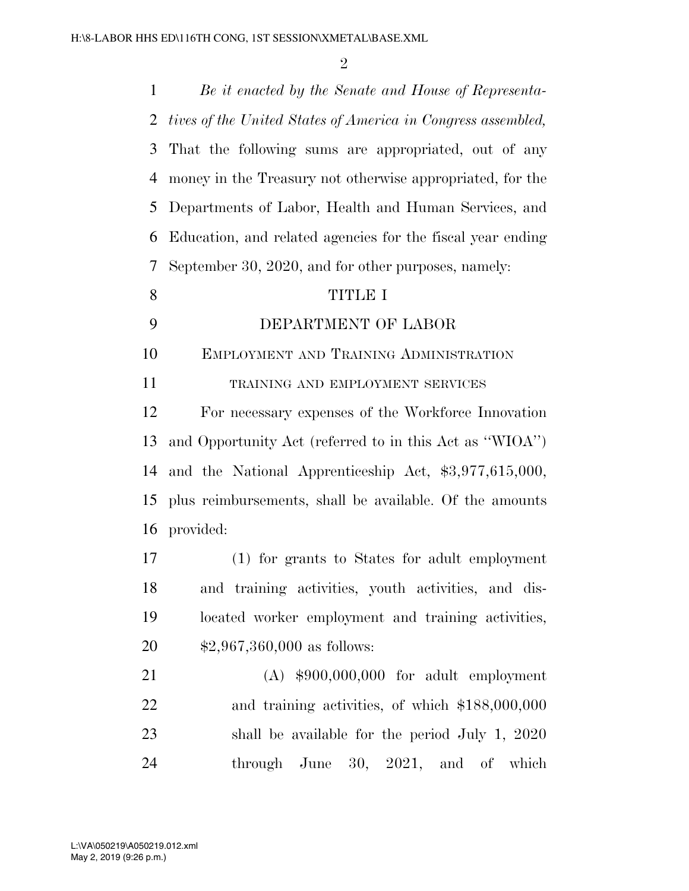*Be it enacted by the Senate and House of Representatives of the United States of America in Congress assembled,* That the following sums are appropriated, out of any money in the Treasury not otherwise appropriated, for the Departments of Labor, Health and Human Services, and Education, and related agencies for the fiscal year ending September 30, 2020, and for other purposes, namely:

# TITLE I

# DEPARTMENT OF LABOR

## EMPLOYMENT AND TRAINING ADMINISTRATION

### TRAINING AND EMPLOYMENT SERVICES

For necessary expenses of the Workforce Innovation and Opportunity Act (referred to in this Act as "WIOA") and the National Apprenticeship Act, $3,977,615,000, plus reimbursements, shall be available. Of the amounts provided:

(1) for grants to States for adult employment and training activities, youth activities, and dislocated worker employment and training activities, $2,967,360,000 as follows:

(A) $900,000,000 for adult employment and training activities, of which $188,000,000 shall be available for the period July 1, 2020 through June 30, 2021, and of which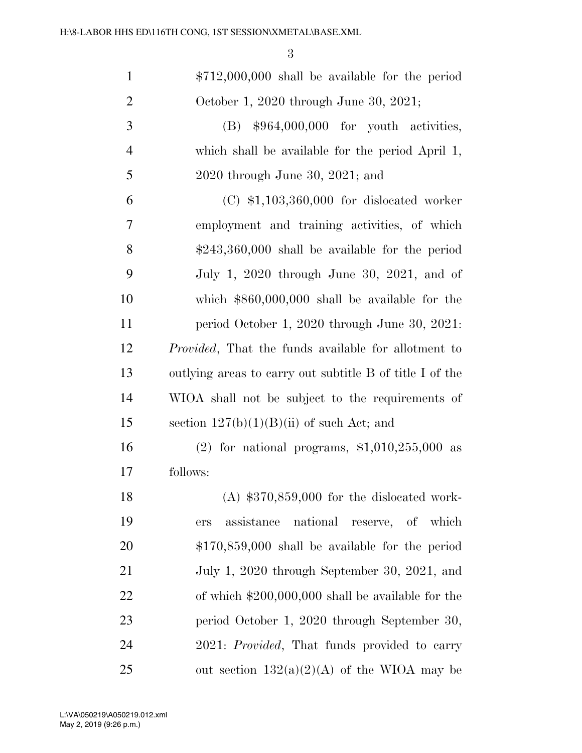$712,000,000 shall be available for the period October 1, 2020 through June 30, 2021;

(B) $964,000,000 for youth activities, which shall be available for the period April 1, 2020 through June 30, 2021; and

(C) $1,103,360,000 for dislocated worker employment and training activities, of which $243,360,000 shall be available for the period July 1, 2020 through June 30, 2021, and of which $860,000,000 shall be available for the period October 1, 2020 through June 30, 2021: *Provided*, That the funds available for allotment to outlying areas to carry out subtitle B of title I of the WIOA shall not be subject to the requirements of section 127(b)(1)(B)(ii) of such Act; and

(2) for national programs, $1,010,255,000 as follows:

(A) $370,859,000 for the dislocated workers assistance national reserve, of which $170,859,000 shall be available for the period July 1, 2020 through September 30, 2021, and of which $200,000,000 shall be available for the period October 1, 2020 through September 30, 2021: *Provided*, That funds provided to carry out section 132(a)(2)(A) of the WIOA may be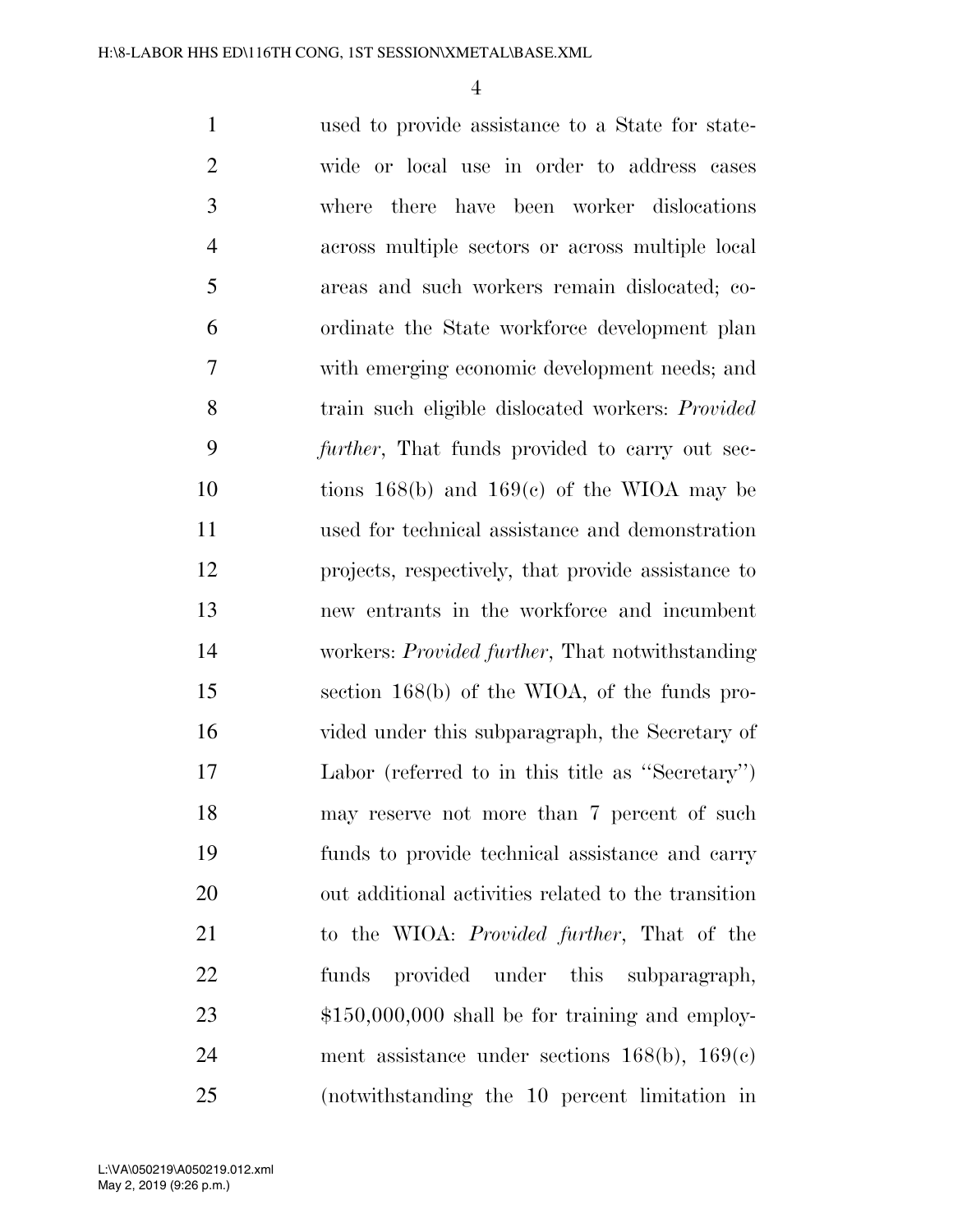used to provide assistance to a State for statewide or local use in order to address cases where there have been worker dislocations across multiple sectors or across multiple local areas and such workers remain dislocated; coordinate the State workforce development plan with emerging economic development needs; and train such eligible dislocated workers: *Provided further*, That funds provided to carry out sections 168(b) and 169(c) of the WIOA may be used for technical assistance and demonstration projects, respectively, that provide assistance to new entrants in the workforce and incumbent workers: *Provided further*, That notwithstanding section 168(b) of the WIOA, of the funds provided under this subparagraph, the Secretary of Labor (referred to in this title as ''Secretary'') may reserve not more than 7 percent of such funds to provide technical assistance and carry out additional activities related to the transition to the WIOA: *Provided further*, That of the funds provided under this subparagraph, $150,000,000 shall be for training and employment assistance under sections 168(b), 169(c) (notwithstanding the 10 percent limitation in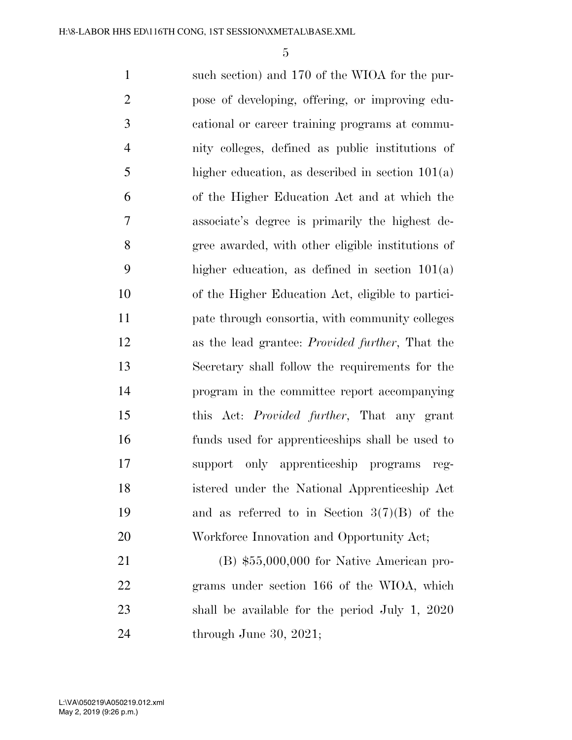such section) and 170 of the WIOA for the purpose of developing, offering, or improving educational or career training programs at community colleges, defined as public institutions of higher education, as described in section 101(a) of the Higher Education Act and at which the associate's degree is primarily the highest degree awarded, with other eligible institutions of higher education, as defined in section 101(a) of the Higher Education Act, eligible to participate through consortia, with community colleges as the lead grantee: *Provided further*, That the Secretary shall follow the requirements for the program in the committee report accompanying this Act: *Provided further*, That any grant funds used for apprenticeships shall be used to support only apprenticeship programs registered under the National Apprenticeship Act and as referred to in Section 3(7)(B) of the Workforce Innovation and Opportunity Act;

(B) $55,000,000 for Native American programs under section 166 of the WIOA, which shall be available for the period July 1, 2020 through June 30, 2021;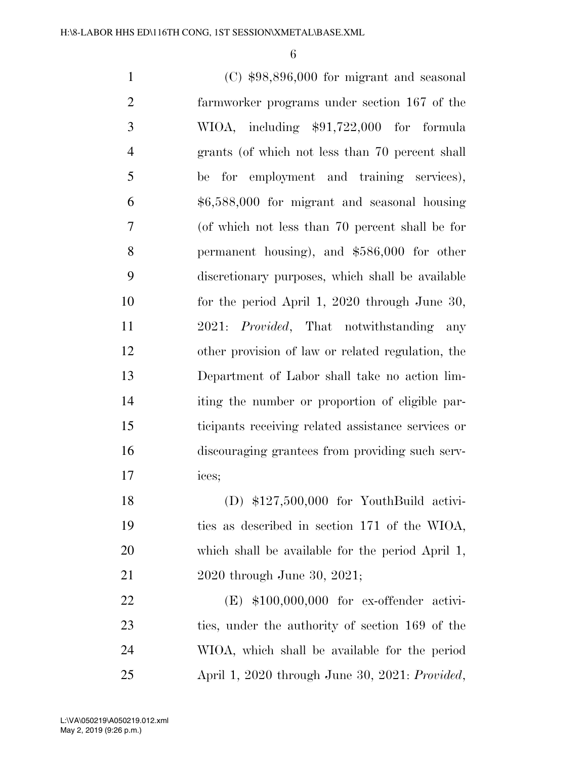(C) $98,896,000 for migrant and seasonal farmworker programs under section 167 of the WIOA, including $91,722,000 for formula grants (of which not less than 70 percent shall be for employment and training services), $6,588,000 for migrant and seasonal housing (of which not less than 70 percent shall be for permanent housing), and $586,000 for other discretionary purposes, which shall be available for the period April 1, 2020 through June 30, 2021: *Provided*, That notwithstanding any other provision of law or related regulation, the Department of Labor shall take no action limiting the number or proportion of eligible participants receiving related assistance services or discouraging grantees from providing such services;

(D) $127,500,000 for YouthBuild activities as described in section 171 of the WIOA, which shall be available for the period April 1, 2020 through June 30, 2021;

(E) $100,000,000 for ex-offender activities, under the authority of section 169 of the WIOA, which shall be available for the period April 1, 2020 through June 30, 2021: *Provided*,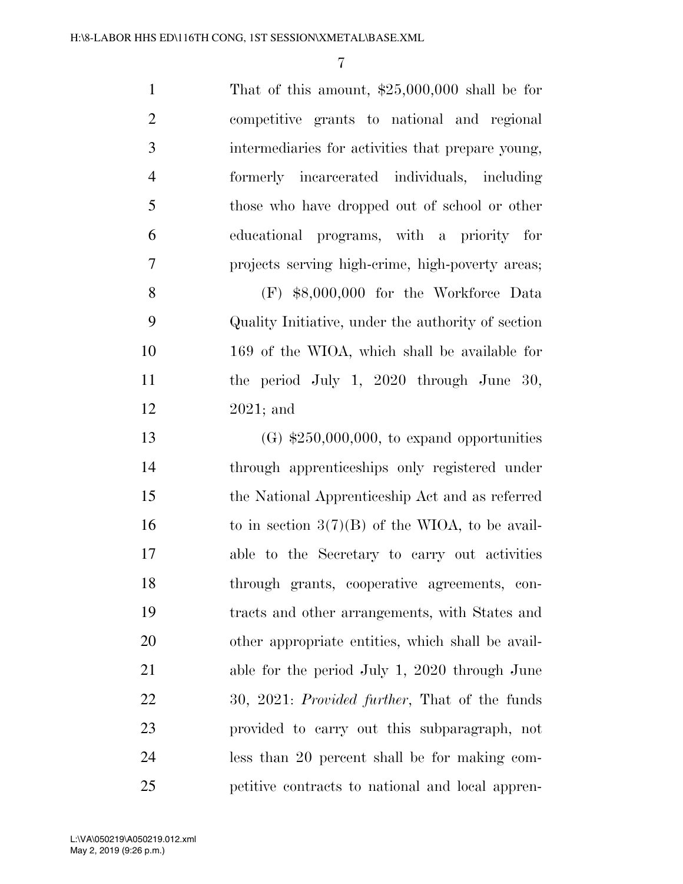That of this amount, $25,000,000 shall be for competitive grants to national and regional intermediaries for activities that prepare young, formerly incarcerated individuals, including those who have dropped out of school or other educational programs, with a priority for projects serving high-crime, high-poverty areas;

(F) $8,000,000 for the Workforce Data Quality Initiative, under the authority of section 169 of the WIOA, which shall be available for the period July 1, 2020 through June 30, 2021; and

(G) $250,000,000, to expand opportunities through apprenticeships only registered under the National Apprenticeship Act and as referred to in section 3(7)(B) of the WIOA, to be available to the Secretary to carry out activities through grants, cooperative agreements, contracts and other arrangements, with States and other appropriate entities, which shall be available for the period July 1, 2020 through June 30, 2021: *Provided further*, That of the funds provided to carry out this subparagraph, not less than 20 percent shall be for making competitive contracts to national and local appren-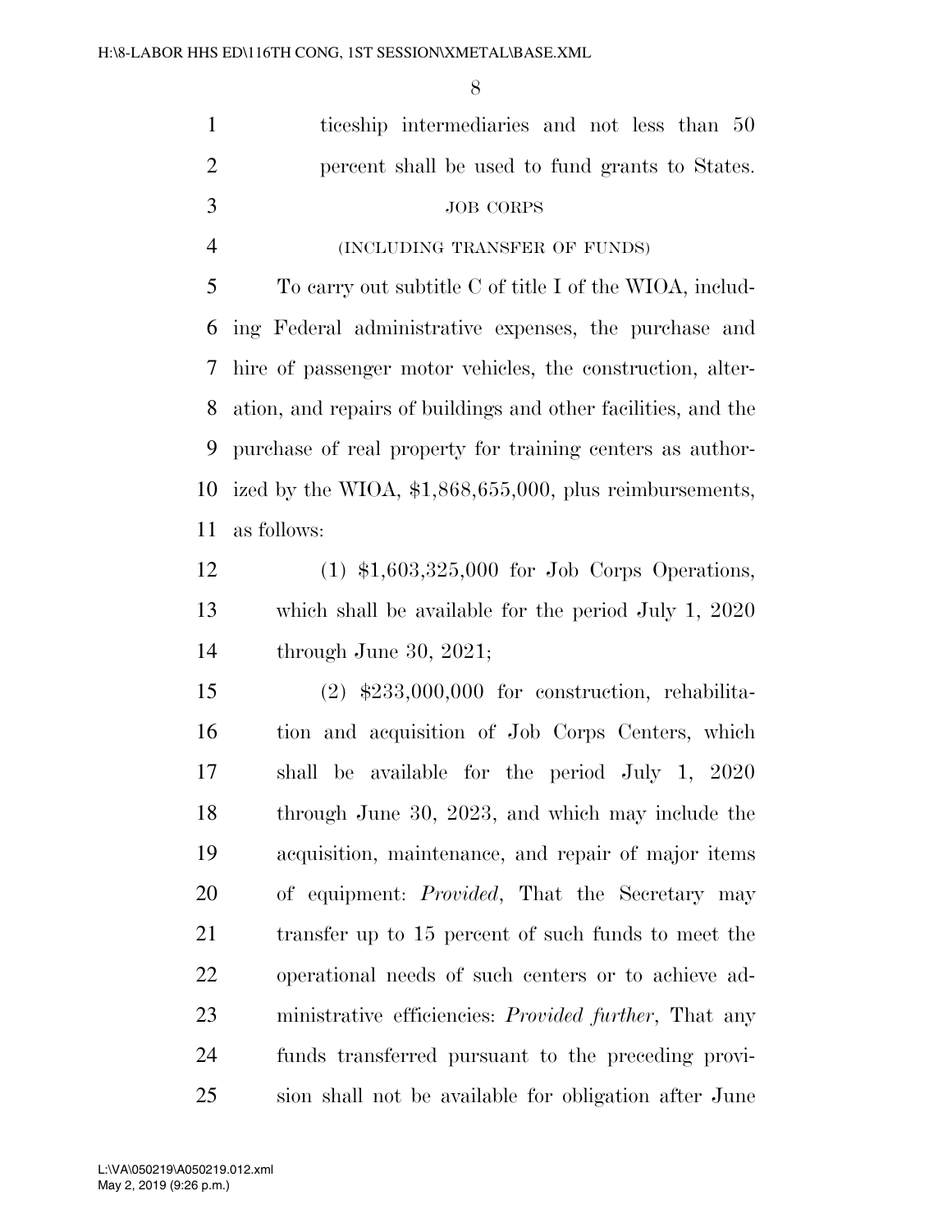ticeship intermediaries and not less than 50 percent shall be used to fund grants to States.

JOB CORPS

(INCLUDING TRANSFER OF FUNDS)

To carry out subtitle C of title I of the WIOA, including Federal administrative expenses, the purchase and hire of passenger motor vehicles, the construction, alteration, and repairs of buildings and other facilities, and the purchase of real property for training centers as authorized by the WIOA, $1,868,655,000, plus reimbursements, as follows:

(1) $1,603,325,000 for Job Corps Operations, which shall be available for the period July 1, 2020 through June 30, 2021;

(2) $233,000,000 for construction, rehabilitation and acquisition of Job Corps Centers, which shall be available for the period July 1, 2020 through June 30, 2023, and which may include the acquisition, maintenance, and repair of major items of equipment: *Provided*, That the Secretary may transfer up to 15 percent of such funds to meet the operational needs of such centers or to achieve administrative efficiencies: *Provided further*, That any funds transferred pursuant to the preceding provision shall not be available for obligation after June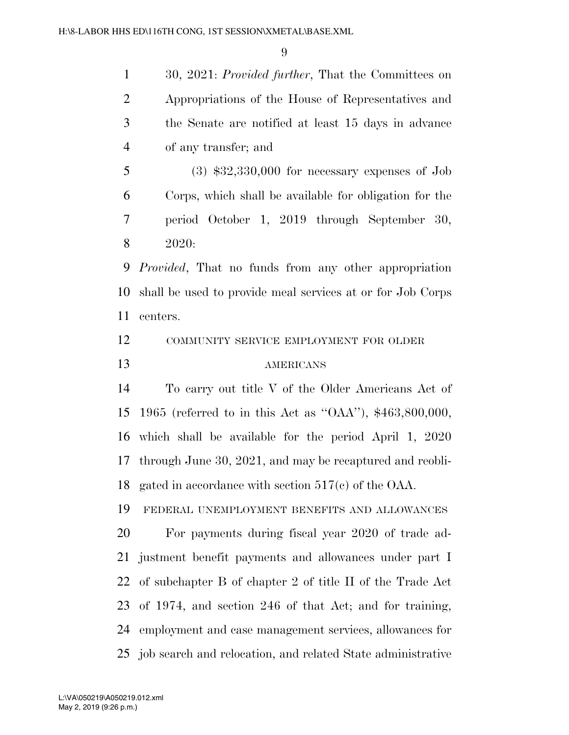30, 2021: *Provided further*, That the Committees on Appropriations of the House of Representatives and the Senate are notified at least 15 days in advance of any transfer; and

(3) $32,330,000 for necessary expenses of Job Corps, which shall be available for obligation for the period October 1, 2019 through September 30, 2020:

*Provided*, That no funds from any other appropriation shall be used to provide meal services at or for Job Corps centers.

COMMUNITY SERVICE EMPLOYMENT FOR OLDER AMERICANS

To carry out title V of the Older Americans Act of 1965 (referred to in this Act as ''OAA''), $463,800,000, which shall be available for the period April 1, 2020 through June 30, 2021, and may be recaptured and reobligated in accordance with section 517(c) of the OAA.

FEDERAL UNEMPLOYMENT BENEFITS AND ALLOWANCES

For payments during fiscal year 2020 of trade adjustment benefit payments and allowances under part I of subchapter B of chapter 2 of title II of the Trade Act of 1974, and section 246 of that Act; and for training, employment and case management services, allowances for job search and relocation, and related State administrative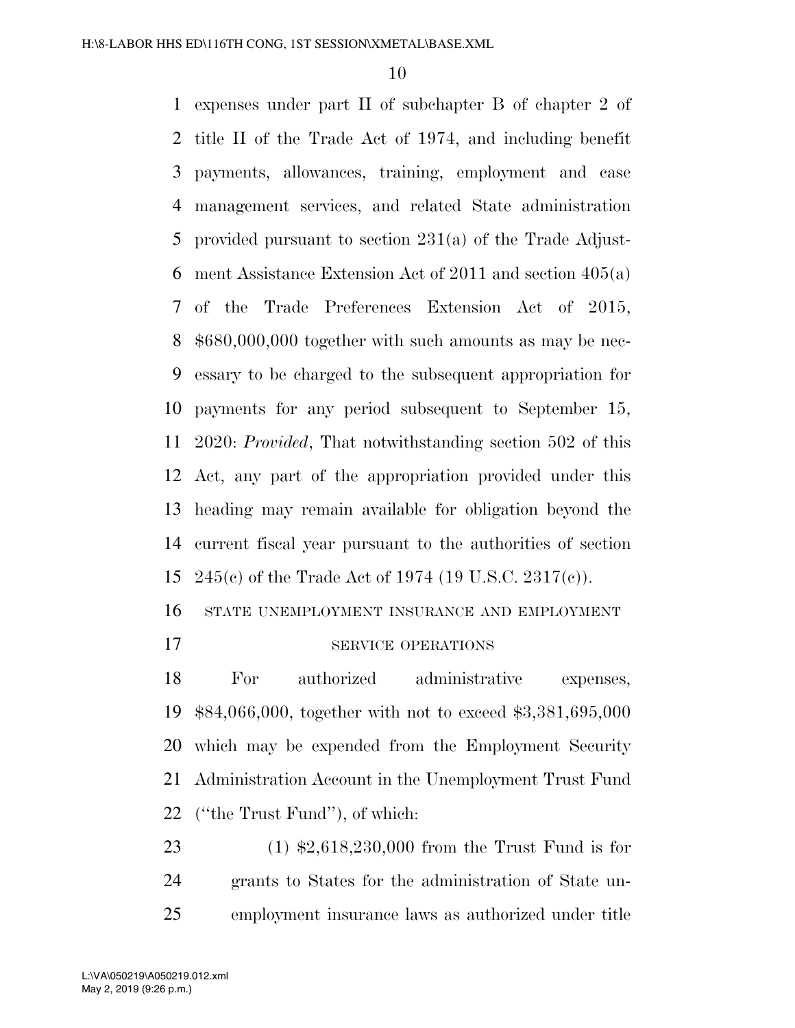expenses under part II of subchapter B of chapter 2 of title II of the Trade Act of 1974, and including benefit payments, allowances, training, employment and case management services, and related State administration provided pursuant to section 231(a) of the Trade Adjustment Assistance Extension Act of 2011 and section 405(a) of the Trade Preferences Extension Act of 2015, $680,000,000 together with such amounts as may be necessary to be charged to the subsequent appropriation for payments for any period subsequent to September 15, 2020: *Provided*, That notwithstanding section 502 of this Act, any part of the appropriation provided under this heading may remain available for obligation beyond the current fiscal year pursuant to the authorities of section 245(c) of the Trade Act of 1974 (19 U.S.C. 2317(c)).

STATE UNEMPLOYMENT INSURANCE AND EMPLOYMENT SERVICE OPERATIONS

For authorized administrative expenses, $84,066,000, together with not to exceed $3,381,695,000 which may be expended from the Employment Security Administration Account in the Unemployment Trust Fund (''the Trust Fund''), of which:

(1) $2,618,230,000 from the Trust Fund is for grants to States for the administration of State unemployment insurance laws as authorized under title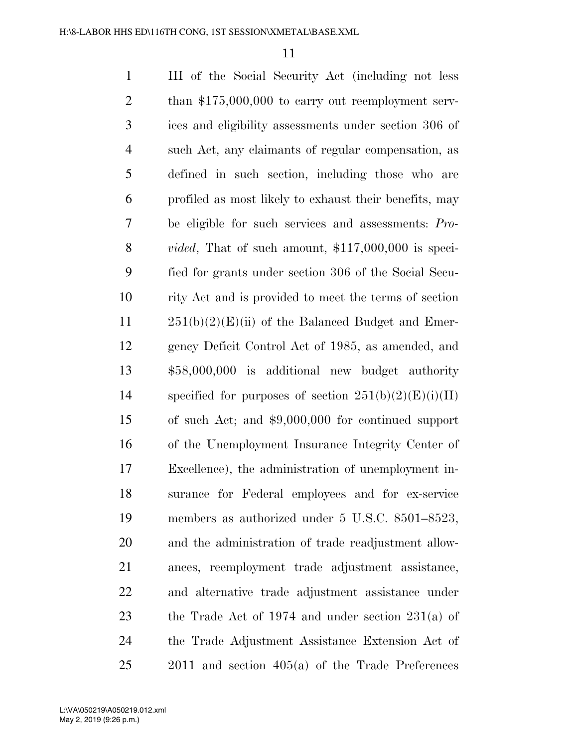III of the Social Security Act (including not less than $175,000,000 to carry out reemployment services and eligibility assessments under section 306 of such Act, any claimants of regular compensation, as defined in such section, including those who are profiled as most likely to exhaust their benefits, may be eligible for such services and assessments: *Provided*, That of such amount, $117,000,000 is specified for grants under section 306 of the Social Security Act and is provided to meet the terms of section 251(b)(2)(E)(ii) of the Balanced Budget and Emergency Deficit Control Act of 1985, as amended, and $58,000,000 is additional new budget authority specified for purposes of section 251(b)(2)(E)(i)(II) of such Act; and $9,000,000 for continued support of the Unemployment Insurance Integrity Center of Excellence), the administration of unemployment insurance for Federal employees and for ex-service members as authorized under 5 U.S.C. 8501–8523, and the administration of trade readjustment allowances, reemployment trade adjustment assistance, and alternative trade adjustment assistance under the Trade Act of 1974 and under section 231(a) of the Trade Adjustment Assistance Extension Act of 2011 and section 405(a) of the Trade Preferences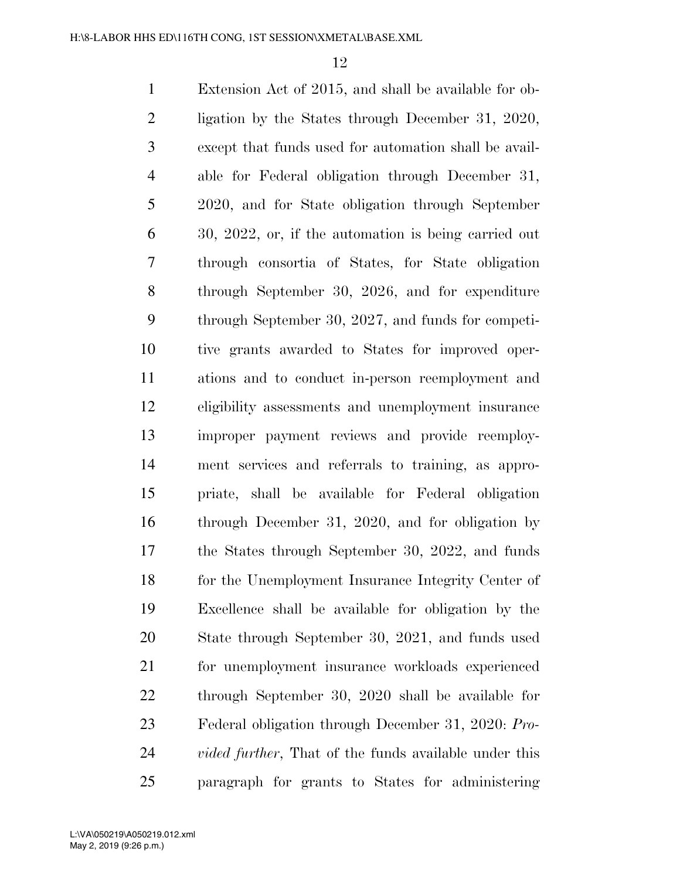Extension Act of 2015, and shall be available for obligation by the States through December 31, 2020, except that funds used for automation shall be available for Federal obligation through December 31, 2020, and for State obligation through September 30, 2022, or, if the automation is being carried out through consortia of States, for State obligation through September 30, 2026, and for expenditure through September 30, 2027, and funds for competitive grants awarded to States for improved operations and to conduct in-person reemployment and eligibility assessments and unemployment insurance improper payment reviews and provide reemployment services and referrals to training, as appropriate, shall be available for Federal obligation through December 31, 2020, and for obligation by the States through September 30, 2022, and funds for the Unemployment Insurance Integrity Center of Excellence shall be available for obligation by the State through September 30, 2021, and funds used for unemployment insurance workloads experienced through September 30, 2020 shall be available for Federal obligation through December 31, 2020: *Provided further*, That of the funds available under this paragraph for grants to States for administering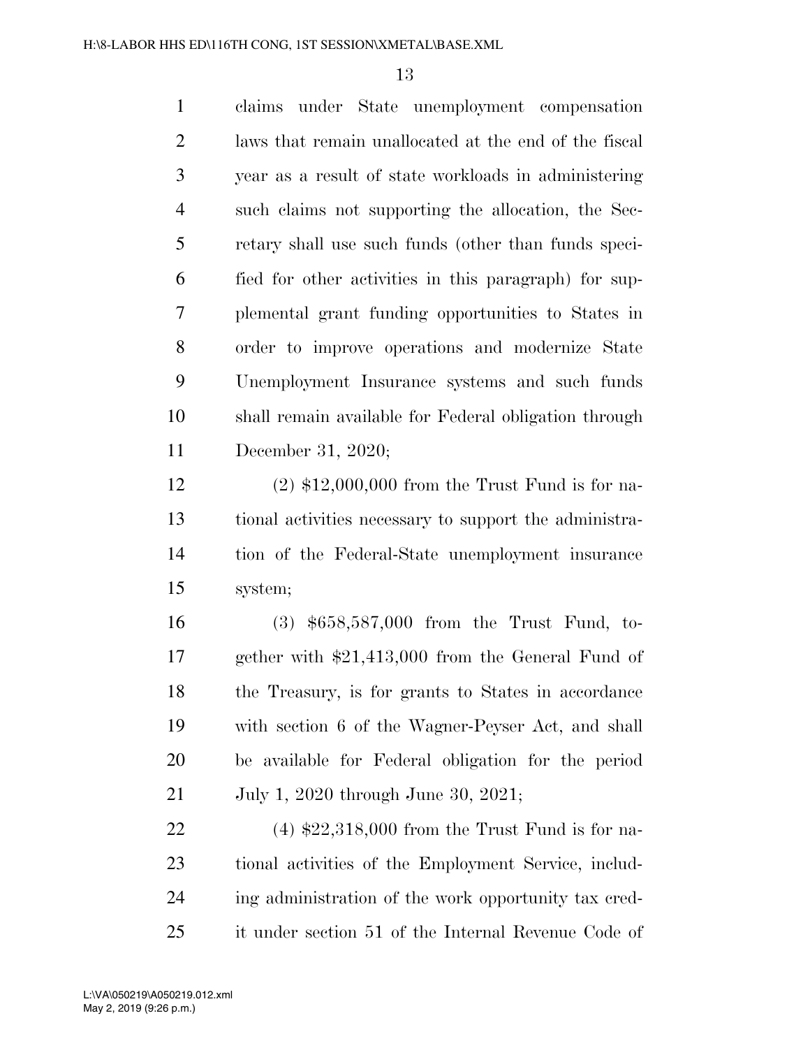claims under State unemployment compensation laws that remain unallocated at the end of the fiscal year as a result of state workloads in administering such claims not supporting the allocation, the Secretary shall use such funds (other than funds specified for other activities in this paragraph) for supplemental grant funding opportunities to States in order to improve operations and modernize State Unemployment Insurance systems and such funds shall remain available for Federal obligation through December 31, 2020;

(2) $12,000,000 from the Trust Fund is for national activities necessary to support the administration of the Federal-State unemployment insurance system;

(3) $658,587,000 from the Trust Fund, together with $21,413,000 from the General Fund of the Treasury, is for grants to States in accordance with section 6 of the Wagner-Peyser Act, and shall be available for Federal obligation for the period July 1, 2020 through June 30, 2021;

(4) $22,318,000 from the Trust Fund is for national activities of the Employment Service, including administration of the work opportunity tax credit under section 51 of the Internal Revenue Code of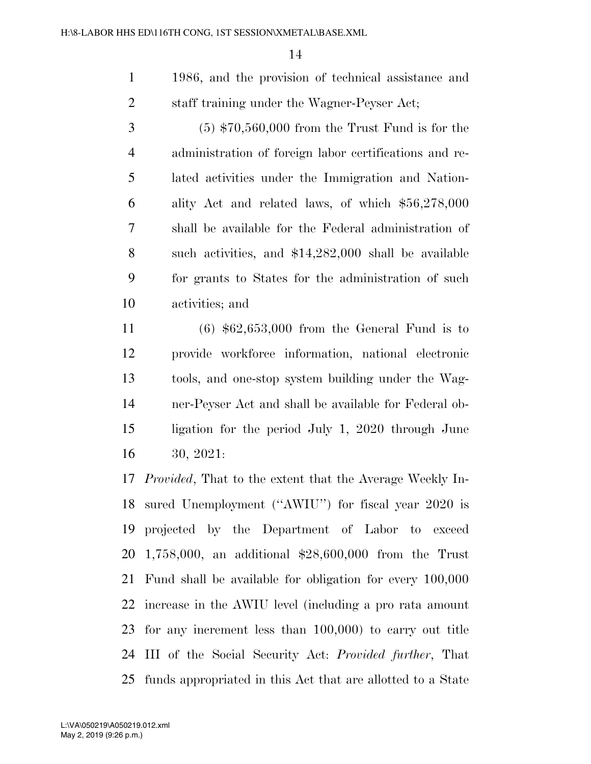1986, and the provision of technical assistance and staff training under the Wagner-Peyser Act;

(5) $70,560,000 from the Trust Fund is for the administration of foreign labor certifications and related activities under the Immigration and Nationality Act and related laws, of which $56,278,000 shall be available for the Federal administration of such activities, and $14,282,000 shall be available for grants to States for the administration of such activities; and

(6) $62,653,000 from the General Fund is to provide workforce information, national electronic tools, and one-stop system building under the Wagner-Peyser Act and shall be available for Federal obligation for the period July 1, 2020 through June 30, 2021:

*Provided*, That to the extent that the Average Weekly Insured Unemployment (''AWIU'') for fiscal year 2020 is projected by the Department of Labor to exceed 1,758,000, an additional $28,600,000 from the Trust Fund shall be available for obligation for every 100,000 increase in the AWIU level (including a pro rata amount for any increment less than 100,000) to carry out title III of the Social Security Act: *Provided further*, That funds appropriated in this Act that are allotted to a State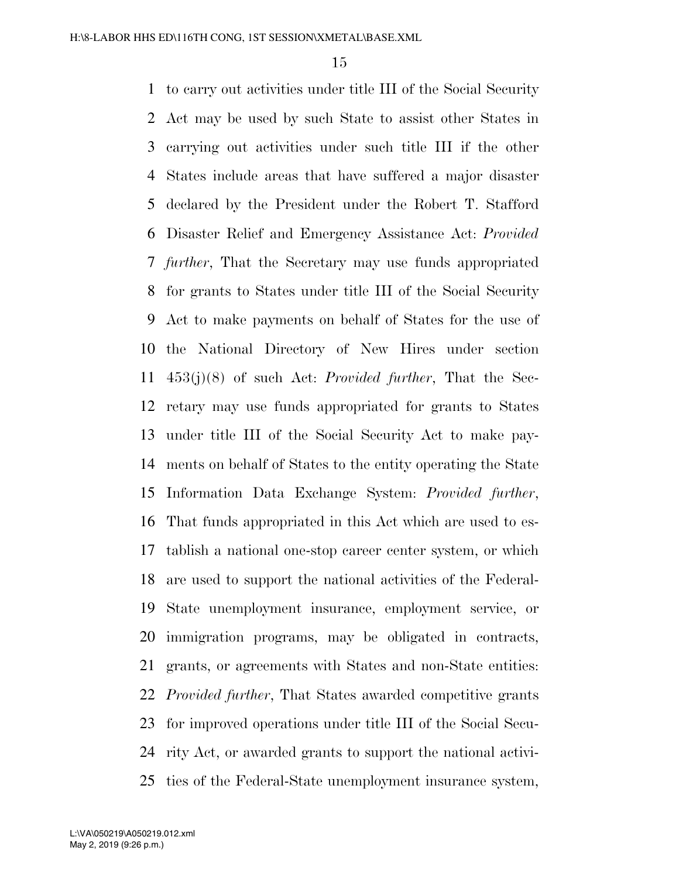to carry out activities under title III of the Social Security Act may be used by such State to assist other States in carrying out activities under such title III if the other States include areas that have suffered a major disaster declared by the President under the Robert T. Stafford Disaster Relief and Emergency Assistance Act: *Provided further*, That the Secretary may use funds appropriated for grants to States under title III of the Social Security Act to make payments on behalf of States for the use of the National Directory of New Hires under section 453(j)(8) of such Act: *Provided further*, That the Secretary may use funds appropriated for grants to States under title III of the Social Security Act to make payments on behalf of States to the entity operating the State Information Data Exchange System: *Provided further*, That funds appropriated in this Act which are used to establish a national one-stop career center system, or which are used to support the national activities of the Federal-State unemployment insurance, employment service, or immigration programs, may be obligated in contracts, grants, or agreements with States and non-State entities: *Provided further*, That States awarded competitive grants for improved operations under title III of the Social Security Act, or awarded grants to support the national activities of the Federal-State unemployment insurance system,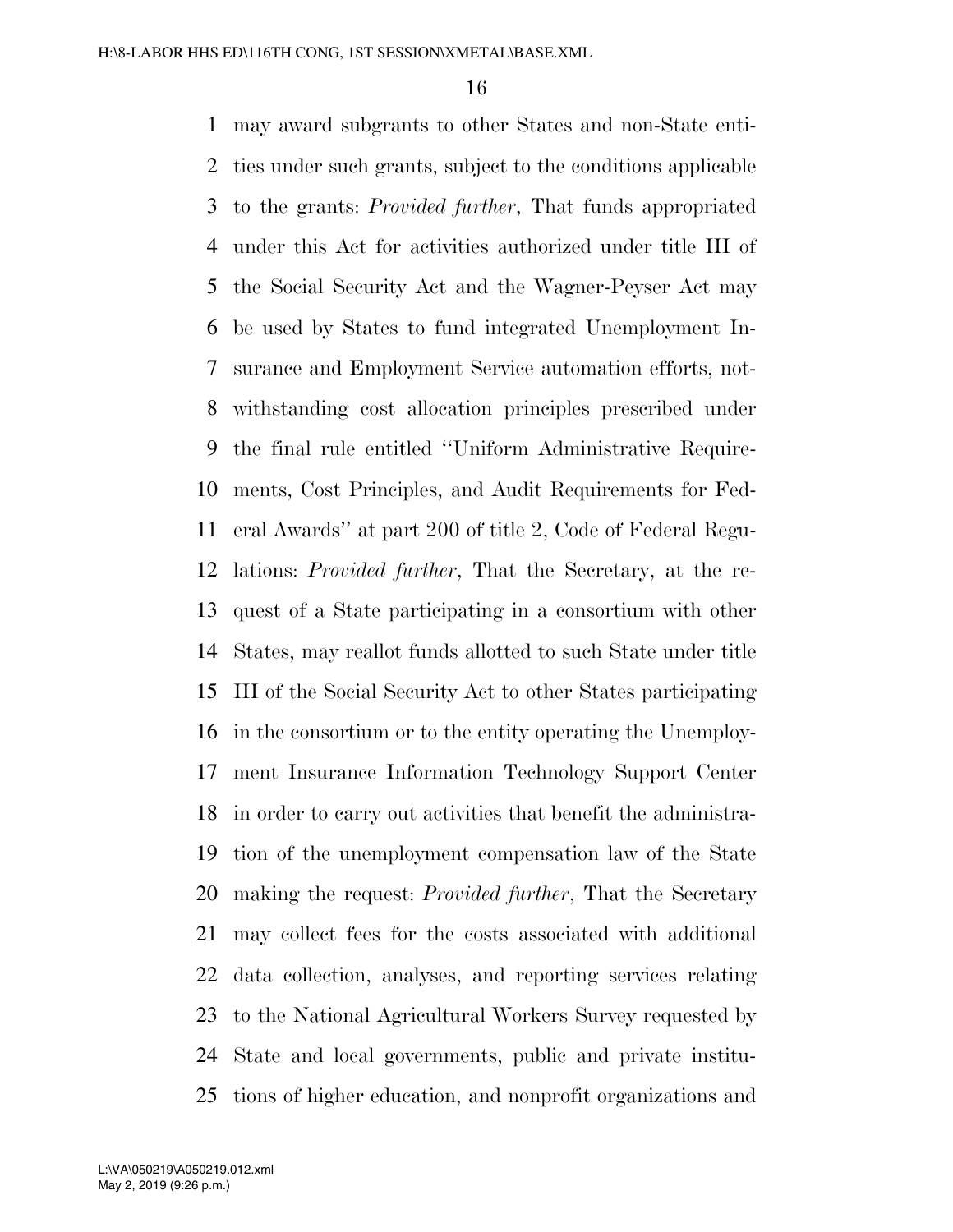may award subgrants to other States and non-State entities under such grants, subject to the conditions applicable to the grants: *Provided further*, That funds appropriated under this Act for activities authorized under title III of the Social Security Act and the Wagner-Peyser Act may be used by States to fund integrated Unemployment Insurance and Employment Service automation efforts, notwithstanding cost allocation principles prescribed under the final rule entitled ''Uniform Administrative Requirements, Cost Principles, and Audit Requirements for Federal Awards'' at part 200 of title 2, Code of Federal Regulations: *Provided further*, That the Secretary, at the request of a State participating in a consortium with other States, may reallot funds allotted to such State under title III of the Social Security Act to other States participating in the consortium or to the entity operating the Unemployment Insurance Information Technology Support Center in order to carry out activities that benefit the administration of the unemployment compensation law of the State making the request: *Provided further*, That the Secretary may collect fees for the costs associated with additional data collection, analyses, and reporting services relating to the National Agricultural Workers Survey requested by State and local governments, public and private institutions of higher education, and nonprofit organizations and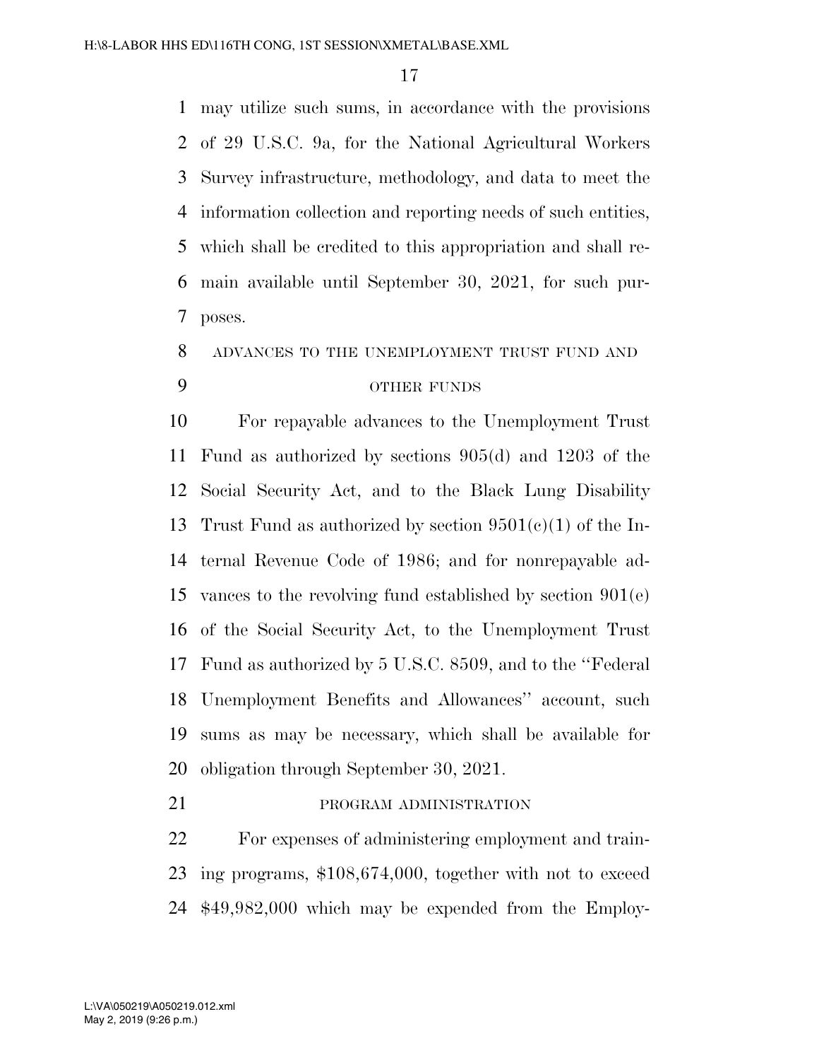may utilize such sums, in accordance with the provisions of 29 U.S.C. 9a, for the National Agricultural Workers Survey infrastructure, methodology, and data to meet the information collection and reporting needs of such entities, which shall be credited to this appropriation and shall remain available until September 30, 2021, for such purposes.

ADVANCES TO THE UNEMPLOYMENT TRUST FUND AND OTHER FUNDS

For repayable advances to the Unemployment Trust Fund as authorized by sections 905(d) and 1203 of the Social Security Act, and to the Black Lung Disability Trust Fund as authorized by section 9501(c)(1) of the Internal Revenue Code of 1986; and for nonrepayable advances to the revolving fund established by section 901(e) of the Social Security Act, to the Unemployment Trust Fund as authorized by 5 U.S.C. 8509, and to the ''Federal Unemployment Benefits and Allowances'' account, such sums as may be necessary, which shall be available for obligation through September 30, 2021.

PROGRAM ADMINISTRATION

For expenses of administering employment and training programs, $108,674,000, together with not to exceed $49,982,000 which may be expended from the Employ-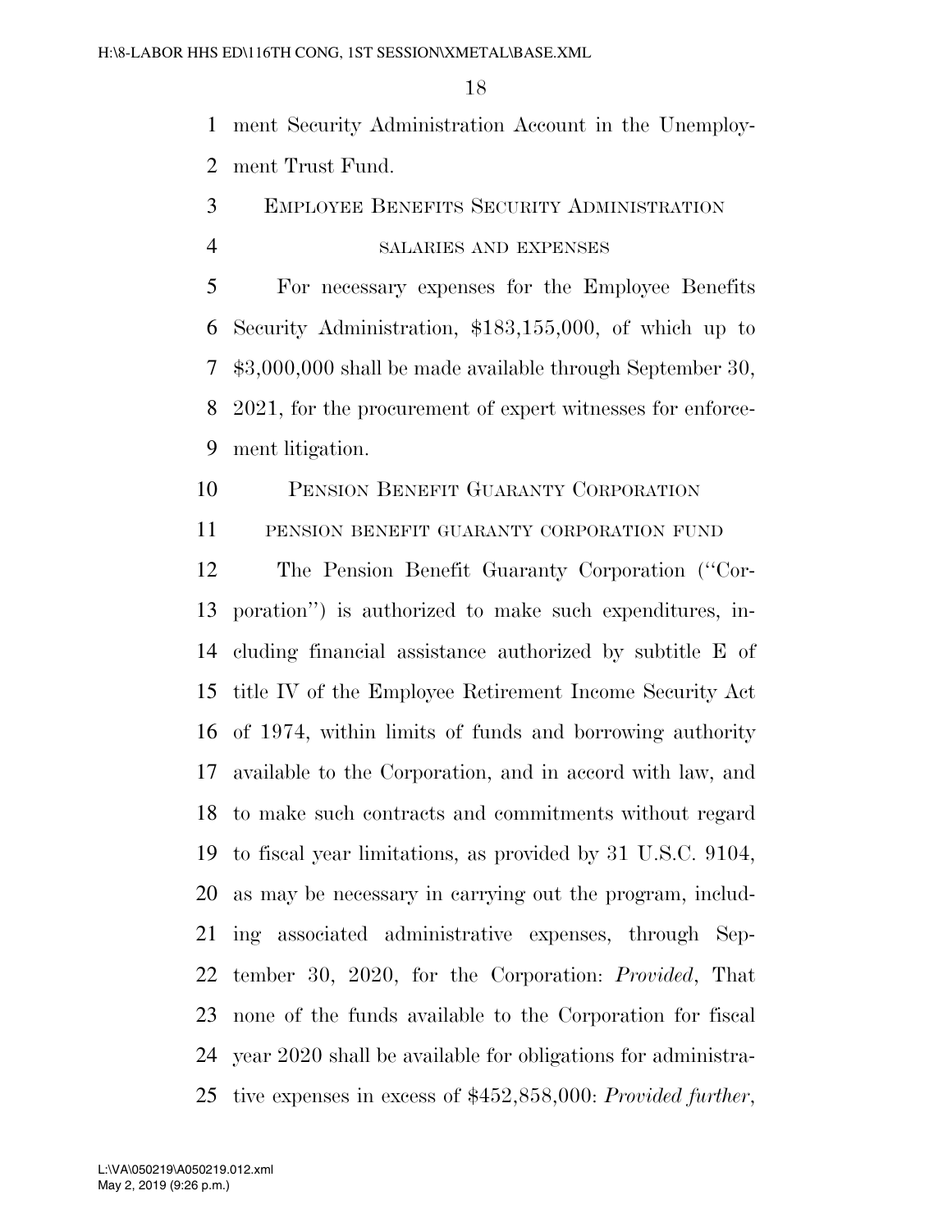ment Security Administration Account in the Unemployment Trust Fund.

EMPLOYEE BENEFITS SECURITY ADMINISTRATION

SALARIES AND EXPENSES

For necessary expenses for the Employee Benefits Security Administration, $183,155,000, of which up to $3,000,000 shall be made available through September 30, 2021, for the procurement of expert witnesses for enforcement litigation.

PENSION BENEFIT GUARANTY CORPORATION

PENSION BENEFIT GUARANTY CORPORATION FUND

The Pension Benefit Guaranty Corporation (''Corporation'') is authorized to make such expenditures, including financial assistance authorized by subtitle E of title IV of the Employee Retirement Income Security Act of 1974, within limits of funds and borrowing authority available to the Corporation, and in accord with law, and to make such contracts and commitments without regard to fiscal year limitations, as provided by 31 U.S.C. 9104, as may be necessary in carrying out the program, including associated administrative expenses, through September 30, 2020, for the Corporation: *Provided*, That none of the funds available to the Corporation for fiscal year 2020 shall be available for obligations for administrative expenses in excess of $452,858,000: *Provided further*,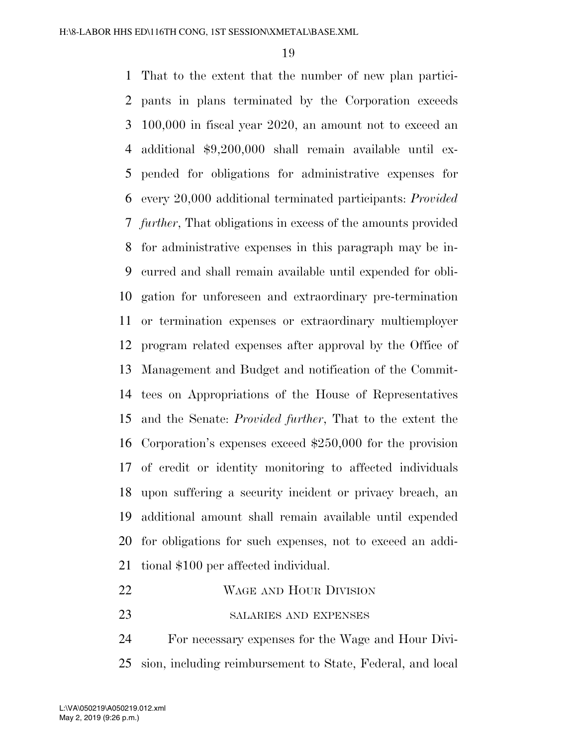That to the extent that the number of new plan participants in plans terminated by the Corporation exceeds 100,000 in fiscal year 2020, an amount not to exceed an additional $9,200,000 shall remain available until expended for obligations for administrative expenses for every 20,000 additional terminated participants: *Provided further*, That obligations in excess of the amounts provided for administrative expenses in this paragraph may be incurred and shall remain available until expended for obligation for unforeseen and extraordinary pre-termination or termination expenses or extraordinary multiemployer program related expenses after approval by the Office of Management and Budget and notification of the Committees on Appropriations of the House of Representatives and the Senate: *Provided further*, That to the extent the Corporation's expenses exceed $250,000 for the provision of credit or identity monitoring to affected individuals upon suffering a security incident or privacy breach, an additional amount shall remain available until expended for obligations for such expenses, not to exceed an additional $100 per affected individual.

## Wage and Hour Division

### salaries and expenses

For necessary expenses for the Wage and Hour Division, including reimbursement to State, Federal, and local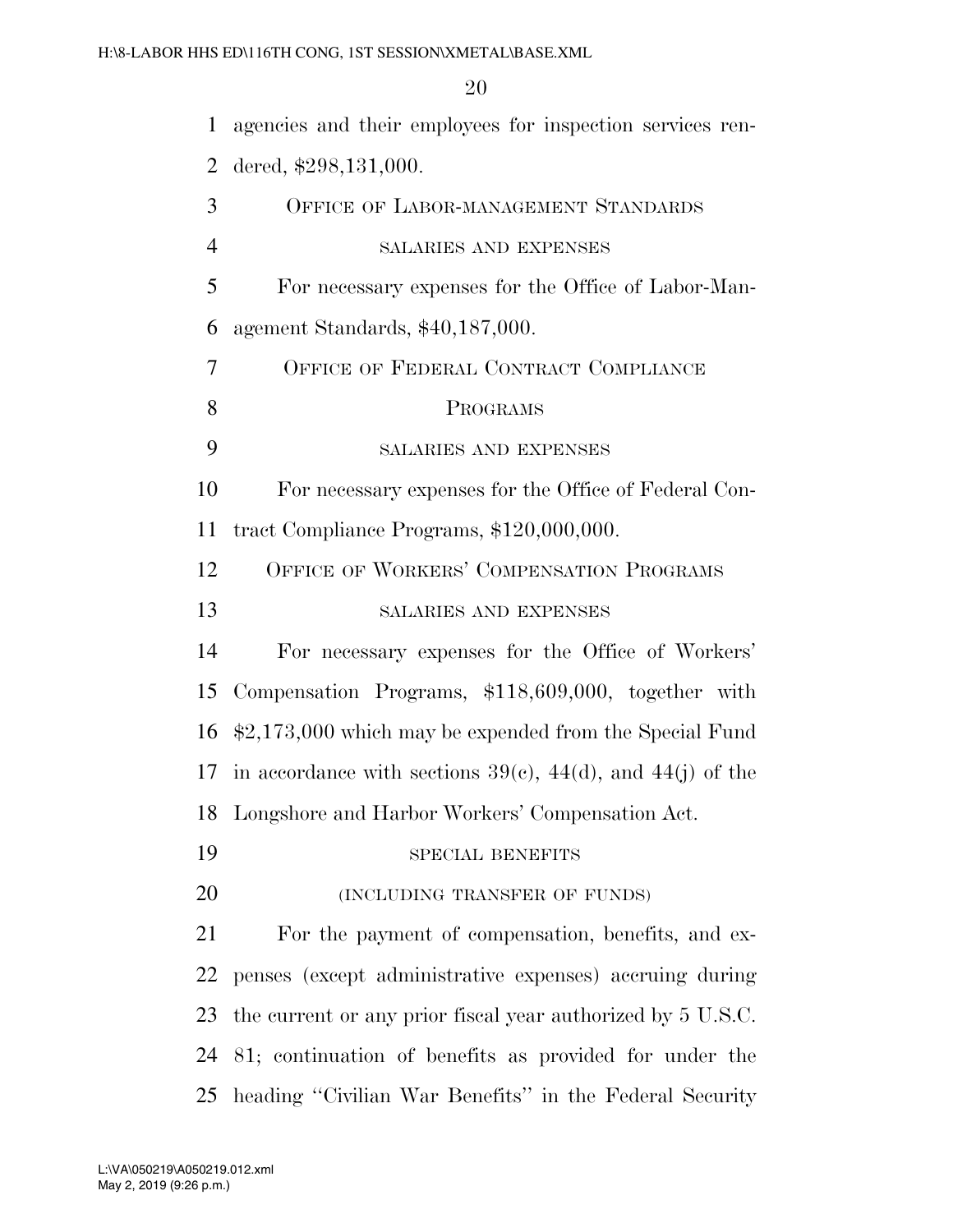agencies and their employees for inspection services rendered, $298,131,000.

### OFFICE OF LABOR-MANAGEMENT STANDARDS

#### SALARIES AND EXPENSES

For necessary expenses for the Office of Labor-Management Standards, $40,187,000.

### OFFICE OF FEDERAL CONTRACT COMPLIANCE PROGRAMS

#### SALARIES AND EXPENSES

For necessary expenses for the Office of Federal Contract Compliance Programs, $120,000,000.

### OFFICE OF WORKERS' COMPENSATION PROGRAMS

#### SALARIES AND EXPENSES

For necessary expenses for the Office of Workers' Compensation Programs, $118,609,000, together with $2,173,000 which may be expended from the Special Fund in accordance with sections 39(c), 44(d), and 44(j) of the Longshore and Harbor Workers' Compensation Act.

#### SPECIAL BENEFITS

#### (INCLUDING TRANSFER OF FUNDS)

For the payment of compensation, benefits, and expenses (except administrative expenses) accruing during the current or any prior fiscal year authorized by 5 U.S.C. 81; continuation of benefits as provided for under the heading ''Civilian War Benefits'' in the Federal Security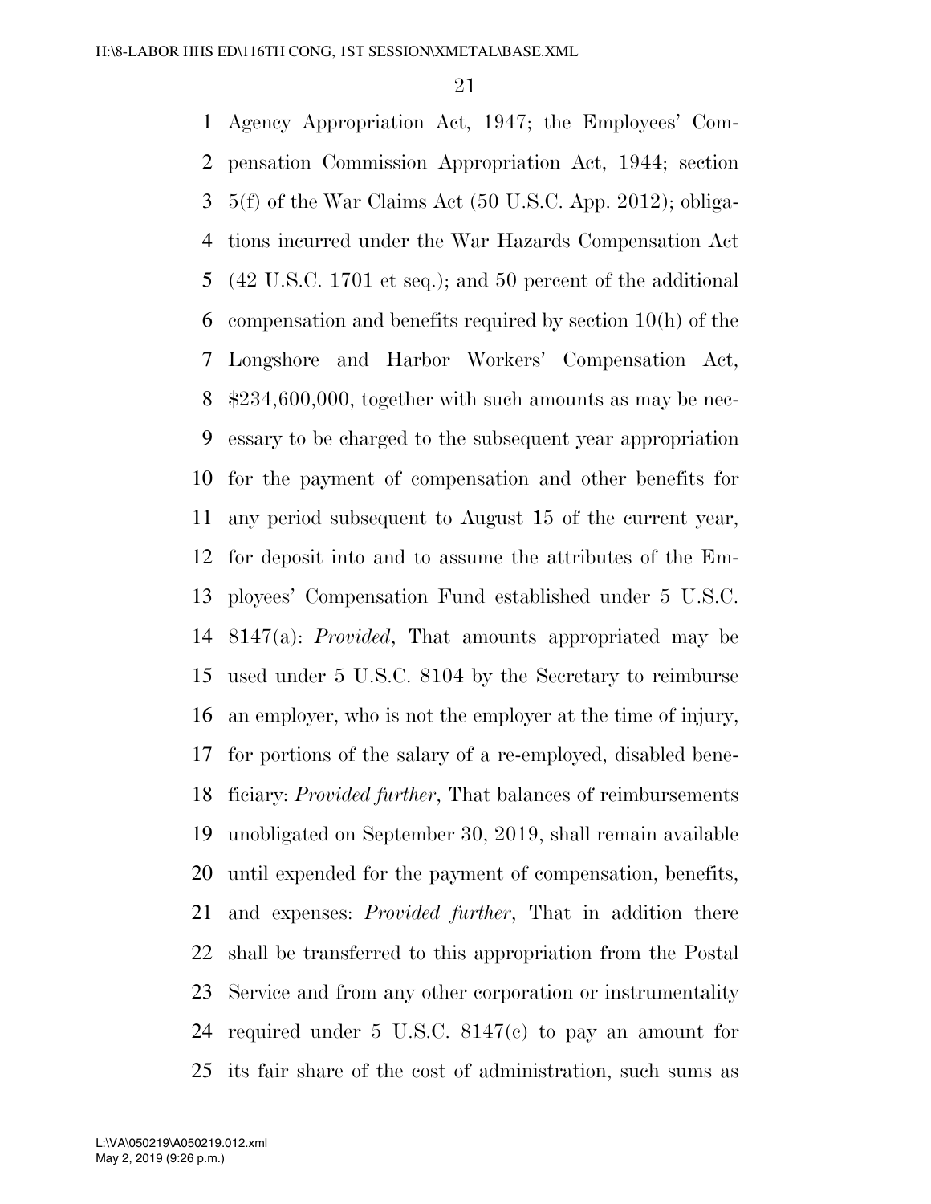Agency Appropriation Act, 1947; the Employees' Compensation Commission Appropriation Act, 1944; section 5(f) of the War Claims Act (50 U.S.C. App. 2012); obligations incurred under the War Hazards Compensation Act (42 U.S.C. 1701 et seq.); and 50 percent of the additional compensation and benefits required by section 10(h) of the Longshore and Harbor Workers' Compensation Act, $234,600,000, together with such amounts as may be necessary to be charged to the subsequent year appropriation for the payment of compensation and other benefits for any period subsequent to August 15 of the current year, for deposit into and to assume the attributes of the Employees' Compensation Fund established under 5 U.S.C. 8147(a): *Provided*, That amounts appropriated may be used under 5 U.S.C. 8104 by the Secretary to reimburse an employer, who is not the employer at the time of injury, for portions of the salary of a re-employed, disabled beneficiary: *Provided further*, That balances of reimbursements unobligated on September 30, 2019, shall remain available until expended for the payment of compensation, benefits, and expenses: *Provided further*, That in addition there shall be transferred to this appropriation from the Postal Service and from any other corporation or instrumentality required under 5 U.S.C. 8147(c) to pay an amount for its fair share of the cost of administration, such sums as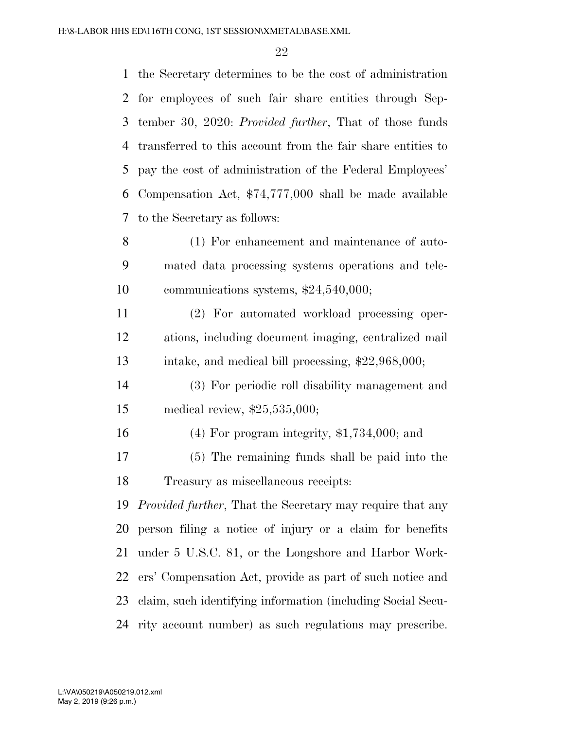the Secretary determines to be the cost of administration for employees of such fair share entities through September 30, 2020: *Provided further*, That of those funds transferred to this account from the fair share entities to pay the cost of administration of the Federal Employees' Compensation Act, $74,777,000 shall be made available to the Secretary as follows:

(1) For enhancement and maintenance of automated data processing systems operations and telecommunications systems, $24,540,000;

(2) For automated workload processing operations, including document imaging, centralized mail intake, and medical bill processing, $22,968,000;

(3) For periodic roll disability management and medical review, $25,535,000;

(4) For program integrity, $1,734,000; and

(5) The remaining funds shall be paid into the Treasury as miscellaneous receipts:

*Provided further*, That the Secretary may require that any person filing a notice of injury or a claim for benefits under 5 U.S.C. 81, or the Longshore and Harbor Workers' Compensation Act, provide as part of such notice and claim, such identifying information (including Social Security account number) as such regulations may prescribe.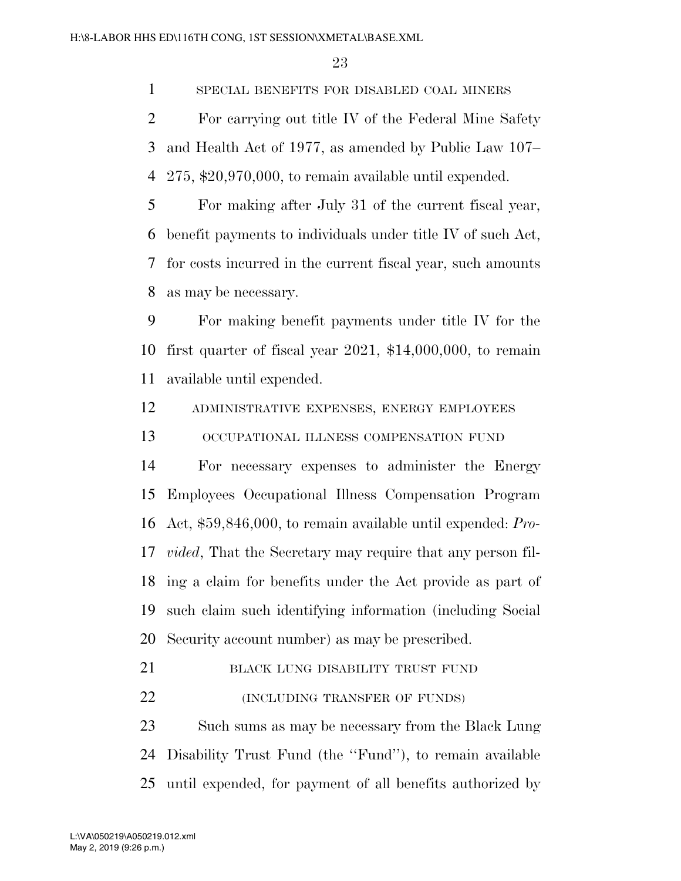SPECIAL BENEFITS FOR DISABLED COAL MINERS

For carrying out title IV of the Federal Mine Safety and Health Act of 1977, as amended by Public Law 107–275, $20,970,000, to remain available until expended.

For making after July 31 of the current fiscal year, benefit payments to individuals under title IV of such Act, for costs incurred in the current fiscal year, such amounts as may be necessary.

For making benefit payments under title IV for the first quarter of fiscal year 2021, $14,000,000, to remain available until expended.

ADMINISTRATIVE EXPENSES, ENERGY EMPLOYEES OCCUPATIONAL ILLNESS COMPENSATION FUND

For necessary expenses to administer the Energy Employees Occupational Illness Compensation Program Act, $59,846,000, to remain available until expended: *Provided*, That the Secretary may require that any person filing a claim for benefits under the Act provide as part of such claim such identifying information (including Social Security account number) as may be prescribed.

BLACK LUNG DISABILITY TRUST FUND

(INCLUDING TRANSFER OF FUNDS)

Such sums as may be necessary from the Black Lung Disability Trust Fund (the ''Fund''), to remain available until expended, for payment of all benefits authorized by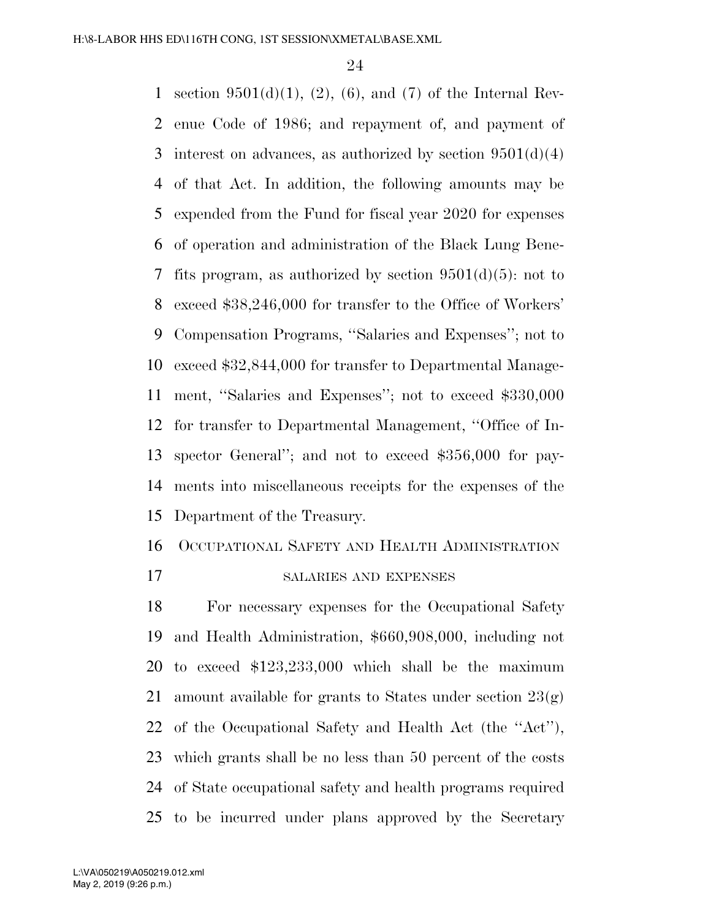section 9501(d)(1), (2), (6), and (7) of the Internal Revenue Code of 1986; and repayment of, and payment of interest on advances, as authorized by section 9501(d)(4) of that Act. In addition, the following amounts may be expended from the Fund for fiscal year 2020 for expenses of operation and administration of the Black Lung Benefits program, as authorized by section 9501(d)(5): not to exceed $38,246,000 for transfer to the Office of Workers' Compensation Programs, ''Salaries and Expenses''; not to exceed $32,844,000 for transfer to Departmental Management, ''Salaries and Expenses''; not to exceed $330,000 for transfer to Departmental Management, ''Office of Inspector General''; and not to exceed $356,000 for payments into miscellaneous receipts for the expenses of the Department of the Treasury.

OCCUPATIONAL SAFETY AND HEALTH ADMINISTRATION

SALARIES AND EXPENSES

For necessary expenses for the Occupational Safety and Health Administration, $660,908,000, including not to exceed $123,233,000 which shall be the maximum amount available for grants to States under section 23(g) of the Occupational Safety and Health Act (the ''Act''), which grants shall be no less than 50 percent of the costs of State occupational safety and health programs required to be incurred under plans approved by the Secretary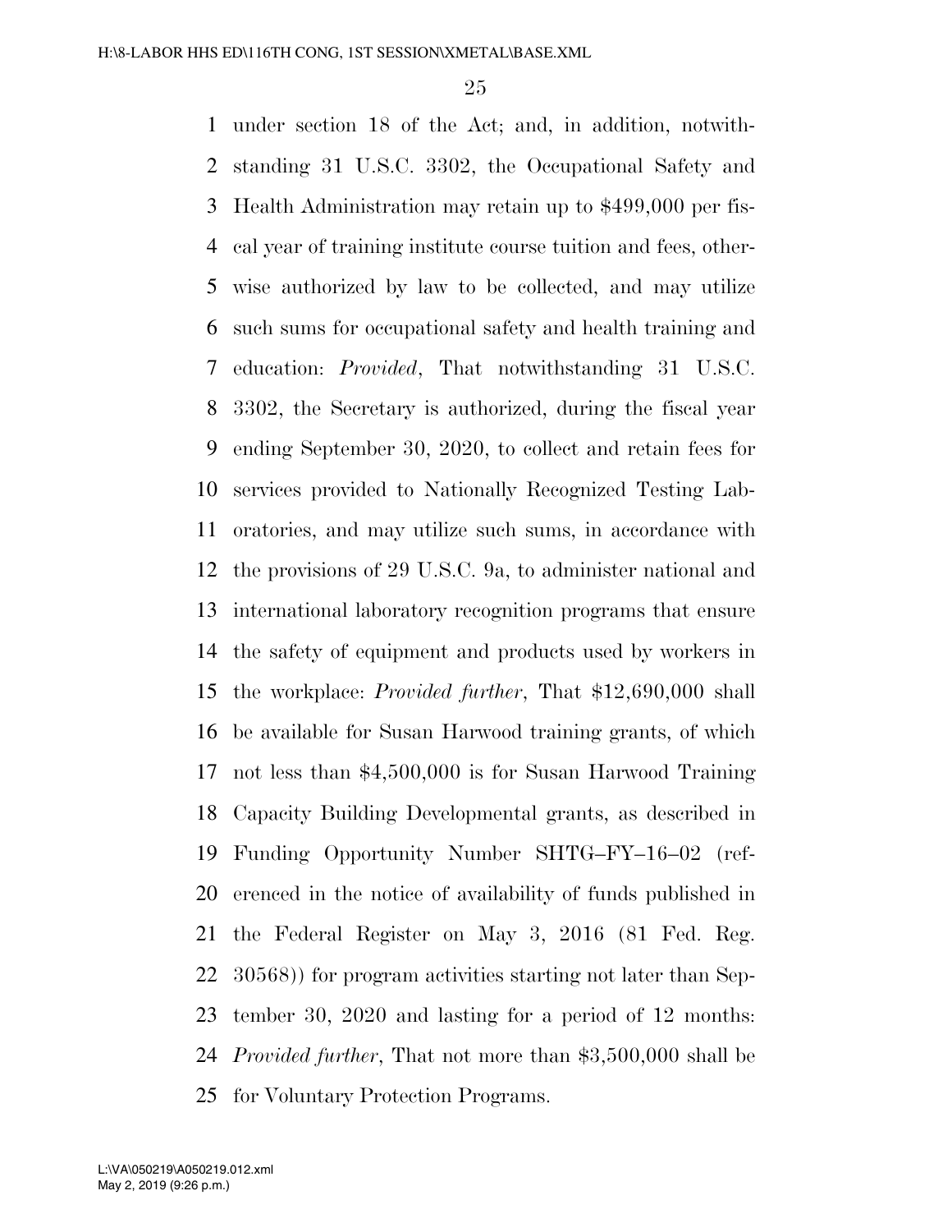under section 18 of the Act; and, in addition, notwithstanding 31 U.S.C. 3302, the Occupational Safety and Health Administration may retain up to $499,000 per fiscal year of training institute course tuition and fees, otherwise authorized by law to be collected, and may utilize such sums for occupational safety and health training and education: *Provided*, That notwithstanding 31 U.S.C. 3302, the Secretary is authorized, during the fiscal year ending September 30, 2020, to collect and retain fees for services provided to Nationally Recognized Testing Laboratories, and may utilize such sums, in accordance with the provisions of 29 U.S.C. 9a, to administer national and international laboratory recognition programs that ensure the safety of equipment and products used by workers in the workplace: *Provided further*, That $12,690,000 shall be available for Susan Harwood training grants, of which not less than $4,500,000 is for Susan Harwood Training Capacity Building Developmental grants, as described in Funding Opportunity Number SHTG–FY–16–02 (referenced in the notice of availability of funds published in the Federal Register on May 3, 2016 (81 Fed. Reg. 30568)) for program activities starting not later than September 30, 2020 and lasting for a period of 12 months: *Provided further*, That not more than $3,500,000 shall be for Voluntary Protection Programs.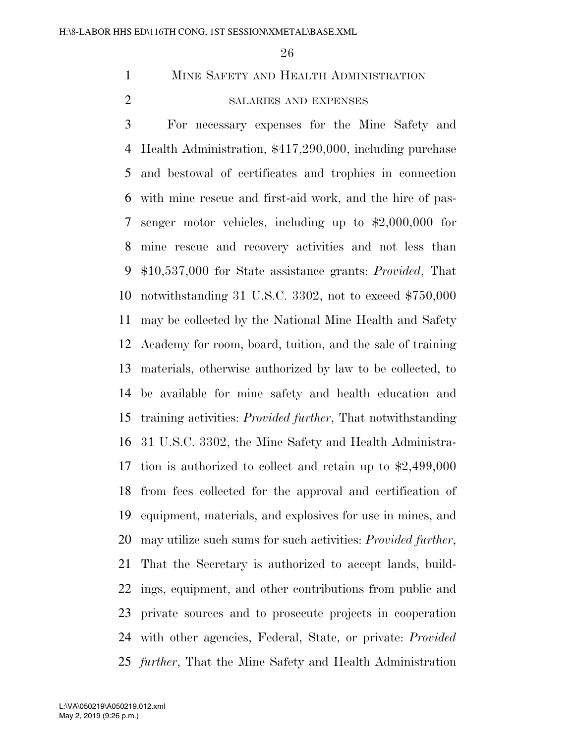MINE SAFETY AND HEALTH ADMINISTRATION

SALARIES AND EXPENSES

For necessary expenses for the Mine Safety and Health Administration, $417,290,000, including purchase and bestowal of certificates and trophies in connection with mine rescue and first-aid work, and the hire of passenger motor vehicles, including up to $2,000,000 for mine rescue and recovery activities and not less than $10,537,000 for State assistance grants: *Provided*, That notwithstanding 31 U.S.C. 3302, not to exceed $750,000 may be collected by the National Mine Health and Safety Academy for room, board, tuition, and the sale of training materials, otherwise authorized by law to be collected, to be available for mine safety and health education and training activities: *Provided further*, That notwithstanding 31 U.S.C. 3302, the Mine Safety and Health Administration is authorized to collect and retain up to $2,499,000 from fees collected for the approval and certification of equipment, materials, and explosives for use in mines, and may utilize such sums for such activities: *Provided further*, That the Secretary is authorized to accept lands, buildings, equipment, and other contributions from public and private sources and to prosecute projects in cooperation with other agencies, Federal, State, or private: *Provided further*, That the Mine Safety and Health Administration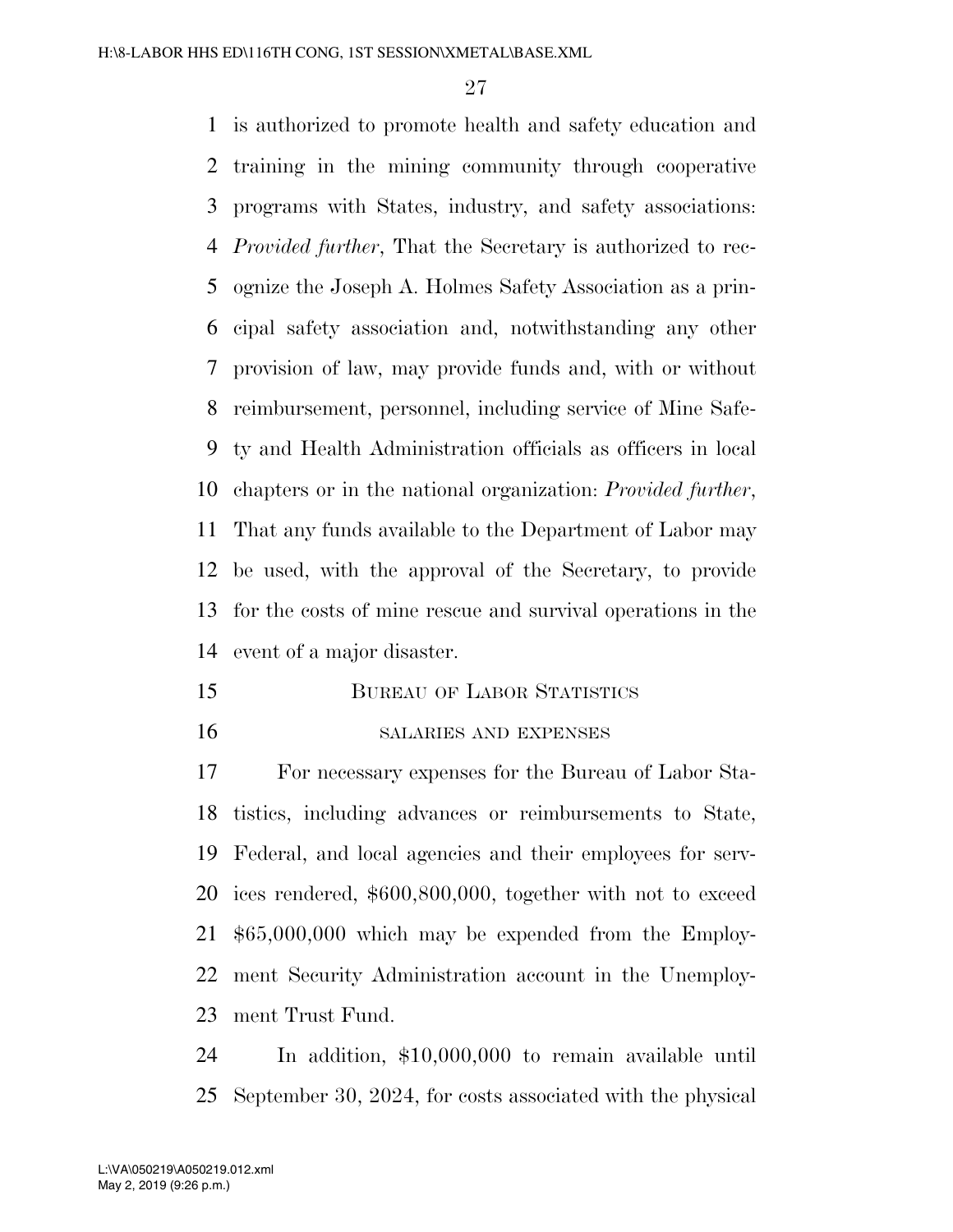is authorized to promote health and safety education and training in the mining community through cooperative programs with States, industry, and safety associations: *Provided further*, That the Secretary is authorized to recognize the Joseph A. Holmes Safety Association as a principal safety association and, notwithstanding any other provision of law, may provide funds and, with or without reimbursement, personnel, including service of Mine Safety and Health Administration officials as officers in local chapters or in the national organization: *Provided further*, That any funds available to the Department of Labor may be used, with the approval of the Secretary, to provide for the costs of mine rescue and survival operations in the event of a major disaster.

## Bureau of Labor Statistics

### salaries and expenses

For necessary expenses for the Bureau of Labor Statistics, including advances or reimbursements to State, Federal, and local agencies and their employees for services rendered, $600,800,000, together with not to exceed $65,000,000 which may be expended from the Employment Security Administration account in the Unemployment Trust Fund.

In addition, $10,000,000 to remain available until September 30, 2024, for costs associated with the physical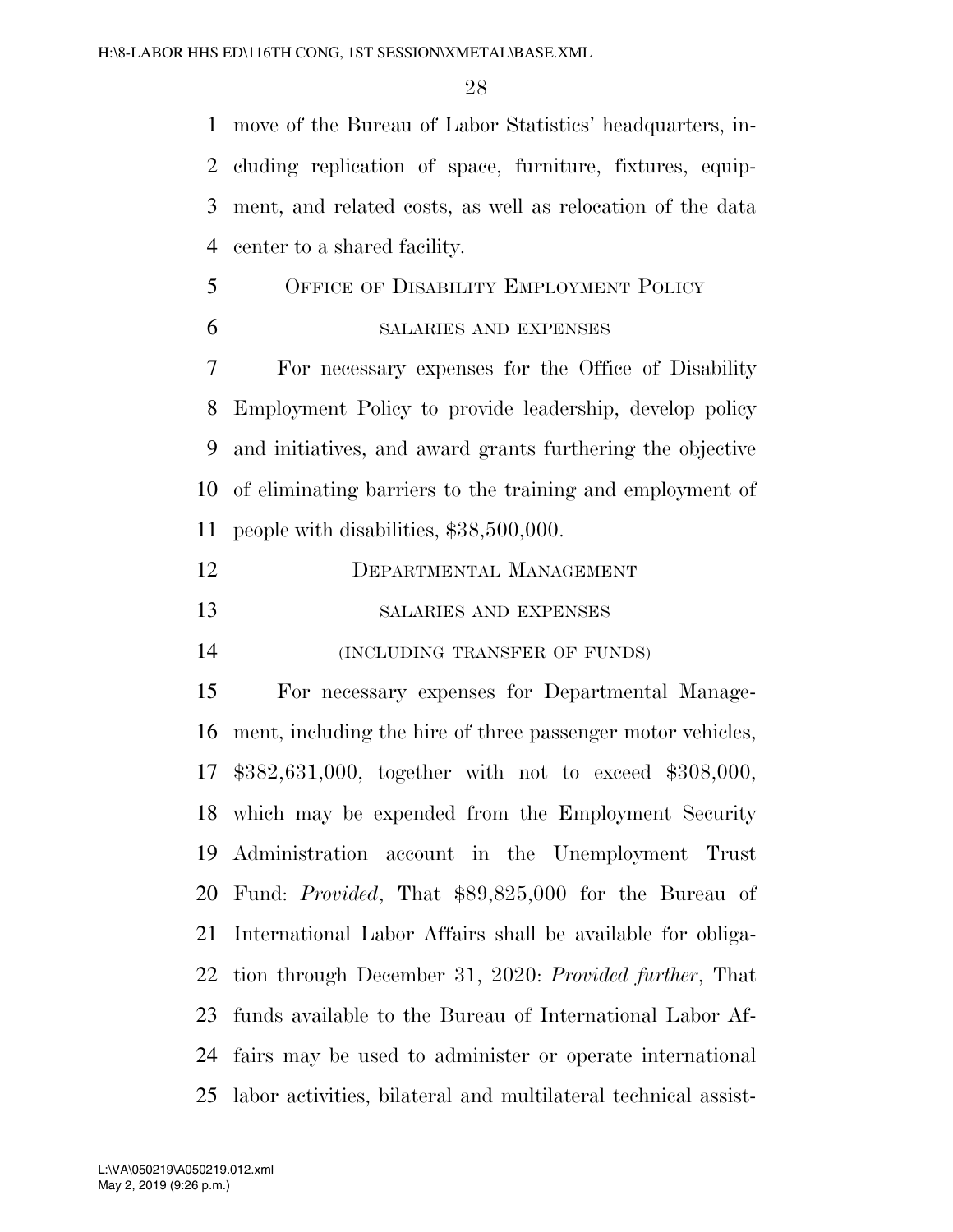move of the Bureau of Labor Statistics' headquarters, including replication of space, furniture, fixtures, equipment, and related costs, as well as relocation of the data center to a shared facility.

### OFFICE OF DISABILITY EMPLOYMENT POLICY

#### SALARIES AND EXPENSES

For necessary expenses for the Office of Disability Employment Policy to provide leadership, develop policy and initiatives, and award grants furthering the objective of eliminating barriers to the training and employment of people with disabilities, $38,500,000.

### DEPARTMENTAL MANAGEMENT

#### SALARIES AND EXPENSES

#### (INCLUDING TRANSFER OF FUNDS)

For necessary expenses for Departmental Management, including the hire of three passenger motor vehicles, $382,631,000, together with not to exceed $308,000, which may be expended from the Employment Security Administration account in the Unemployment Trust Fund: *Provided*, That $89,825,000 for the Bureau of International Labor Affairs shall be available for obligation through December 31, 2020: *Provided further*, That funds available to the Bureau of International Labor Affairs may be used to administer or operate international labor activities, bilateral and multilateral technical assist-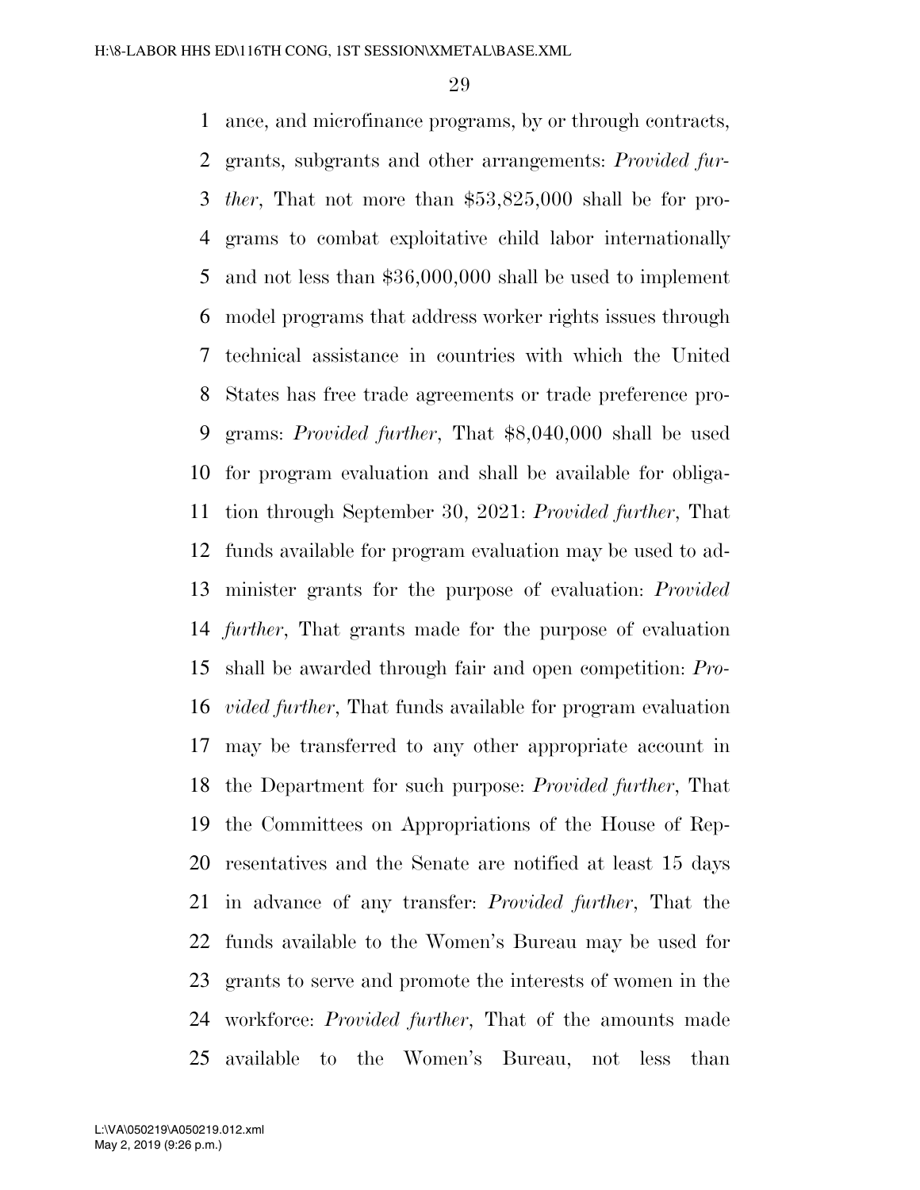ance, and microfinance programs, by or through contracts, grants, subgrants and other arrangements: *Provided further*, That not more than $53,825,000 shall be for programs to combat exploitative child labor internationally and not less than $36,000,000 shall be used to implement model programs that address worker rights issues through technical assistance in countries with which the United States has free trade agreements or trade preference programs: *Provided further*, That $8,040,000 shall be used for program evaluation and shall be available for obligation through September 30, 2021: *Provided further*, That funds available for program evaluation may be used to administer grants for the purpose of evaluation: *Provided further*, That grants made for the purpose of evaluation shall be awarded through fair and open competition: *Provided further*, That funds available for program evaluation may be transferred to any other appropriate account in the Department for such purpose: *Provided further*, That the Committees on Appropriations of the House of Representatives and the Senate are notified at least 15 days in advance of any transfer: *Provided further*, That the funds available to the Women's Bureau may be used for grants to serve and promote the interests of women in the workforce: *Provided further*, That of the amounts made available to the Women's Bureau, not less than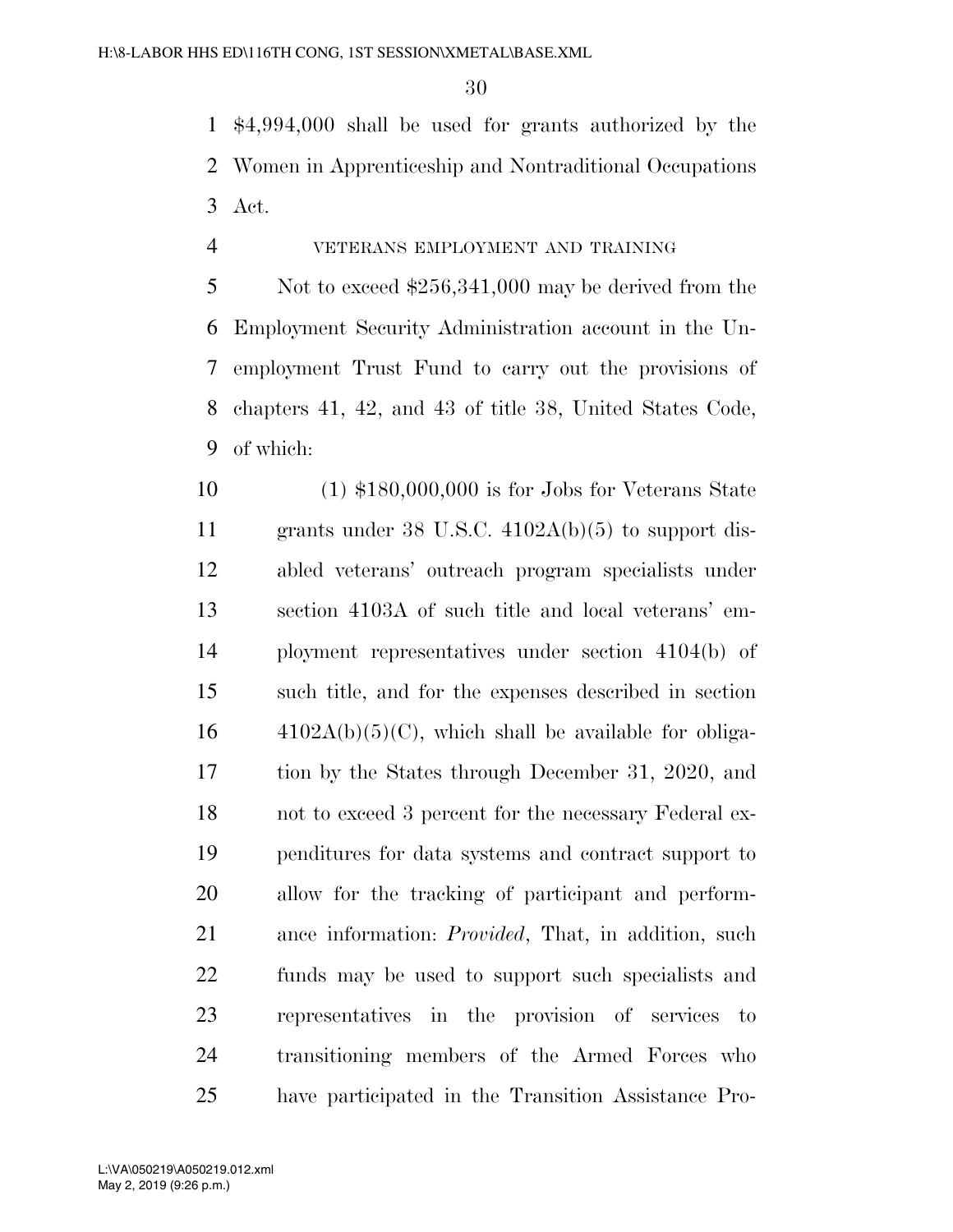$4,994,000 shall be used for grants authorized by the Women in Apprenticeship and Nontraditional Occupations Act.

VETERANS EMPLOYMENT AND TRAINING

Not to exceed $256,341,000 may be derived from the Employment Security Administration account in the Unemployment Trust Fund to carry out the provisions of chapters 41, 42, and 43 of title 38, United States Code, of which:

(1) $180,000,000 is for Jobs for Veterans State grants under 38 U.S.C. 4102A(b)(5) to support disabled veterans' outreach program specialists under section 4103A of such title and local veterans' employment representatives under section 4104(b) of such title, and for the expenses described in section 4102A(b)(5)(C), which shall be available for obligation by the States through December 31, 2020, and not to exceed 3 percent for the necessary Federal expenditures for data systems and contract support to allow for the tracking of participant and performance information: *Provided*, That, in addition, such funds may be used to support such specialists and representatives in the provision of services to transitioning members of the Armed Forces who have participated in the Transition Assistance Pro-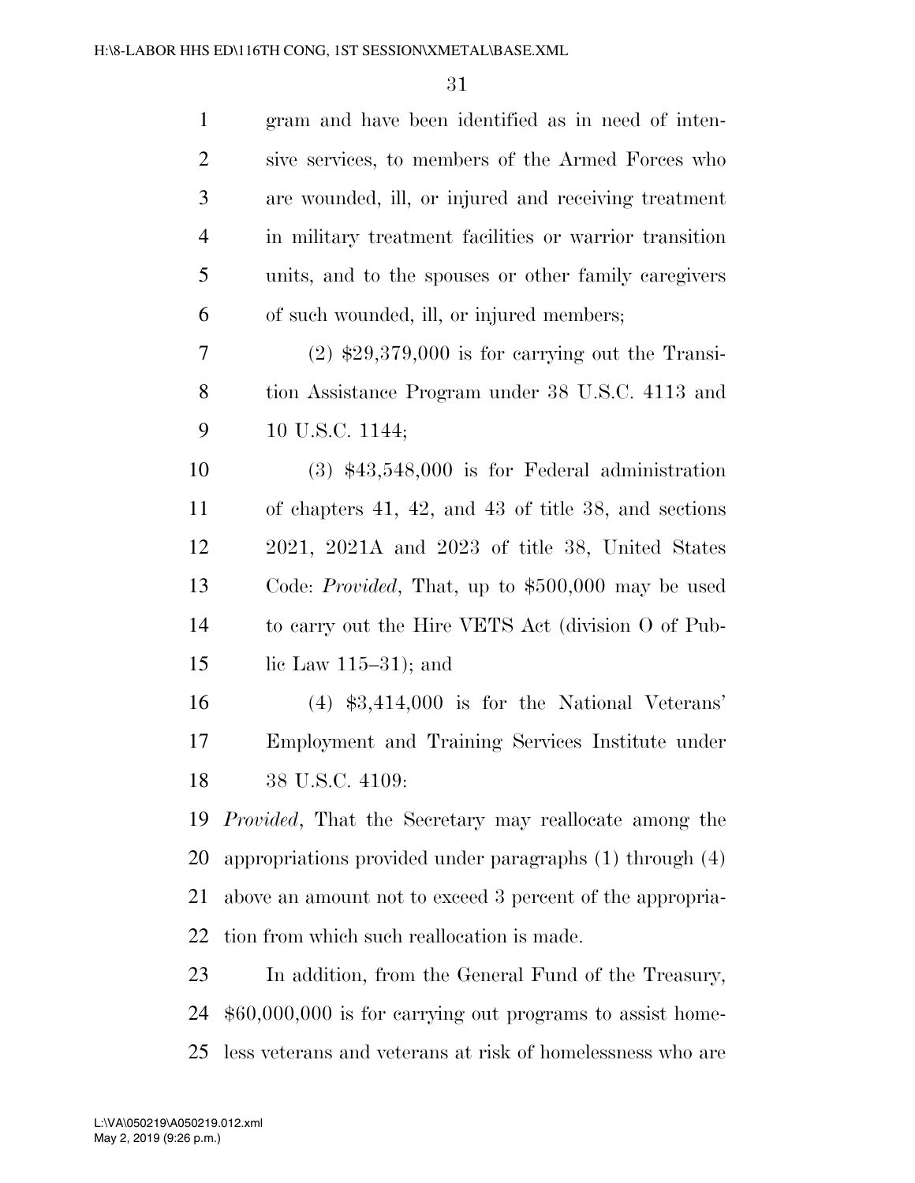gram and have been identified as in need of intensive services, to members of the Armed Forces who are wounded, ill, or injured and receiving treatment in military treatment facilities or warrior transition units, and to the spouses or other family caregivers of such wounded, ill, or injured members;

(2) $29,379,000 is for carrying out the Transition Assistance Program under 38 U.S.C. 4113 and 10 U.S.C. 1144;

(3) $43,548,000 is for Federal administration of chapters 41, 42, and 43 of title 38, and sections 2021, 2021A and 2023 of title 38, United States Code: *Provided*, That, up to $500,000 may be used to carry out the Hire VETS Act (division O of Public Law 115–31); and

(4) $3,414,000 is for the National Veterans' Employment and Training Services Institute under 38 U.S.C. 4109:

*Provided*, That the Secretary may reallocate among the appropriations provided under paragraphs (1) through (4) above an amount not to exceed 3 percent of the appropriation from which such reallocation is made.

In addition, from the General Fund of the Treasury, $60,000,000 is for carrying out programs to assist homeless veterans and veterans at risk of homelessness who are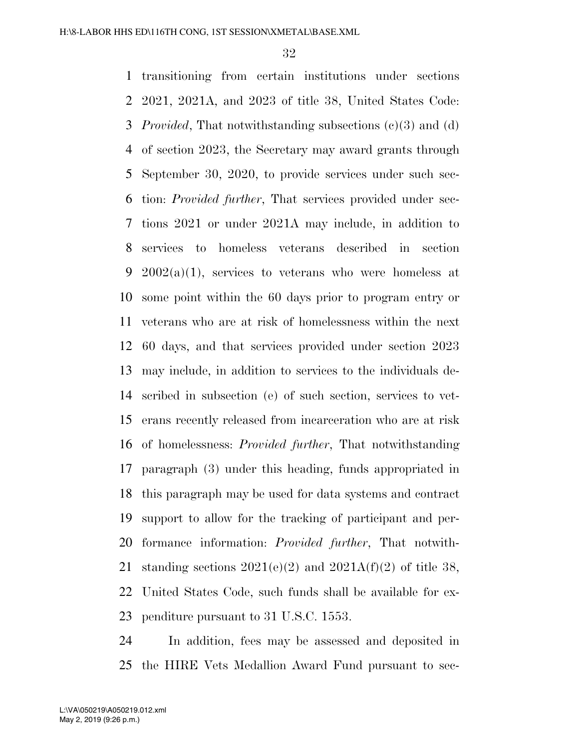transitioning from certain institutions under sections 2021, 2021A, and 2023 of title 38, United States Code: *Provided*, That notwithstanding subsections (c)(3) and (d) of section 2023, the Secretary may award grants through September 30, 2020, to provide services under such section: *Provided further*, That services provided under sections 2021 or under 2021A may include, in addition to services to homeless veterans described in section 2002(a)(1), services to veterans who were homeless at some point within the 60 days prior to program entry or veterans who are at risk of homelessness within the next 60 days, and that services provided under section 2023 may include, in addition to services to the individuals described in subsection (e) of such section, services to veterans recently released from incarceration who are at risk of homelessness: *Provided further*, That notwithstanding paragraph (3) under this heading, funds appropriated in this paragraph may be used for data systems and contract support to allow for the tracking of participant and performance information: *Provided further*, That notwithstanding sections 2021(e)(2) and 2021A(f)(2) of title 38, United States Code, such funds shall be available for expenditure pursuant to 31 U.S.C. 1553.

In addition, fees may be assessed and deposited in the HIRE Vets Medallion Award Fund pursuant to sec-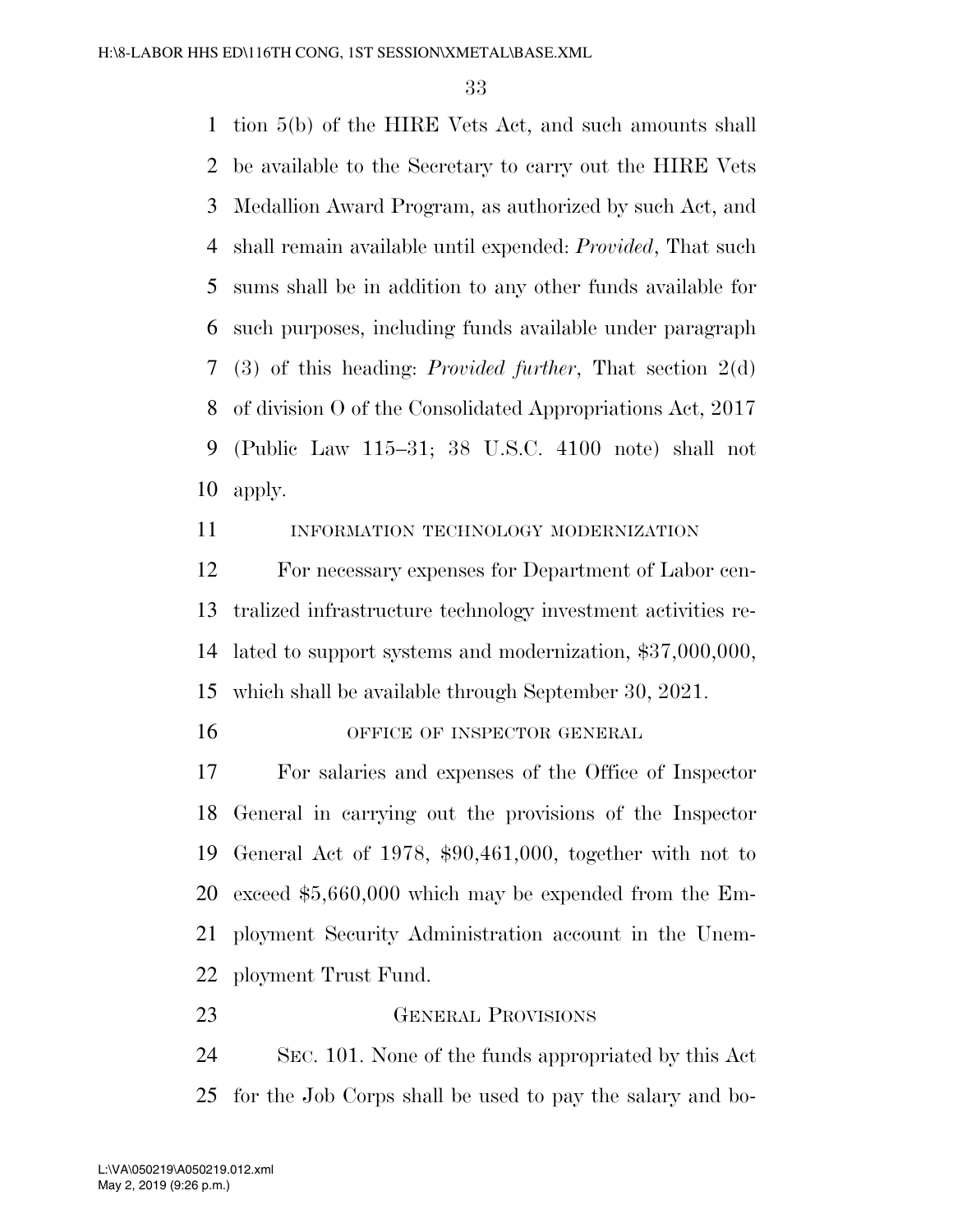tion 5(b) of the HIRE Vets Act, and such amounts shall be available to the Secretary to carry out the HIRE Vets Medallion Award Program, as authorized by such Act, and shall remain available until expended: *Provided*, That such sums shall be in addition to any other funds available for such purposes, including funds available under paragraph (3) of this heading: *Provided further*, That section 2(d) of division O of the Consolidated Appropriations Act, 2017 (Public Law 115–31; 38 U.S.C. 4100 note) shall not apply.

INFORMATION TECHNOLOGY MODERNIZATION

For necessary expenses for Department of Labor centralized infrastructure technology investment activities related to support systems and modernization, $37,000,000, which shall be available through September 30, 2021.

OFFICE OF INSPECTOR GENERAL

For salaries and expenses of the Office of Inspector General in carrying out the provisions of the Inspector General Act of 1978, $90,461,000, together with not to exceed $5,660,000 which may be expended from the Employment Security Administration account in the Unemployment Trust Fund.

GENERAL PROVISIONS

SEC. 101. None of the funds appropriated by this Act for the Job Corps shall be used to pay the salary and bo-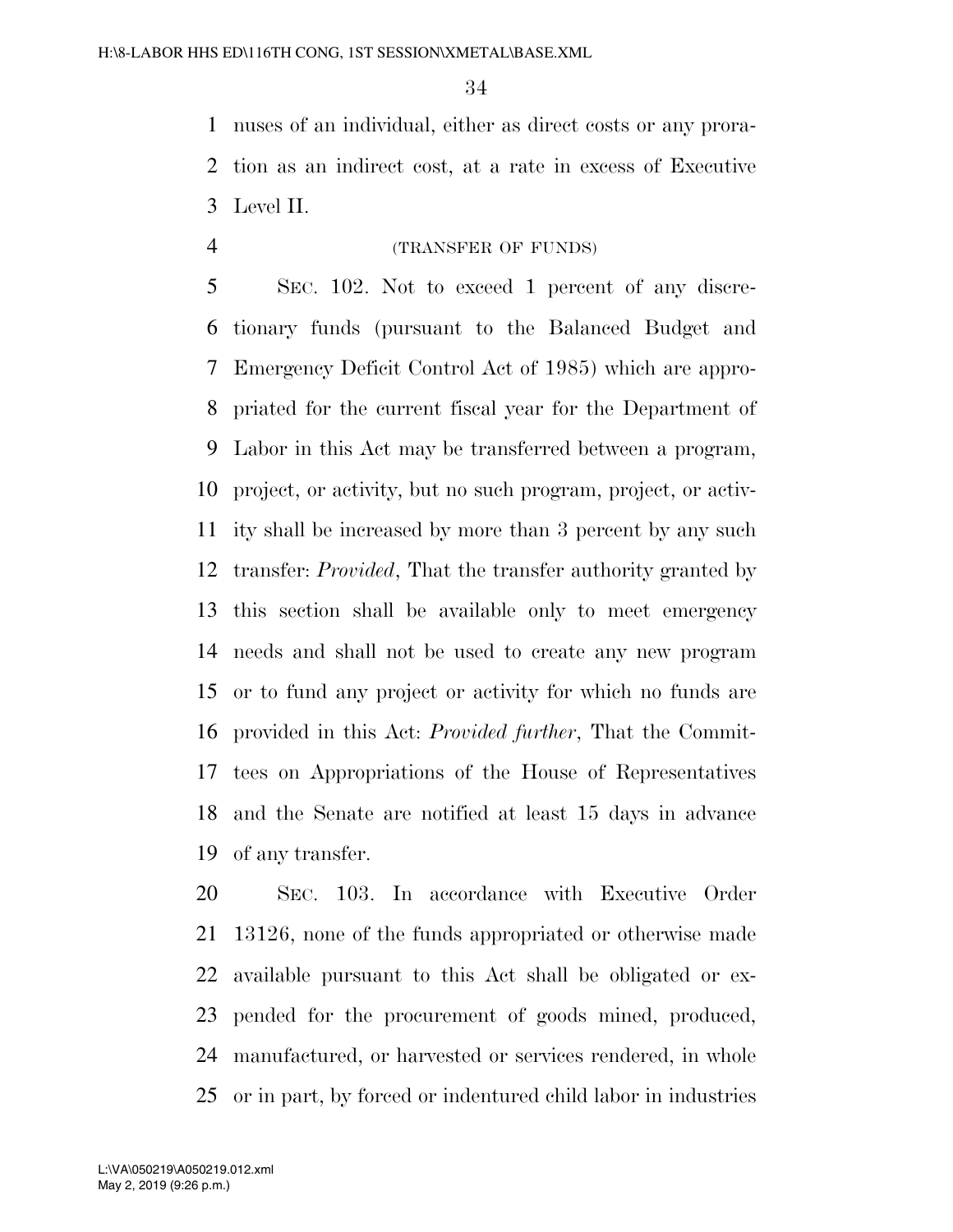nuses of an individual, either as direct costs or any proration as an indirect cost, at a rate in excess of Executive Level II.

(TRANSFER OF FUNDS)

SEC. 102. Not to exceed 1 percent of any discretionary funds (pursuant to the Balanced Budget and Emergency Deficit Control Act of 1985) which are appropriated for the current fiscal year for the Department of Labor in this Act may be transferred between a program, project, or activity, but no such program, project, or activity shall be increased by more than 3 percent by any such transfer: *Provided*, That the transfer authority granted by this section shall be available only to meet emergency needs and shall not be used to create any new program or to fund any project or activity for which no funds are provided in this Act: *Provided further*, That the Committees on Appropriations of the House of Representatives and the Senate are notified at least 15 days in advance of any transfer.

SEC. 103. In accordance with Executive Order 13126, none of the funds appropriated or otherwise made available pursuant to this Act shall be obligated or expended for the procurement of goods mined, produced, manufactured, or harvested or services rendered, in whole or in part, by forced or indentured child labor in industries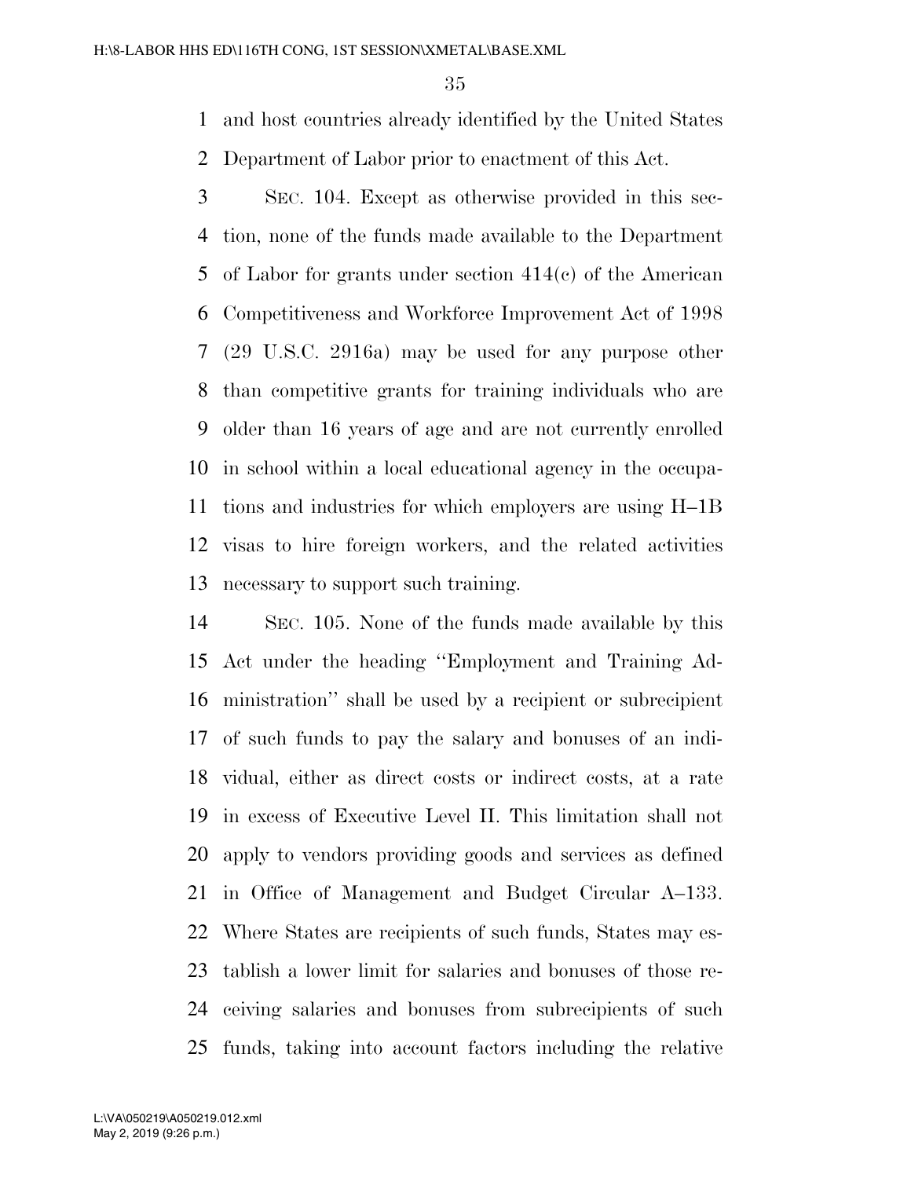and host countries already identified by the United States Department of Labor prior to enactment of this Act.

SEC. 104. Except as otherwise provided in this section, none of the funds made available to the Department of Labor for grants under section 414(c) of the American Competitiveness and Workforce Improvement Act of 1998 (29 U.S.C. 2916a) may be used for any purpose other than competitive grants for training individuals who are older than 16 years of age and are not currently enrolled in school within a local educational agency in the occupations and industries for which employers are using H–1B visas to hire foreign workers, and the related activities necessary to support such training.

SEC. 105. None of the funds made available by this Act under the heading ''Employment and Training Administration'' shall be used by a recipient or subrecipient of such funds to pay the salary and bonuses of an individual, either as direct costs or indirect costs, at a rate in excess of Executive Level II. This limitation shall not apply to vendors providing goods and services as defined in Office of Management and Budget Circular A–133. Where States are recipients of such funds, States may establish a lower limit for salaries and bonuses of those receiving salaries and bonuses from subrecipients of such funds, taking into account factors including the relative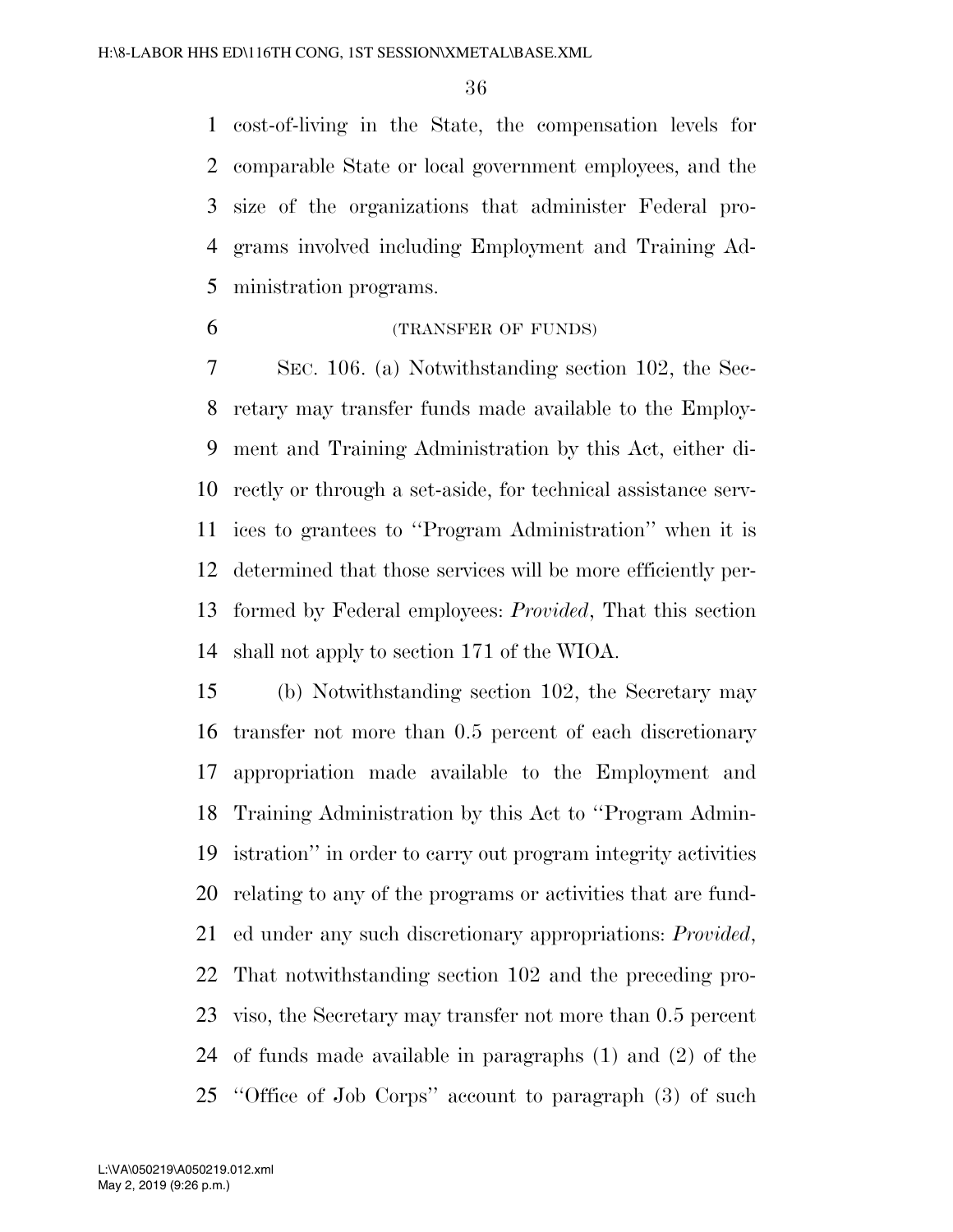cost-of-living in the State, the compensation levels for comparable State or local government employees, and the size of the organizations that administer Federal programs involved including Employment and Training Administration programs.

(TRANSFER OF FUNDS)

SEC. 106. (a) Notwithstanding section 102, the Secretary may transfer funds made available to the Employment and Training Administration by this Act, either directly or through a set-aside, for technical assistance services to grantees to ''Program Administration'' when it is determined that those services will be more efficiently performed by Federal employees: *Provided*, That this section shall not apply to section 171 of the WIOA.

(b) Notwithstanding section 102, the Secretary may transfer not more than 0.5 percent of each discretionary appropriation made available to the Employment and Training Administration by this Act to ''Program Administration'' in order to carry out program integrity activities relating to any of the programs or activities that are funded under any such discretionary appropriations: *Provided*, That notwithstanding section 102 and the preceding proviso, the Secretary may transfer not more than 0.5 percent of funds made available in paragraphs (1) and (2) of the ''Office of Job Corps'' account to paragraph (3) of such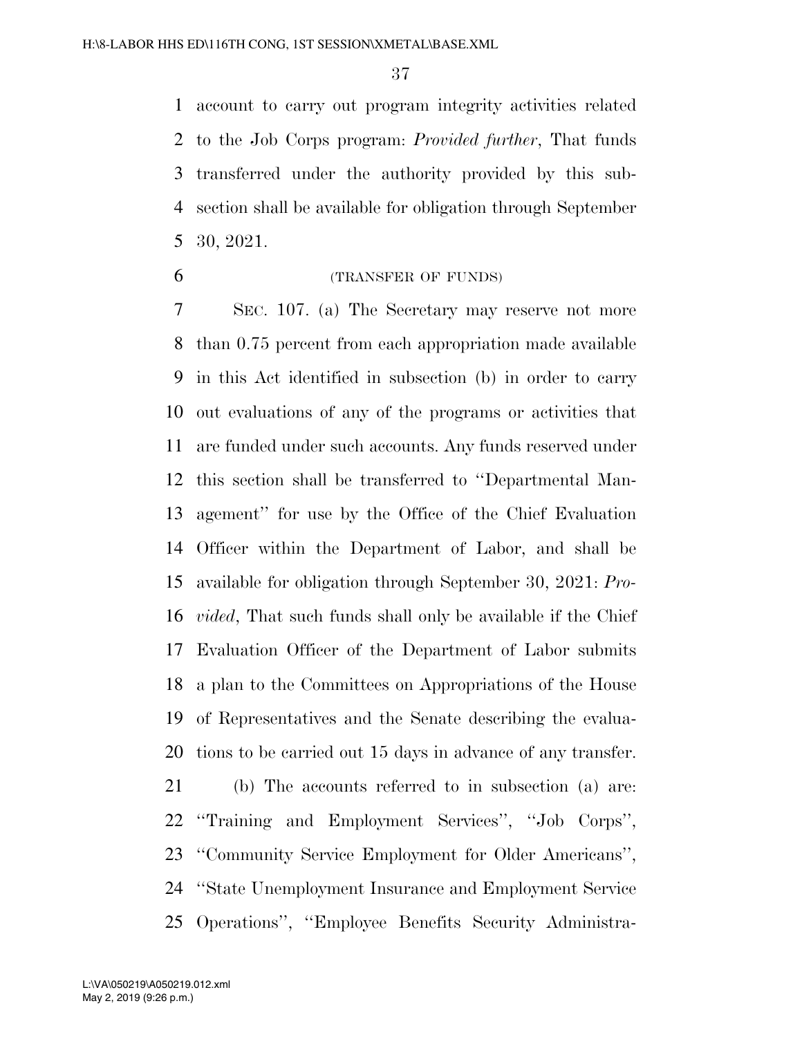account to carry out program integrity activities related to the Job Corps program: *Provided further*, That funds transferred under the authority provided by this subsection shall be available for obligation through September 30, 2021.

(TRANSFER OF FUNDS)

SEC. 107. (a) The Secretary may reserve not more than 0.75 percent from each appropriation made available in this Act identified in subsection (b) in order to carry out evaluations of any of the programs or activities that are funded under such accounts. Any funds reserved under this section shall be transferred to ''Departmental Management'' for use by the Office of the Chief Evaluation Officer within the Department of Labor, and shall be available for obligation through September 30, 2021: *Provided*, That such funds shall only be available if the Chief Evaluation Officer of the Department of Labor submits a plan to the Committees on Appropriations of the House of Representatives and the Senate describing the evaluations to be carried out 15 days in advance of any transfer.

(b) The accounts referred to in subsection (a) are: ''Training and Employment Services'', ''Job Corps'', ''Community Service Employment for Older Americans'', ''State Unemployment Insurance and Employment Service Operations'', ''Employee Benefits Security Administra-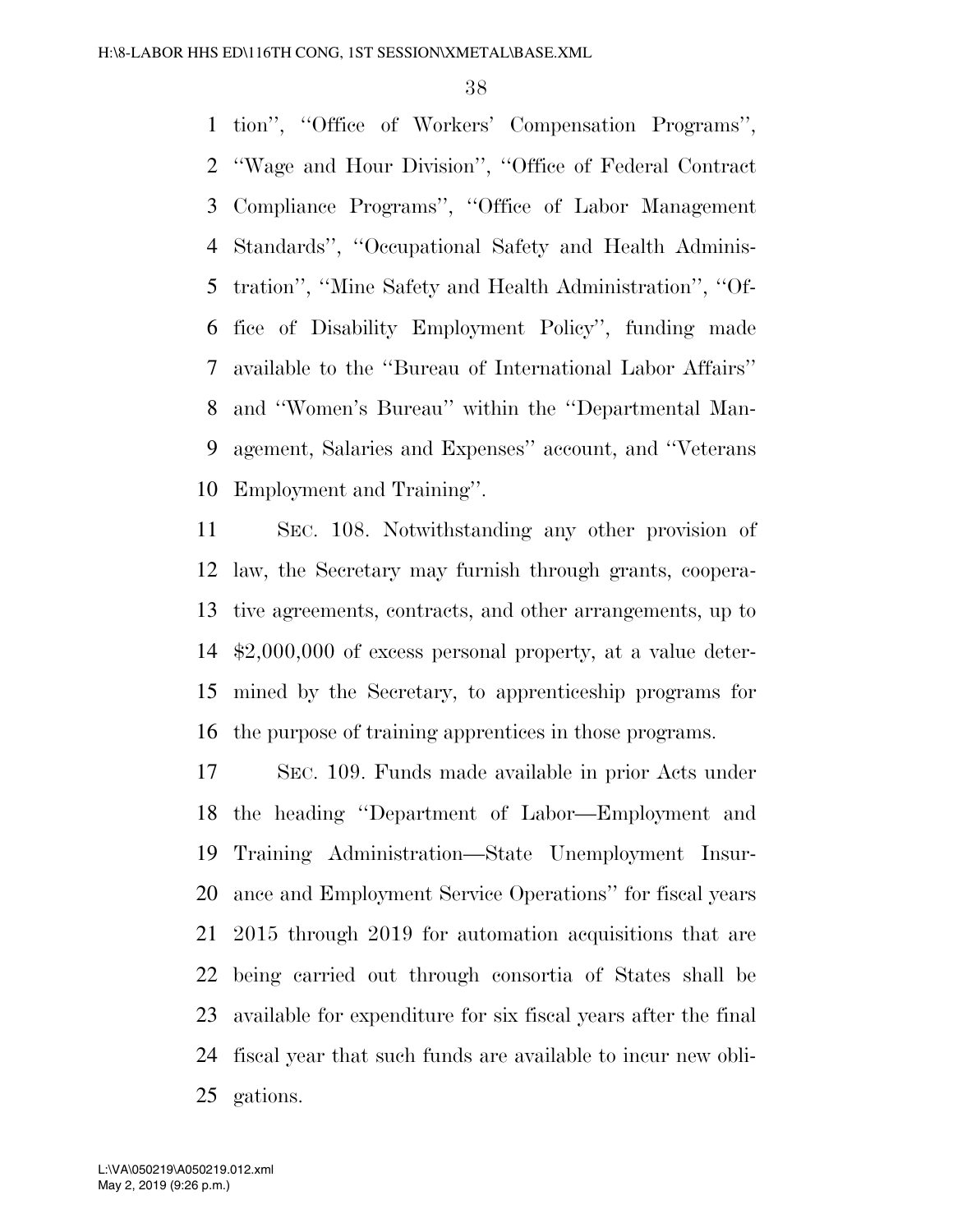tion'', ''Office of Workers' Compensation Programs'', ''Wage and Hour Division'', ''Office of Federal Contract Compliance Programs'', ''Office of Labor Management Standards'', ''Occupational Safety and Health Administration'', ''Mine Safety and Health Administration'', ''Office of Disability Employment Policy'', funding made available to the ''Bureau of International Labor Affairs'' and ''Women's Bureau'' within the ''Departmental Management, Salaries and Expenses'' account, and ''Veterans Employment and Training''.

SEC. 108. Notwithstanding any other provision of law, the Secretary may furnish through grants, cooperative agreements, contracts, and other arrangements, up to $2,000,000 of excess personal property, at a value determined by the Secretary, to apprenticeship programs for the purpose of training apprentices in those programs.

SEC. 109. Funds made available in prior Acts under the heading ''Department of Labor—Employment and Training Administration—State Unemployment Insurance and Employment Service Operations'' for fiscal years 2015 through 2019 for automation acquisitions that are being carried out through consortia of States shall be available for expenditure for six fiscal years after the final fiscal year that such funds are available to incur new obligations.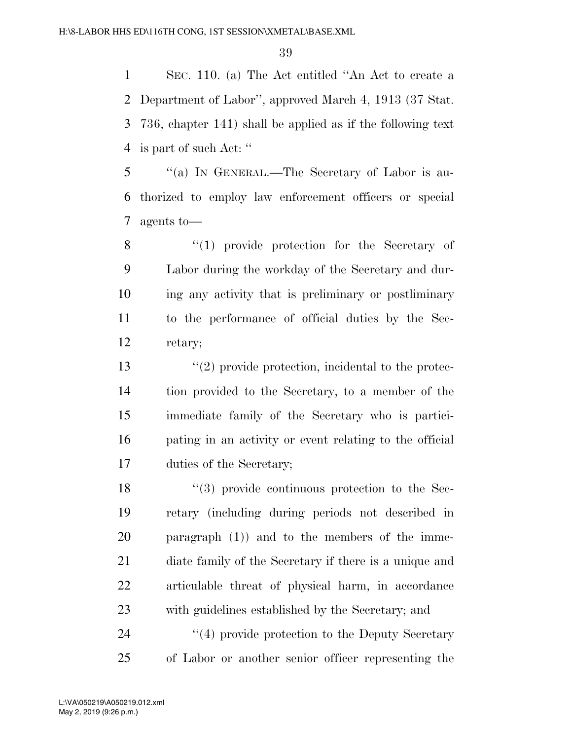SEC. 110. (a) The Act entitled ''An Act to create a Department of Labor'', approved March 4, 1913 (37 Stat. 736, chapter 141) shall be applied as if the following text is part of such Act: ''

''(a) IN GENERAL.—The Secretary of Labor is authorized to employ law enforcement officers or special agents to—

''(1) provide protection for the Secretary of Labor during the workday of the Secretary and during any activity that is preliminary or postliminary to the performance of official duties by the Secretary;

''(2) provide protection, incidental to the protection provided to the Secretary, to a member of the immediate family of the Secretary who is participating in an activity or event relating to the official duties of the Secretary;

''(3) provide continuous protection to the Secretary (including during periods not described in paragraph (1)) and to the members of the immediate family of the Secretary if there is a unique and articulable threat of physical harm, in accordance with guidelines established by the Secretary; and

''(4) provide protection to the Deputy Secretary of Labor or another senior officer representing the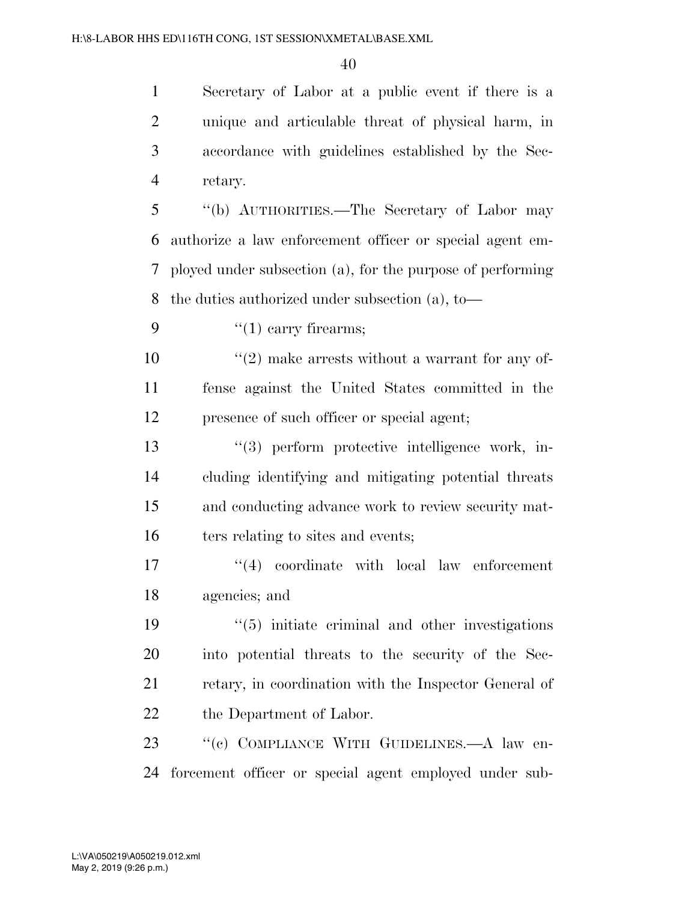Secretary of Labor at a public event if there is a unique and articulable threat of physical harm, in accordance with guidelines established by the Secretary.

''(b) AUTHORITIES.—The Secretary of Labor may authorize a law enforcement officer or special agent employed under subsection (a), for the purpose of performing the duties authorized under subsection (a), to—

''(1) carry firearms;

''(2) make arrests without a warrant for any offense against the United States committed in the presence of such officer or special agent;

''(3) perform protective intelligence work, including identifying and mitigating potential threats and conducting advance work to review security matters relating to sites and events;

''(4) coordinate with local law enforcement agencies; and

''(5) initiate criminal and other investigations into potential threats to the security of the Secretary, in coordination with the Inspector General of the Department of Labor.

''(c) COMPLIANCE WITH GUIDELINES.—A law enforcement officer or special agent employed under sub-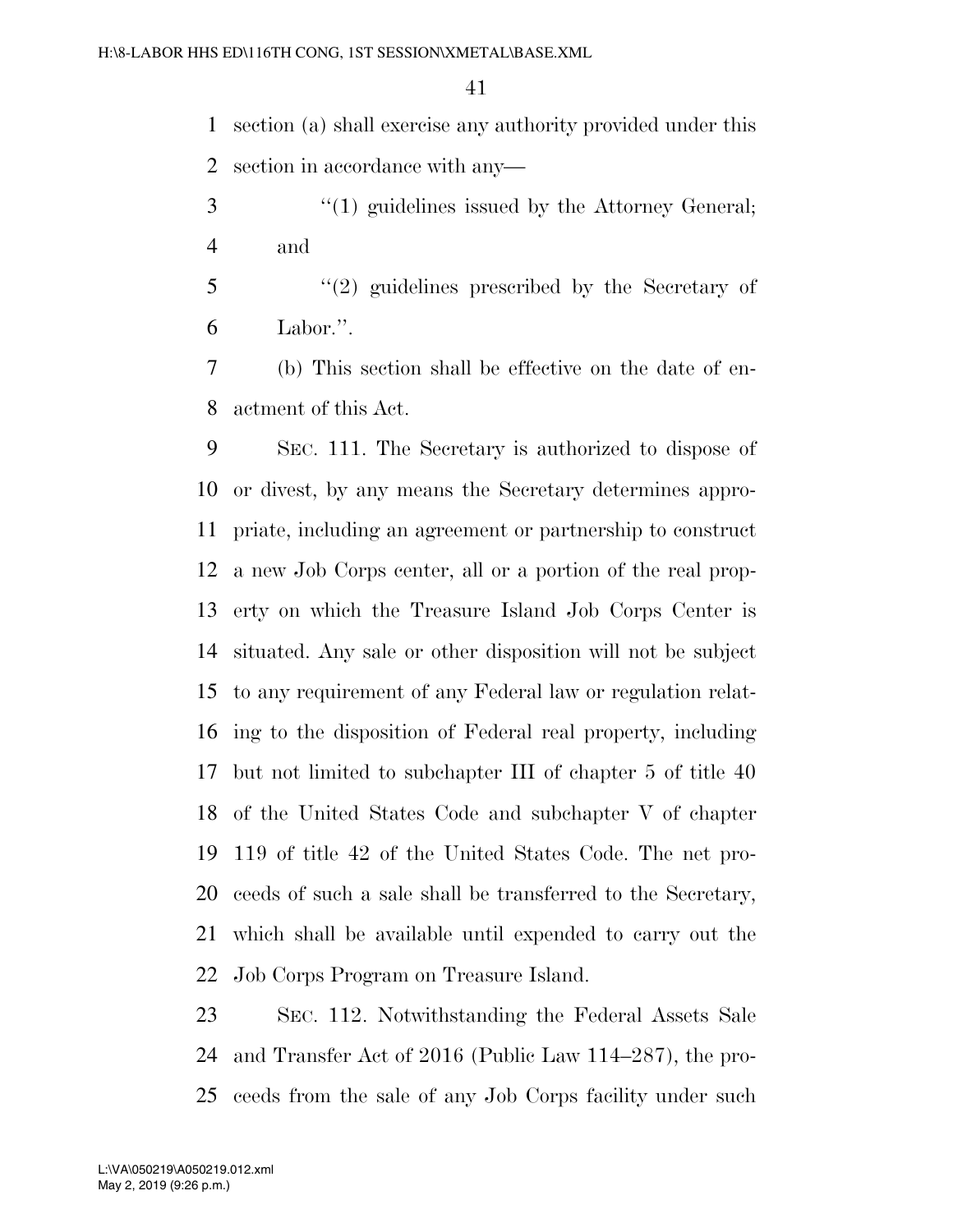section (a) shall exercise any authority provided under this section in accordance with any—

"(1) guidelines issued by the Attorney General; and

"(2) guidelines prescribed by the Secretary of Labor.".

(b) This section shall be effective on the date of enactment of this Act.

SEC. 111. The Secretary is authorized to dispose of or divest, by any means the Secretary determines appropriate, including an agreement or partnership to construct a new Job Corps center, all or a portion of the real property on which the Treasure Island Job Corps Center is situated. Any sale or other disposition will not be subject to any requirement of any Federal law or regulation relating to the disposition of Federal real property, including but not limited to subchapter III of chapter 5 of title 40 of the United States Code and subchapter V of chapter 119 of title 42 of the United States Code. The net proceeds of such a sale shall be transferred to the Secretary, which shall be available until expended to carry out the Job Corps Program on Treasure Island.

SEC. 112. Notwithstanding the Federal Assets Sale and Transfer Act of 2016 (Public Law 114–287), the proceeds from the sale of any Job Corps facility under such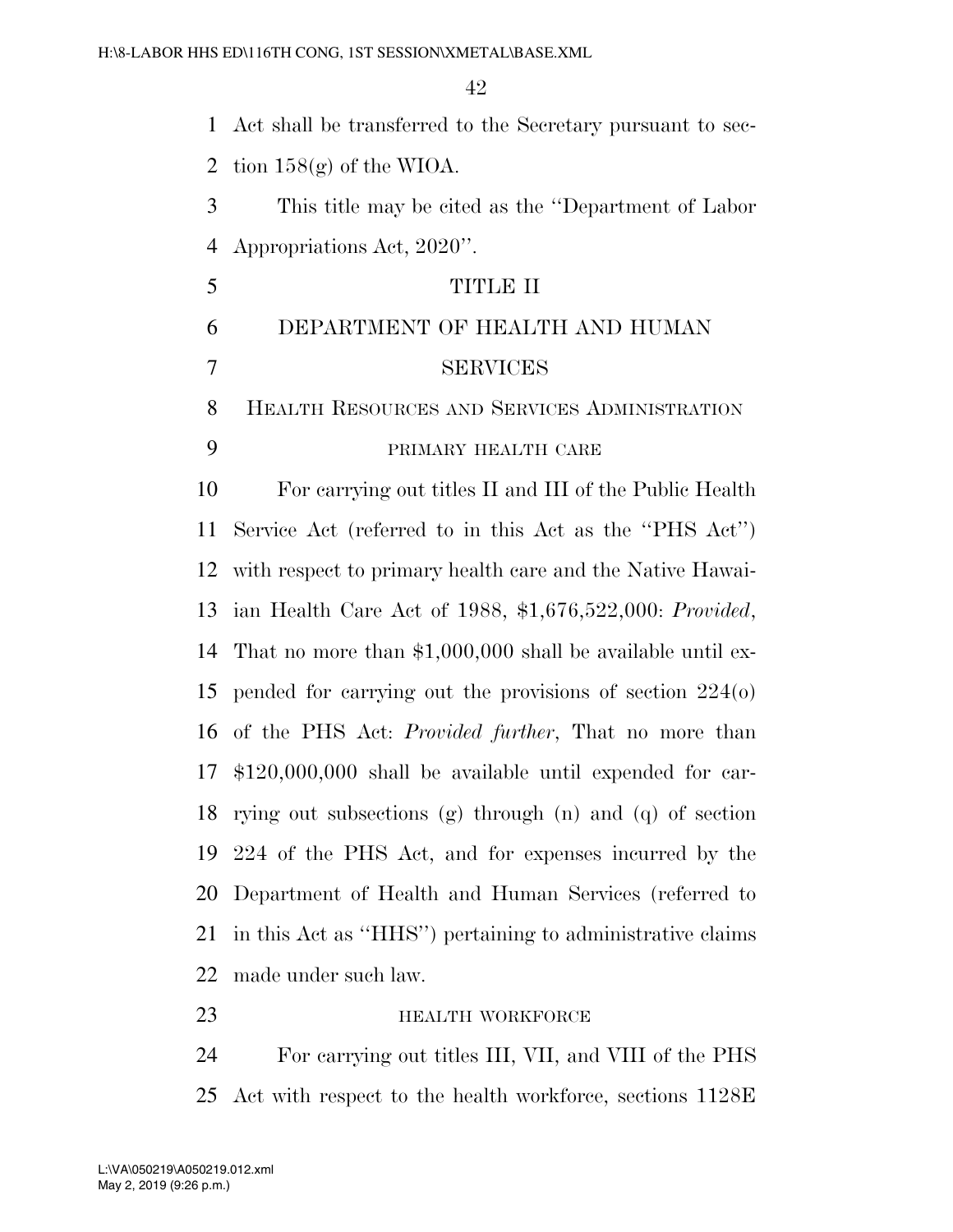Act shall be transferred to the Secretary pursuant to section 158(g) of the WIOA.

This title may be cited as the ''Department of Labor Appropriations Act, 2020''.

# TITLE II

# DEPARTMENT OF HEALTH AND HUMAN SERVICES

## HEALTH RESOURCES AND SERVICES ADMINISTRATION

### PRIMARY HEALTH CARE

For carrying out titles II and III of the Public Health Service Act (referred to in this Act as the ''PHS Act'') with respect to primary health care and the Native Hawaiian Health Care Act of 1988, $1,676,522,000: *Provided*, That no more than $1,000,000 shall be available until expended for carrying out the provisions of section 224(o) of the PHS Act: *Provided further*, That no more than $120,000,000 shall be available until expended for carrying out subsections (g) through (n) and (q) of section 224 of the PHS Act, and for expenses incurred by the Department of Health and Human Services (referred to in this Act as ''HHS'') pertaining to administrative claims made under such law.

### HEALTH WORKFORCE

For carrying out titles III, VII, and VIII of the PHS Act with respect to the health workforce, sections 1128E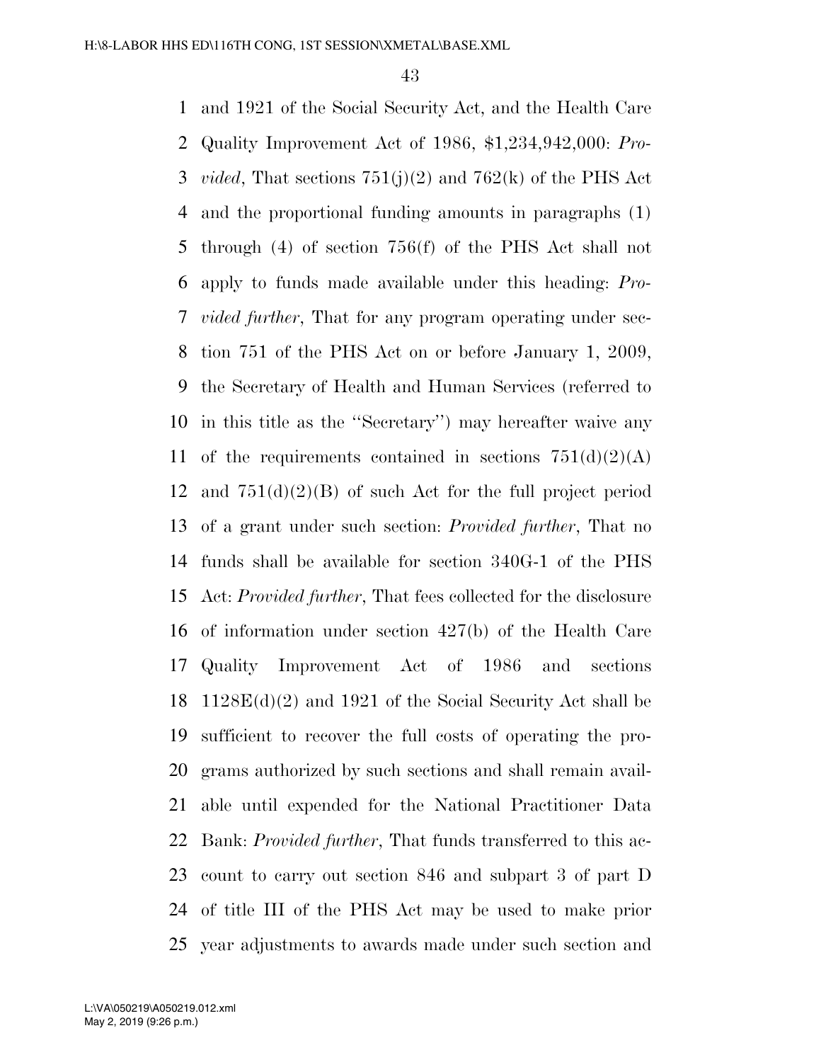and 1921 of the Social Security Act, and the Health Care Quality Improvement Act of 1986, $1,234,942,000: *Provided*, That sections 751(j)(2) and 762(k) of the PHS Act and the proportional funding amounts in paragraphs (1) through (4) of section 756(f) of the PHS Act shall not apply to funds made available under this heading: *Provided further*, That for any program operating under section 751 of the PHS Act on or before January 1, 2009, the Secretary of Health and Human Services (referred to in this title as the ''Secretary'') may hereafter waive any of the requirements contained in sections 751(d)(2)(A) and 751(d)(2)(B) of such Act for the full project period of a grant under such section: *Provided further*, That no funds shall be available for section 340G-1 of the PHS Act: *Provided further*, That fees collected for the disclosure of information under section 427(b) of the Health Care Quality Improvement Act of 1986 and sections 1128E(d)(2) and 1921 of the Social Security Act shall be sufficient to recover the full costs of operating the programs authorized by such sections and shall remain available until expended for the National Practitioner Data Bank: *Provided further*, That funds transferred to this account to carry out section 846 and subpart 3 of part D of title III of the PHS Act may be used to make prior year adjustments to awards made under such section and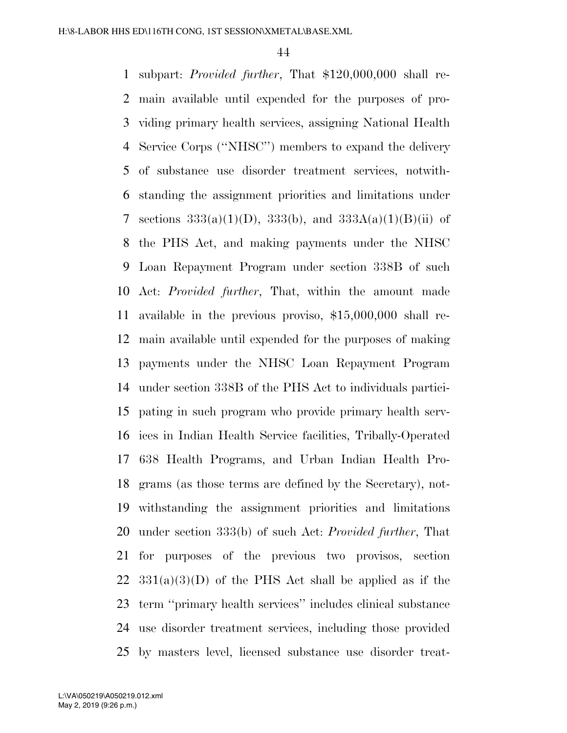subpart: *Provided further*, That $120,000,000 shall remain available until expended for the purposes of providing primary health services, assigning National Health Service Corps (''NHSC'') members to expand the delivery of substance use disorder treatment services, notwithstanding the assignment priorities and limitations under sections 333(a)(1)(D), 333(b), and 333A(a)(1)(B)(ii) of the PHS Act, and making payments under the NHSC Loan Repayment Program under section 338B of such Act: *Provided further*, That, within the amount made available in the previous proviso, $15,000,000 shall remain available until expended for the purposes of making payments under the NHSC Loan Repayment Program under section 338B of the PHS Act to individuals participating in such program who provide primary health services in Indian Health Service facilities, Tribally-Operated 638 Health Programs, and Urban Indian Health Programs (as those terms are defined by the Secretary), notwithstanding the assignment priorities and limitations under section 333(b) of such Act: *Provided further*, That for purposes of the previous two provisos, section 331(a)(3)(D) of the PHS Act shall be applied as if the term ''primary health services'' includes clinical substance use disorder treatment services, including those provided by masters level, licensed substance use disorder treat-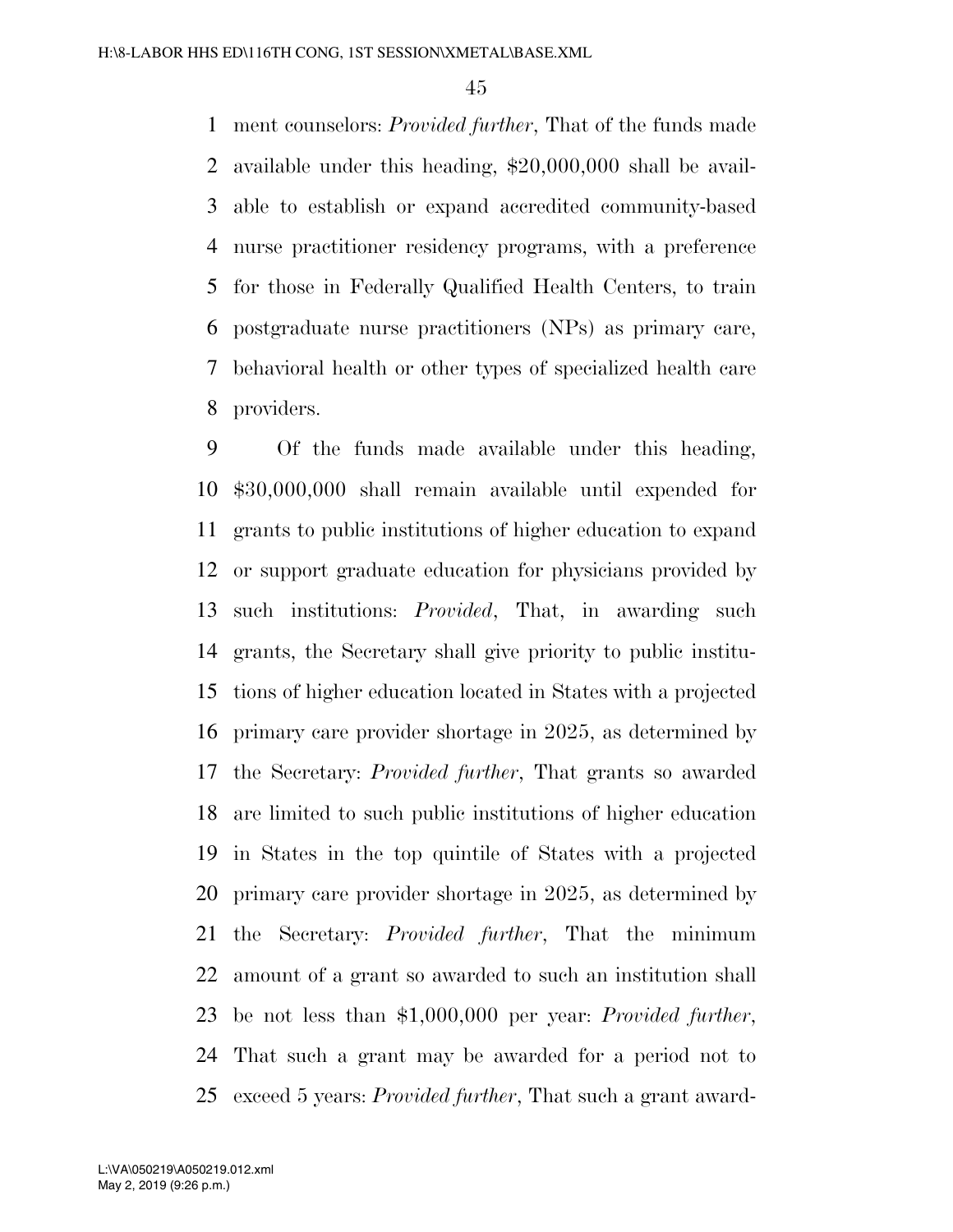ment counselors: *Provided further*, That of the funds made available under this heading, $20,000,000 shall be available to establish or expand accredited community-based nurse practitioner residency programs, with a preference for those in Federally Qualified Health Centers, to train postgraduate nurse practitioners (NPs) as primary care, behavioral health or other types of specialized health care providers.

Of the funds made available under this heading, $30,000,000 shall remain available until expended for grants to public institutions of higher education to expand or support graduate education for physicians provided by such institutions: *Provided*, That, in awarding such grants, the Secretary shall give priority to public institutions of higher education located in States with a projected primary care provider shortage in 2025, as determined by the Secretary: *Provided further*, That grants so awarded are limited to such public institutions of higher education in States in the top quintile of States with a projected primary care provider shortage in 2025, as determined by the Secretary: *Provided further*, That the minimum amount of a grant so awarded to such an institution shall be not less than $1,000,000 per year: *Provided further*, That such a grant may be awarded for a period not to exceed 5 years: *Provided further*, That such a grant award-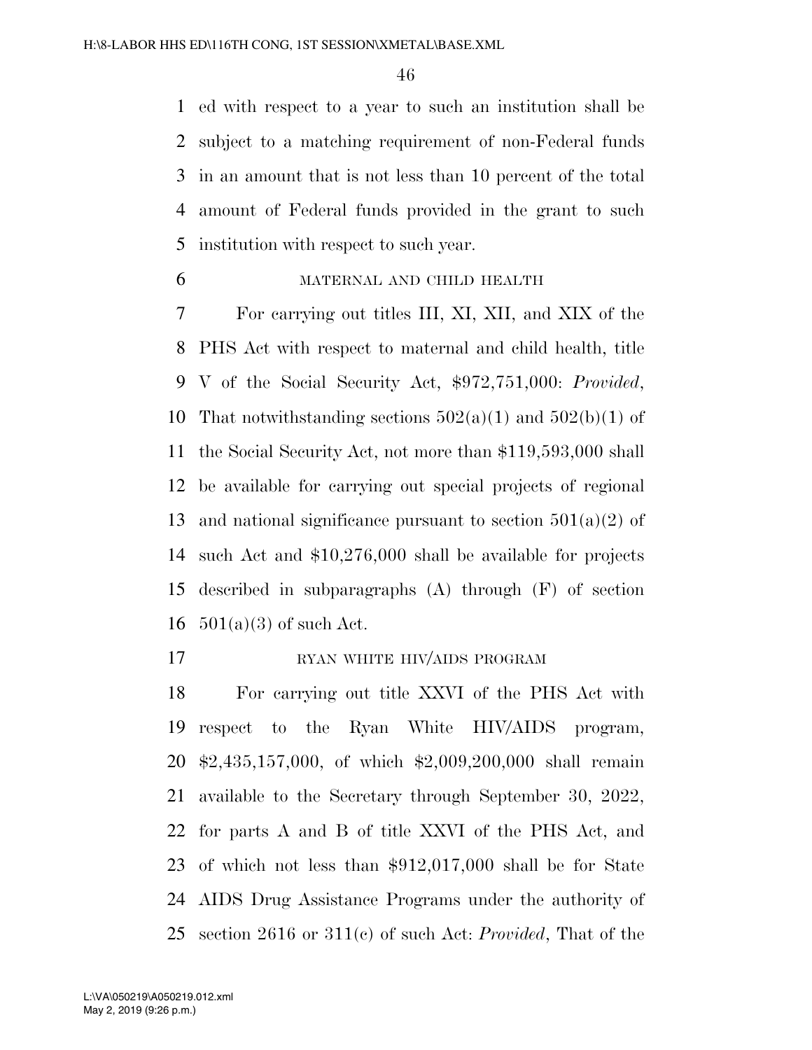ed with respect to a year to such an institution shall be subject to a matching requirement of non-Federal funds in an amount that is not less than 10 percent of the total amount of Federal funds provided in the grant to such institution with respect to such year.

MATERNAL AND CHILD HEALTH

For carrying out titles III, XI, XII, and XIX of the PHS Act with respect to maternal and child health, title V of the Social Security Act, $972,751,000: *Provided*, That notwithstanding sections 502(a)(1) and 502(b)(1) of the Social Security Act, not more than $119,593,000 shall be available for carrying out special projects of regional and national significance pursuant to section 501(a)(2) of such Act and $10,276,000 shall be available for projects described in subparagraphs (A) through (F) of section 501(a)(3) of such Act.

RYAN WHITE HIV/AIDS PROGRAM

For carrying out title XXVI of the PHS Act with respect to the Ryan White HIV/AIDS program, $2,435,157,000, of which $2,009,200,000 shall remain available to the Secretary through September 30, 2022, for parts A and B of title XXVI of the PHS Act, and of which not less than $912,017,000 shall be for State AIDS Drug Assistance Programs under the authority of section 2616 or 311(c) of such Act: *Provided*, That of the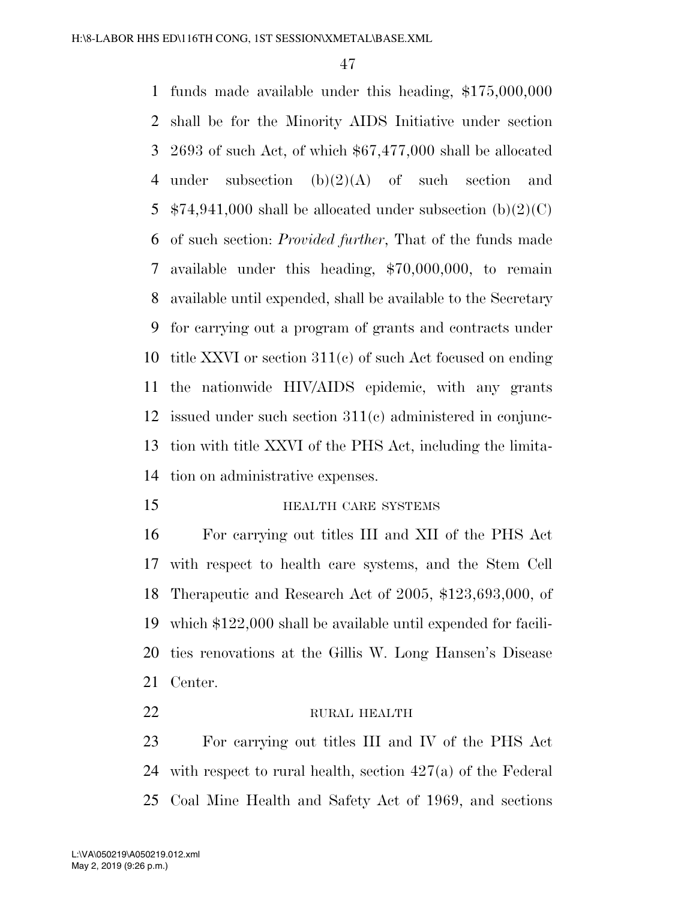funds made available under this heading, $175,000,000 shall be for the Minority AIDS Initiative under section 2693 of such Act, of which $67,477,000 shall be allocated under subsection (b)(2)(A) of such section and $74,941,000 shall be allocated under subsection (b)(2)(C) of such section: *Provided further*, That of the funds made available under this heading, $70,000,000, to remain available until expended, shall be available to the Secretary for carrying out a program of grants and contracts under title XXVI or section 311(c) of such Act focused on ending the nationwide HIV/AIDS epidemic, with any grants issued under such section 311(c) administered in conjunction with title XXVI of the PHS Act, including the limitation on administrative expenses.

HEALTH CARE SYSTEMS

For carrying out titles III and XII of the PHS Act with respect to health care systems, and the Stem Cell Therapeutic and Research Act of 2005, $123,693,000, of which $122,000 shall be available until expended for facilities renovations at the Gillis W. Long Hansen's Disease Center.

RURAL HEALTH

For carrying out titles III and IV of the PHS Act with respect to rural health, section 427(a) of the Federal Coal Mine Health and Safety Act of 1969, and sections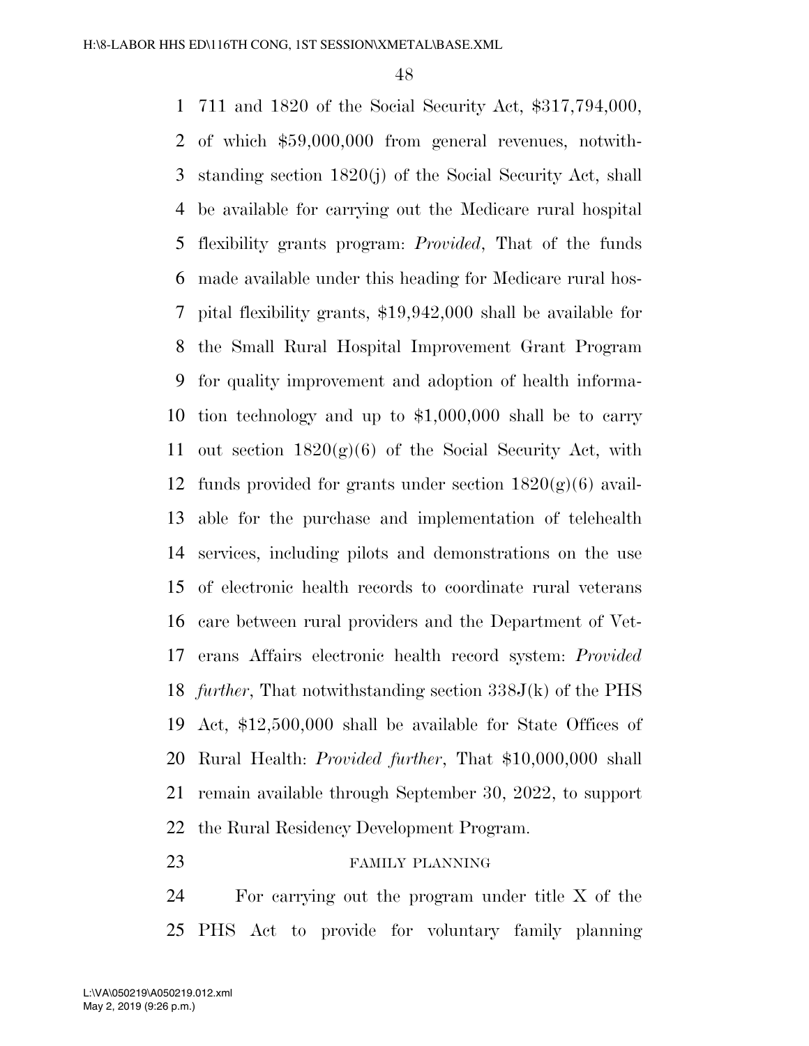711 and 1820 of the Social Security Act, $317,794,000, of which $59,000,000 from general revenues, notwithstanding section 1820(j) of the Social Security Act, shall be available for carrying out the Medicare rural hospital flexibility grants program: *Provided*, That of the funds made available under this heading for Medicare rural hospital flexibility grants, $19,942,000 shall be available for the Small Rural Hospital Improvement Grant Program for quality improvement and adoption of health information technology and up to $1,000,000 shall be to carry out section 1820(g)(6) of the Social Security Act, with funds provided for grants under section 1820(g)(6) available for the purchase and implementation of telehealth services, including pilots and demonstrations on the use of electronic health records to coordinate rural veterans care between rural providers and the Department of Veterans Affairs electronic health record system: *Provided further*, That notwithstanding section 338J(k) of the PHS Act, $12,500,000 shall be available for State Offices of Rural Health: *Provided further*, That $10,000,000 shall remain available through September 30, 2022, to support the Rural Residency Development Program.

FAMILY PLANNING

For carrying out the program under title X of the PHS Act to provide for voluntary family planning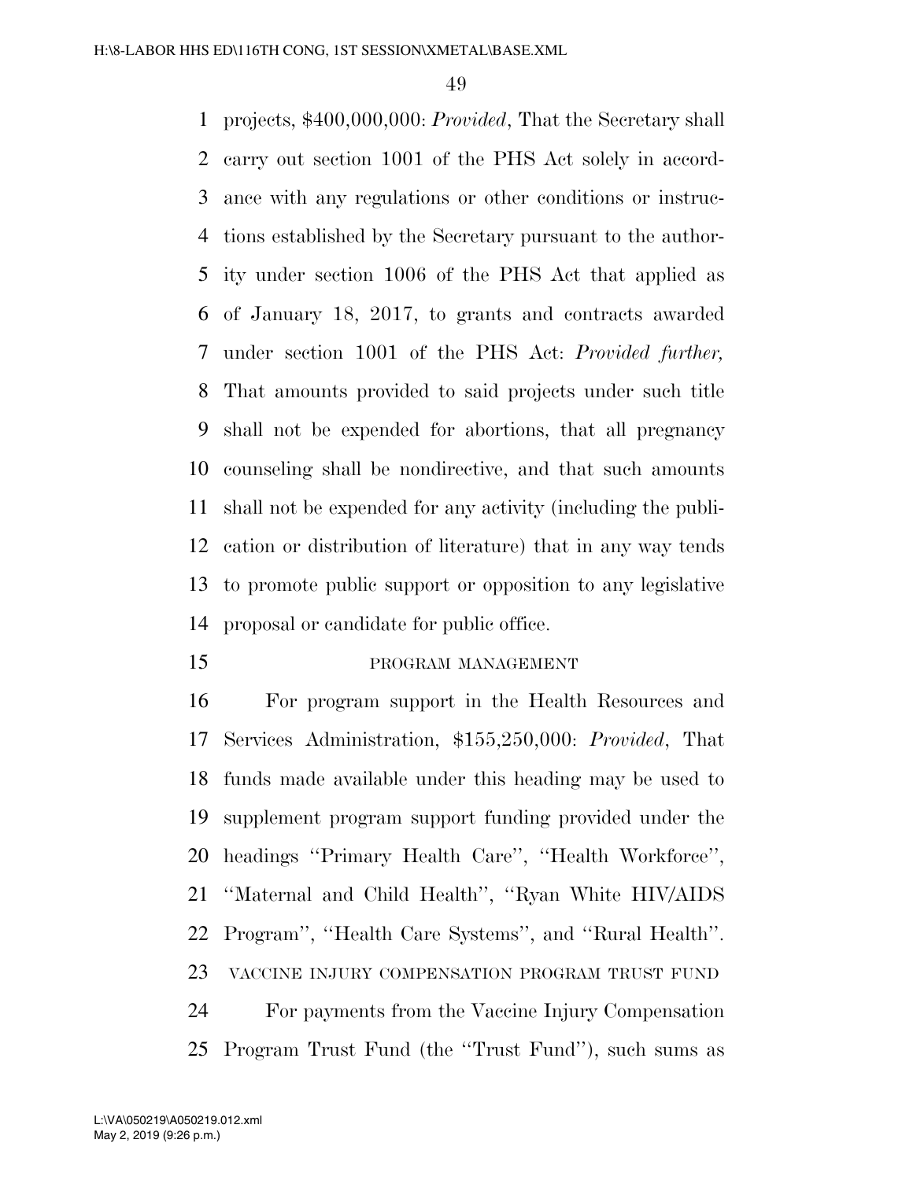projects, $400,000,000: *Provided*, That the Secretary shall carry out section 1001 of the PHS Act solely in accordance with any regulations or other conditions or instructions established by the Secretary pursuant to the authority under section 1006 of the PHS Act that applied as of January 18, 2017, to grants and contracts awarded under section 1001 of the PHS Act: *Provided further,* That amounts provided to said projects under such title shall not be expended for abortions, that all pregnancy counseling shall be nondirective, and that such amounts shall not be expended for any activity (including the publication or distribution of literature) that in any way tends to promote public support or opposition to any legislative proposal or candidate for public office.

PROGRAM MANAGEMENT

For program support in the Health Resources and Services Administration, $155,250,000: *Provided*, That funds made available under this heading may be used to supplement program support funding provided under the headings ''Primary Health Care'', ''Health Workforce'', ''Maternal and Child Health'', ''Ryan White HIV/AIDS Program'', ''Health Care Systems'', and ''Rural Health''.

VACCINE INJURY COMPENSATION PROGRAM TRUST FUND

For payments from the Vaccine Injury Compensation Program Trust Fund (the ''Trust Fund''), such sums as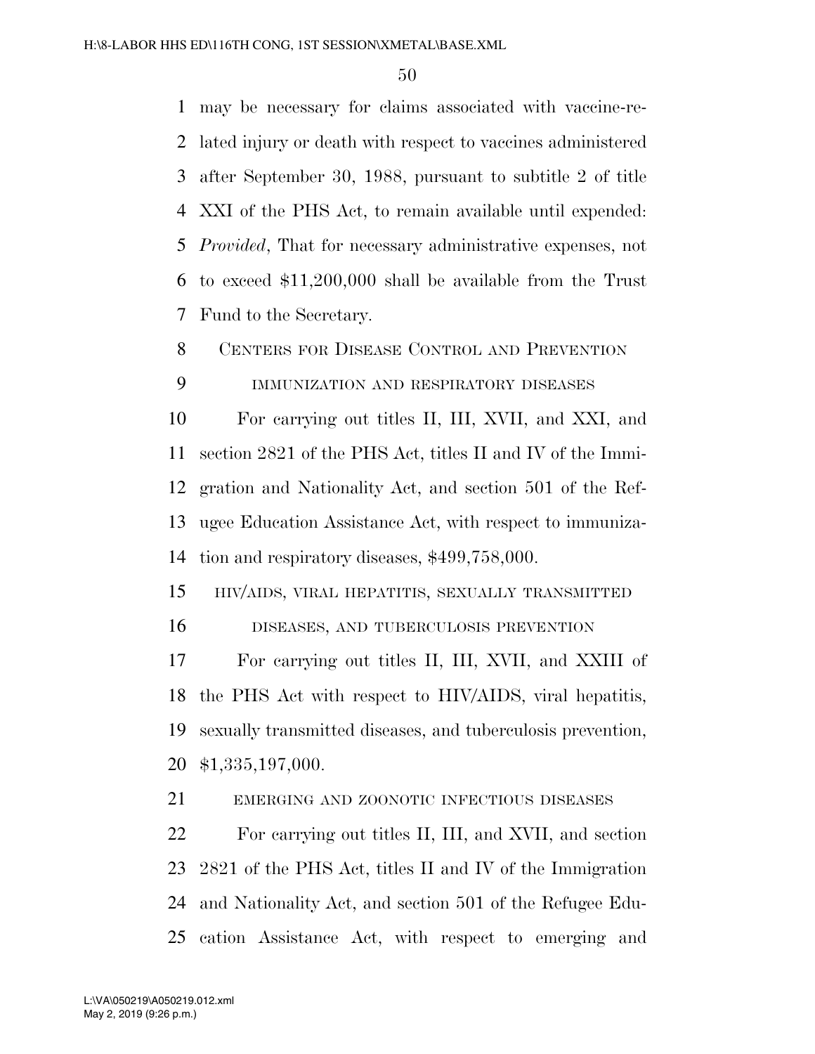may be necessary for claims associated with vaccine-related injury or death with respect to vaccines administered after September 30, 1988, pursuant to subtitle 2 of title XXI of the PHS Act, to remain available until expended: *Provided*, That for necessary administrative expenses, not to exceed $11,200,000 shall be available from the Trust Fund to the Secretary.

## CENTERS FOR DISEASE CONTROL AND PREVENTION

### IMMUNIZATION AND RESPIRATORY DISEASES

For carrying out titles II, III, XVII, and XXI, and section 2821 of the PHS Act, titles II and IV of the Immigration and Nationality Act, and section 501 of the Refugee Education Assistance Act, with respect to immunization and respiratory diseases, $499,758,000.

### HIV/AIDS, VIRAL HEPATITIS, SEXUALLY TRANSMITTED DISEASES, AND TUBERCULOSIS PREVENTION

For carrying out titles II, III, XVII, and XXIII of the PHS Act with respect to HIV/AIDS, viral hepatitis, sexually transmitted diseases, and tuberculosis prevention, $1,335,197,000.

### EMERGING AND ZOONOTIC INFECTIOUS DISEASES

For carrying out titles II, III, and XVII, and section 2821 of the PHS Act, titles II and IV of the Immigration and Nationality Act, and section 501 of the Refugee Education Assistance Act, with respect to emerging and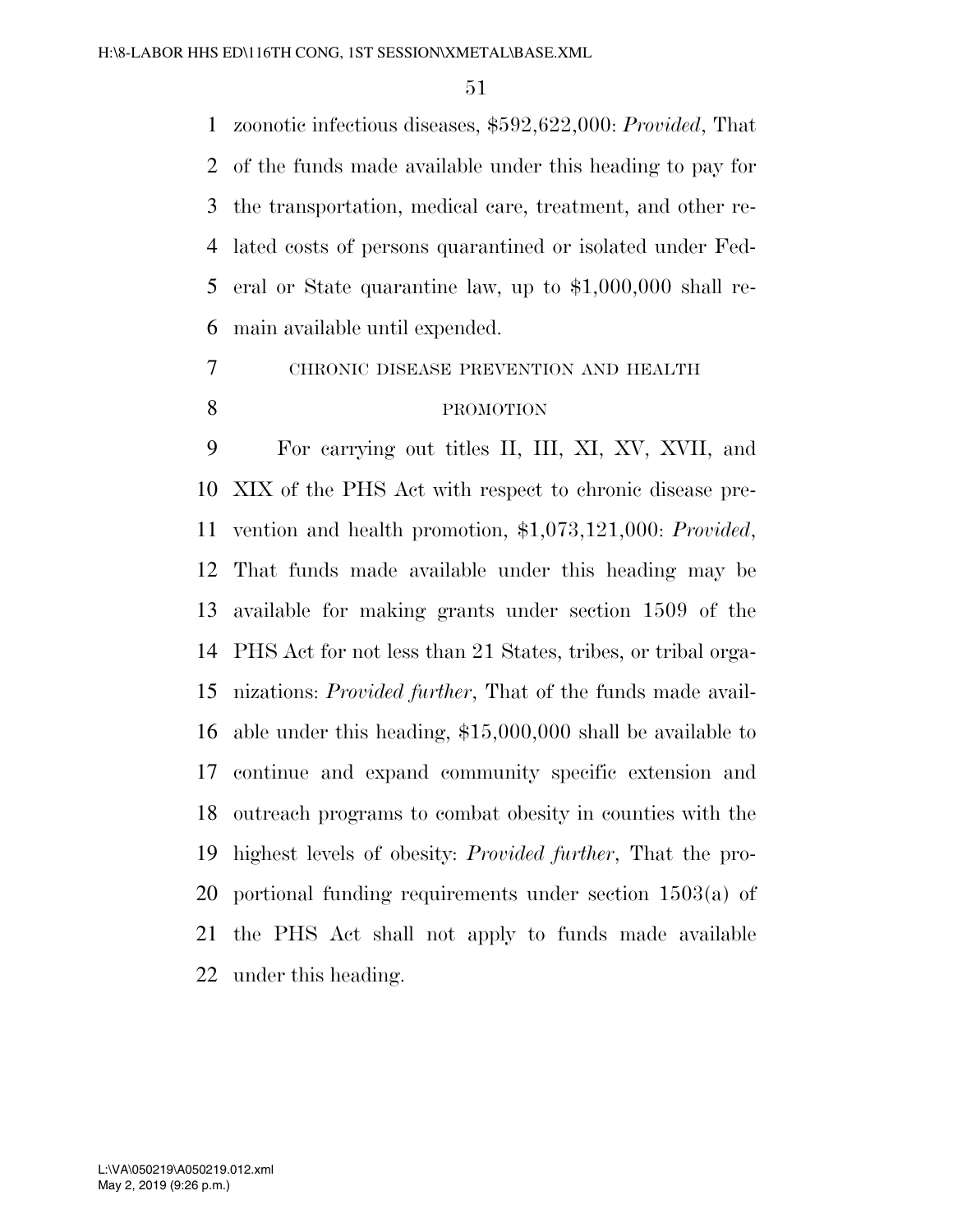zoonotic infectious diseases, $592,622,000: *Provided*, That of the funds made available under this heading to pay for the transportation, medical care, treatment, and other related costs of persons quarantined or isolated under Federal or State quarantine law, up to $1,000,000 shall remain available until expended.

CHRONIC DISEASE PREVENTION AND HEALTH PROMOTION

For carrying out titles II, III, XI, XV, XVII, and XIX of the PHS Act with respect to chronic disease prevention and health promotion, $1,073,121,000: *Provided*, That funds made available under this heading may be available for making grants under section 1509 of the PHS Act for not less than 21 States, tribes, or tribal organizations: *Provided further*, That of the funds made available under this heading, $15,000,000 shall be available to continue and expand community specific extension and outreach programs to combat obesity in counties with the highest levels of obesity: *Provided further*, That the proportional funding requirements under section 1503(a) of the PHS Act shall not apply to funds made available under this heading.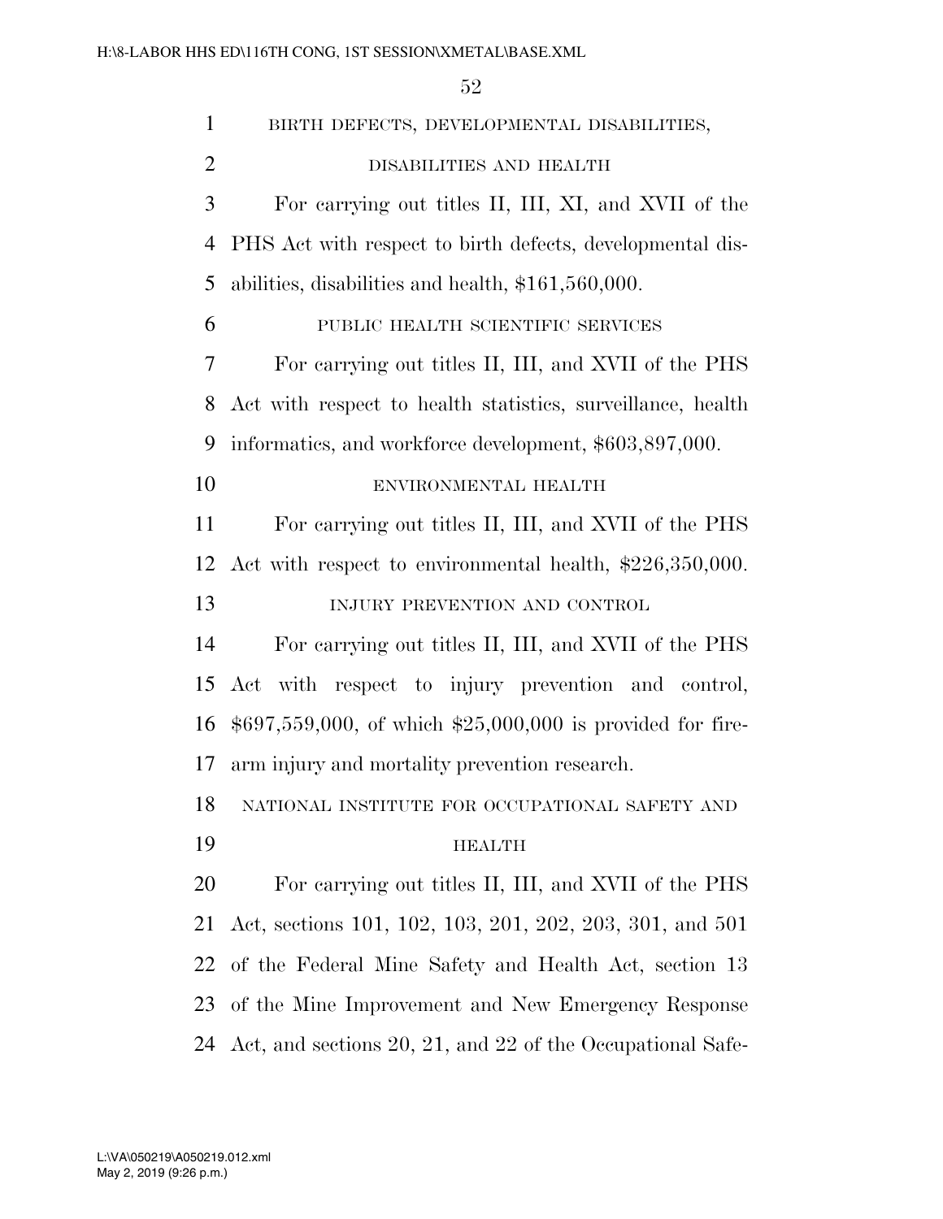### BIRTH DEFECTS, DEVELOPMENTAL DISABILITIES, DISABILITIES AND HEALTH

For carrying out titles II, III, XI, and XVII of the PHS Act with respect to birth defects, developmental disabilities, disabilities and health, $161,560,000.

### PUBLIC HEALTH SCIENTIFIC SERVICES

For carrying out titles II, III, and XVII of the PHS Act with respect to health statistics, surveillance, health informatics, and workforce development, $603,897,000.

### ENVIRONMENTAL HEALTH

For carrying out titles II, III, and XVII of the PHS Act with respect to environmental health, $226,350,000.

### INJURY PREVENTION AND CONTROL

For carrying out titles II, III, and XVII of the PHS Act with respect to injury prevention and control, $697,559,000, of which $25,000,000 is provided for firearm injury and mortality prevention research.

### NATIONAL INSTITUTE FOR OCCUPATIONAL SAFETY AND HEALTH

For carrying out titles II, III, and XVII of the PHS Act, sections 101, 102, 103, 201, 202, 203, 301, and 501 of the Federal Mine Safety and Health Act, section 13 of the Mine Improvement and New Emergency Response Act, and sections 20, 21, and 22 of the Occupational Safe-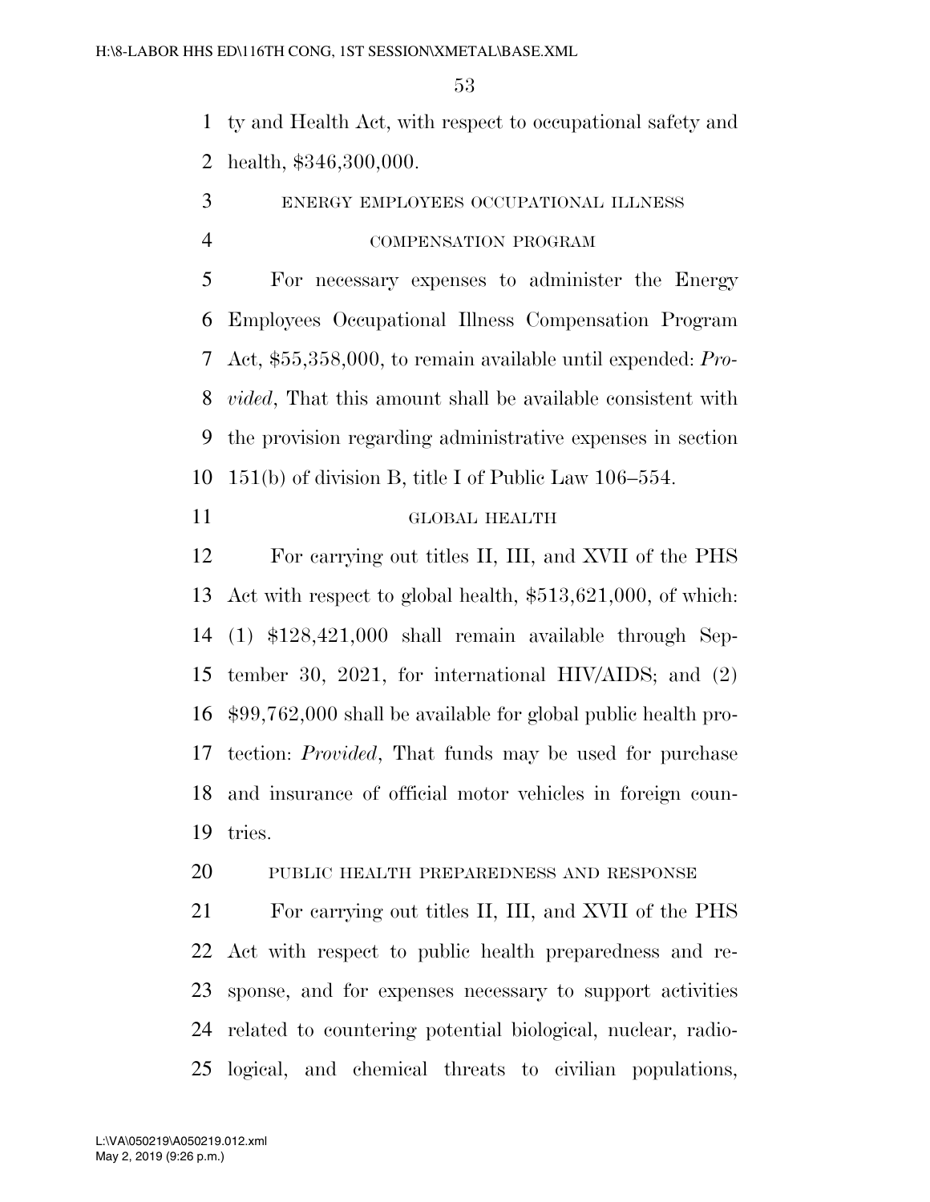ty and Health Act, with respect to occupational safety and health, $346,300,000.

ENERGY EMPLOYEES OCCUPATIONAL ILLNESS COMPENSATION PROGRAM

For necessary expenses to administer the Energy Employees Occupational Illness Compensation Program Act, $55,358,000, to remain available until expended: *Provided*, That this amount shall be available consistent with the provision regarding administrative expenses in section 151(b) of division B, title I of Public Law 106–554.

GLOBAL HEALTH

For carrying out titles II, III, and XVII of the PHS Act with respect to global health, $513,621,000, of which: (1) $128,421,000 shall remain available through September 30, 2021, for international HIV/AIDS; and (2) $99,762,000 shall be available for global public health protection: *Provided*, That funds may be used for purchase and insurance of official motor vehicles in foreign countries.

PUBLIC HEALTH PREPAREDNESS AND RESPONSE

For carrying out titles II, III, and XVII of the PHS Act with respect to public health preparedness and response, and for expenses necessary to support activities related to countering potential biological, nuclear, radiological, and chemical threats to civilian populations,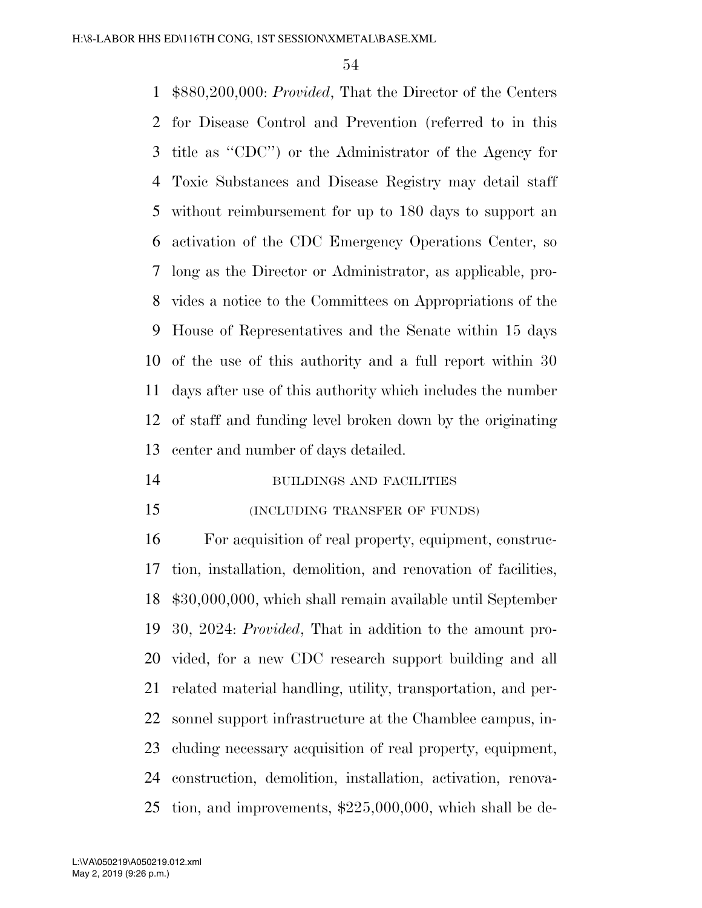$880,200,000: *Provided*, That the Director of the Centers for Disease Control and Prevention (referred to in this title as ''CDC'') or the Administrator of the Agency for Toxic Substances and Disease Registry may detail staff without reimbursement for up to 180 days to support an activation of the CDC Emergency Operations Center, so long as the Director or Administrator, as applicable, provides a notice to the Committees on Appropriations of the House of Representatives and the Senate within 15 days of the use of this authority and a full report within 30 days after use of this authority which includes the number of staff and funding level broken down by the originating center and number of days detailed.

BUILDINGS AND FACILITIES

(INCLUDING TRANSFER OF FUNDS)

For acquisition of real property, equipment, construction, installation, demolition, and renovation of facilities, $30,000,000, which shall remain available until September 30, 2024: *Provided*, That in addition to the amount provided, for a new CDC research support building and all related material handling, utility, transportation, and personnel support infrastructure at the Chamblee campus, including necessary acquisition of real property, equipment, construction, demolition, installation, activation, renovation, and improvements, $225,000,000, which shall be de-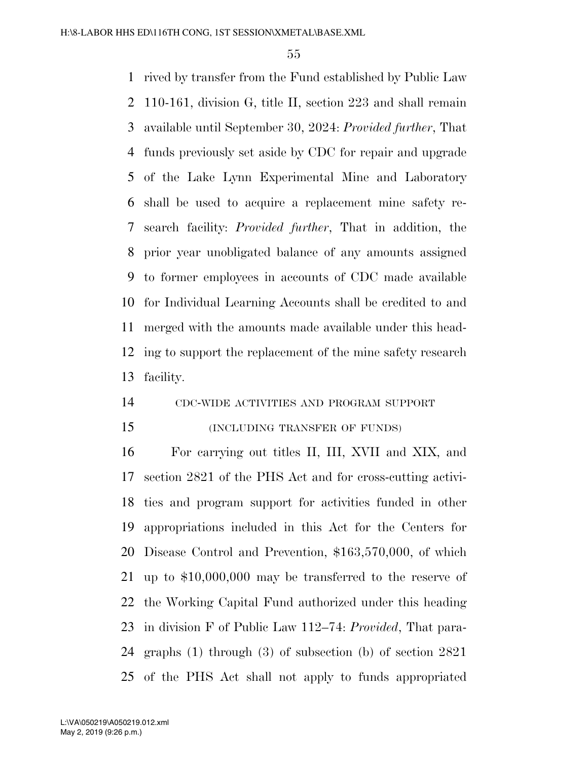rived by transfer from the Fund established by Public Law 110-161, division G, title II, section 223 and shall remain available until September 30, 2024: *Provided further*, That funds previously set aside by CDC for repair and upgrade of the Lake Lynn Experimental Mine and Laboratory shall be used to acquire a replacement mine safety research facility: *Provided further*, That in addition, the prior year unobligated balance of any amounts assigned to former employees in accounts of CDC made available for Individual Learning Accounts shall be credited to and merged with the amounts made available under this heading to support the replacement of the mine safety research facility.

CDC-WIDE ACTIVITIES AND PROGRAM SUPPORT

(INCLUDING TRANSFER OF FUNDS)

For carrying out titles II, III, XVII and XIX, and section 2821 of the PHS Act and for cross-cutting activities and program support for activities funded in other appropriations included in this Act for the Centers for Disease Control and Prevention, $163,570,000, of which up to $10,000,000 may be transferred to the reserve of the Working Capital Fund authorized under this heading in division F of Public Law 112–74: *Provided*, That paragraphs (1) through (3) of subsection (b) of section 2821 of the PHS Act shall not apply to funds appropriated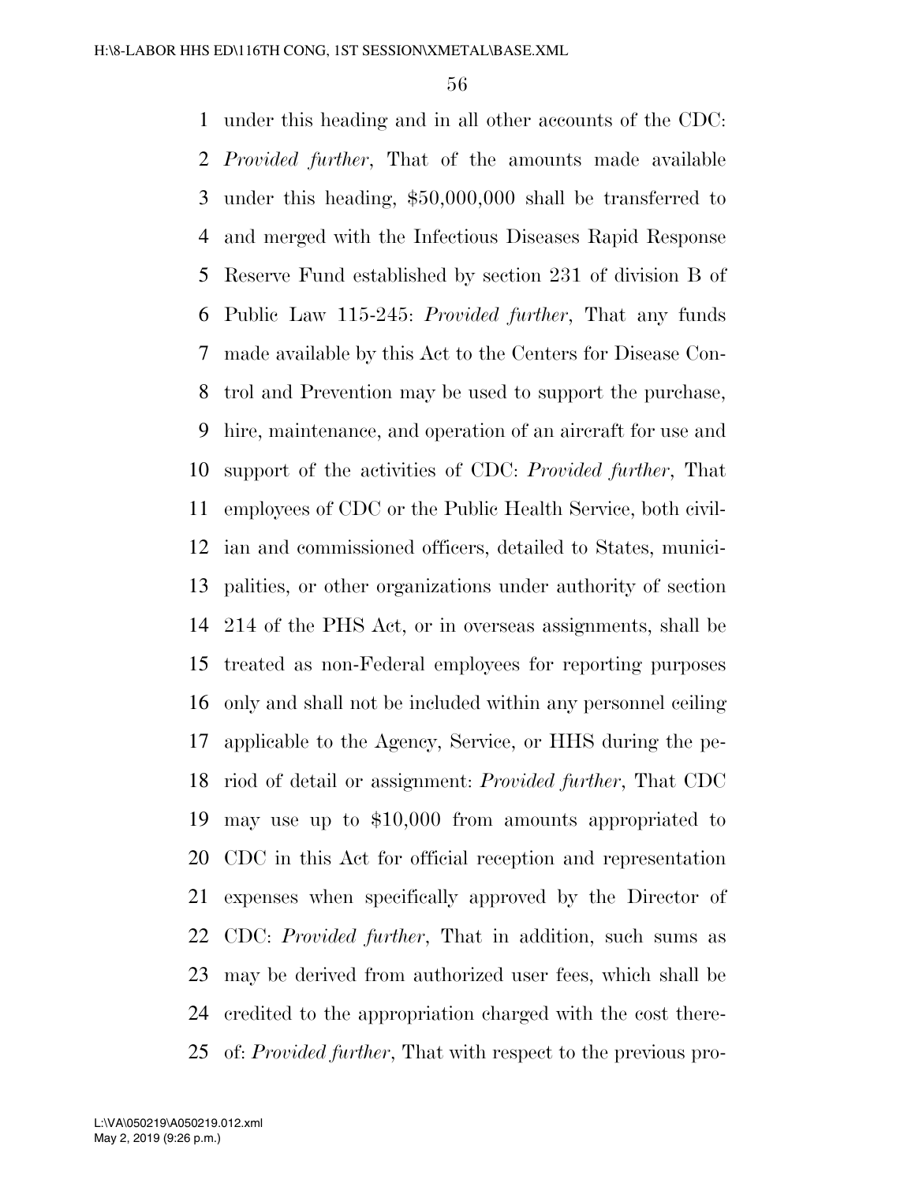under this heading and in all other accounts of the CDC: *Provided further*, That of the amounts made available under this heading, $50,000,000 shall be transferred to and merged with the Infectious Diseases Rapid Response Reserve Fund established by section 231 of division B of Public Law 115-245: *Provided further*, That any funds made available by this Act to the Centers for Disease Control and Prevention may be used to support the purchase, hire, maintenance, and operation of an aircraft for use and support of the activities of CDC: *Provided further*, That employees of CDC or the Public Health Service, both civilian and commissioned officers, detailed to States, municipalities, or other organizations under authority of section 214 of the PHS Act, or in overseas assignments, shall be treated as non-Federal employees for reporting purposes only and shall not be included within any personnel ceiling applicable to the Agency, Service, or HHS during the period of detail or assignment: *Provided further*, That CDC may use up to $10,000 from amounts appropriated to CDC in this Act for official reception and representation expenses when specifically approved by the Director of CDC: *Provided further*, That in addition, such sums as may be derived from authorized user fees, which shall be credited to the appropriation charged with the cost thereof: *Provided further*, That with respect to the previous pro-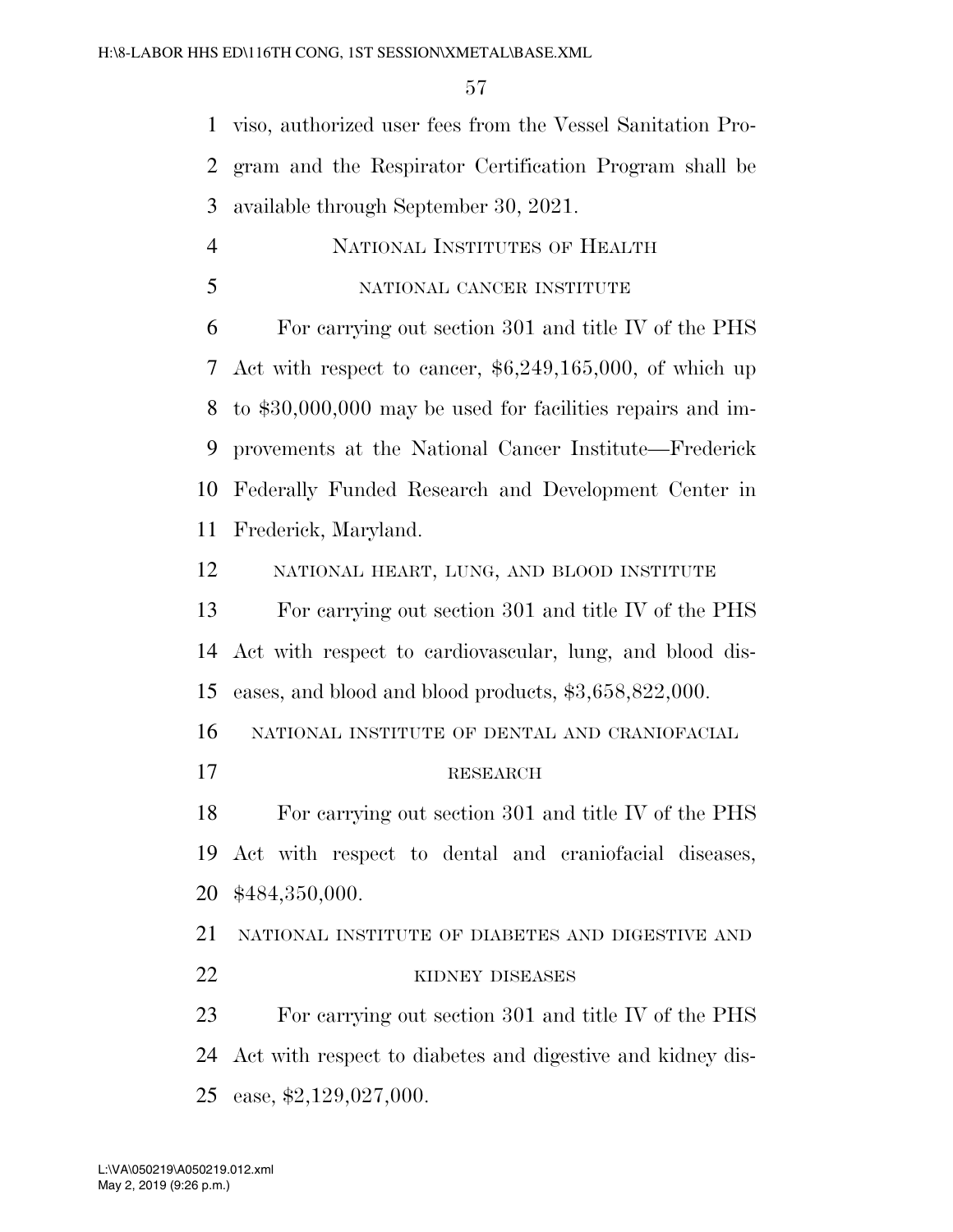viso, authorized user fees from the Vessel Sanitation Program and the Respirator Certification Program shall be available through September 30, 2021.

## NATIONAL INSTITUTES OF HEALTH

### NATIONAL CANCER INSTITUTE

For carrying out section 301 and title IV of the PHS Act with respect to cancer, $6,249,165,000, of which up to $30,000,000 may be used for facilities repairs and improvements at the National Cancer Institute—Frederick Federally Funded Research and Development Center in Frederick, Maryland.

### NATIONAL HEART, LUNG, AND BLOOD INSTITUTE

For carrying out section 301 and title IV of the PHS Act with respect to cardiovascular, lung, and blood diseases, and blood and blood products, $3,658,822,000.

### NATIONAL INSTITUTE OF DENTAL AND CRANIOFACIAL RESEARCH

For carrying out section 301 and title IV of the PHS Act with respect to dental and craniofacial diseases, $484,350,000.

### NATIONAL INSTITUTE OF DIABETES AND DIGESTIVE AND KIDNEY DISEASES

For carrying out section 301 and title IV of the PHS Act with respect to diabetes and digestive and kidney disease, $2,129,027,000.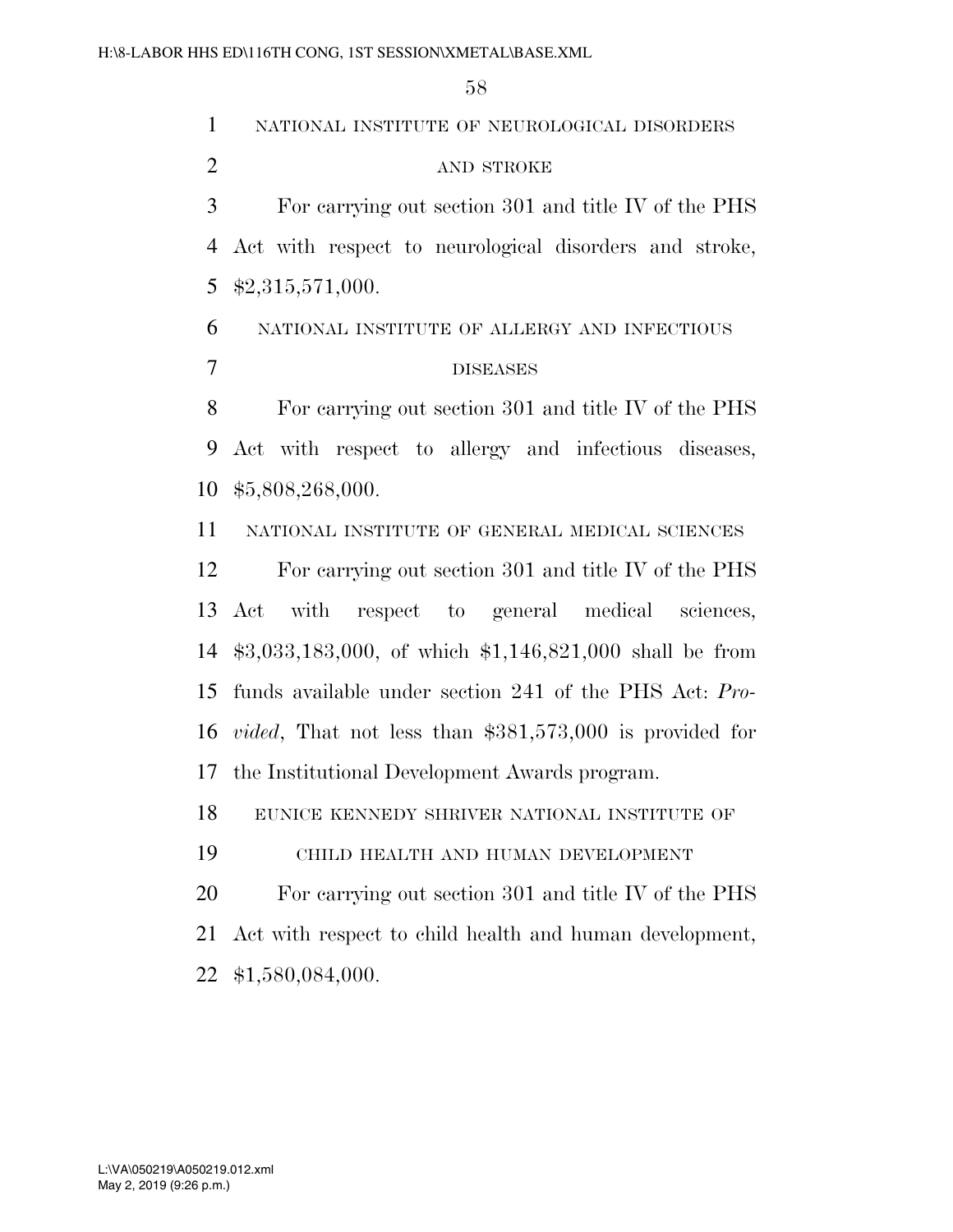NATIONAL INSTITUTE OF NEUROLOGICAL DISORDERS AND STROKE

For carrying out section 301 and title IV of the PHS Act with respect to neurological disorders and stroke, $2,315,571,000.

NATIONAL INSTITUTE OF ALLERGY AND INFECTIOUS DISEASES

For carrying out section 301 and title IV of the PHS Act with respect to allergy and infectious diseases, $5,808,268,000.

NATIONAL INSTITUTE OF GENERAL MEDICAL SCIENCES

For carrying out section 301 and title IV of the PHS Act with respect to general medical sciences, $3,033,183,000, of which $1,146,821,000 shall be from funds available under section 241 of the PHS Act: *Provided*, That not less than $381,573,000 is provided for the Institutional Development Awards program.

EUNICE KENNEDY SHRIVER NATIONAL INSTITUTE OF CHILD HEALTH AND HUMAN DEVELOPMENT

For carrying out section 301 and title IV of the PHS Act with respect to child health and human development, $1,580,084,000.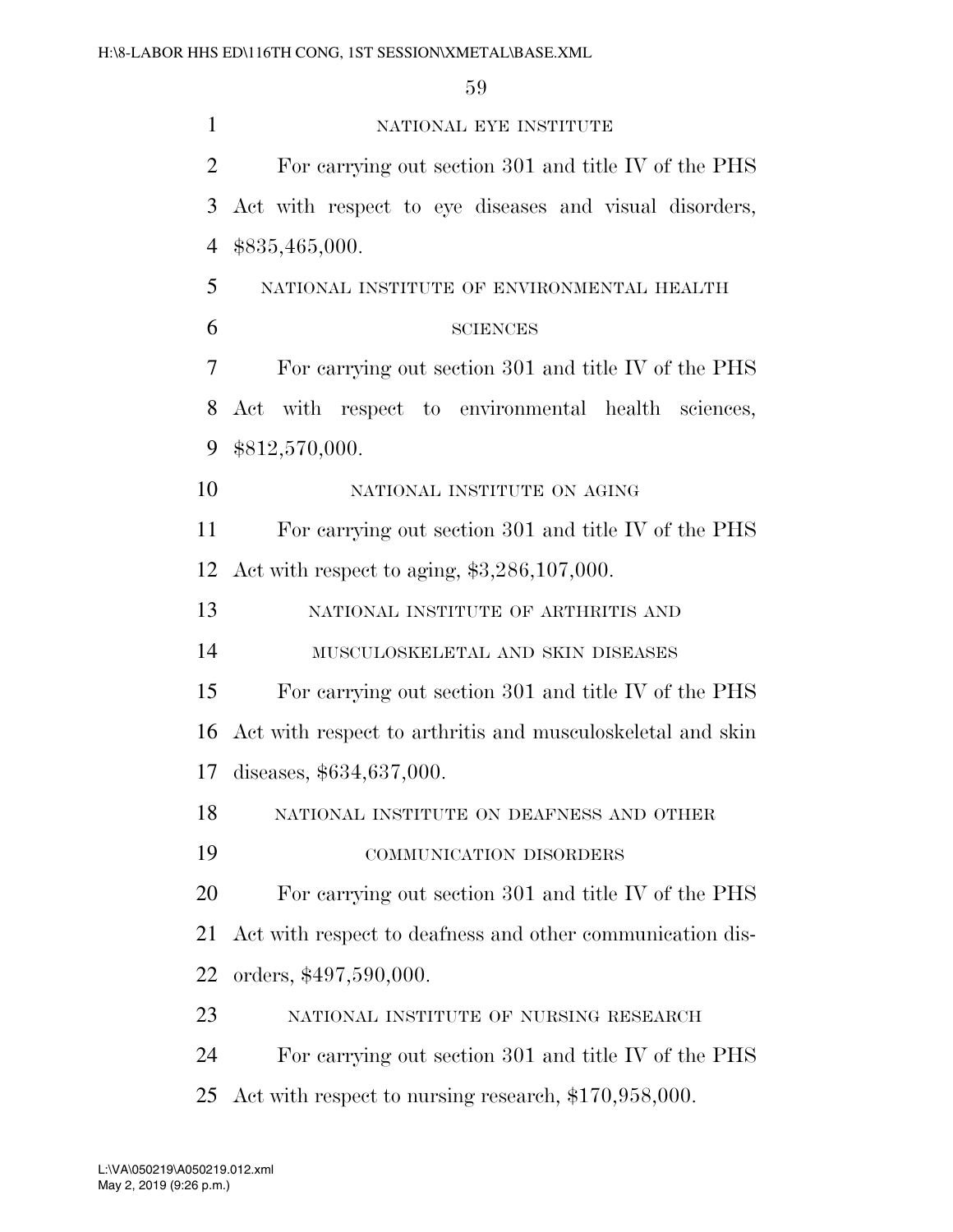NATIONAL EYE INSTITUTE

For carrying out section 301 and title IV of the PHS Act with respect to eye diseases and visual disorders, $835,465,000.

NATIONAL INSTITUTE OF ENVIRONMENTAL HEALTH SCIENCES

For carrying out section 301 and title IV of the PHS Act with respect to environmental health sciences, $812,570,000.

NATIONAL INSTITUTE ON AGING

For carrying out section 301 and title IV of the PHS Act with respect to aging, $3,286,107,000.

NATIONAL INSTITUTE OF ARTHRITIS AND MUSCULOSKELETAL AND SKIN DISEASES

For carrying out section 301 and title IV of the PHS Act with respect to arthritis and musculoskeletal and skin diseases, $634,637,000.

NATIONAL INSTITUTE ON DEAFNESS AND OTHER COMMUNICATION DISORDERS

For carrying out section 301 and title IV of the PHS Act with respect to deafness and other communication disorders, $497,590,000.

NATIONAL INSTITUTE OF NURSING RESEARCH

For carrying out section 301 and title IV of the PHS Act with respect to nursing research, $170,958,000.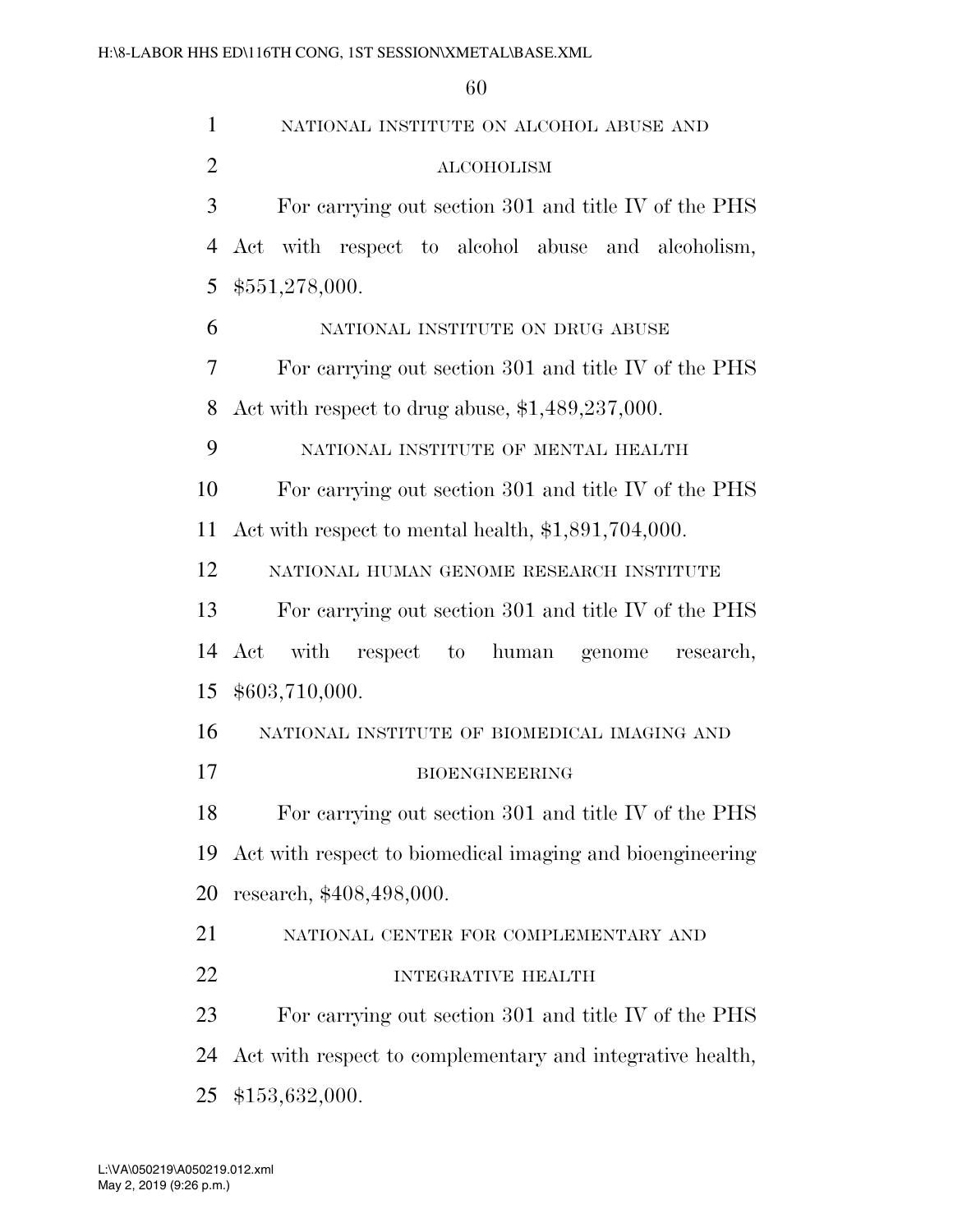NATIONAL INSTITUTE ON ALCOHOL ABUSE AND ALCOHOLISM

For carrying out section 301 and title IV of the PHS Act with respect to alcohol abuse and alcoholism, $551,278,000.

NATIONAL INSTITUTE ON DRUG ABUSE

For carrying out section 301 and title IV of the PHS Act with respect to drug abuse, $1,489,237,000.

NATIONAL INSTITUTE OF MENTAL HEALTH

For carrying out section 301 and title IV of the PHS Act with respect to mental health, $1,891,704,000.

NATIONAL HUMAN GENOME RESEARCH INSTITUTE

For carrying out section 301 and title IV of the PHS Act with respect to human genome research, $603,710,000.

NATIONAL INSTITUTE OF BIOMEDICAL IMAGING AND BIOENGINEERING

For carrying out section 301 and title IV of the PHS Act with respect to biomedical imaging and bioengineering research, $408,498,000.

NATIONAL CENTER FOR COMPLEMENTARY AND INTEGRATIVE HEALTH

For carrying out section 301 and title IV of the PHS Act with respect to complementary and integrative health, $153,632,000.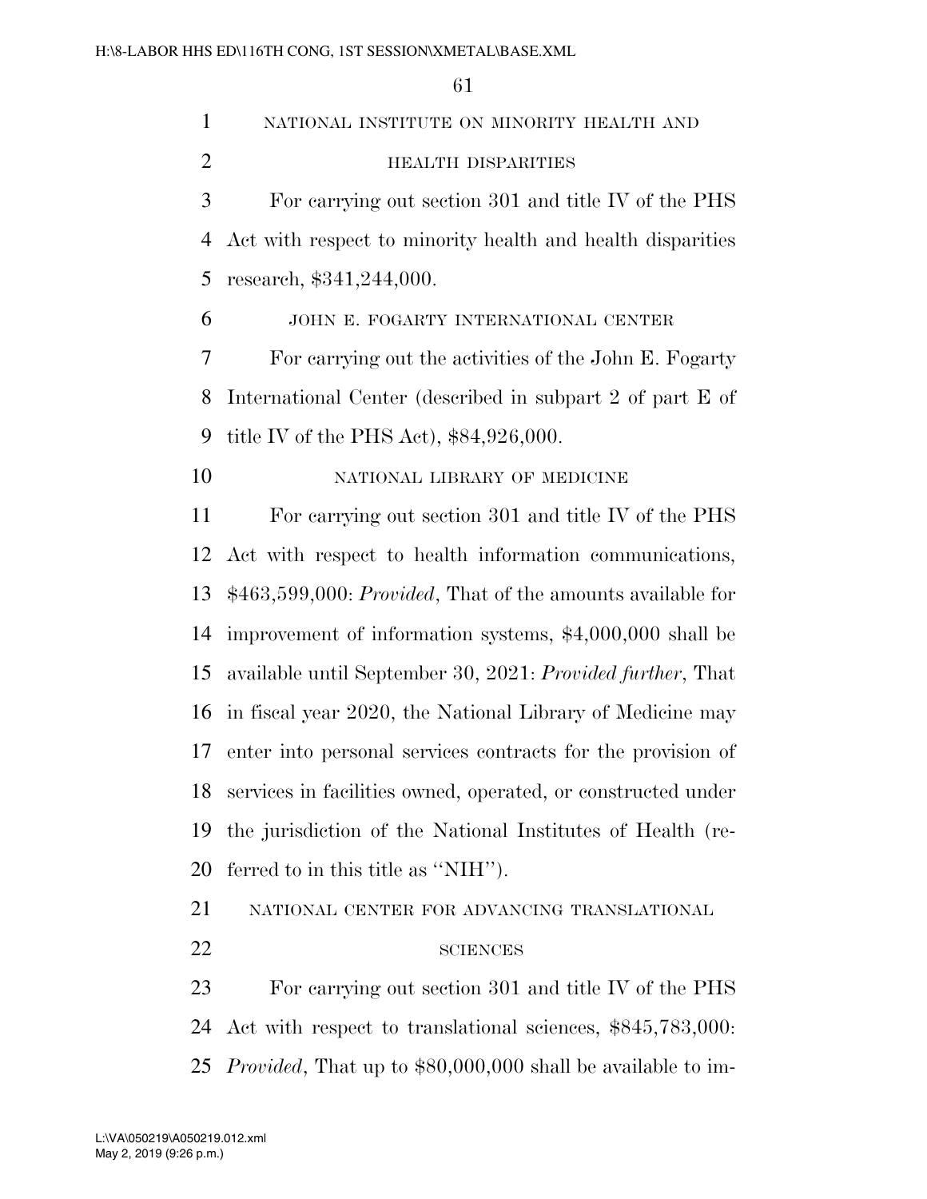NATIONAL INSTITUTE ON MINORITY HEALTH AND HEALTH DISPARITIES

For carrying out section 301 and title IV of the PHS Act with respect to minority health and health disparities research, $341,244,000.

JOHN E. FOGARTY INTERNATIONAL CENTER

For carrying out the activities of the John E. Fogarty International Center (described in subpart 2 of part E of title IV of the PHS Act), $84,926,000.

NATIONAL LIBRARY OF MEDICINE

For carrying out section 301 and title IV of the PHS Act with respect to health information communications, $463,599,000: *Provided*, That of the amounts available for improvement of information systems, $4,000,000 shall be available until September 30, 2021: *Provided further*, That in fiscal year 2020, the National Library of Medicine may enter into personal services contracts for the provision of services in facilities owned, operated, or constructed under the jurisdiction of the National Institutes of Health (referred to in this title as ''NIH'').

NATIONAL CENTER FOR ADVANCING TRANSLATIONAL SCIENCES

For carrying out section 301 and title IV of the PHS Act with respect to translational sciences, $845,783,000: *Provided*, That up to $80,000,000 shall be available to im-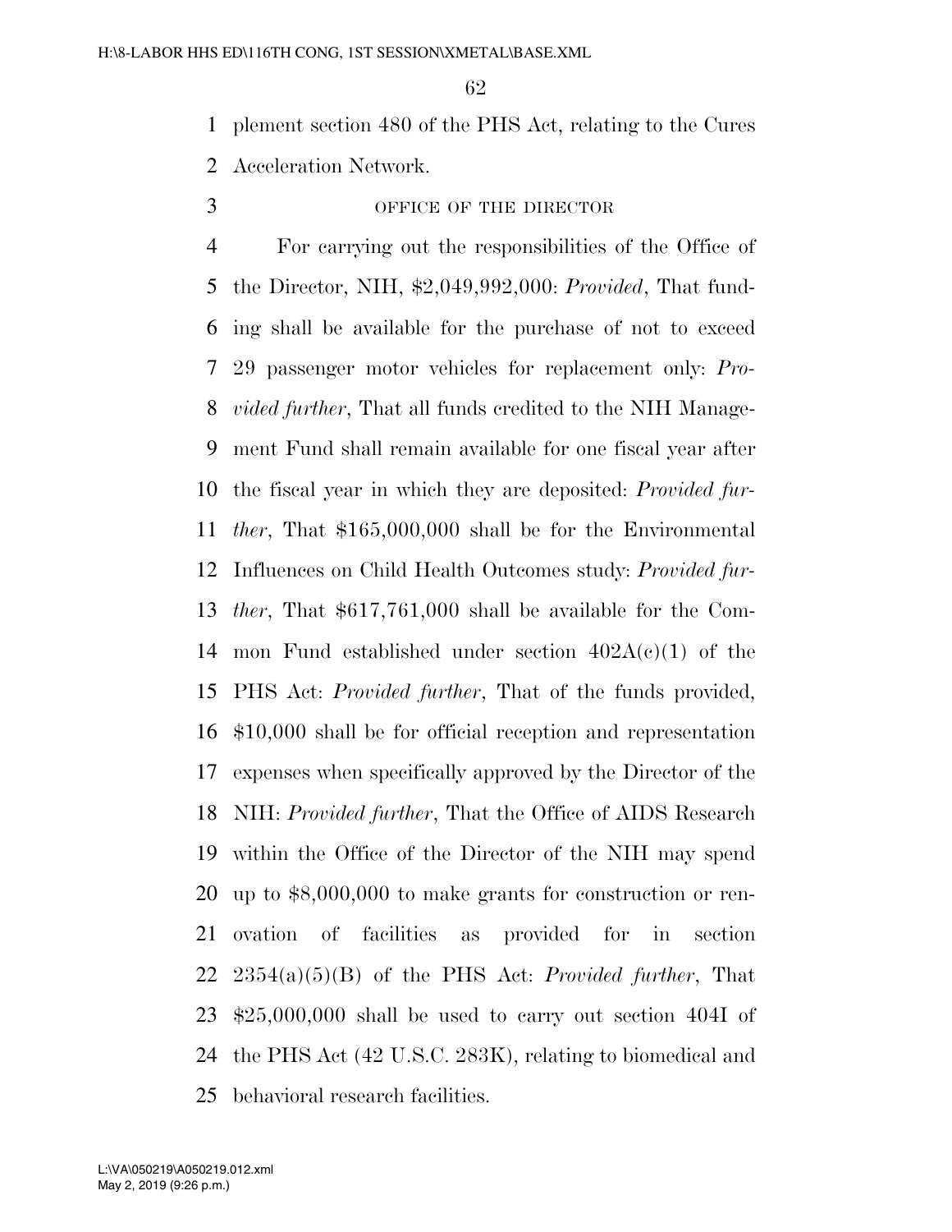plement section 480 of the PHS Act, relating to the Cures Acceleration Network.

OFFICE OF THE DIRECTOR

For carrying out the responsibilities of the Office of the Director, NIH, $2,049,992,000: *Provided*, That funding shall be available for the purchase of not to exceed 29 passenger motor vehicles for replacement only: *Provided further*, That all funds credited to the NIH Management Fund shall remain available for one fiscal year after the fiscal year in which they are deposited: *Provided further*, That $165,000,000 shall be for the Environmental Influences on Child Health Outcomes study: *Provided further*, That $617,761,000 shall be available for the Common Fund established under section 402A(c)(1) of the PHS Act: *Provided further*, That of the funds provided, $10,000 shall be for official reception and representation expenses when specifically approved by the Director of the NIH: *Provided further*, That the Office of AIDS Research within the Office of the Director of the NIH may spend up to $8,000,000 to make grants for construction or renovation of facilities as provided for in section 2354(a)(5)(B) of the PHS Act: *Provided further*, That $25,000,000 shall be used to carry out section 404I of the PHS Act (42 U.S.C. 283K), relating to biomedical and behavioral research facilities.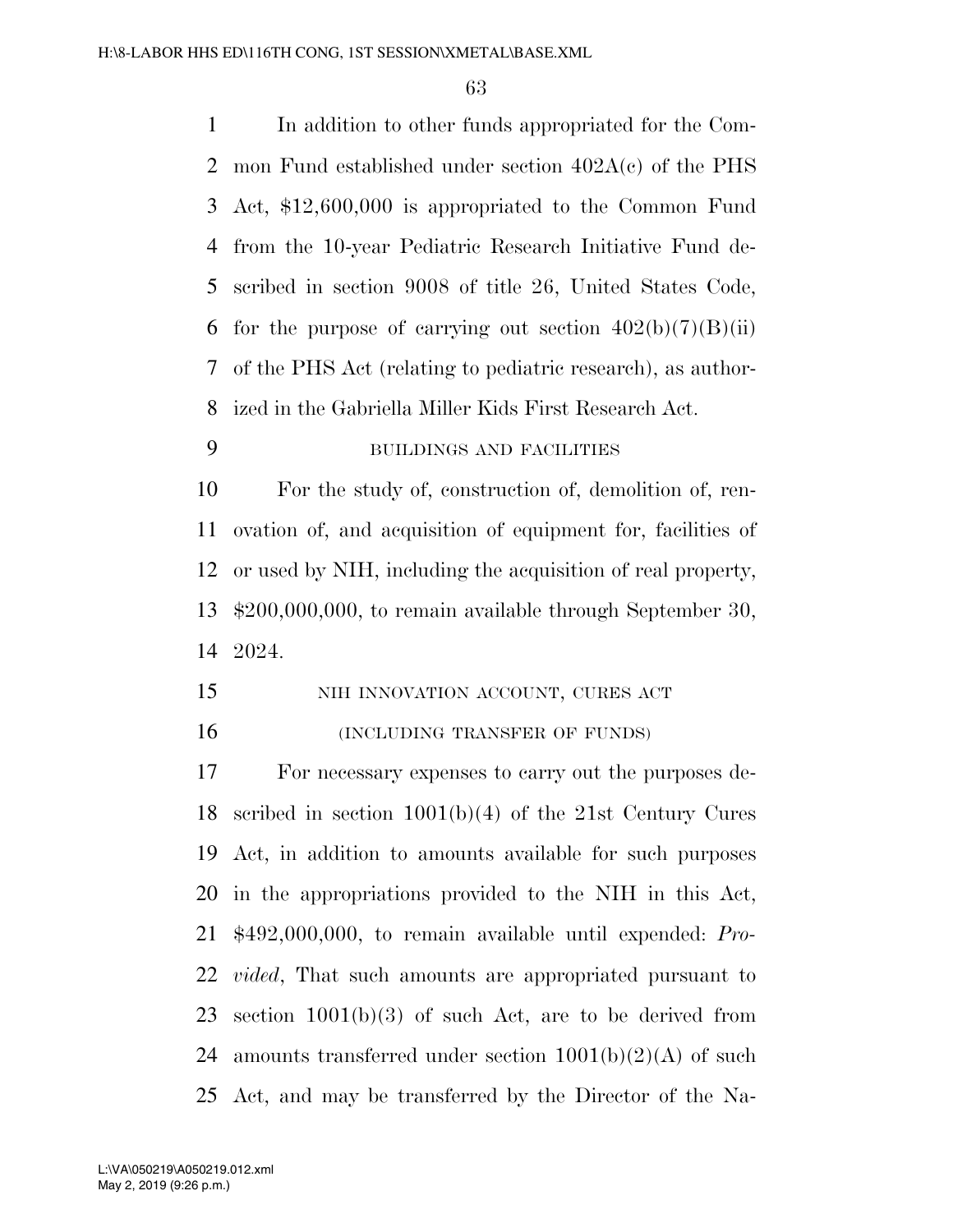In addition to other funds appropriated for the Common Fund established under section 402A(c) of the PHS Act, $12,600,000 is appropriated to the Common Fund from the 10-year Pediatric Research Initiative Fund described in section 9008 of title 26, United States Code, for the purpose of carrying out section 402(b)(7)(B)(ii) of the PHS Act (relating to pediatric research), as authorized in the Gabriella Miller Kids First Research Act.

BUILDINGS AND FACILITIES

For the study of, construction of, demolition of, renovation of, and acquisition of equipment for, facilities of or used by NIH, including the acquisition of real property, $200,000,000, to remain available through September 30, 2024.

NIH INNOVATION ACCOUNT, CURES ACT

(INCLUDING TRANSFER OF FUNDS)

For necessary expenses to carry out the purposes described in section 1001(b)(4) of the 21st Century Cures Act, in addition to amounts available for such purposes in the appropriations provided to the NIH in this Act, $492,000,000, to remain available until expended: *Provided*, That such amounts are appropriated pursuant to section 1001(b)(3) of such Act, are to be derived from amounts transferred under section 1001(b)(2)(A) of such Act, and may be transferred by the Director of the Na-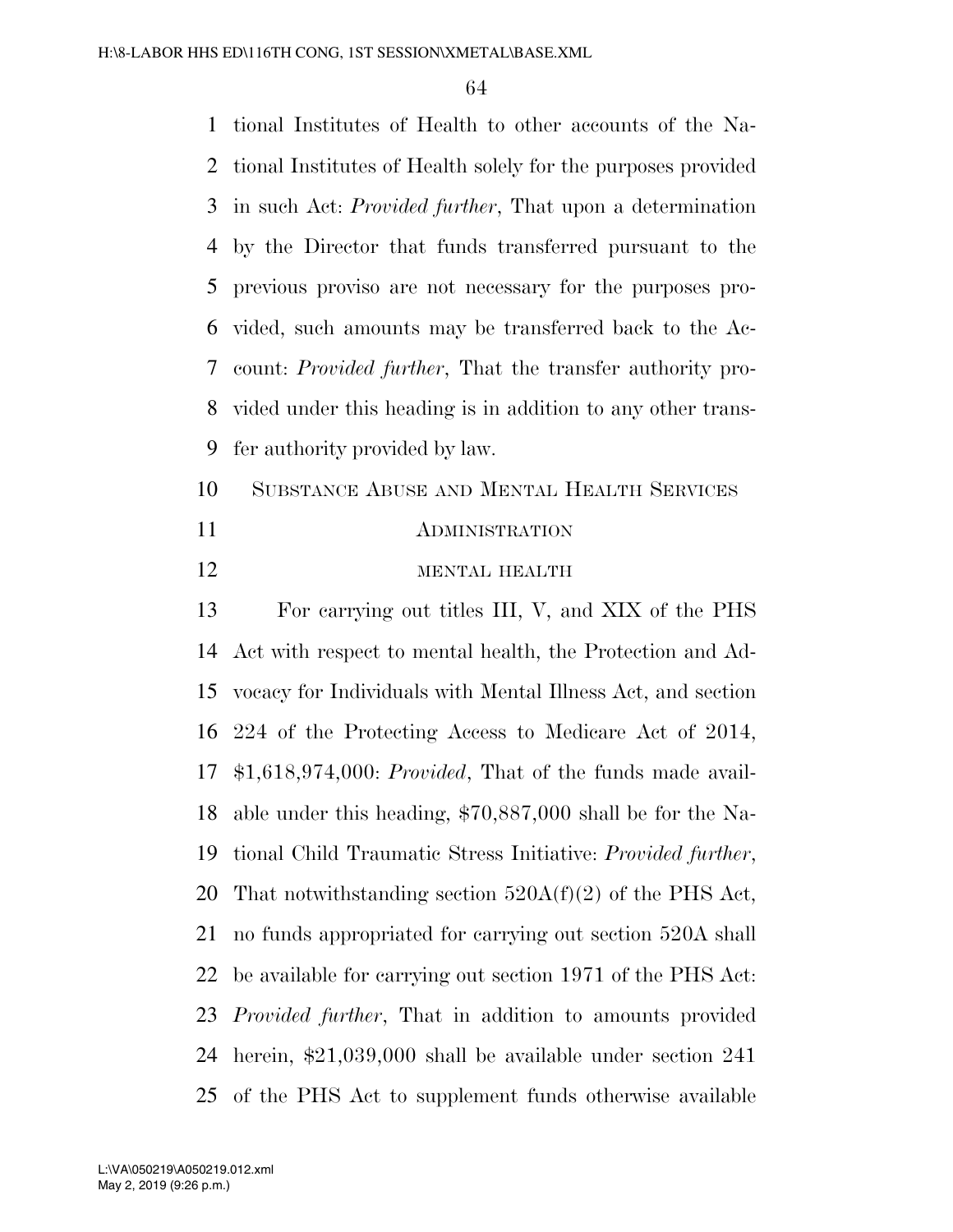tional Institutes of Health to other accounts of the National Institutes of Health solely for the purposes provided in such Act: *Provided further*, That upon a determination by the Director that funds transferred pursuant to the previous proviso are not necessary for the purposes provided, such amounts may be transferred back to the Account: *Provided further*, That the transfer authority provided under this heading is in addition to any other transfer authority provided by law.

## SUBSTANCE ABUSE AND MENTAL HEALTH SERVICES ADMINISTRATION

### MENTAL HEALTH

For carrying out titles III, V, and XIX of the PHS Act with respect to mental health, the Protection and Advocacy for Individuals with Mental Illness Act, and section 224 of the Protecting Access to Medicare Act of 2014, $1,618,974,000: *Provided*, That of the funds made available under this heading, $70,887,000 shall be for the National Child Traumatic Stress Initiative: *Provided further*, That notwithstanding section 520A(f)(2) of the PHS Act, no funds appropriated for carrying out section 520A shall be available for carrying out section 1971 of the PHS Act: *Provided further*, That in addition to amounts provided herein, $21,039,000 shall be available under section 241 of the PHS Act to supplement funds otherwise available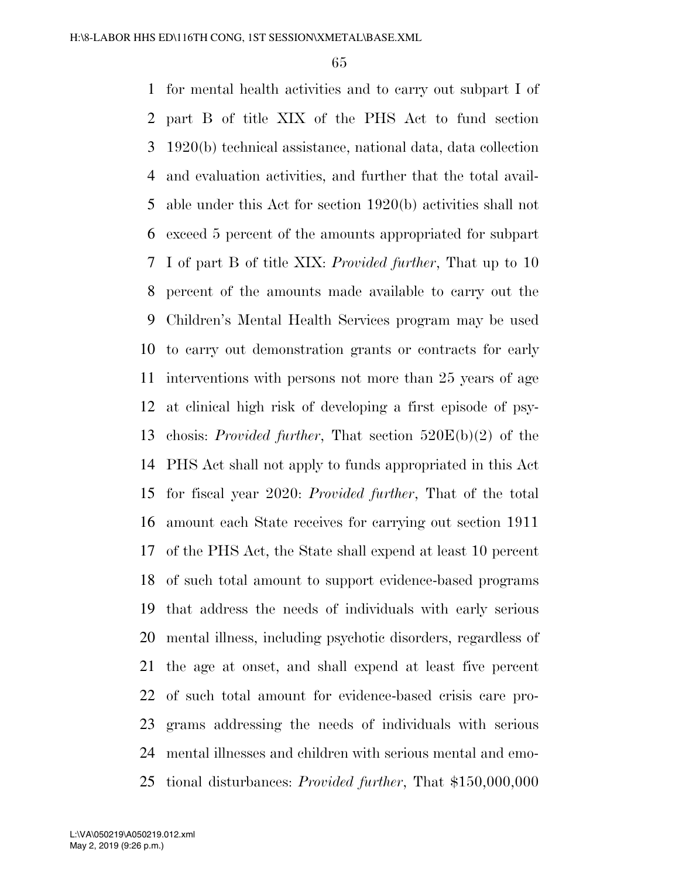for mental health activities and to carry out subpart I of part B of title XIX of the PHS Act to fund section 1920(b) technical assistance, national data, data collection and evaluation activities, and further that the total available under this Act for section 1920(b) activities shall not exceed 5 percent of the amounts appropriated for subpart I of part B of title XIX: *Provided further*, That up to 10 percent of the amounts made available to carry out the Children's Mental Health Services program may be used to carry out demonstration grants or contracts for early interventions with persons not more than 25 years of age at clinical high risk of developing a first episode of psychosis: *Provided further*, That section 520E(b)(2) of the PHS Act shall not apply to funds appropriated in this Act for fiscal year 2020: *Provided further*, That of the total amount each State receives for carrying out section 1911 of the PHS Act, the State shall expend at least 10 percent of such total amount to support evidence-based programs that address the needs of individuals with early serious mental illness, including psychotic disorders, regardless of the age at onset, and shall expend at least five percent of such total amount for evidence-based crisis care programs addressing the needs of individuals with serious mental illnesses and children with serious mental and emotional disturbances: *Provided further*, That $150,000,000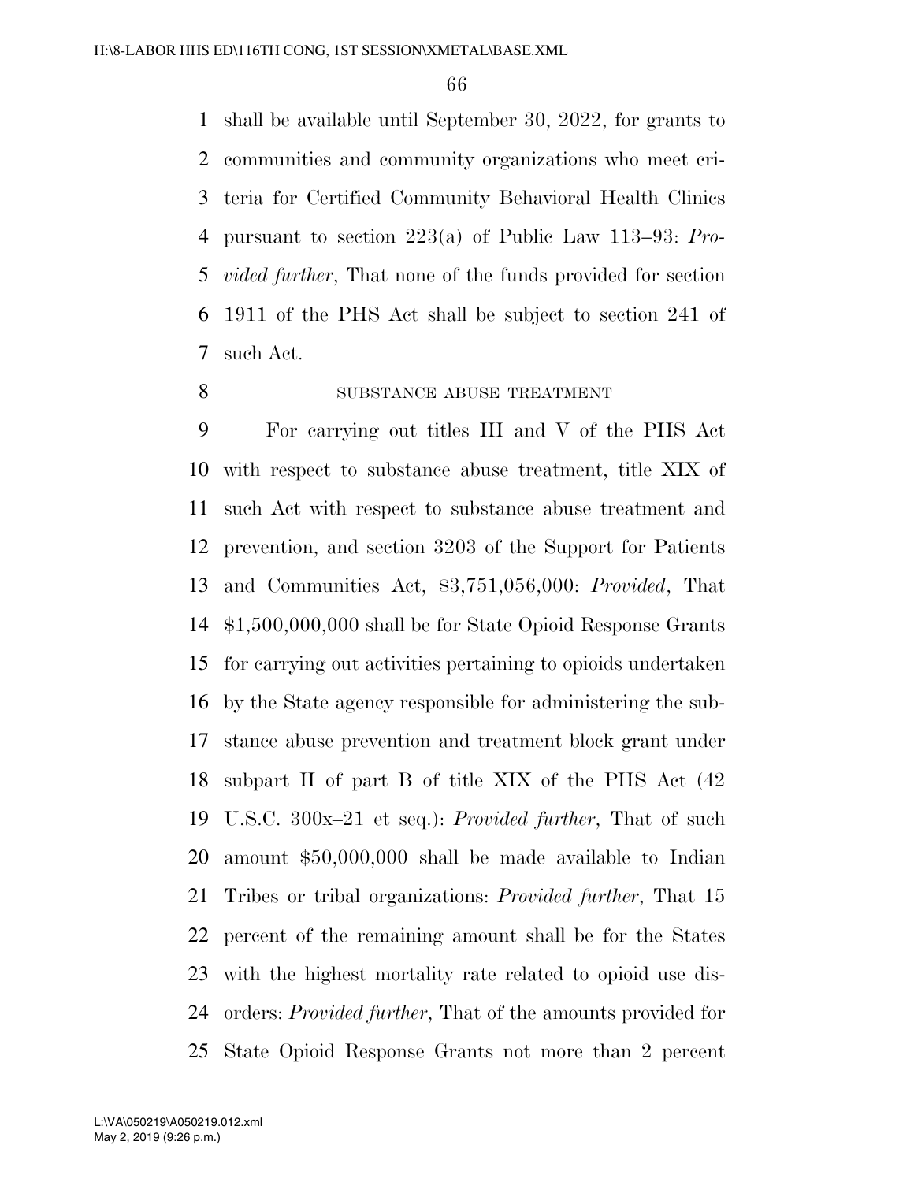shall be available until September 30, 2022, for grants to communities and community organizations who meet criteria for Certified Community Behavioral Health Clinics pursuant to section 223(a) of Public Law 113–93: *Provided further*, That none of the funds provided for section 1911 of the PHS Act shall be subject to section 241 of such Act.

SUBSTANCE ABUSE TREATMENT

For carrying out titles III and V of the PHS Act with respect to substance abuse treatment, title XIX of such Act with respect to substance abuse treatment and prevention, and section 3203 of the Support for Patients and Communities Act, $3,751,056,000: *Provided*, That $1,500,000,000 shall be for State Opioid Response Grants for carrying out activities pertaining to opioids undertaken by the State agency responsible for administering the substance abuse prevention and treatment block grant under subpart II of part B of title XIX of the PHS Act (42 U.S.C. 300x–21 et seq.): *Provided further*, That of such amount $50,000,000 shall be made available to Indian Tribes or tribal organizations: *Provided further*, That 15 percent of the remaining amount shall be for the States with the highest mortality rate related to opioid use disorders: *Provided further*, That of the amounts provided for State Opioid Response Grants not more than 2 percent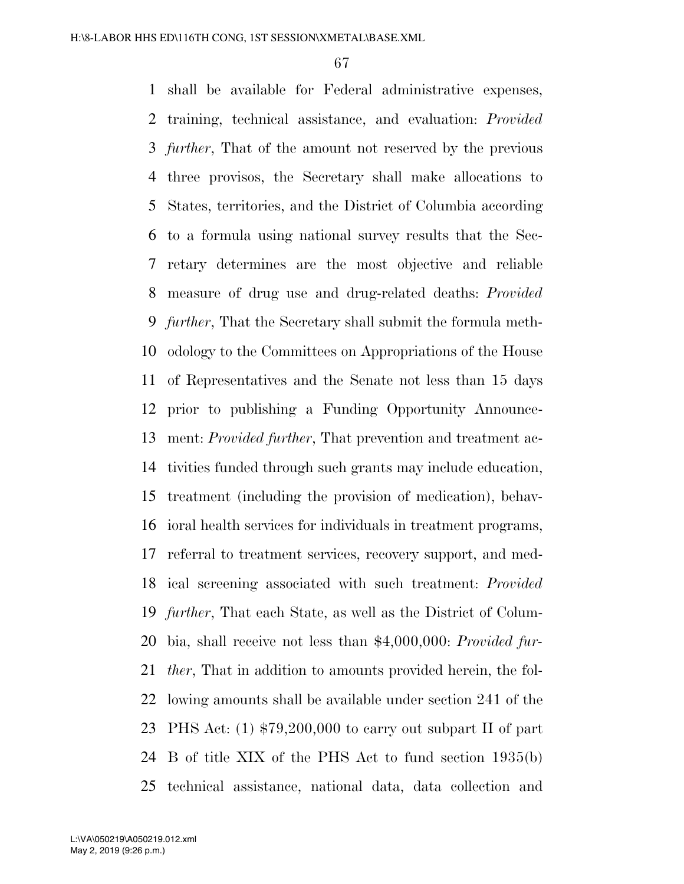shall be available for Federal administrative expenses, training, technical assistance, and evaluation: *Provided further*, That of the amount not reserved by the previous three provisos, the Secretary shall make allocations to States, territories, and the District of Columbia according to a formula using national survey results that the Secretary determines are the most objective and reliable measure of drug use and drug-related deaths: *Provided further*, That the Secretary shall submit the formula methodology to the Committees on Appropriations of the House of Representatives and the Senate not less than 15 days prior to publishing a Funding Opportunity Announcement: *Provided further*, That prevention and treatment activities funded through such grants may include education, treatment (including the provision of medication), behavioral health services for individuals in treatment programs, referral to treatment services, recovery support, and medical screening associated with such treatment: *Provided further*, That each State, as well as the District of Columbia, shall receive not less than $4,000,000: *Provided further*, That in addition to amounts provided herein, the following amounts shall be available under section 241 of the PHS Act: (1) $79,200,000 to carry out subpart II of part B of title XIX of the PHS Act to fund section 1935(b) technical assistance, national data, data collection and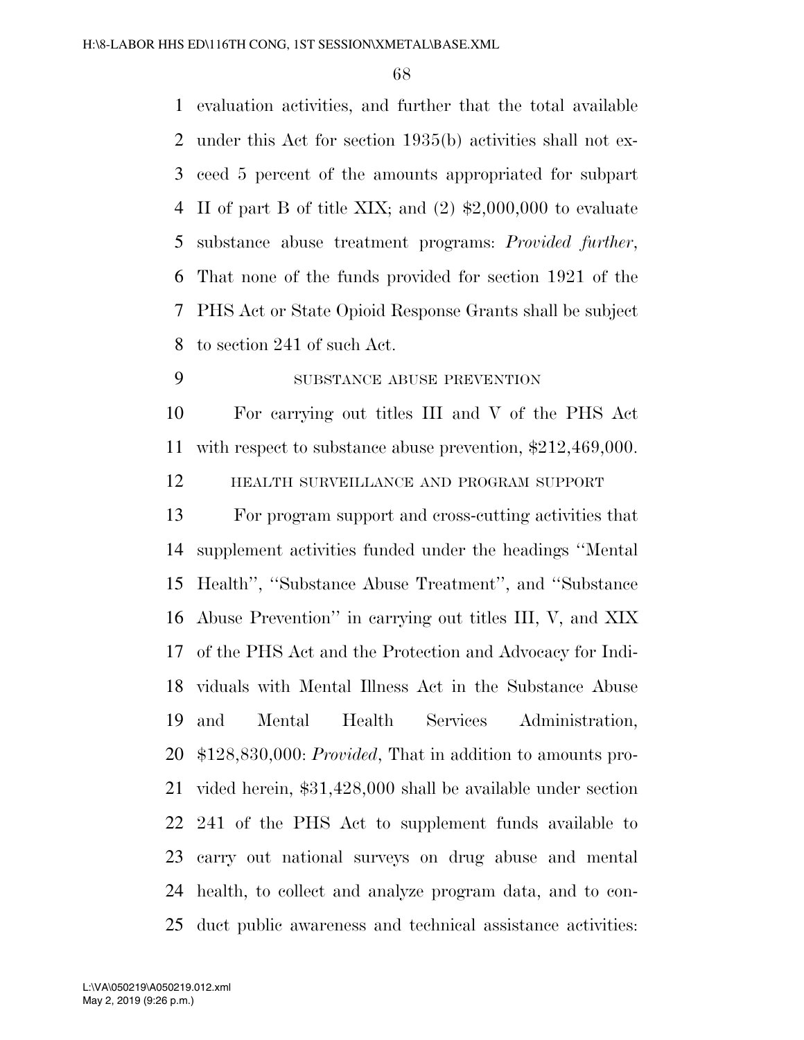evaluation activities, and further that the total available under this Act for section 1935(b) activities shall not exceed 5 percent of the amounts appropriated for subpart II of part B of title XIX; and (2) $2,000,000 to evaluate substance abuse treatment programs: *Provided further*, That none of the funds provided for section 1921 of the PHS Act or State Opioid Response Grants shall be subject to section 241 of such Act.

SUBSTANCE ABUSE PREVENTION

For carrying out titles III and V of the PHS Act with respect to substance abuse prevention, $212,469,000.

HEALTH SURVEILLANCE AND PROGRAM SUPPORT

For program support and cross-cutting activities that supplement activities funded under the headings ''Mental Health'', ''Substance Abuse Treatment'', and ''Substance Abuse Prevention'' in carrying out titles III, V, and XIX of the PHS Act and the Protection and Advocacy for Individuals with Mental Illness Act in the Substance Abuse and Mental Health Services Administration, $128,830,000: *Provided*, That in addition to amounts provided herein, $31,428,000 shall be available under section 241 of the PHS Act to supplement funds available to carry out national surveys on drug abuse and mental health, to collect and analyze program data, and to conduct public awareness and technical assistance activities: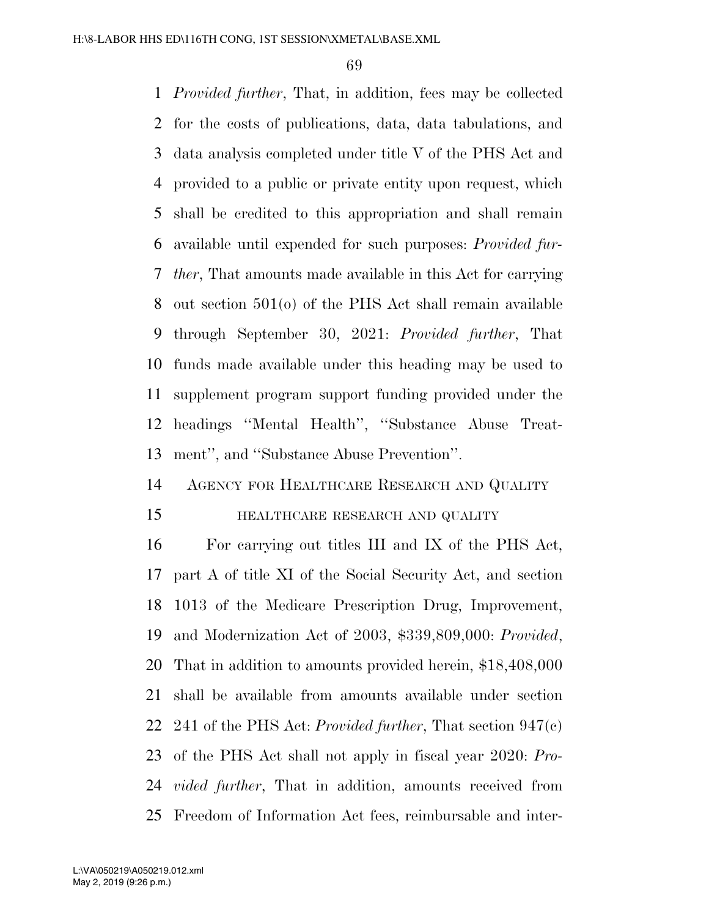*Provided further*, That, in addition, fees may be collected for the costs of publications, data, data tabulations, and data analysis completed under title V of the PHS Act and provided to a public or private entity upon request, which shall be credited to this appropriation and shall remain available until expended for such purposes: *Provided further*, That amounts made available in this Act for carrying out section 501(o) of the PHS Act shall remain available through September 30, 2021: *Provided further*, That funds made available under this heading may be used to supplement program support funding provided under the headings ''Mental Health'', ''Substance Abuse Treatment'', and ''Substance Abuse Prevention''.

## AGENCY FOR HEALTHCARE RESEARCH AND QUALITY

### HEALTHCARE RESEARCH AND QUALITY

For carrying out titles III and IX of the PHS Act, part A of title XI of the Social Security Act, and section 1013 of the Medicare Prescription Drug, Improvement, and Modernization Act of 2003, $339,809,000: *Provided*, That in addition to amounts provided herein, $18,408,000 shall be available from amounts available under section 241 of the PHS Act: *Provided further*, That section 947(c) of the PHS Act shall not apply in fiscal year 2020: *Provided further*, That in addition, amounts received from Freedom of Information Act fees, reimbursable and inter-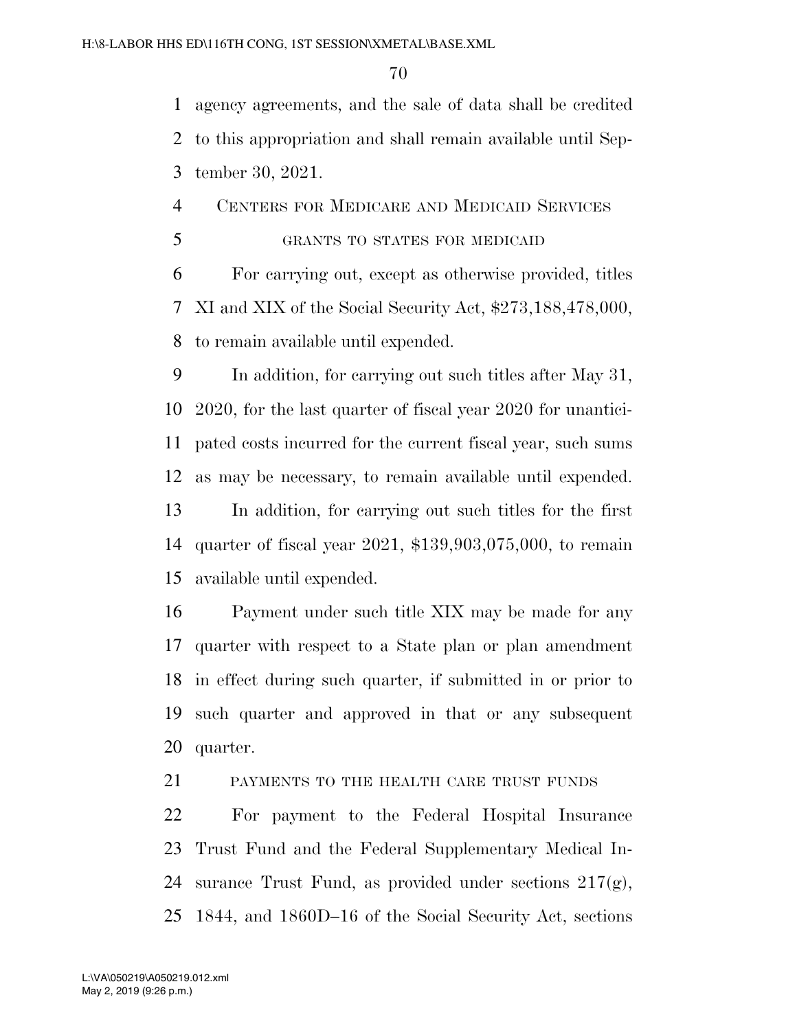agency agreements, and the sale of data shall be credited to this appropriation and shall remain available until September 30, 2021.

## CENTERS FOR MEDICARE AND MEDICAID SERVICES

### GRANTS TO STATES FOR MEDICAID

For carrying out, except as otherwise provided, titles XI and XIX of the Social Security Act, $273,188,478,000, to remain available until expended.

In addition, for carrying out such titles after May 31, 2020, for the last quarter of fiscal year 2020 for unanticipated costs incurred for the current fiscal year, such sums as may be necessary, to remain available until expended.

In addition, for carrying out such titles for the first quarter of fiscal year 2021, $139,903,075,000, to remain available until expended.

Payment under such title XIX may be made for any quarter with respect to a State plan or plan amendment in effect during such quarter, if submitted in or prior to such quarter and approved in that or any subsequent quarter.

### PAYMENTS TO THE HEALTH CARE TRUST FUNDS

For payment to the Federal Hospital Insurance Trust Fund and the Federal Supplementary Medical Insurance Trust Fund, as provided under sections 217(g), 1844, and 1860D–16 of the Social Security Act, sections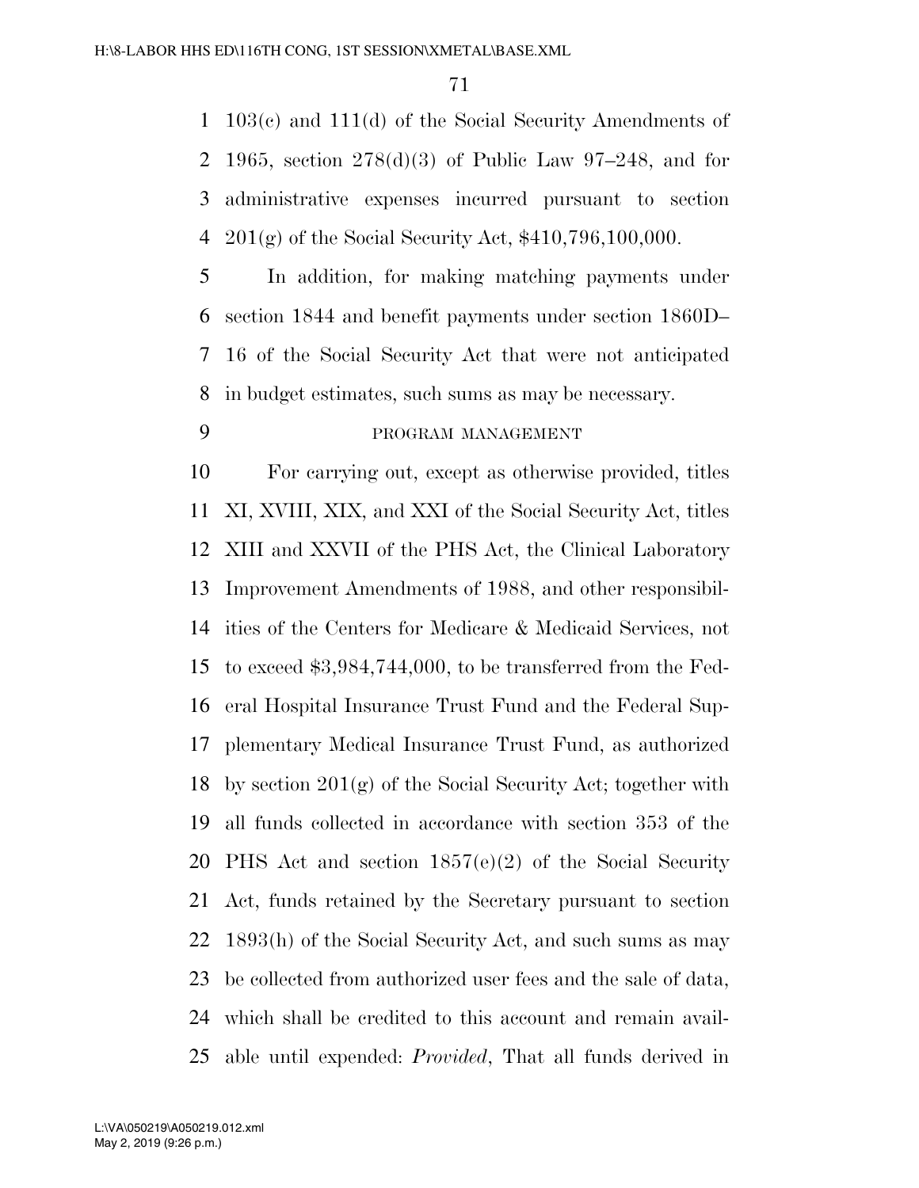103(c) and 111(d) of the Social Security Amendments of 1965, section 278(d)(3) of Public Law 97–248, and for administrative expenses incurred pursuant to section 201(g) of the Social Security Act, $410,796,100,000.

In addition, for making matching payments under section 1844 and benefit payments under section 1860D–16 of the Social Security Act that were not anticipated in budget estimates, such sums as may be necessary.

PROGRAM MANAGEMENT

For carrying out, except as otherwise provided, titles XI, XVIII, XIX, and XXI of the Social Security Act, titles XIII and XXVII of the PHS Act, the Clinical Laboratory Improvement Amendments of 1988, and other responsibilities of the Centers for Medicare & Medicaid Services, not to exceed $3,984,744,000, to be transferred from the Federal Hospital Insurance Trust Fund and the Federal Supplementary Medical Insurance Trust Fund, as authorized by section 201(g) of the Social Security Act; together with all funds collected in accordance with section 353 of the PHS Act and section 1857(e)(2) of the Social Security Act, funds retained by the Secretary pursuant to section 1893(h) of the Social Security Act, and such sums as may be collected from authorized user fees and the sale of data, which shall be credited to this account and remain available until expended: *Provided*, That all funds derived in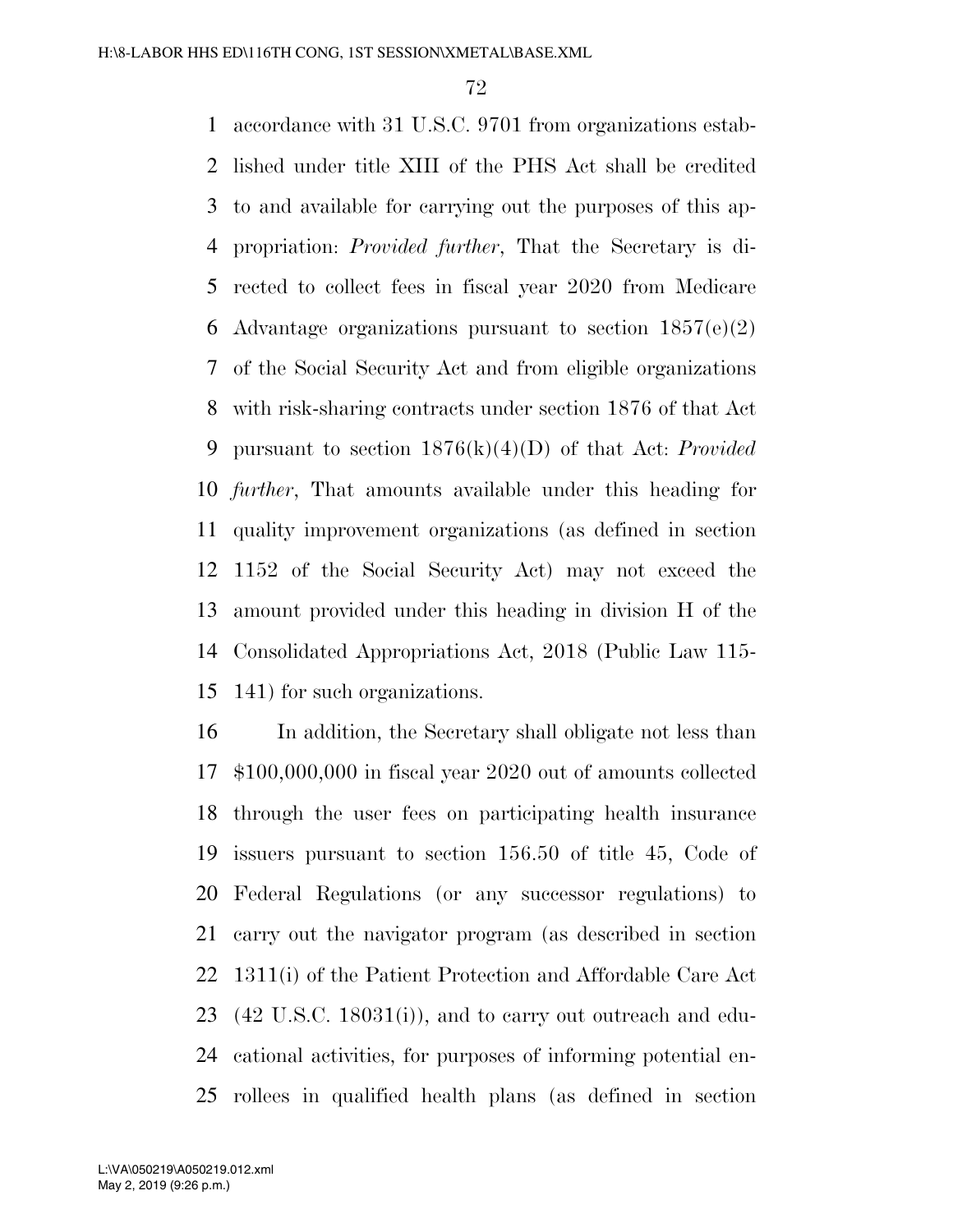accordance with 31 U.S.C. 9701 from organizations established under title XIII of the PHS Act shall be credited to and available for carrying out the purposes of this appropriation: *Provided further*, That the Secretary is directed to collect fees in fiscal year 2020 from Medicare Advantage organizations pursuant to section 1857(e)(2) of the Social Security Act and from eligible organizations with risk-sharing contracts under section 1876 of that Act pursuant to section 1876(k)(4)(D) of that Act: *Provided further*, That amounts available under this heading for quality improvement organizations (as defined in section 1152 of the Social Security Act) may not exceed the amount provided under this heading in division H of the Consolidated Appropriations Act, 2018 (Public Law 115-141) for such organizations.

In addition, the Secretary shall obligate not less than $100,000,000 in fiscal year 2020 out of amounts collected through the user fees on participating health insurance issuers pursuant to section 156.50 of title 45, Code of Federal Regulations (or any successor regulations) to carry out the navigator program (as described in section 1311(i) of the Patient Protection and Affordable Care Act (42 U.S.C. 18031(i)), and to carry out outreach and educational activities, for purposes of informing potential enrollees in qualified health plans (as defined in section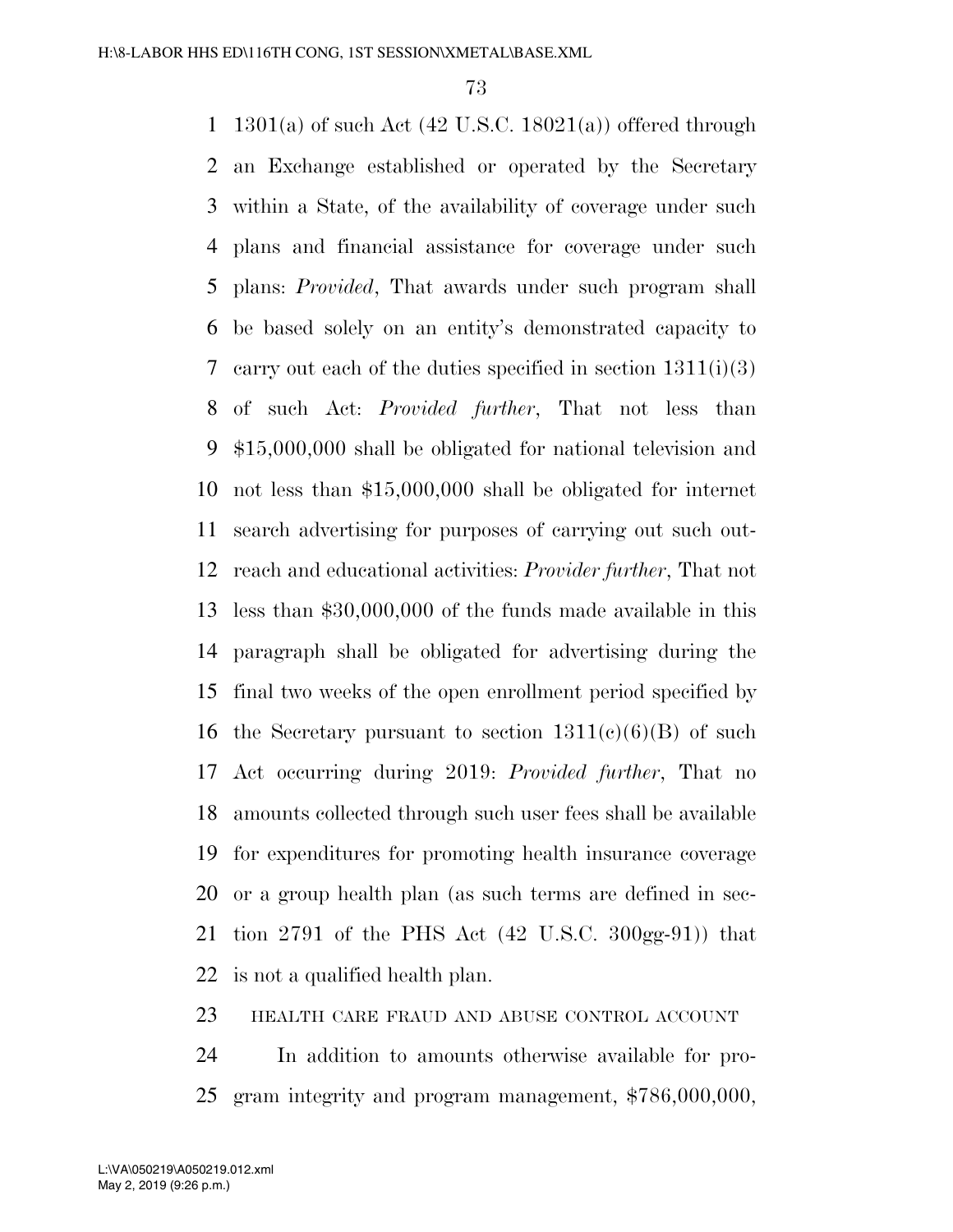1301(a) of such Act (42 U.S.C. 18021(a)) offered through an Exchange established or operated by the Secretary within a State, of the availability of coverage under such plans and financial assistance for coverage under such plans: *Provided*, That awards under such program shall be based solely on an entity's demonstrated capacity to carry out each of the duties specified in section 1311(i)(3) of such Act: *Provided further*, That not less than $15,000,000 shall be obligated for national television and not less than $15,000,000 shall be obligated for internet search advertising for purposes of carrying out such outreach and educational activities: *Provider further*, That not less than $30,000,000 of the funds made available in this paragraph shall be obligated for advertising during the final two weeks of the open enrollment period specified by the Secretary pursuant to section 1311(c)(6)(B) of such Act occurring during 2019: *Provided further*, That no amounts collected through such user fees shall be available for expenditures for promoting health insurance coverage or a group health plan (as such terms are defined in section 2791 of the PHS Act (42 U.S.C. 300gg-91)) that is not a qualified health plan.

HEALTH CARE FRAUD AND ABUSE CONTROL ACCOUNT

In addition to amounts otherwise available for program integrity and program management, $786,000,000,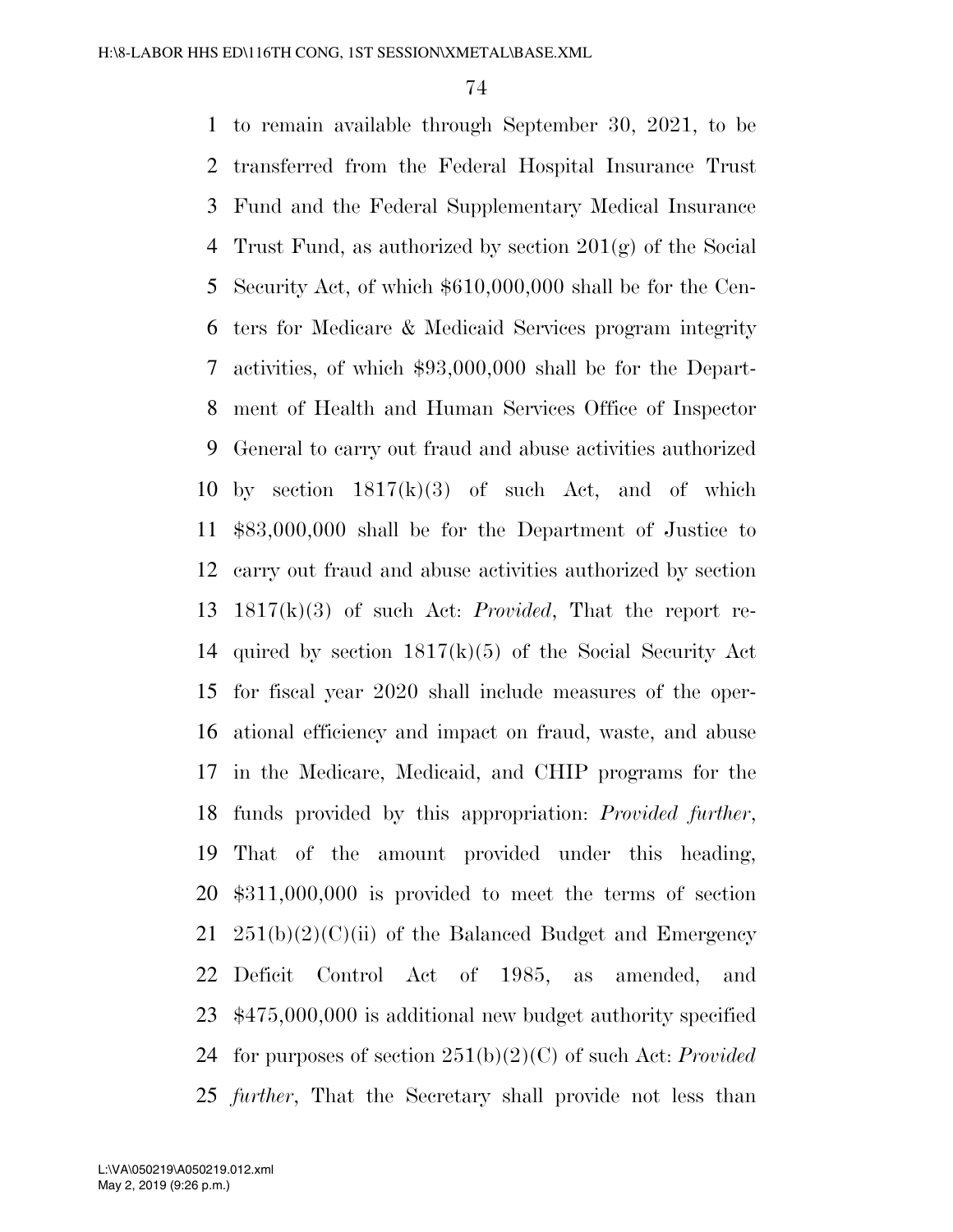to remain available through September 30, 2021, to be transferred from the Federal Hospital Insurance Trust Fund and the Federal Supplementary Medical Insurance Trust Fund, as authorized by section 201(g) of the Social Security Act, of which $610,000,000 shall be for the Centers for Medicare & Medicaid Services program integrity activities, of which $93,000,000 shall be for the Department of Health and Human Services Office of Inspector General to carry out fraud and abuse activities authorized by section 1817(k)(3) of such Act, and of which $83,000,000 shall be for the Department of Justice to carry out fraud and abuse activities authorized by section 1817(k)(3) of such Act: *Provided*, That the report required by section 1817(k)(5) of the Social Security Act for fiscal year 2020 shall include measures of the operational efficiency and impact on fraud, waste, and abuse in the Medicare, Medicaid, and CHIP programs for the funds provided by this appropriation: *Provided further*, That of the amount provided under this heading, $311,000,000 is provided to meet the terms of section 251(b)(2)(C)(ii) of the Balanced Budget and Emergency Deficit Control Act of 1985, as amended, and $475,000,000 is additional new budget authority specified for purposes of section 251(b)(2)(C) of such Act: *Provided further*, That the Secretary shall provide not less than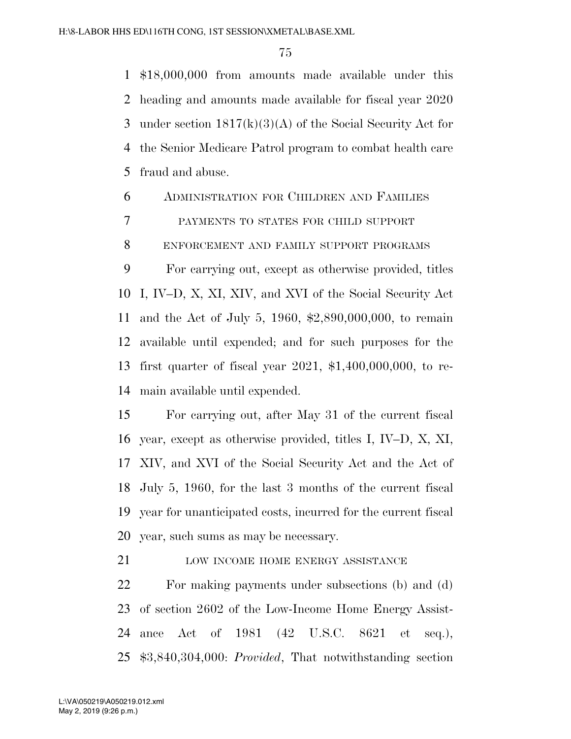$18,000,000 from amounts made available under this heading and amounts made available for fiscal year 2020 under section 1817(k)(3)(A) of the Social Security Act for the Senior Medicare Patrol program to combat health care fraud and abuse.

## Administration for Children and Families

### payments to states for child support enforcement and family support programs

For carrying out, except as otherwise provided, titles I, IV–D, X, XI, XIV, and XVI of the Social Security Act and the Act of July 5, 1960, $2,890,000,000, to remain available until expended; and for such purposes for the first quarter of fiscal year 2021, $1,400,000,000, to remain available until expended.

For carrying out, after May 31 of the current fiscal year, except as otherwise provided, titles I, IV–D, X, XI, XIV, and XVI of the Social Security Act and the Act of July 5, 1960, for the last 3 months of the current fiscal year for unanticipated costs, incurred for the current fiscal year, such sums as may be necessary.

### low income home energy assistance

For making payments under subsections (b) and (d) of section 2602 of the Low-Income Home Energy Assistance Act of 1981 (42 U.S.C. 8621 et seq.), $3,840,304,000: *Provided*, That notwithstanding section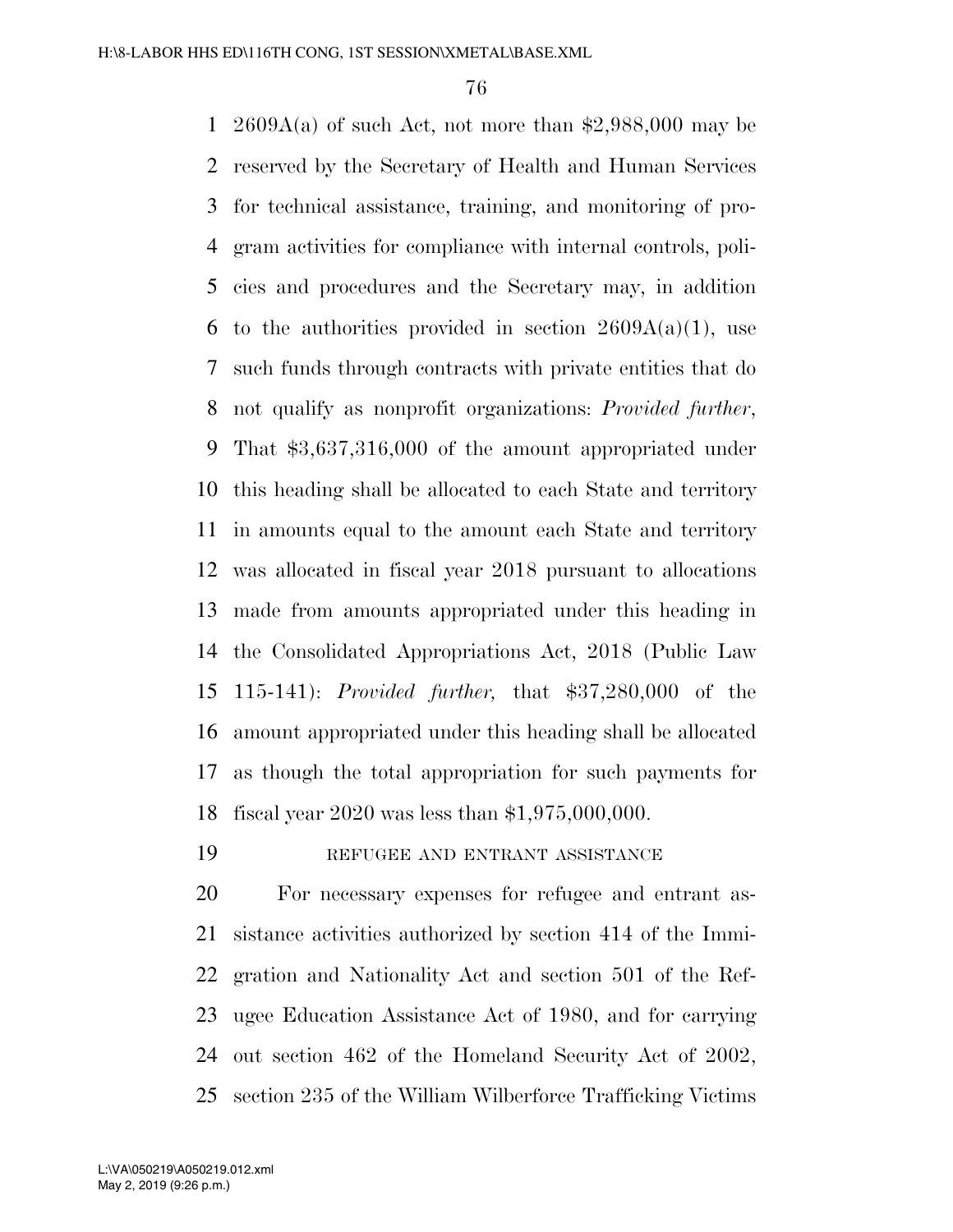2609A(a) of such Act, not more than $2,988,000 may be reserved by the Secretary of Health and Human Services for technical assistance, training, and monitoring of program activities for compliance with internal controls, policies and procedures and the Secretary may, in addition to the authorities provided in section 2609A(a)(1), use such funds through contracts with private entities that do not qualify as nonprofit organizations: *Provided further*, That $3,637,316,000 of the amount appropriated under this heading shall be allocated to each State and territory in amounts equal to the amount each State and territory was allocated in fiscal year 2018 pursuant to allocations made from amounts appropriated under this heading in the Consolidated Appropriations Act, 2018 (Public Law 115-141): *Provided further,* that $37,280,000 of the amount appropriated under this heading shall be allocated as though the total appropriation for such payments for fiscal year 2020 was less than $1,975,000,000.

REFUGEE AND ENTRANT ASSISTANCE

For necessary expenses for refugee and entrant assistance activities authorized by section 414 of the Immigration and Nationality Act and section 501 of the Refugee Education Assistance Act of 1980, and for carrying out section 462 of the Homeland Security Act of 2002, section 235 of the William Wilberforce Trafficking Victims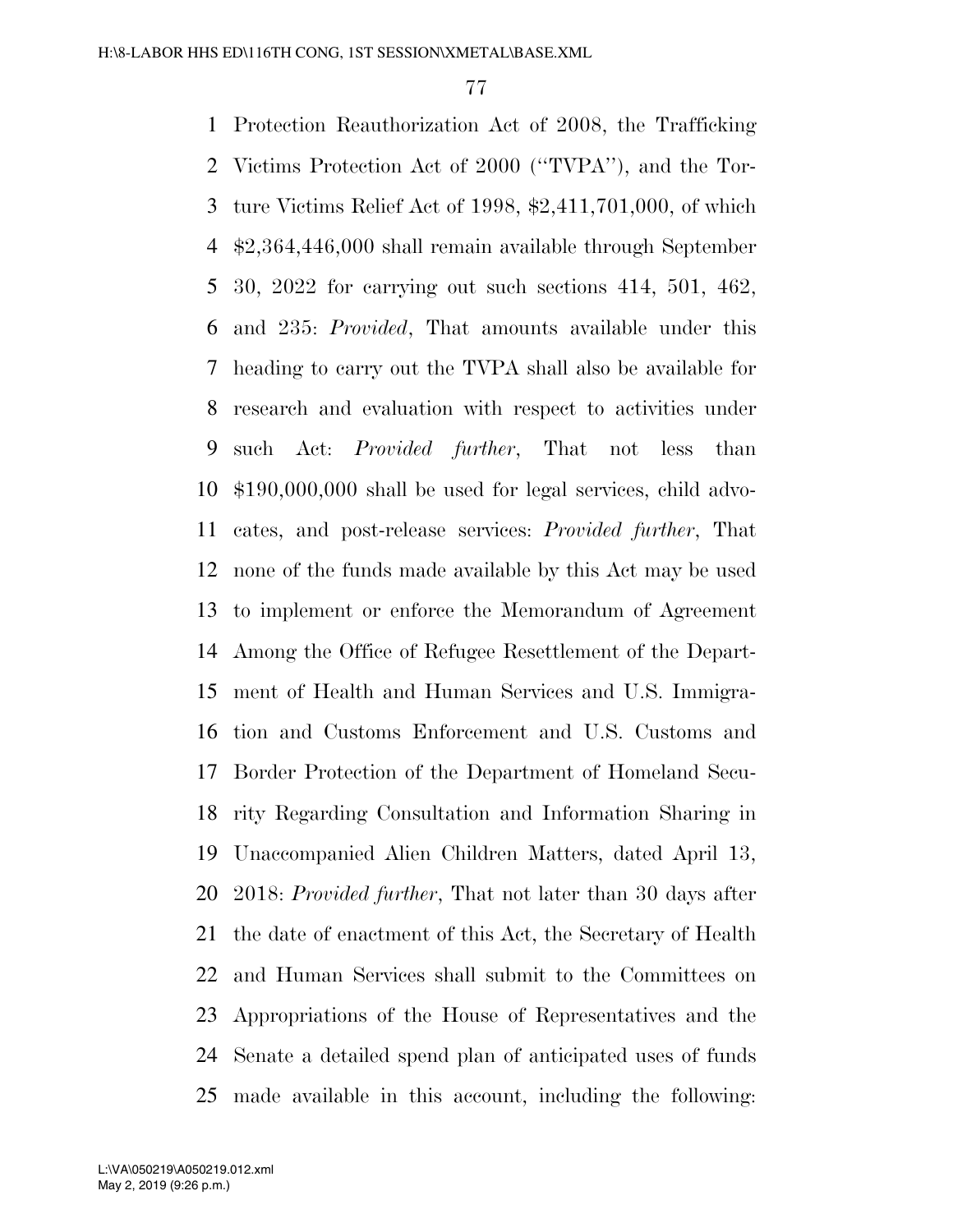Protection Reauthorization Act of 2008, the Trafficking Victims Protection Act of 2000 (''TVPA''), and the Torture Victims Relief Act of 1998, $2,411,701,000, of which $2,364,446,000 shall remain available through September 30, 2022 for carrying out such sections 414, 501, 462, and 235: *Provided*, That amounts available under this heading to carry out the TVPA shall also be available for research and evaluation with respect to activities under such Act: *Provided further*, That not less than $190,000,000 shall be used for legal services, child advocates, and post-release services: *Provided further*, That none of the funds made available by this Act may be used to implement or enforce the Memorandum of Agreement Among the Office of Refugee Resettlement of the Department of Health and Human Services and U.S. Immigration and Customs Enforcement and U.S. Customs and Border Protection of the Department of Homeland Security Regarding Consultation and Information Sharing in Unaccompanied Alien Children Matters, dated April 13, 2018: *Provided further*, That not later than 30 days after the date of enactment of this Act, the Secretary of Health and Human Services shall submit to the Committees on Appropriations of the House of Representatives and the Senate a detailed spend plan of anticipated uses of funds made available in this account, including the following: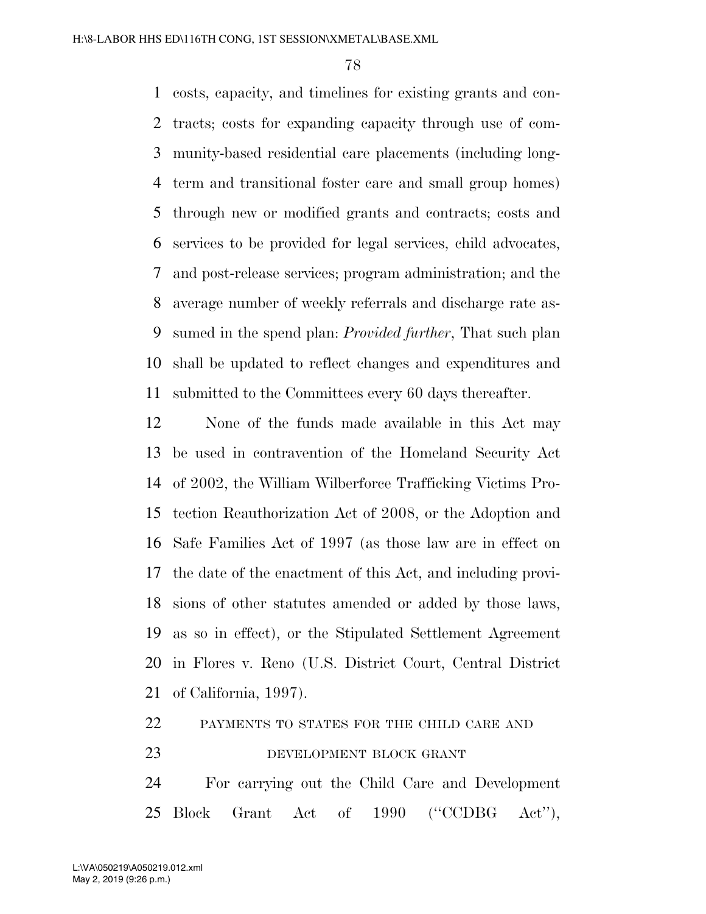costs, capacity, and timelines for existing grants and contracts; costs for expanding capacity through use of community-based residential care placements (including long-term and transitional foster care and small group homes) through new or modified grants and contracts; costs and services to be provided for legal services, child advocates, and post-release services; program administration; and the average number of weekly referrals and discharge rate assumed in the spend plan: *Provided further*, That such plan shall be updated to reflect changes and expenditures and submitted to the Committees every 60 days thereafter.

None of the funds made available in this Act may be used in contravention of the Homeland Security Act of 2002, the William Wilberforce Trafficking Victims Protection Reauthorization Act of 2008, or the Adoption and Safe Families Act of 1997 (as those law are in effect on the date of the enactment of this Act, and including provisions of other statutes amended or added by those laws, as so in effect), or the Stipulated Settlement Agreement in Flores v. Reno (U.S. District Court, Central District of California, 1997).

PAYMENTS TO STATES FOR THE CHILD CARE AND DEVELOPMENT BLOCK GRANT

For carrying out the Child Care and Development Block Grant Act of 1990 (''CCDBG Act''),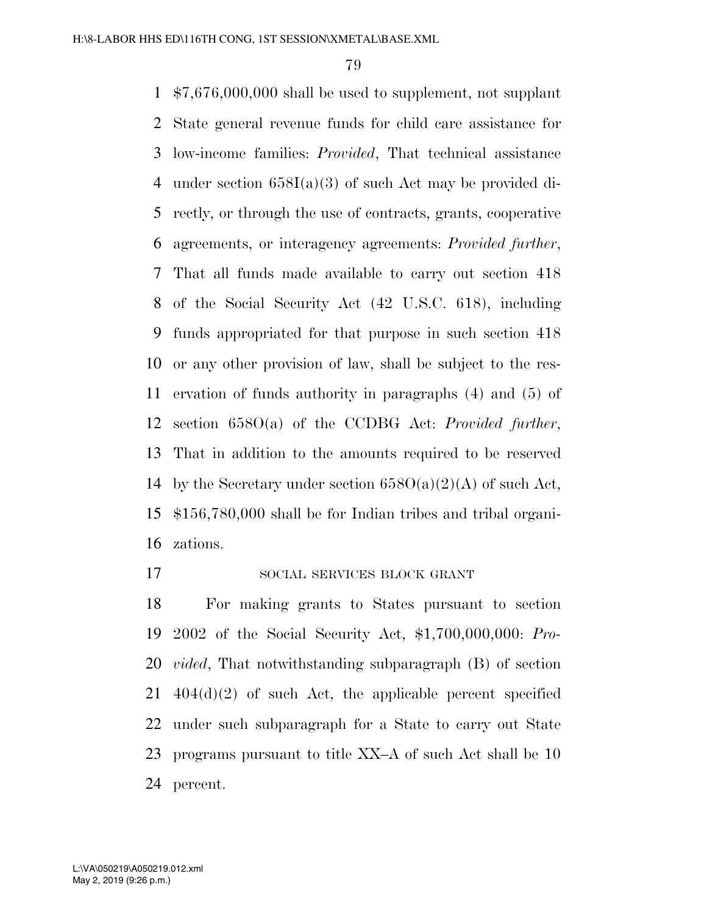$7,676,000,000 shall be used to supplement, not supplant State general revenue funds for child care assistance for low-income families: *Provided*, That technical assistance under section 658I(a)(3) of such Act may be provided directly, or through the use of contracts, grants, cooperative agreements, or interagency agreements: *Provided further*, That all funds made available to carry out section 418 of the Social Security Act (42 U.S.C. 618), including funds appropriated for that purpose in such section 418 or any other provision of law, shall be subject to the reservation of funds authority in paragraphs (4) and (5) of section 658O(a) of the CCDBG Act: *Provided further*, That in addition to the amounts required to be reserved by the Secretary under section 658O(a)(2)(A) of such Act, $156,780,000 shall be for Indian tribes and tribal organizations.

SOCIAL SERVICES BLOCK GRANT

For making grants to States pursuant to section 2002 of the Social Security Act, $1,700,000,000: *Provided*, That notwithstanding subparagraph (B) of section 404(d)(2) of such Act, the applicable percent specified under such subparagraph for a State to carry out State programs pursuant to title XX–A of such Act shall be 10 percent.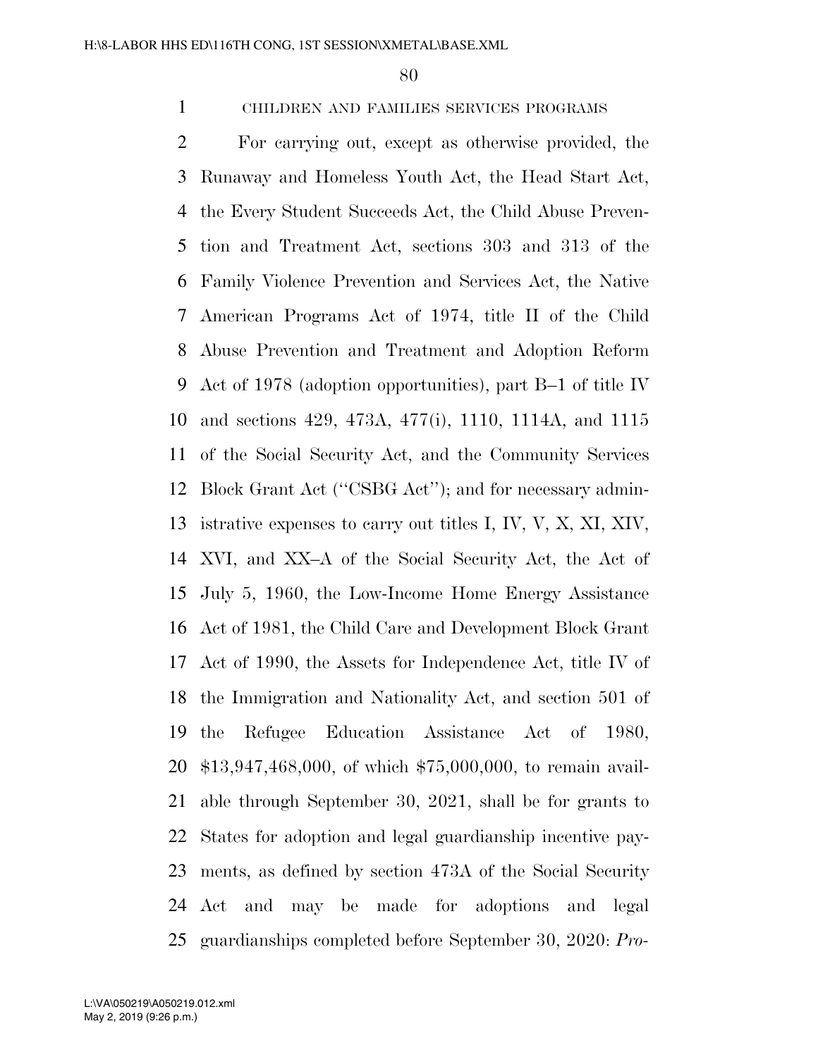CHILDREN AND FAMILIES SERVICES PROGRAMS

For carrying out, except as otherwise provided, the Runaway and Homeless Youth Act, the Head Start Act, the Every Student Succeeds Act, the Child Abuse Prevention and Treatment Act, sections 303 and 313 of the Family Violence Prevention and Services Act, the Native American Programs Act of 1974, title II of the Child Abuse Prevention and Treatment and Adoption Reform Act of 1978 (adoption opportunities), part B–1 of title IV and sections 429, 473A, 477(i), 1110, 1114A, and 1115 of the Social Security Act, and the Community Services Block Grant Act (''CSBG Act''); and for necessary administrative expenses to carry out titles I, IV, V, X, XI, XIV, XVI, and XX–A of the Social Security Act, the Act of July 5, 1960, the Low-Income Home Energy Assistance Act of 1981, the Child Care and Development Block Grant Act of 1990, the Assets for Independence Act, title IV of the Immigration and Nationality Act, and section 501 of the Refugee Education Assistance Act of 1980, $13,947,468,000, of which $75,000,000, to remain available through September 30, 2021, shall be for grants to States for adoption and legal guardianship incentive payments, as defined by section 473A of the Social Security Act and may be made for adoptions and legal guardianships completed before September 30, 2020: *Pro-*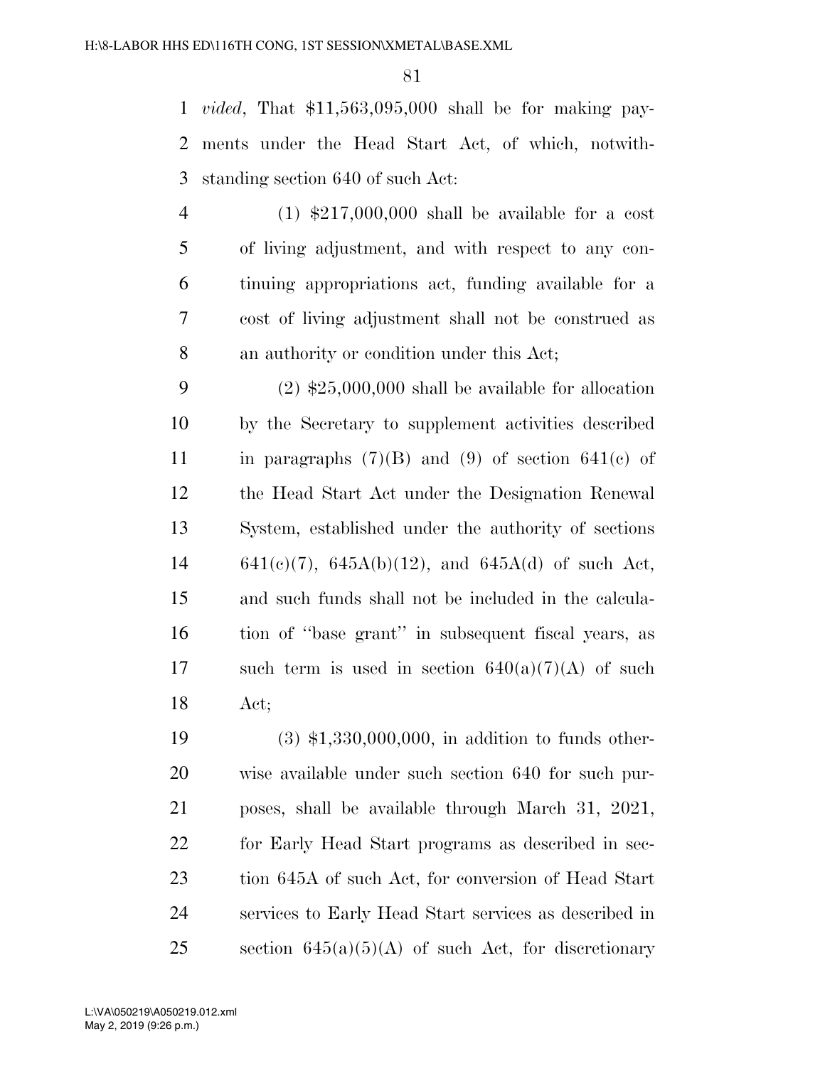*vided*, That $11,563,095,000 shall be for making payments under the Head Start Act, of which, notwithstanding section 640 of such Act:

(1) $217,000,000 shall be available for a cost of living adjustment, and with respect to any continuing appropriations act, funding available for a cost of living adjustment shall not be construed as an authority or condition under this Act;

(2) $25,000,000 shall be available for allocation by the Secretary to supplement activities described in paragraphs (7)(B) and (9) of section 641(c) of the Head Start Act under the Designation Renewal System, established under the authority of sections 641(c)(7), 645A(b)(12), and 645A(d) of such Act, and such funds shall not be included in the calculation of ''base grant'' in subsequent fiscal years, as such term is used in section 640(a)(7)(A) of such Act;

(3) $1,330,000,000, in addition to funds otherwise available under such section 640 for such purposes, shall be available through March 31, 2021, for Early Head Start programs as described in section 645A of such Act, for conversion of Head Start services to Early Head Start services as described in section 645(a)(5)(A) of such Act, for discretionary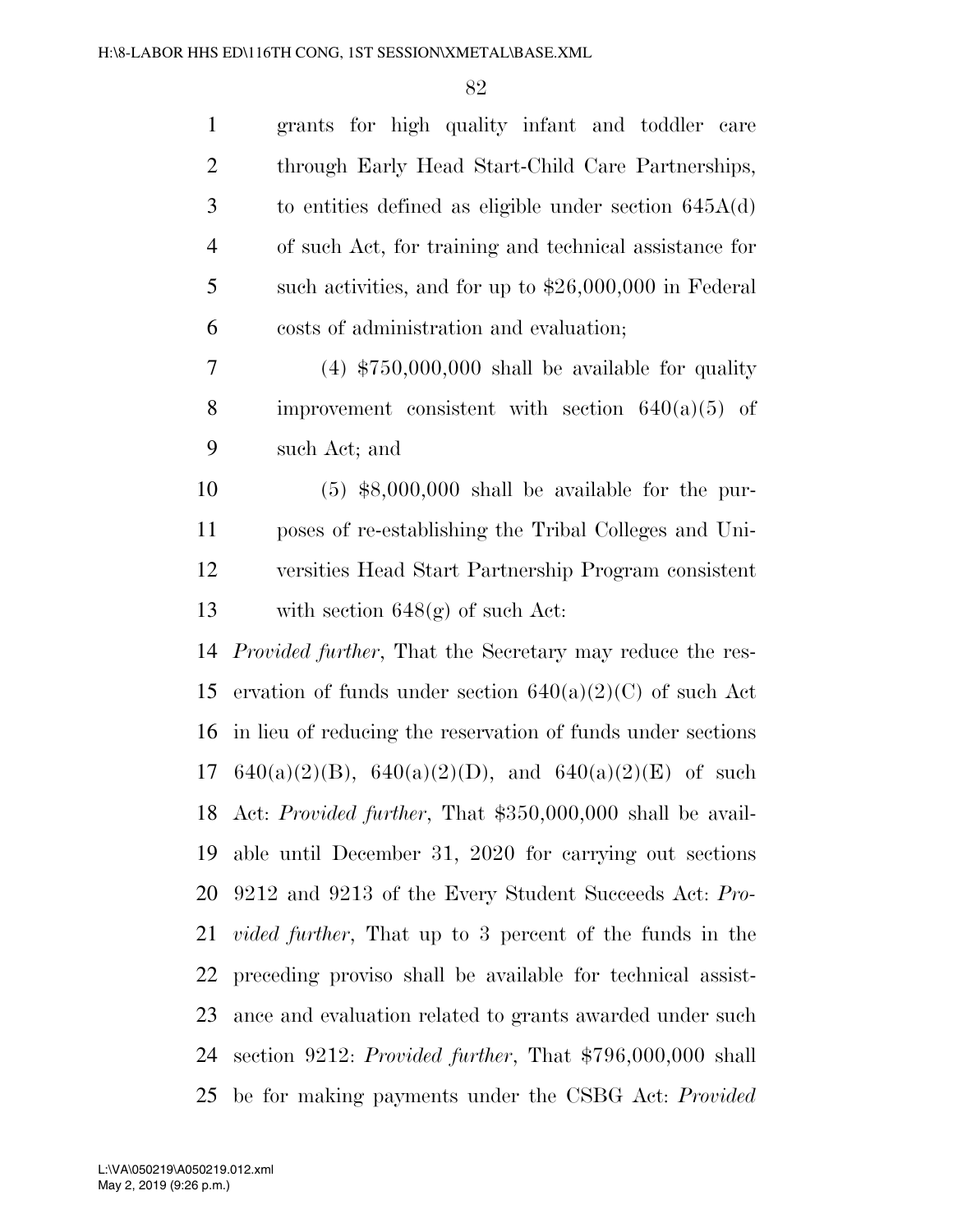grants for high quality infant and toddler care through Early Head Start-Child Care Partnerships, to entities defined as eligible under section 645A(d) of such Act, for training and technical assistance for such activities, and for up to $26,000,000 in Federal costs of administration and evaluation;

(4) $750,000,000 shall be available for quality improvement consistent with section 640(a)(5) of such Act; and

(5) $8,000,000 shall be available for the purposes of re-establishing the Tribal Colleges and Universities Head Start Partnership Program consistent with section 648(g) of such Act:

*Provided further*, That the Secretary may reduce the reservation of funds under section 640(a)(2)(C) of such Act in lieu of reducing the reservation of funds under sections 640(a)(2)(B), 640(a)(2)(D), and 640(a)(2)(E) of such Act: *Provided further*, That $350,000,000 shall be available until December 31, 2020 for carrying out sections 9212 and 9213 of the Every Student Succeeds Act: *Provided further*, That up to 3 percent of the funds in the preceding proviso shall be available for technical assistance and evaluation related to grants awarded under such section 9212: *Provided further*, That $796,000,000 shall be for making payments under the CSBG Act: *Provided*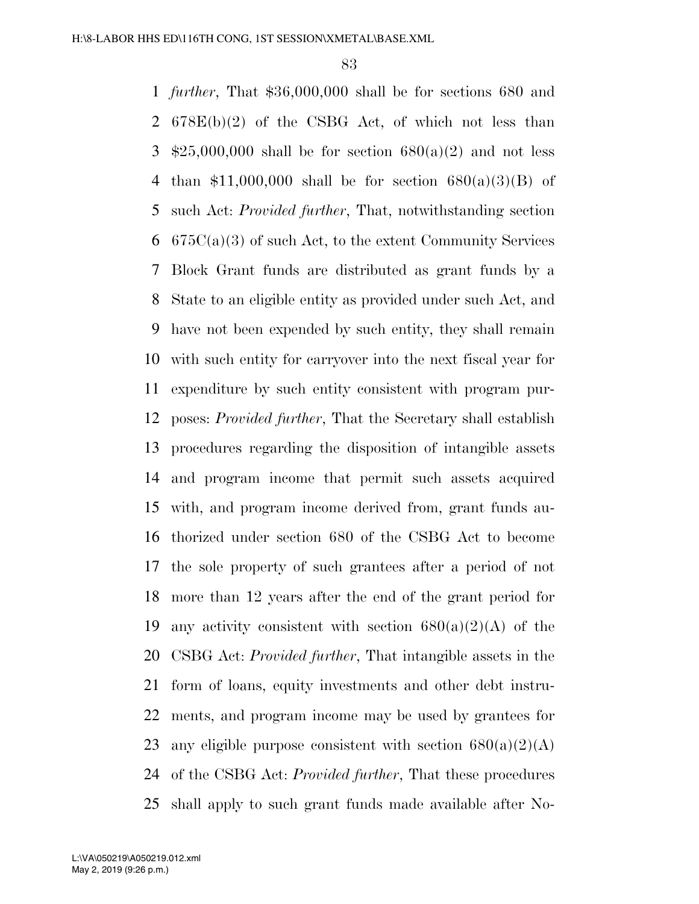*further*, That $36,000,000 shall be for sections 680 and 678E(b)(2) of the CSBG Act, of which not less than $25,000,000 shall be for section 680(a)(2) and not less than $11,000,000 shall be for section 680(a)(3)(B) of such Act: *Provided further*, That, notwithstanding section 675C(a)(3) of such Act, to the extent Community Services Block Grant funds are distributed as grant funds by a State to an eligible entity as provided under such Act, and have not been expended by such entity, they shall remain with such entity for carryover into the next fiscal year for expenditure by such entity consistent with program purposes: *Provided further*, That the Secretary shall establish procedures regarding the disposition of intangible assets and program income that permit such assets acquired with, and program income derived from, grant funds authorized under section 680 of the CSBG Act to become the sole property of such grantees after a period of not more than 12 years after the end of the grant period for any activity consistent with section 680(a)(2)(A) of the CSBG Act: *Provided further*, That intangible assets in the form of loans, equity investments and other debt instruments, and program income may be used by grantees for any eligible purpose consistent with section 680(a)(2)(A) of the CSBG Act: *Provided further*, That these procedures shall apply to such grant funds made available after No-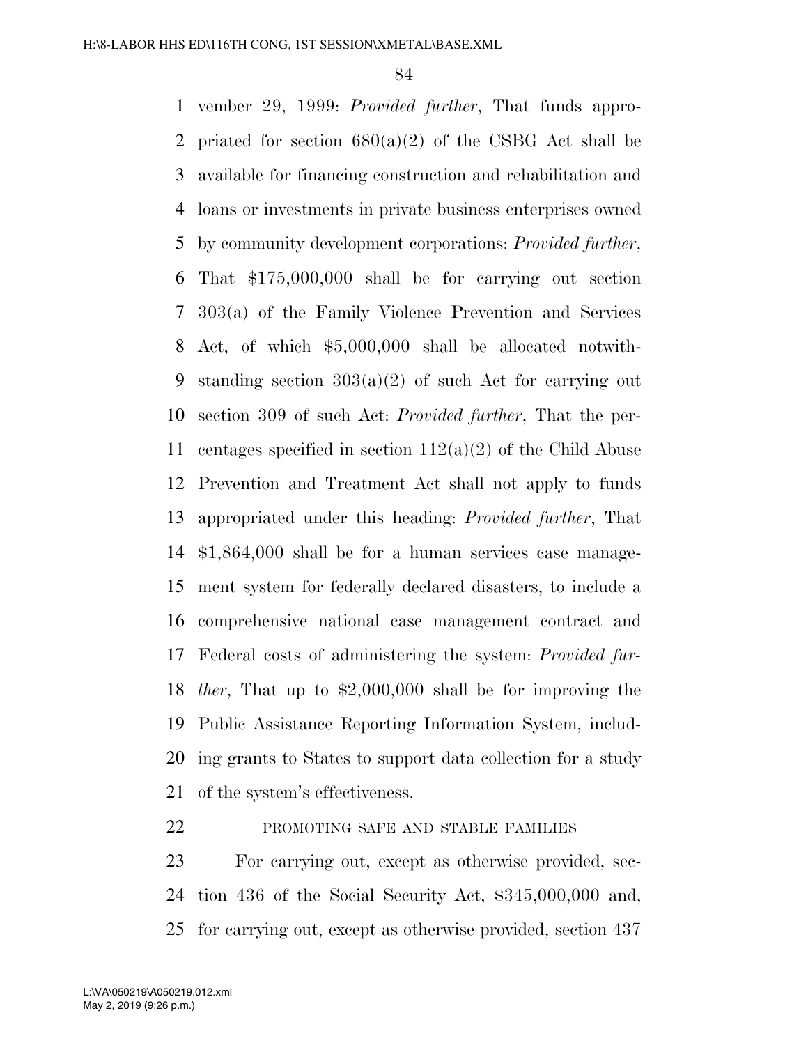vember 29, 1999: *Provided further*, That funds appropriated for section 680(a)(2) of the CSBG Act shall be available for financing construction and rehabilitation and loans or investments in private business enterprises owned by community development corporations: *Provided further*, That $175,000,000 shall be for carrying out section 303(a) of the Family Violence Prevention and Services Act, of which $5,000,000 shall be allocated notwithstanding section 303(a)(2) of such Act for carrying out section 309 of such Act: *Provided further*, That the percentages specified in section 112(a)(2) of the Child Abuse Prevention and Treatment Act shall not apply to funds appropriated under this heading: *Provided further*, That $1,864,000 shall be for a human services case management system for federally declared disasters, to include a comprehensive national case management contract and Federal costs of administering the system: *Provided further*, That up to $2,000,000 shall be for improving the Public Assistance Reporting Information System, including grants to States to support data collection for a study of the system's effectiveness.

PROMOTING SAFE AND STABLE FAMILIES

For carrying out, except as otherwise provided, section 436 of the Social Security Act, $345,000,000 and, for carrying out, except as otherwise provided, section 437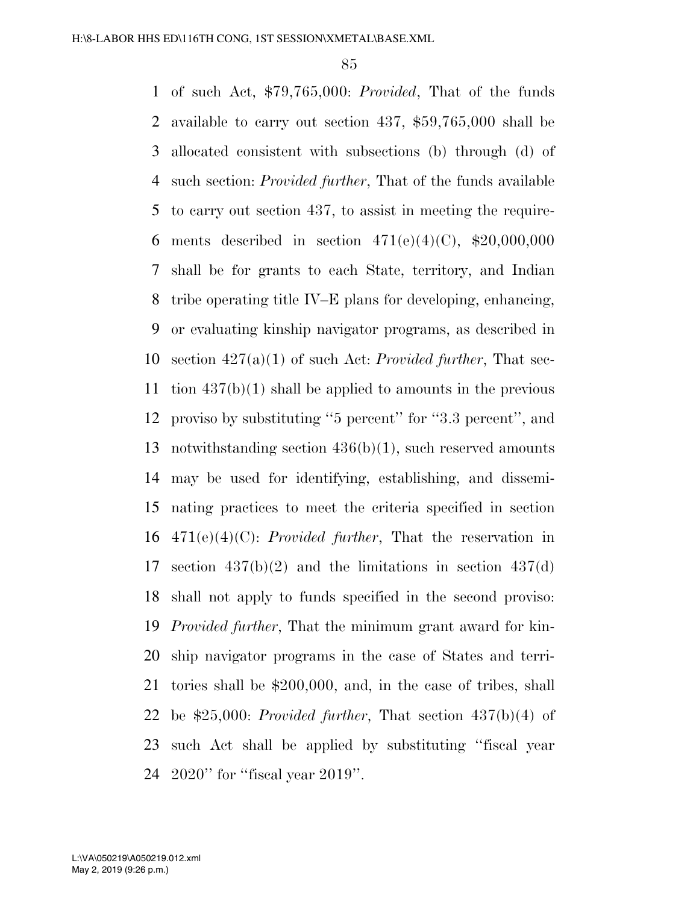of such Act, $79,765,000: *Provided*, That of the funds available to carry out section 437, $59,765,000 shall be allocated consistent with subsections (b) through (d) of such section: *Provided further*, That of the funds available to carry out section 437, to assist in meeting the requirements described in section 471(e)(4)(C), $20,000,000 shall be for grants to each State, territory, and Indian tribe operating title IV–E plans for developing, enhancing, or evaluating kinship navigator programs, as described in section 427(a)(1) of such Act: *Provided further*, That section 437(b)(1) shall be applied to amounts in the previous proviso by substituting ''5 percent'' for ''3.3 percent'', and notwithstanding section 436(b)(1), such reserved amounts may be used for identifying, establishing, and disseminating practices to meet the criteria specified in section 471(e)(4)(C): *Provided further*, That the reservation in section 437(b)(2) and the limitations in section 437(d) shall not apply to funds specified in the second proviso: *Provided further*, That the minimum grant award for kinship navigator programs in the case of States and territories shall be $200,000, and, in the case of tribes, shall be $25,000: *Provided further*, That section 437(b)(4) of such Act shall be applied by substituting ''fiscal year 2020'' for ''fiscal year 2019''.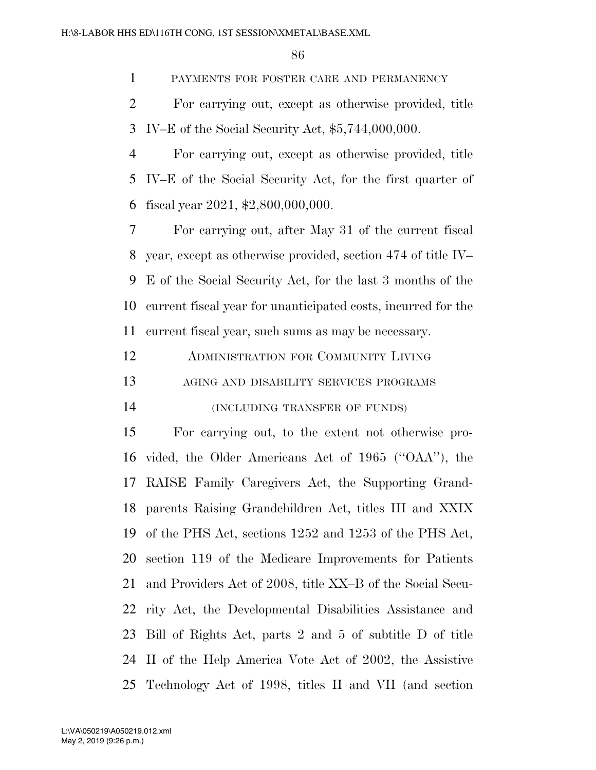PAYMENTS FOR FOSTER CARE AND PERMANENCY

For carrying out, except as otherwise provided, title IV–E of the Social Security Act, $5,744,000,000.

For carrying out, except as otherwise provided, title IV–E of the Social Security Act, for the first quarter of fiscal year 2021, $2,800,000,000.

For carrying out, after May 31 of the current fiscal year, except as otherwise provided, section 474 of title IV–E of the Social Security Act, for the last 3 months of the current fiscal year for unanticipated costs, incurred for the current fiscal year, such sums as may be necessary.

ADMINISTRATION FOR COMMUNITY LIVING

AGING AND DISABILITY SERVICES PROGRAMS

(INCLUDING TRANSFER OF FUNDS)

For carrying out, to the extent not otherwise provided, the Older Americans Act of 1965 (''OAA''), the RAISE Family Caregivers Act, the Supporting Grandparents Raising Grandchildren Act, titles III and XXIX of the PHS Act, sections 1252 and 1253 of the PHS Act, section 119 of the Medicare Improvements for Patients and Providers Act of 2008, title XX–B of the Social Security Act, the Developmental Disabilities Assistance and Bill of Rights Act, parts 2 and 5 of subtitle D of title II of the Help America Vote Act of 2002, the Assistive Technology Act of 1998, titles II and VII (and section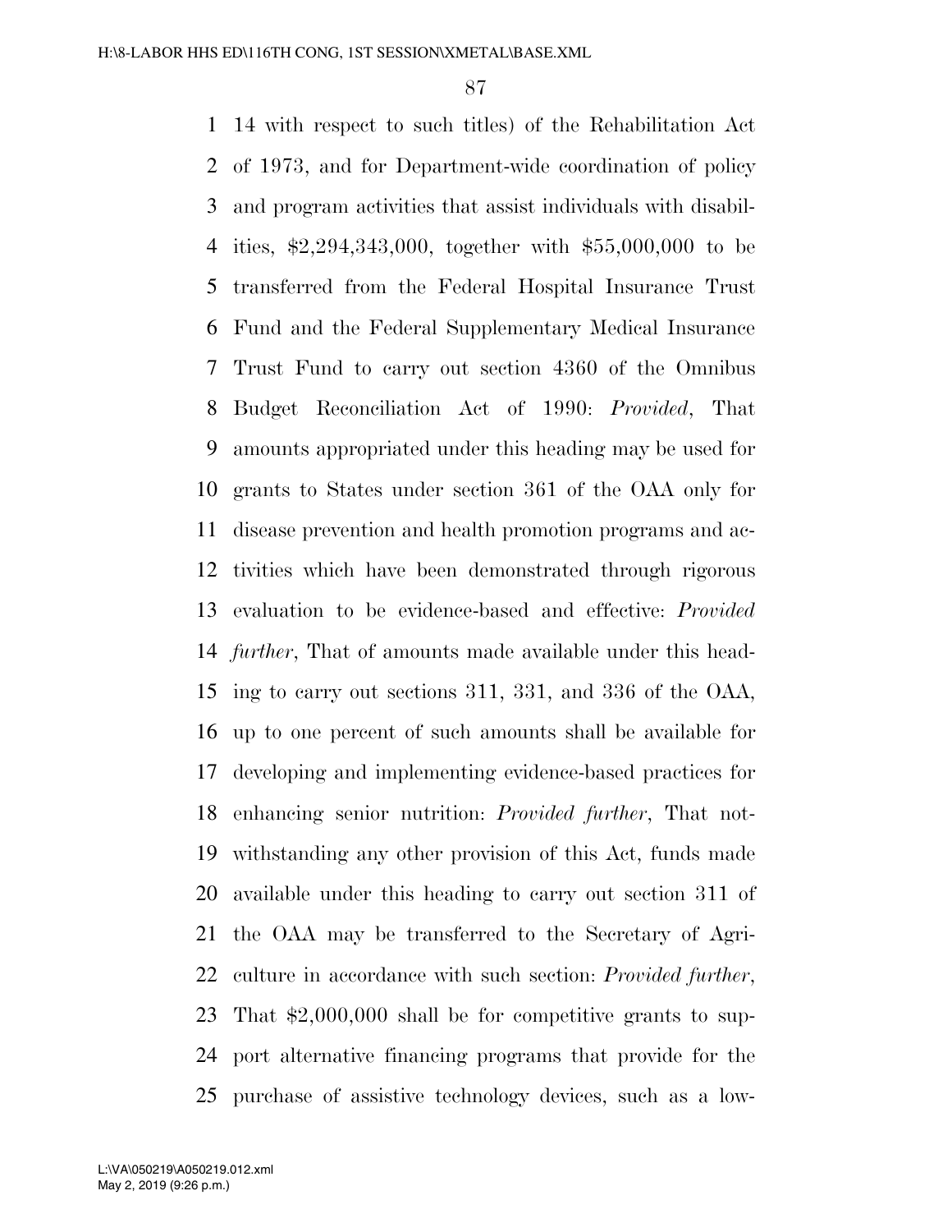14 with respect to such titles) of the Rehabilitation Act of 1973, and for Department-wide coordination of policy and program activities that assist individuals with disabilities, $2,294,343,000, together with $55,000,000 to be transferred from the Federal Hospital Insurance Trust Fund and the Federal Supplementary Medical Insurance Trust Fund to carry out section 4360 of the Omnibus Budget Reconciliation Act of 1990: *Provided*, That amounts appropriated under this heading may be used for grants to States under section 361 of the OAA only for disease prevention and health promotion programs and activities which have been demonstrated through rigorous evaluation to be evidence-based and effective: *Provided further*, That of amounts made available under this heading to carry out sections 311, 331, and 336 of the OAA, up to one percent of such amounts shall be available for developing and implementing evidence-based practices for enhancing senior nutrition: *Provided further*, That notwithstanding any other provision of this Act, funds made available under this heading to carry out section 311 of the OAA may be transferred to the Secretary of Agriculture in accordance with such section: *Provided further*, That $2,000,000 shall be for competitive grants to support alternative financing programs that provide for the purchase of assistive technology devices, such as a low-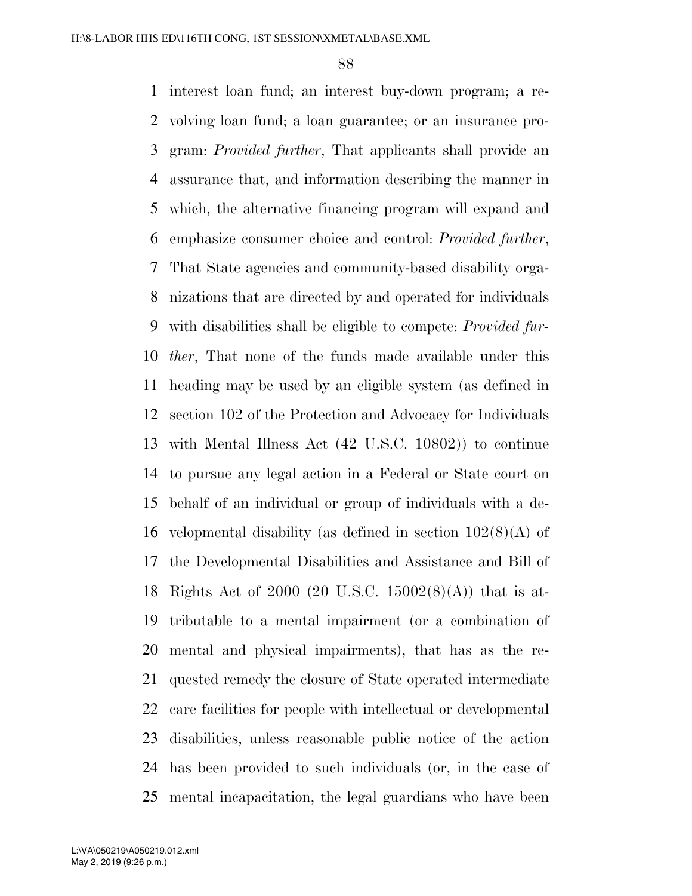interest loan fund; an interest buy-down program; a revolving loan fund; a loan guarantee; or an insurance program: *Provided further*, That applicants shall provide an assurance that, and information describing the manner in which, the alternative financing program will expand and emphasize consumer choice and control: *Provided further*, That State agencies and community-based disability organizations that are directed by and operated for individuals with disabilities shall be eligible to compete: *Provided further*, That none of the funds made available under this heading may be used by an eligible system (as defined in section 102 of the Protection and Advocacy for Individuals with Mental Illness Act (42 U.S.C. 10802)) to continue to pursue any legal action in a Federal or State court on behalf of an individual or group of individuals with a developmental disability (as defined in section 102(8)(A) of the Developmental Disabilities and Assistance and Bill of Rights Act of 2000 (20 U.S.C. 15002(8)(A)) that is attributable to a mental impairment (or a combination of mental and physical impairments), that has as the requested remedy the closure of State operated intermediate care facilities for people with intellectual or developmental disabilities, unless reasonable public notice of the action has been provided to such individuals (or, in the case of mental incapacitation, the legal guardians who have been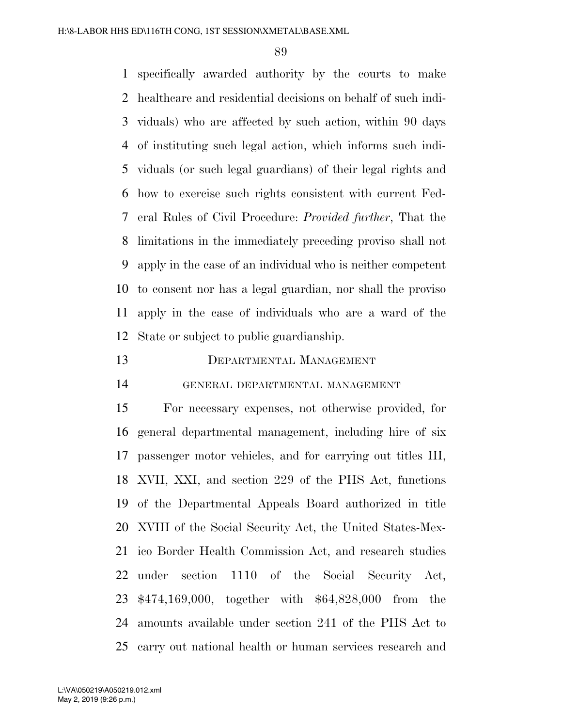specifically awarded authority by the courts to make healthcare and residential decisions on behalf of such individuals) who are affected by such action, within 90 days of instituting such legal action, which informs such individuals (or such legal guardians) of their legal rights and how to exercise such rights consistent with current Federal Rules of Civil Procedure: *Provided further*, That the limitations in the immediately preceding proviso shall not apply in the case of an individual who is neither competent to consent nor has a legal guardian, nor shall the proviso apply in the case of individuals who are a ward of the State or subject to public guardianship.

## DEPARTMENTAL MANAGEMENT

### GENERAL DEPARTMENTAL MANAGEMENT

For necessary expenses, not otherwise provided, for general departmental management, including hire of six passenger motor vehicles, and for carrying out titles III, XVII, XXI, and section 229 of the PHS Act, functions of the Departmental Appeals Board authorized in title XVIII of the Social Security Act, the United States-Mexico Border Health Commission Act, and research studies under section 1110 of the Social Security Act, $474,169,000, together with $64,828,000 from the amounts available under section 241 of the PHS Act to carry out national health or human services research and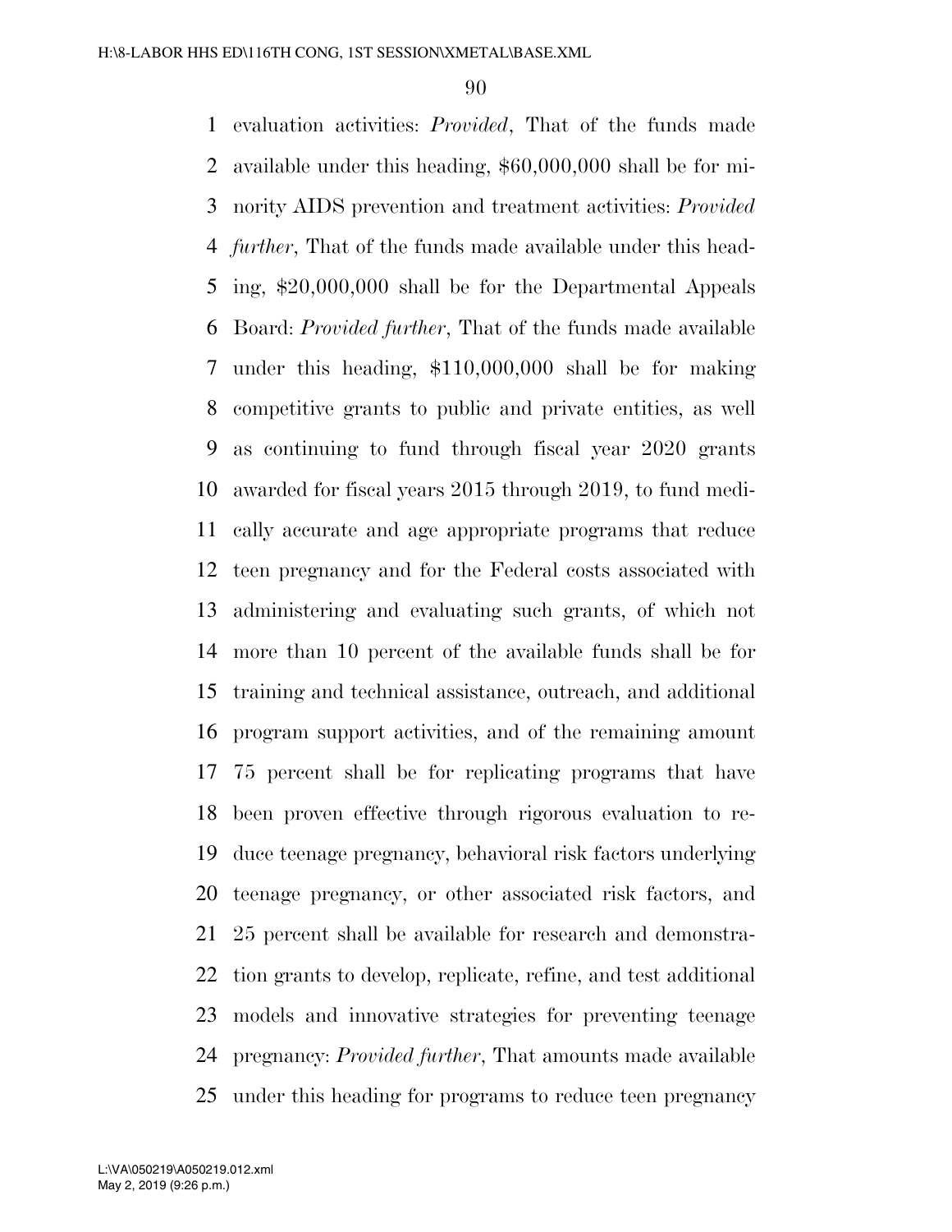evaluation activities: *Provided*, That of the funds made available under this heading, $60,000,000 shall be for minority AIDS prevention and treatment activities: *Provided further*, That of the funds made available under this heading, $20,000,000 shall be for the Departmental Appeals Board: *Provided further*, That of the funds made available under this heading, $110,000,000 shall be for making competitive grants to public and private entities, as well as continuing to fund through fiscal year 2020 grants awarded for fiscal years 2015 through 2019, to fund medically accurate and age appropriate programs that reduce teen pregnancy and for the Federal costs associated with administering and evaluating such grants, of which not more than 10 percent of the available funds shall be for training and technical assistance, outreach, and additional program support activities, and of the remaining amount 75 percent shall be for replicating programs that have been proven effective through rigorous evaluation to reduce teenage pregnancy, behavioral risk factors underlying teenage pregnancy, or other associated risk factors, and 25 percent shall be available for research and demonstration grants to develop, replicate, refine, and test additional models and innovative strategies for preventing teenage pregnancy: *Provided further*, That amounts made available under this heading for programs to reduce teen pregnancy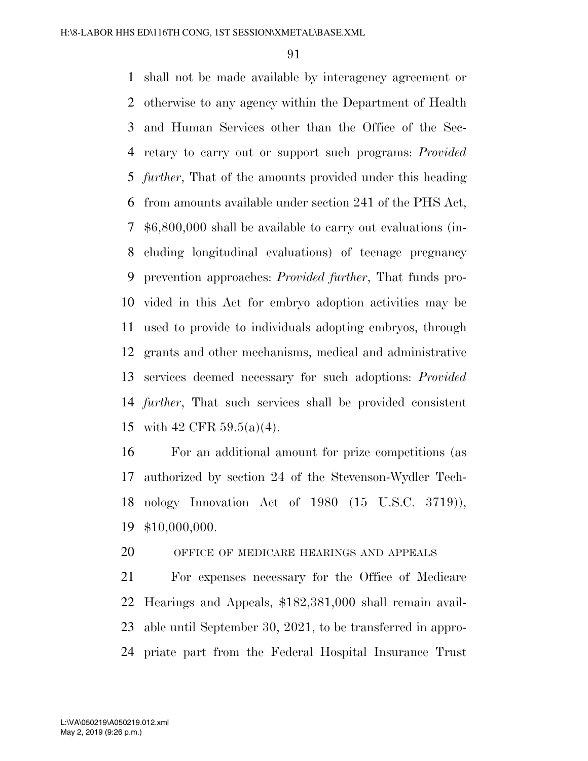shall not be made available by interagency agreement or otherwise to any agency within the Department of Health and Human Services other than the Office of the Secretary to carry out or support such programs: *Provided further*, That of the amounts provided under this heading from amounts available under section 241 of the PHS Act, $6,800,000 shall be available to carry out evaluations (including longitudinal evaluations) of teenage pregnancy prevention approaches: *Provided further*, That funds provided in this Act for embryo adoption activities may be used to provide to individuals adopting embryos, through grants and other mechanisms, medical and administrative services deemed necessary for such adoptions: *Provided further*, That such services shall be provided consistent with 42 CFR 59.5(a)(4).

For an additional amount for prize competitions (as authorized by section 24 of the Stevenson-Wydler Technology Innovation Act of 1980 (15 U.S.C. 3719)), $10,000,000.

OFFICE OF MEDICARE HEARINGS AND APPEALS

For expenses necessary for the Office of Medicare Hearings and Appeals, $182,381,000 shall remain available until September 30, 2021, to be transferred in appropriate part from the Federal Hospital Insurance Trust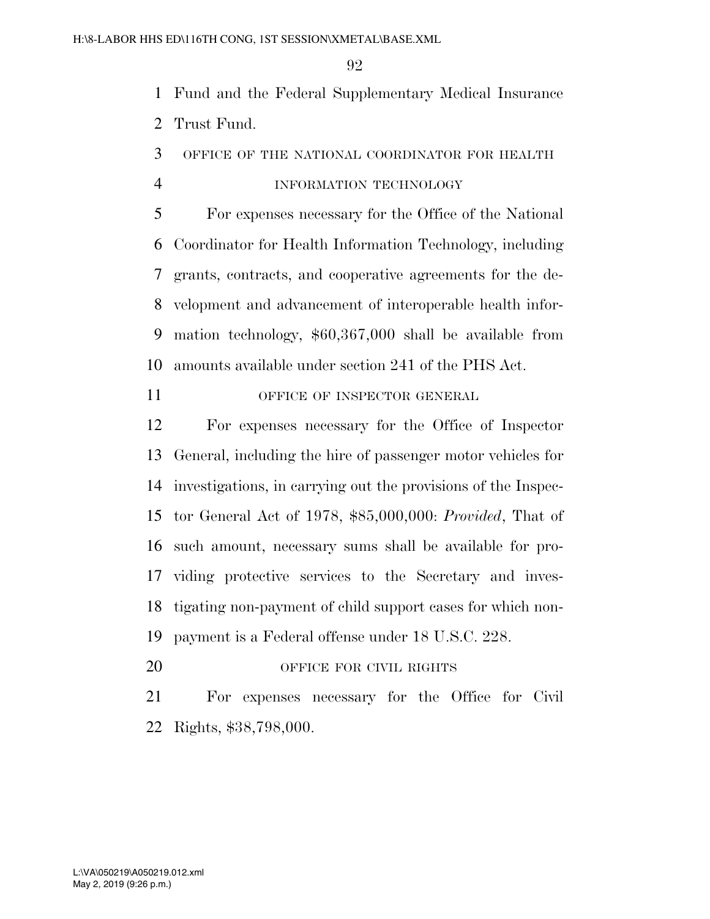Fund and the Federal Supplementary Medical Insurance Trust Fund.

OFFICE OF THE NATIONAL COORDINATOR FOR HEALTH INFORMATION TECHNOLOGY

For expenses necessary for the Office of the National Coordinator for Health Information Technology, including grants, contracts, and cooperative agreements for the development and advancement of interoperable health information technology, $60,367,000 shall be available from amounts available under section 241 of the PHS Act.

OFFICE OF INSPECTOR GENERAL

For expenses necessary for the Office of Inspector General, including the hire of passenger motor vehicles for investigations, in carrying out the provisions of the Inspector General Act of 1978, $85,000,000: *Provided*, That of such amount, necessary sums shall be available for providing protective services to the Secretary and investigating non-payment of child support cases for which non-payment is a Federal offense under 18 U.S.C. 228.

OFFICE FOR CIVIL RIGHTS

For expenses necessary for the Office for Civil Rights, $38,798,000.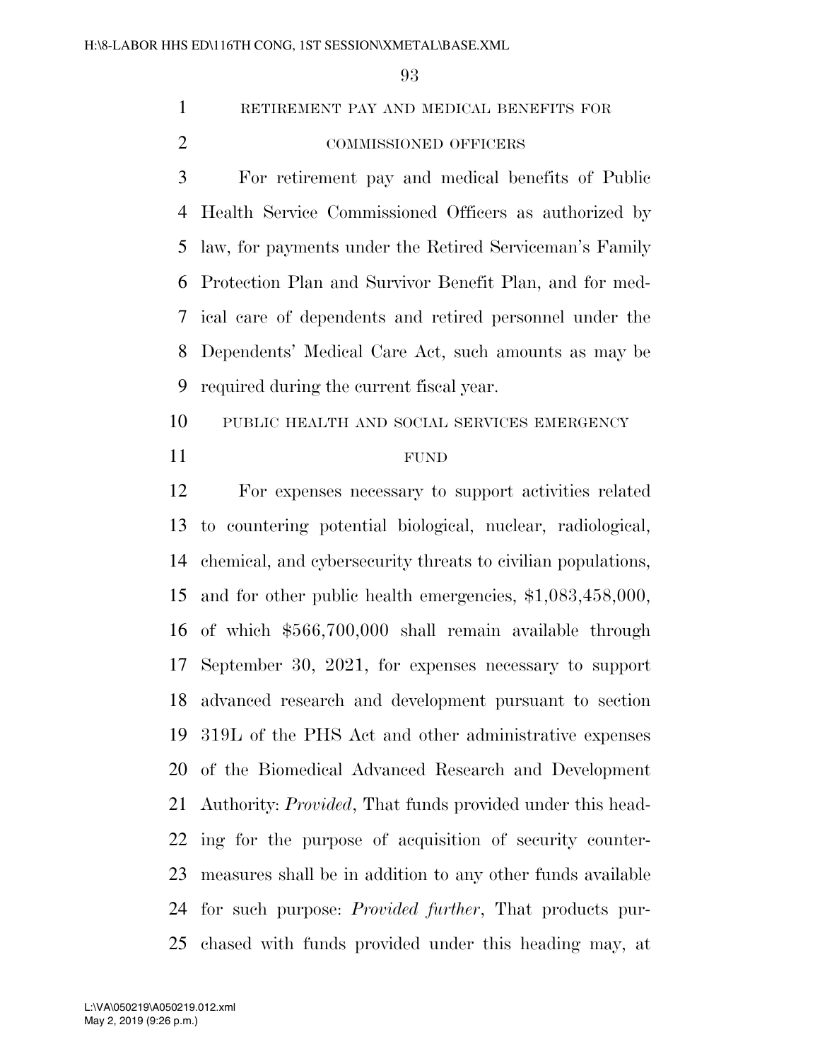RETIREMENT PAY AND MEDICAL BENEFITS FOR COMMISSIONED OFFICERS

For retirement pay and medical benefits of Public Health Service Commissioned Officers as authorized by law, for payments under the Retired Serviceman's Family Protection Plan and Survivor Benefit Plan, and for medical care of dependents and retired personnel under the Dependents' Medical Care Act, such amounts as may be required during the current fiscal year.

PUBLIC HEALTH AND SOCIAL SERVICES EMERGENCY FUND

For expenses necessary to support activities related to countering potential biological, nuclear, radiological, chemical, and cybersecurity threats to civilian populations, and for other public health emergencies, $1,083,458,000, of which $566,700,000 shall remain available through September 30, 2021, for expenses necessary to support advanced research and development pursuant to section 319L of the PHS Act and other administrative expenses of the Biomedical Advanced Research and Development Authority: *Provided*, That funds provided under this heading for the purpose of acquisition of security countermeasures shall be in addition to any other funds available for such purpose: *Provided further*, That products purchased with funds provided under this heading may, at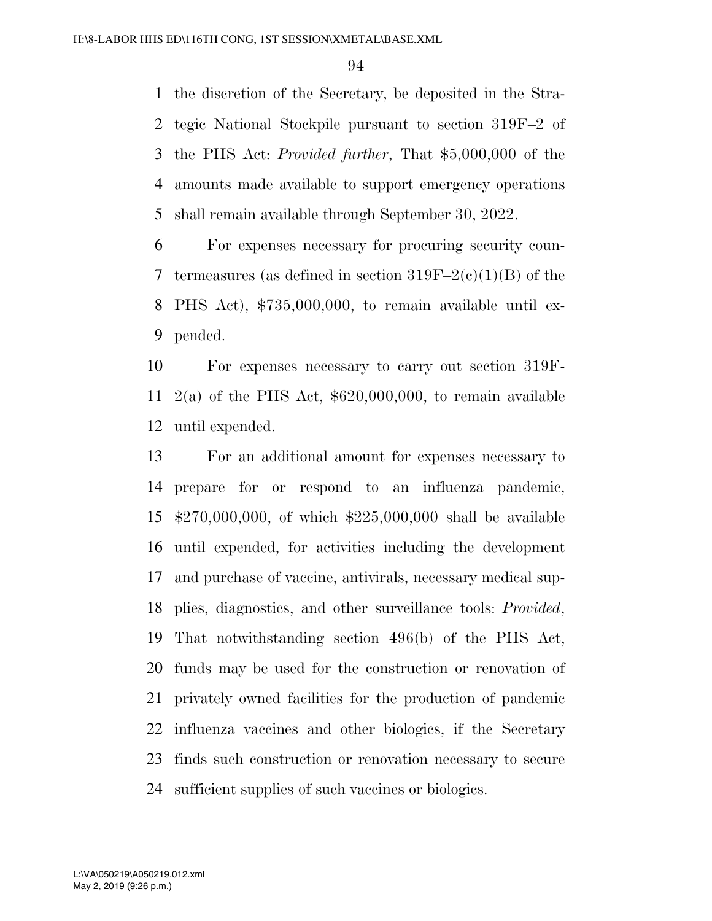the discretion of the Secretary, be deposited in the Strategic National Stockpile pursuant to section 319F–2 of the PHS Act: *Provided further*, That $5,000,000 of the amounts made available to support emergency operations shall remain available through September 30, 2022.

For expenses necessary for procuring security countermeasures (as defined in section 319F–2(c)(1)(B) of the PHS Act), $735,000,000, to remain available until expended.

For expenses necessary to carry out section 319F-2(a) of the PHS Act, $620,000,000, to remain available until expended.

For an additional amount for expenses necessary to prepare for or respond to an influenza pandemic, $270,000,000, of which $225,000,000 shall be available until expended, for activities including the development and purchase of vaccine, antivirals, necessary medical supplies, diagnostics, and other surveillance tools: *Provided*, That notwithstanding section 496(b) of the PHS Act, funds may be used for the construction or renovation of privately owned facilities for the production of pandemic influenza vaccines and other biologics, if the Secretary finds such construction or renovation necessary to secure sufficient supplies of such vaccines or biologics.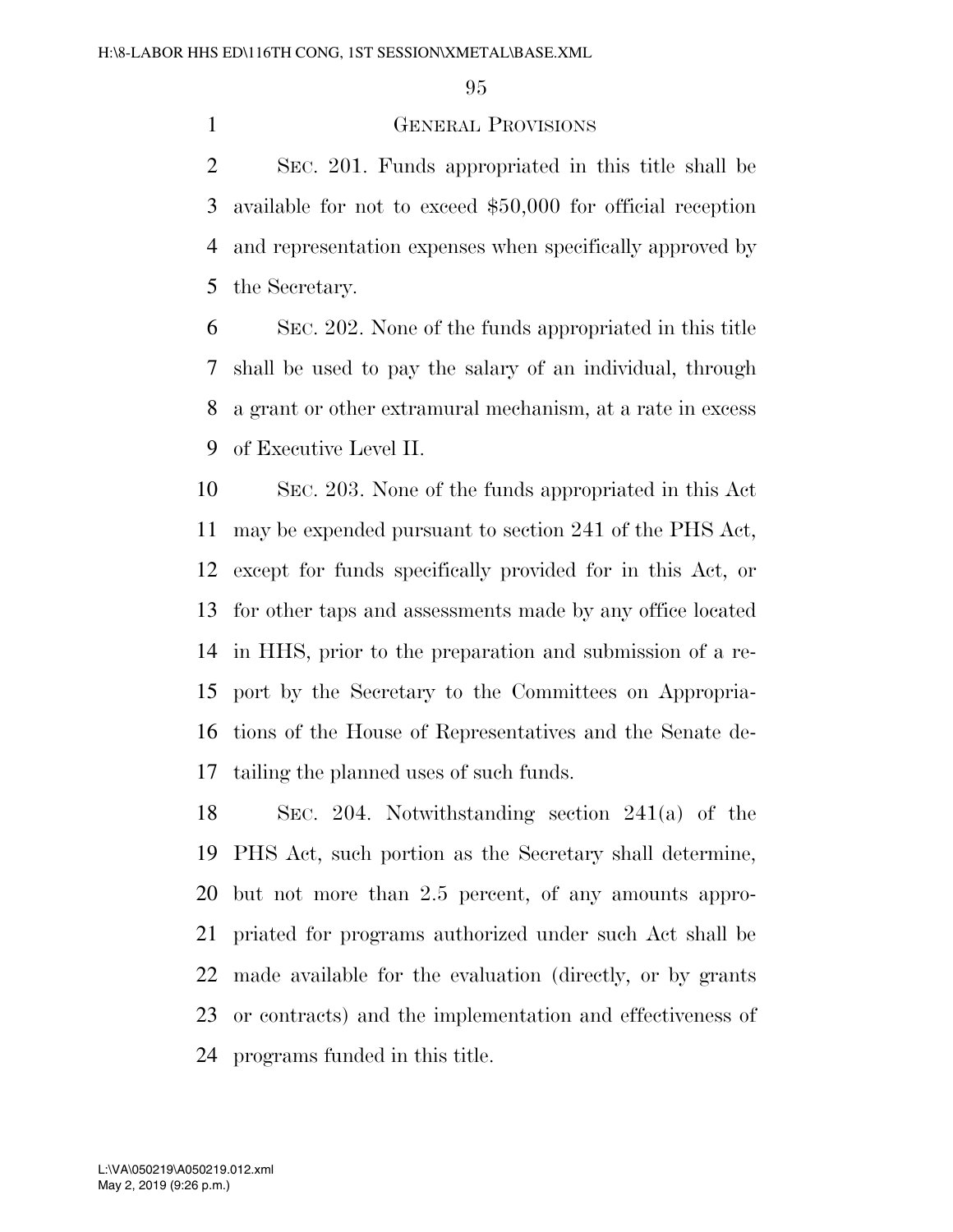## General Provisions

Sec. 201. Funds appropriated in this title shall be available for not to exceed $50,000 for official reception and representation expenses when specifically approved by the Secretary.

Sec. 202. None of the funds appropriated in this title shall be used to pay the salary of an individual, through a grant or other extramural mechanism, at a rate in excess of Executive Level II.

Sec. 203. None of the funds appropriated in this Act may be expended pursuant to section 241 of the PHS Act, except for funds specifically provided for in this Act, or for other taps and assessments made by any office located in HHS, prior to the preparation and submission of a report by the Secretary to the Committees on Appropriations of the House of Representatives and the Senate detailing the planned uses of such funds.

Sec. 204. Notwithstanding section 241(a) of the PHS Act, such portion as the Secretary shall determine, but not more than 2.5 percent, of any amounts appropriated for programs authorized under such Act shall be made available for the evaluation (directly, or by grants or contracts) and the implementation and effectiveness of programs funded in this title.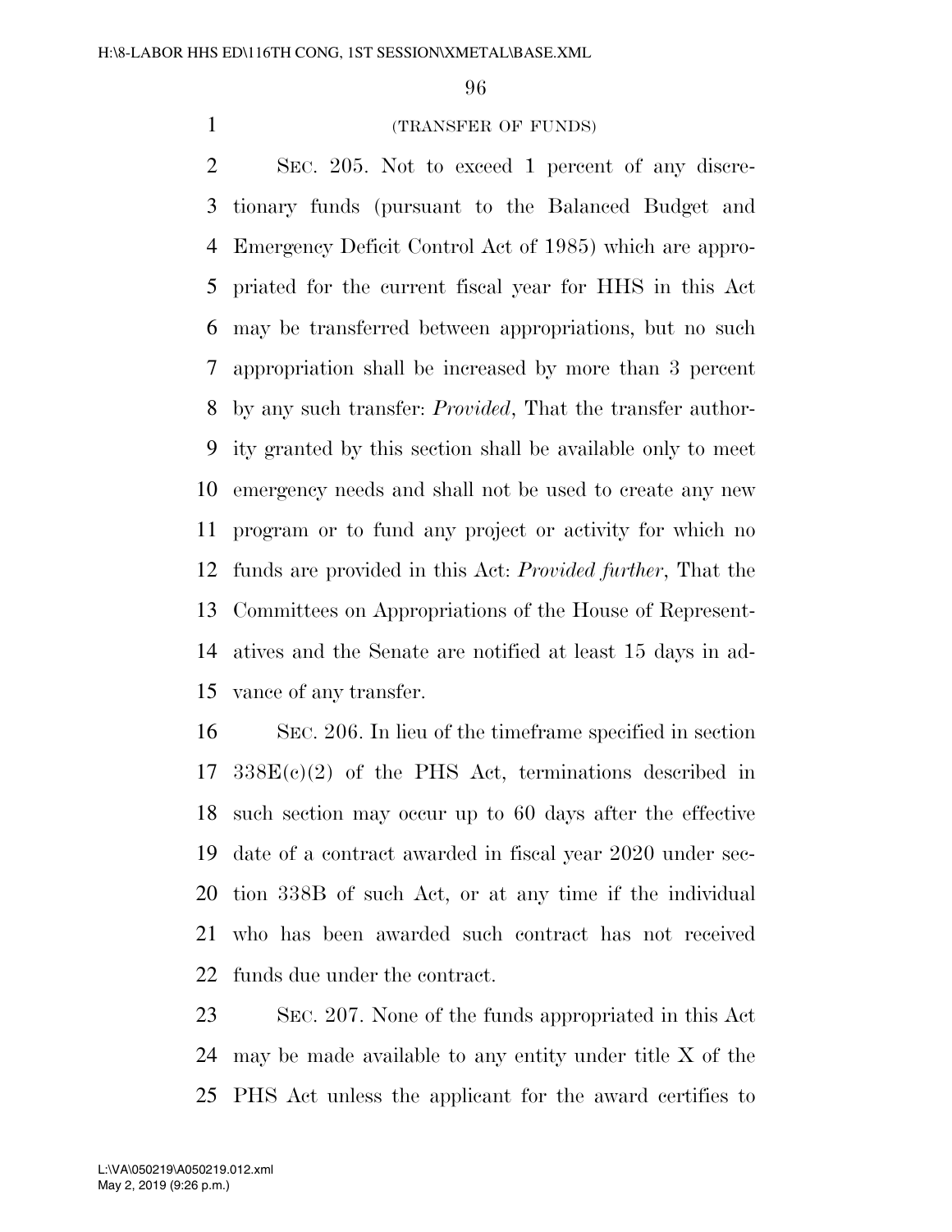(TRANSFER OF FUNDS)

SEC. 205. Not to exceed 1 percent of any discretionary funds (pursuant to the Balanced Budget and Emergency Deficit Control Act of 1985) which are appropriated for the current fiscal year for HHS in this Act may be transferred between appropriations, but no such appropriation shall be increased by more than 3 percent by any such transfer: *Provided*, That the transfer authority granted by this section shall be available only to meet emergency needs and shall not be used to create any new program or to fund any project or activity for which no funds are provided in this Act: *Provided further*, That the Committees on Appropriations of the House of Representatives and the Senate are notified at least 15 days in advance of any transfer.

SEC. 206. In lieu of the timeframe specified in section 338E(c)(2) of the PHS Act, terminations described in such section may occur up to 60 days after the effective date of a contract awarded in fiscal year 2020 under section 338B of such Act, or at any time if the individual who has been awarded such contract has not received funds due under the contract.

SEC. 207. None of the funds appropriated in this Act may be made available to any entity under title X of the PHS Act unless the applicant for the award certifies to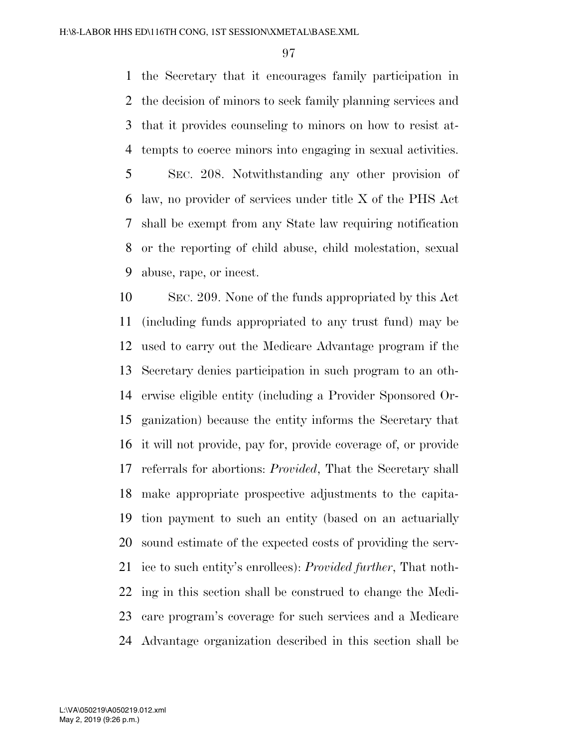the Secretary that it encourages family participation in the decision of minors to seek family planning services and that it provides counseling to minors on how to resist attempts to coerce minors into engaging in sexual activities.

SEC. 208. Notwithstanding any other provision of law, no provider of services under title X of the PHS Act shall be exempt from any State law requiring notification or the reporting of child abuse, child molestation, sexual abuse, rape, or incest.

SEC. 209. None of the funds appropriated by this Act (including funds appropriated to any trust fund) may be used to carry out the Medicare Advantage program if the Secretary denies participation in such program to an otherwise eligible entity (including a Provider Sponsored Organization) because the entity informs the Secretary that it will not provide, pay for, provide coverage of, or provide referrals for abortions: *Provided*, That the Secretary shall make appropriate prospective adjustments to the capitation payment to such an entity (based on an actuarially sound estimate of the expected costs of providing the service to such entity's enrollees): *Provided further*, That nothing in this section shall be construed to change the Medicare program's coverage for such services and a Medicare Advantage organization described in this section shall be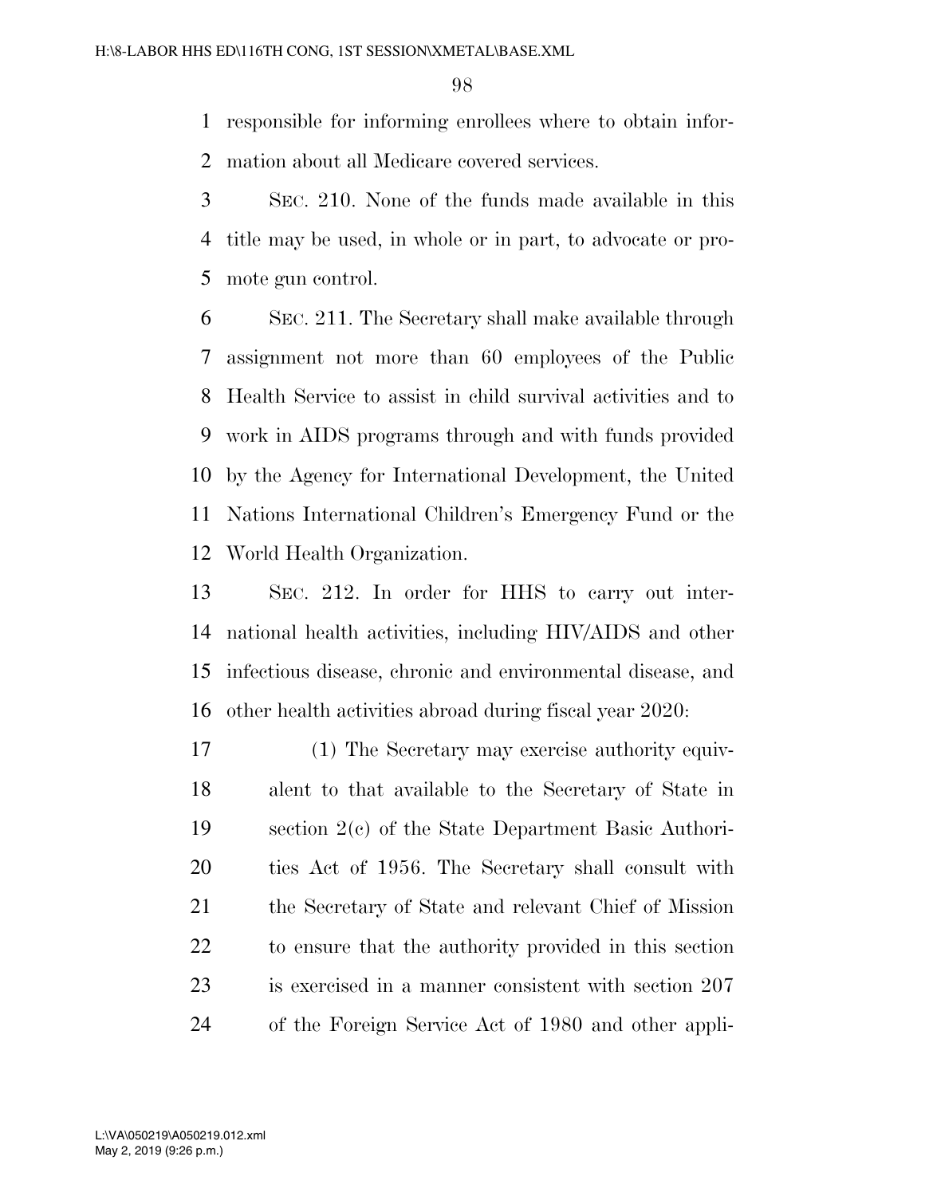responsible for informing enrollees where to obtain information about all Medicare covered services.

SEC. 210. None of the funds made available in this title may be used, in whole or in part, to advocate or promote gun control.

SEC. 211. The Secretary shall make available through assignment not more than 60 employees of the Public Health Service to assist in child survival activities and to work in AIDS programs through and with funds provided by the Agency for International Development, the United Nations International Children's Emergency Fund or the World Health Organization.

SEC. 212. In order for HHS to carry out international health activities, including HIV/AIDS and other infectious disease, chronic and environmental disease, and other health activities abroad during fiscal year 2020:

(1) The Secretary may exercise authority equivalent to that available to the Secretary of State in section 2(c) of the State Department Basic Authorities Act of 1956. The Secretary shall consult with the Secretary of State and relevant Chief of Mission to ensure that the authority provided in this section is exercised in a manner consistent with section 207 of the Foreign Service Act of 1980 and other appli-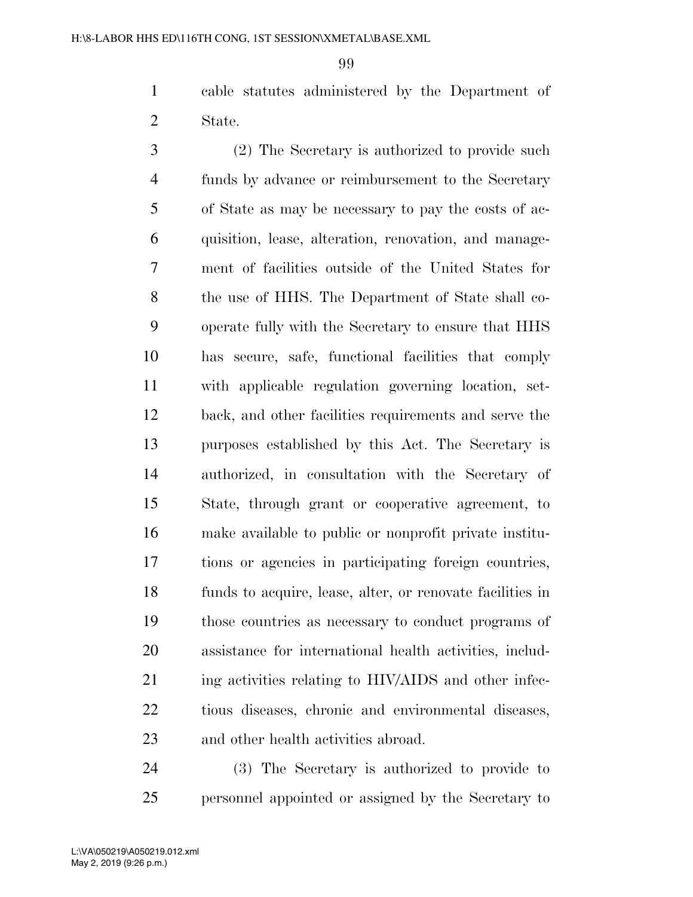cable statutes administered by the Department of State.

(2) The Secretary is authorized to provide such funds by advance or reimbursement to the Secretary of State as may be necessary to pay the costs of acquisition, lease, alteration, renovation, and management of facilities outside of the United States for the use of HHS. The Department of State shall cooperate fully with the Secretary to ensure that HHS has secure, safe, functional facilities that comply with applicable regulation governing location, setback, and other facilities requirements and serve the purposes established by this Act. The Secretary is authorized, in consultation with the Secretary of State, through grant or cooperative agreement, to make available to public or nonprofit private institutions or agencies in participating foreign countries, funds to acquire, lease, alter, or renovate facilities in those countries as necessary to conduct programs of assistance for international health activities, including activities relating to HIV/AIDS and other infectious diseases, chronic and environmental diseases, and other health activities abroad.

(3) The Secretary is authorized to provide to personnel appointed or assigned by the Secretary to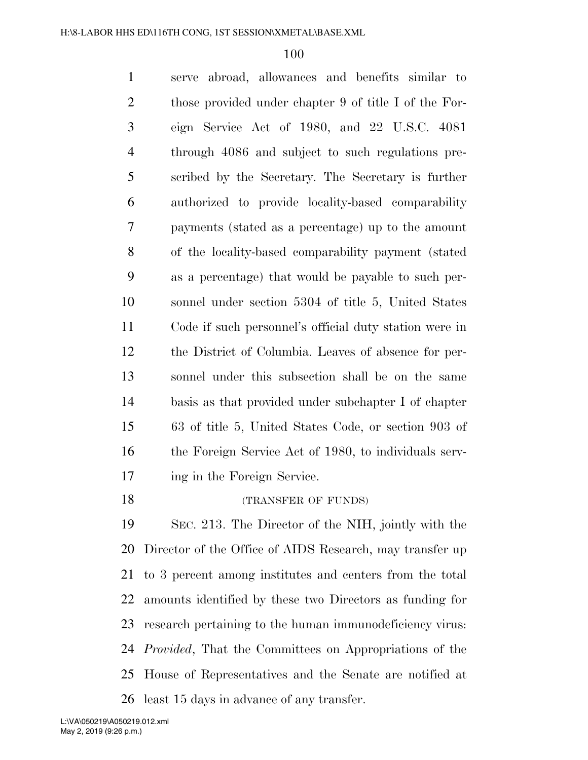serve abroad, allowances and benefits similar to those provided under chapter 9 of title I of the Foreign Service Act of 1980, and 22 U.S.C. 4081 through 4086 and subject to such regulations prescribed by the Secretary. The Secretary is further authorized to provide locality-based comparability payments (stated as a percentage) up to the amount of the locality-based comparability payment (stated as a percentage) that would be payable to such personnel under section 5304 of title 5, United States Code if such personnel's official duty station were in the District of Columbia. Leaves of absence for personnel under this subsection shall be on the same basis as that provided under subchapter I of chapter 63 of title 5, United States Code, or section 903 of the Foreign Service Act of 1980, to individuals serving in the Foreign Service.

(TRANSFER OF FUNDS)

SEC. 213. The Director of the NIH, jointly with the Director of the Office of AIDS Research, may transfer up to 3 percent among institutes and centers from the total amounts identified by these two Directors as funding for research pertaining to the human immunodeficiency virus: *Provided*, That the Committees on Appropriations of the House of Representatives and the Senate are notified at least 15 days in advance of any transfer.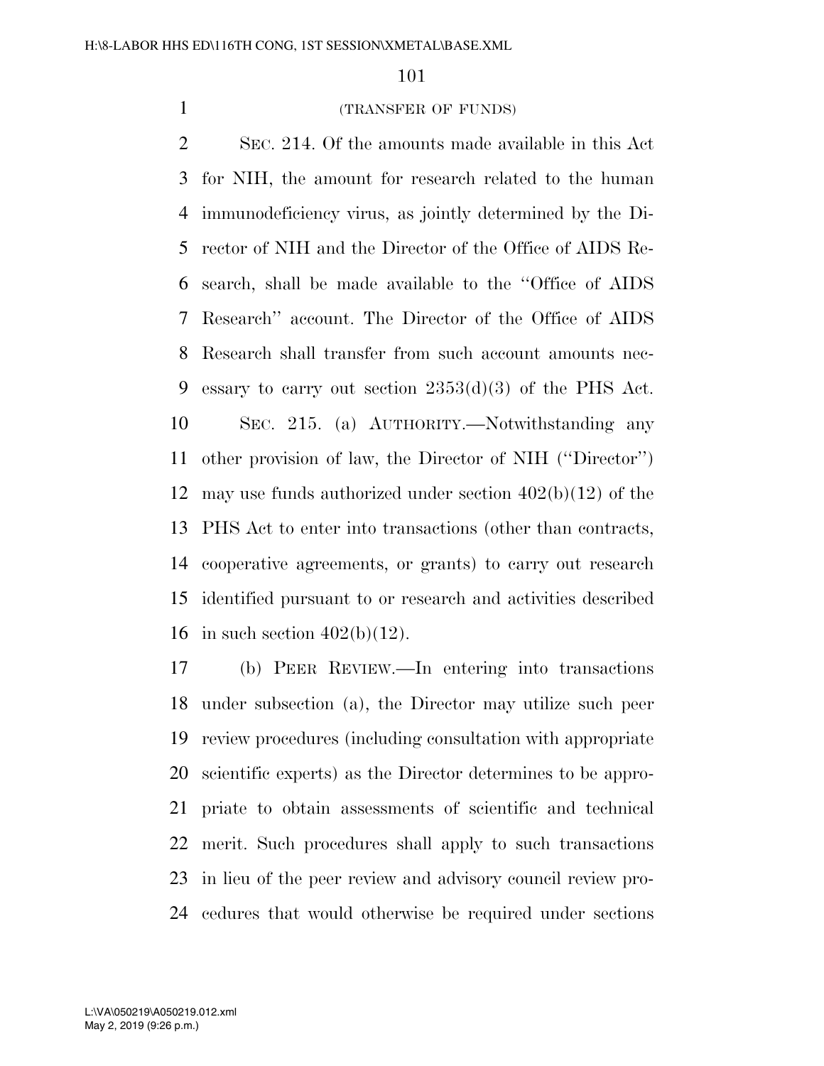(TRANSFER OF FUNDS)

SEC. 214. Of the amounts made available in this Act for NIH, the amount for research related to the human immunodeficiency virus, as jointly determined by the Director of NIH and the Director of the Office of AIDS Research, shall be made available to the "Office of AIDS Research" account. The Director of the Office of AIDS Research shall transfer from such account amounts necessary to carry out section 2353(d)(3) of the PHS Act.

SEC. 215. (a) AUTHORITY.—Notwithstanding any other provision of law, the Director of NIH ("Director") may use funds authorized under section 402(b)(12) of the PHS Act to enter into transactions (other than contracts, cooperative agreements, or grants) to carry out research identified pursuant to or research and activities described in such section 402(b)(12).

(b) PEER REVIEW.—In entering into transactions under subsection (a), the Director may utilize such peer review procedures (including consultation with appropriate scientific experts) as the Director determines to be appropriate to obtain assessments of scientific and technical merit. Such procedures shall apply to such transactions in lieu of the peer review and advisory council review procedures that would otherwise be required under sections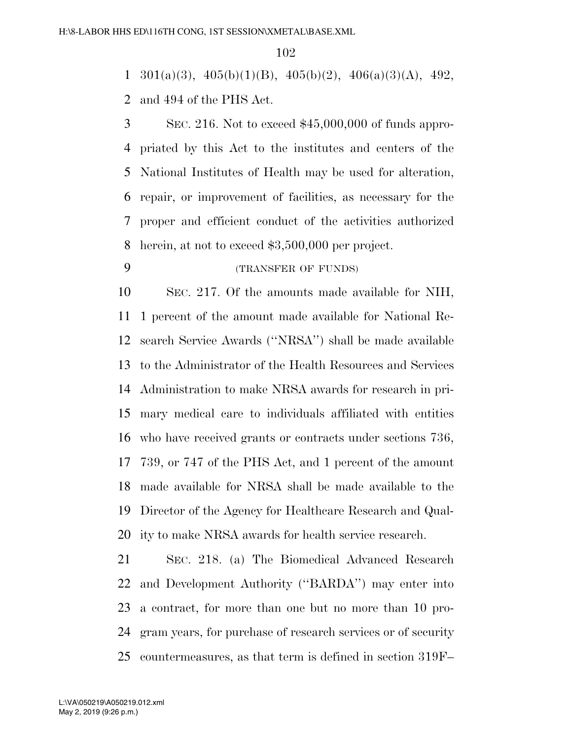301(a)(3), 405(b)(1)(B), 405(b)(2), 406(a)(3)(A), 492, and 494 of the PHS Act.

SEC. 216. Not to exceed $45,000,000 of funds appropriated by this Act to the institutes and centers of the National Institutes of Health may be used for alteration, repair, or improvement of facilities, as necessary for the proper and efficient conduct of the activities authorized herein, at not to exceed $3,500,000 per project.

(TRANSFER OF FUNDS)

SEC. 217. Of the amounts made available for NIH, 1 percent of the amount made available for National Research Service Awards (''NRSA'') shall be made available to the Administrator of the Health Resources and Services Administration to make NRSA awards for research in primary medical care to individuals affiliated with entities who have received grants or contracts under sections 736, 739, or 747 of the PHS Act, and 1 percent of the amount made available for NRSA shall be made available to the Director of the Agency for Healthcare Research and Quality to make NRSA awards for health service research.

SEC. 218. (a) The Biomedical Advanced Research and Development Authority (''BARDA'') may enter into a contract, for more than one but no more than 10 program years, for purchase of research services or of security countermeasures, as that term is defined in section 319F–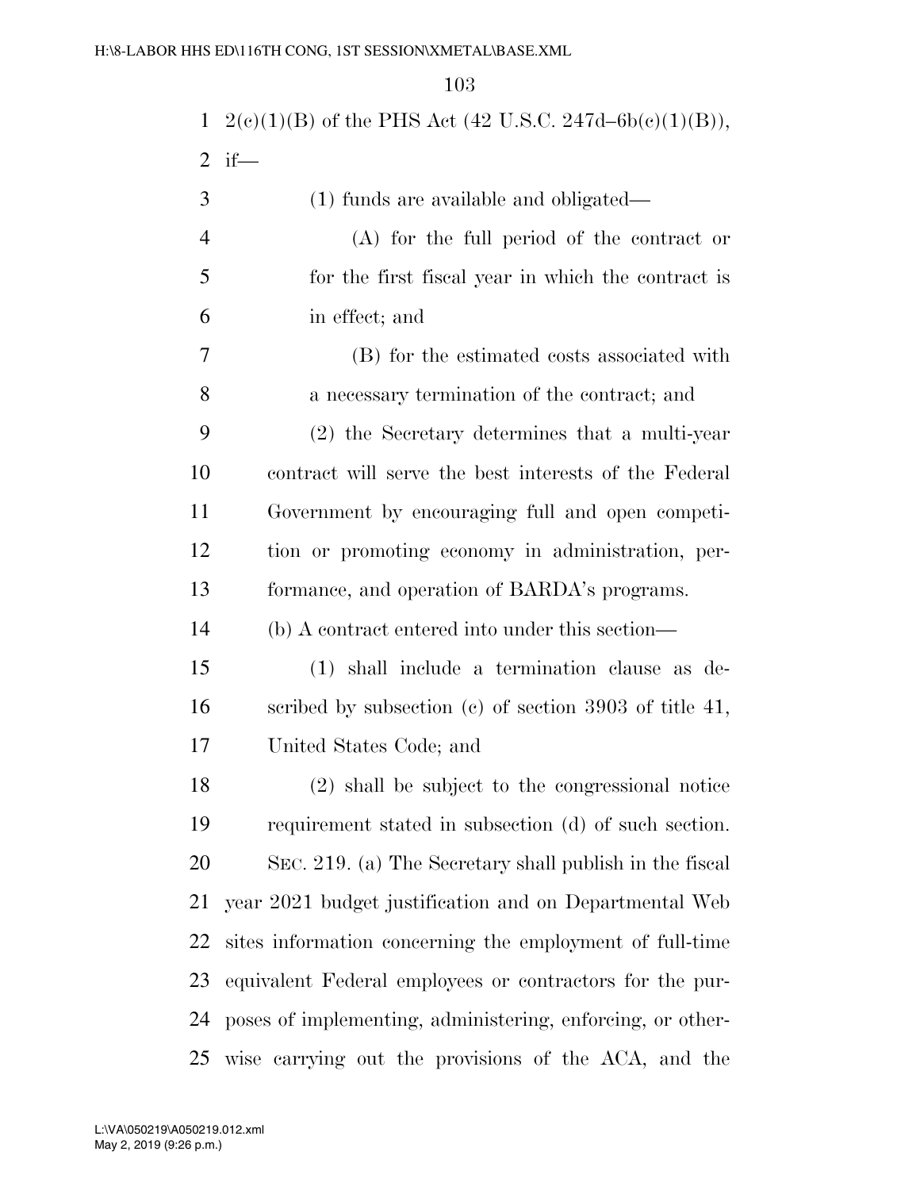2(c)(1)(B) of the PHS Act (42 U.S.C. 247d–6b(c)(1)(B)), if—

(1) funds are available and obligated—

(A) for the full period of the contract or for the first fiscal year in which the contract is in effect; and

(B) for the estimated costs associated with a necessary termination of the contract; and

(2) the Secretary determines that a multi-year contract will serve the best interests of the Federal Government by encouraging full and open competition or promoting economy in administration, performance, and operation of BARDA's programs.

(b) A contract entered into under this section—

(1) shall include a termination clause as described by subsection (c) of section 3903 of title 41, United States Code; and

(2) shall be subject to the congressional notice requirement stated in subsection (d) of such section.

SEC. 219. (a) The Secretary shall publish in the fiscal year 2021 budget justification and on Departmental Web sites information concerning the employment of full-time equivalent Federal employees or contractors for the purposes of implementing, administering, enforcing, or otherwise carrying out the provisions of the ACA, and the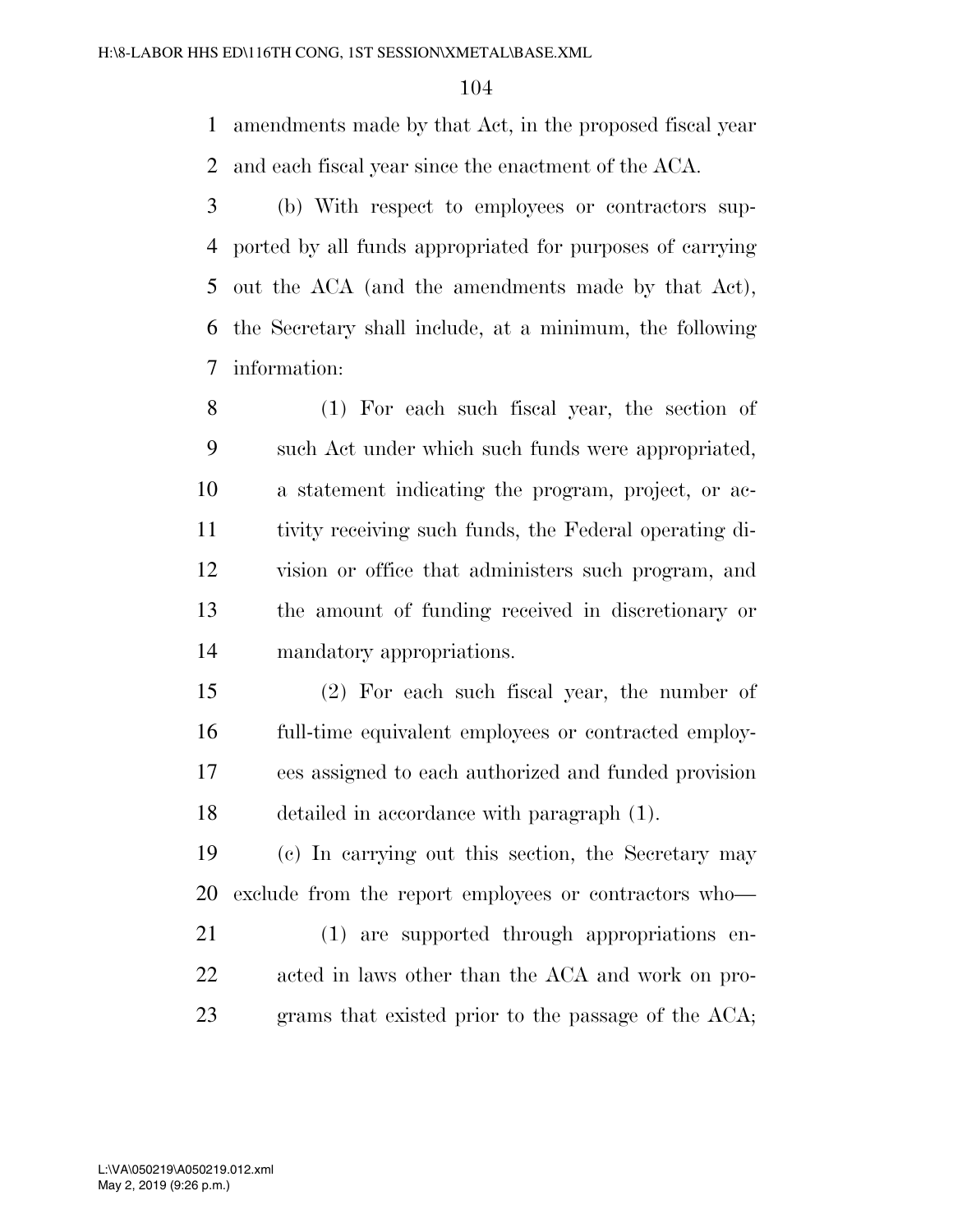amendments made by that Act, in the proposed fiscal year and each fiscal year since the enactment of the ACA.

(b) With respect to employees or contractors supported by all funds appropriated for purposes of carrying out the ACA (and the amendments made by that Act), the Secretary shall include, at a minimum, the following information:

(1) For each such fiscal year, the section of such Act under which such funds were appropriated, a statement indicating the program, project, or activity receiving such funds, the Federal operating division or office that administers such program, and the amount of funding received in discretionary or mandatory appropriations.

(2) For each such fiscal year, the number of full-time equivalent employees or contracted employees assigned to each authorized and funded provision detailed in accordance with paragraph (1).

(c) In carrying out this section, the Secretary may exclude from the report employees or contractors who—

(1) are supported through appropriations enacted in laws other than the ACA and work on programs that existed prior to the passage of the ACA;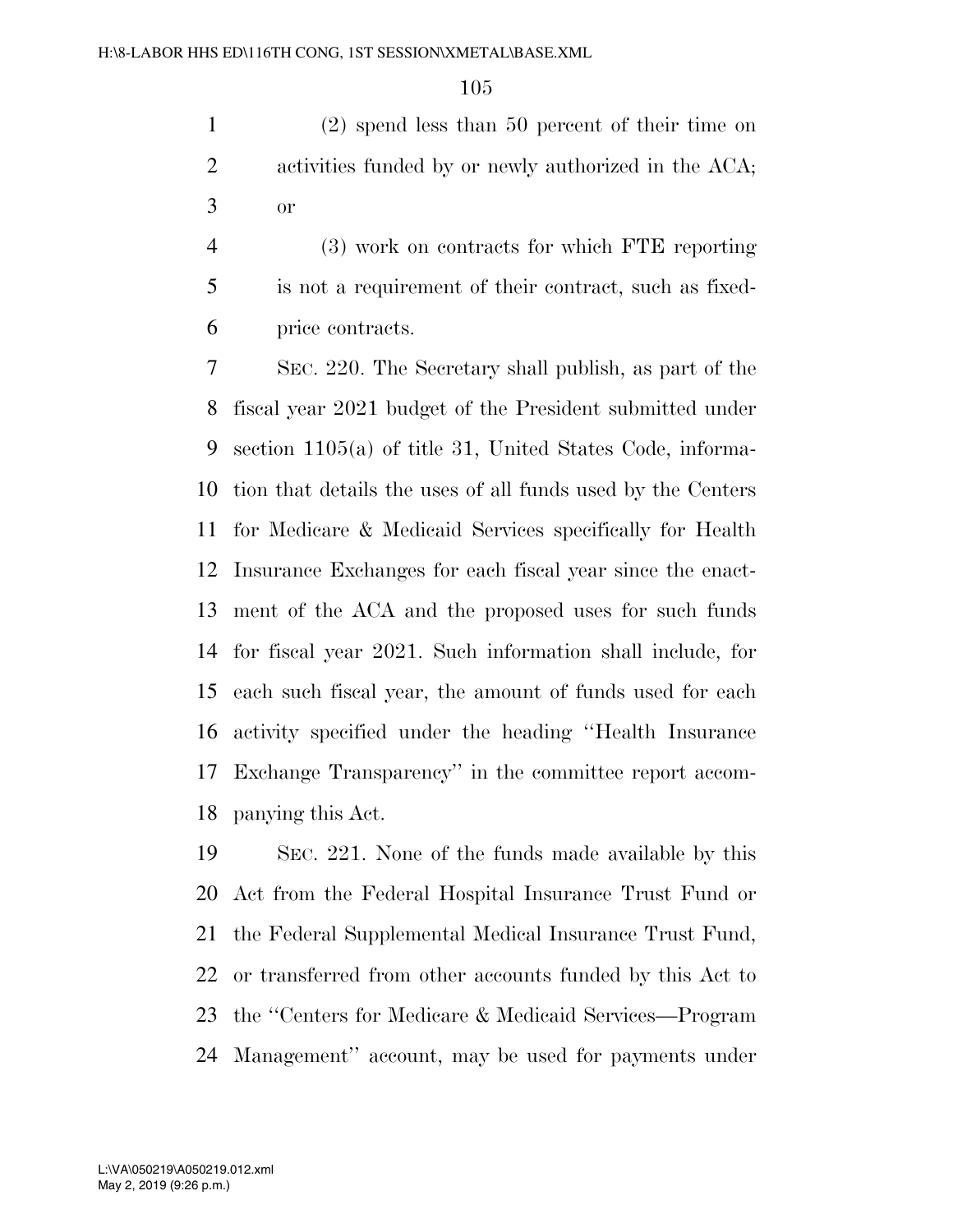(2) spend less than 50 percent of their time on activities funded by or newly authorized in the ACA; or

(3) work on contracts for which FTE reporting is not a requirement of their contract, such as fixed-price contracts.

SEC. 220. The Secretary shall publish, as part of the fiscal year 2021 budget of the President submitted under section 1105(a) of title 31, United States Code, information that details the uses of all funds used by the Centers for Medicare & Medicaid Services specifically for Health Insurance Exchanges for each fiscal year since the enactment of the ACA and the proposed uses for such funds for fiscal year 2021. Such information shall include, for each such fiscal year, the amount of funds used for each activity specified under the heading ''Health Insurance Exchange Transparency'' in the committee report accompanying this Act.

SEC. 221. None of the funds made available by this Act from the Federal Hospital Insurance Trust Fund or the Federal Supplemental Medical Insurance Trust Fund, or transferred from other accounts funded by this Act to the ''Centers for Medicare & Medicaid Services—Program Management'' account, may be used for payments under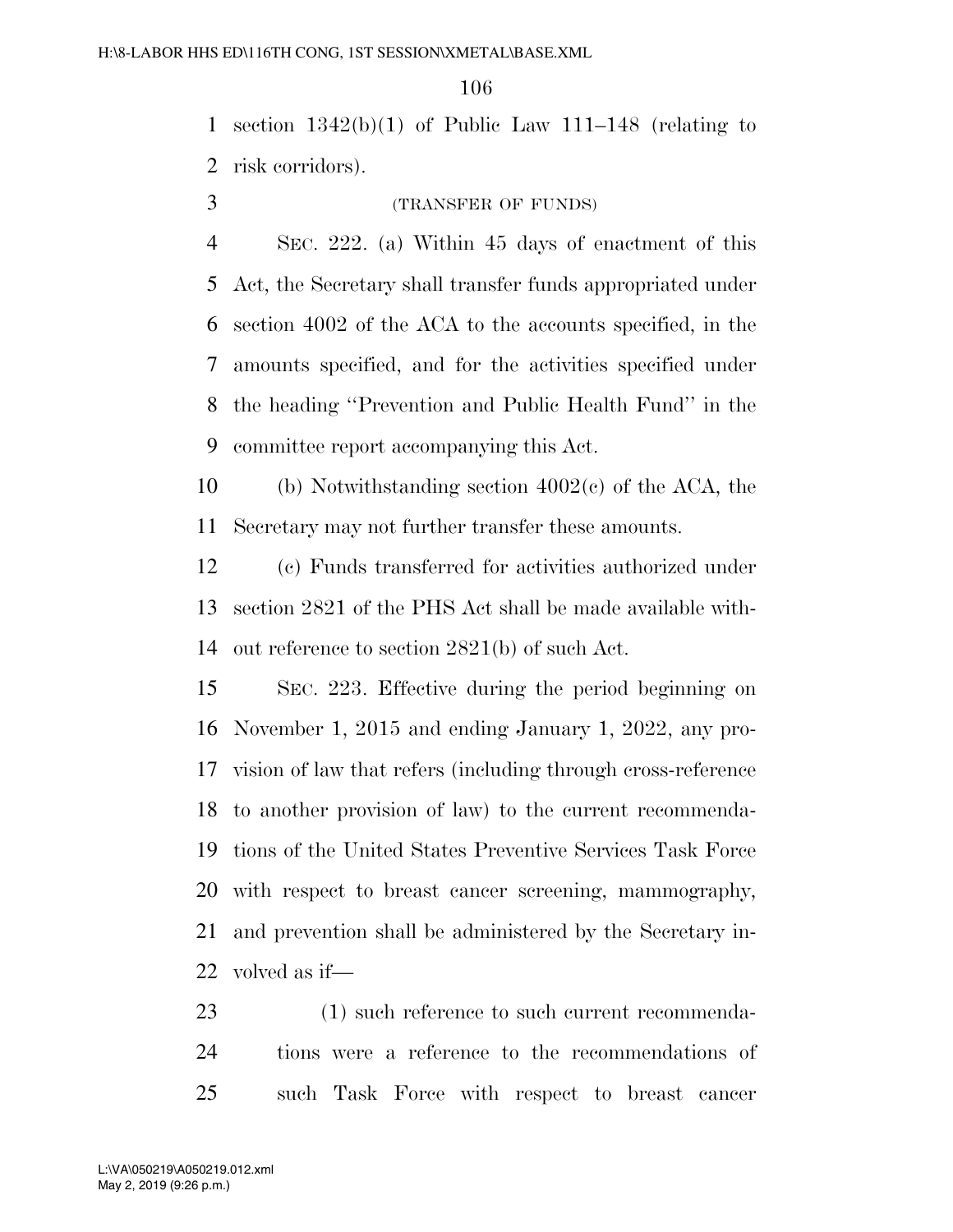section 1342(b)(1) of Public Law 111–148 (relating to risk corridors).

(TRANSFER OF FUNDS)

SEC. 222. (a) Within 45 days of enactment of this Act, the Secretary shall transfer funds appropriated under section 4002 of the ACA to the accounts specified, in the amounts specified, and for the activities specified under the heading ''Prevention and Public Health Fund'' in the committee report accompanying this Act.

(b) Notwithstanding section 4002(c) of the ACA, the Secretary may not further transfer these amounts.

(c) Funds transferred for activities authorized under section 2821 of the PHS Act shall be made available without reference to section 2821(b) of such Act.

SEC. 223. Effective during the period beginning on November 1, 2015 and ending January 1, 2022, any provision of law that refers (including through cross-reference to another provision of law) to the current recommendations of the United States Preventive Services Task Force with respect to breast cancer screening, mammography, and prevention shall be administered by the Secretary involved as if—

(1) such reference to such current recommendations were a reference to the recommendations of such Task Force with respect to breast cancer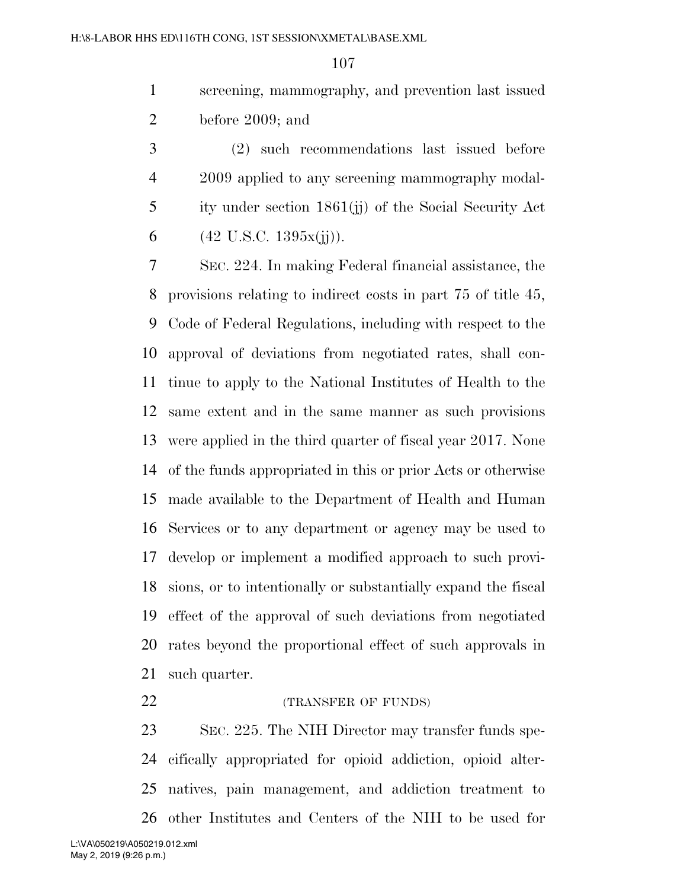screening, mammography, and prevention last issued before 2009; and

(2) such recommendations last issued before 2009 applied to any screening mammography modality under section 1861(jj) of the Social Security Act (42 U.S.C. 1395x(jj)).

SEC. 224. In making Federal financial assistance, the provisions relating to indirect costs in part 75 of title 45, Code of Federal Regulations, including with respect to the approval of deviations from negotiated rates, shall continue to apply to the National Institutes of Health to the same extent and in the same manner as such provisions were applied in the third quarter of fiscal year 2017. None of the funds appropriated in this or prior Acts or otherwise made available to the Department of Health and Human Services or to any department or agency may be used to develop or implement a modified approach to such provisions, or to intentionally or substantially expand the fiscal effect of the approval of such deviations from negotiated rates beyond the proportional effect of such approvals in such quarter.

(TRANSFER OF FUNDS)

SEC. 225. The NIH Director may transfer funds specifically appropriated for opioid addiction, opioid alternatives, pain management, and addiction treatment to other Institutes and Centers of the NIH to be used for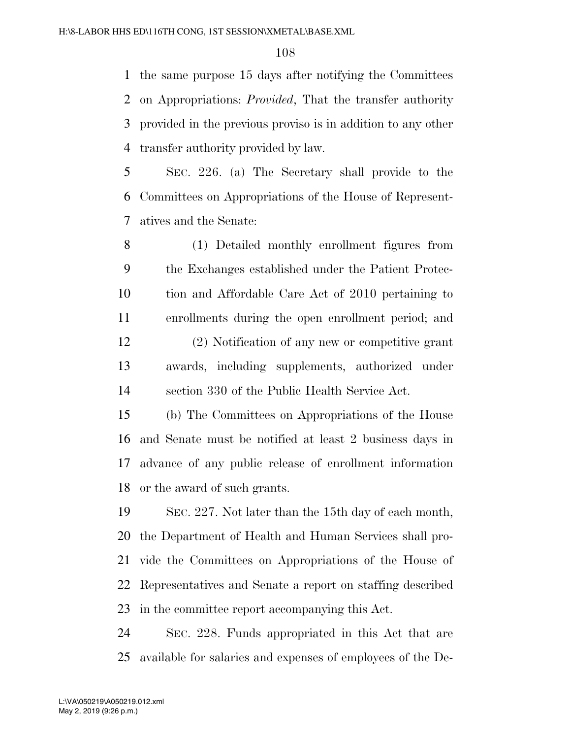the same purpose 15 days after notifying the Committees on Appropriations: *Provided*, That the transfer authority provided in the previous proviso is in addition to any other transfer authority provided by law.

SEC. 226. (a) The Secretary shall provide to the Committees on Appropriations of the House of Representatives and the Senate:

(1) Detailed monthly enrollment figures from the Exchanges established under the Patient Protection and Affordable Care Act of 2010 pertaining to enrollments during the open enrollment period; and

(2) Notification of any new or competitive grant awards, including supplements, authorized under section 330 of the Public Health Service Act.

(b) The Committees on Appropriations of the House and Senate must be notified at least 2 business days in advance of any public release of enrollment information or the award of such grants.

SEC. 227. Not later than the 15th day of each month, the Department of Health and Human Services shall provide the Committees on Appropriations of the House of Representatives and Senate a report on staffing described in the committee report accompanying this Act.

SEC. 228. Funds appropriated in this Act that are available for salaries and expenses of employees of the De-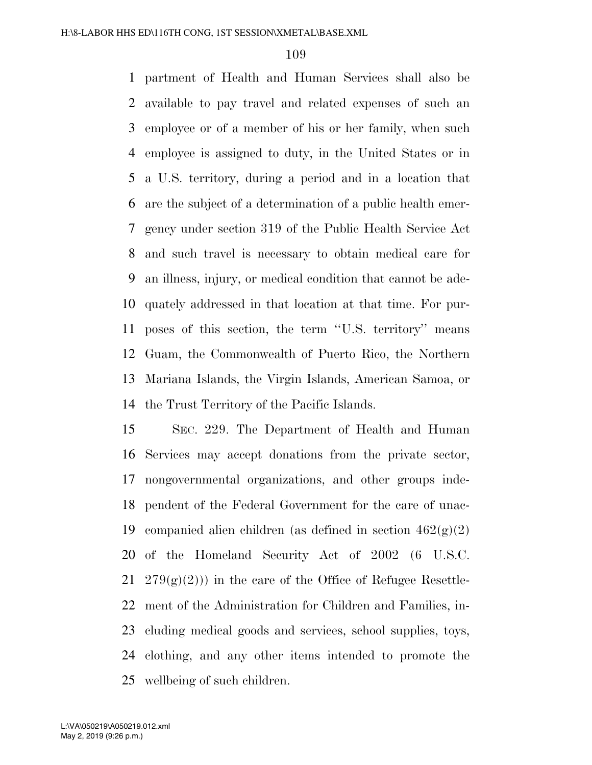partment of Health and Human Services shall also be available to pay travel and related expenses of such an employee or of a member of his or her family, when such employee is assigned to duty, in the United States or in a U.S. territory, during a period and in a location that are the subject of a determination of a public health emergency under section 319 of the Public Health Service Act and such travel is necessary to obtain medical care for an illness, injury, or medical condition that cannot be adequately addressed in that location at that time. For purposes of this section, the term "U.S. territory" means Guam, the Commonwealth of Puerto Rico, the Northern Mariana Islands, the Virgin Islands, American Samoa, or the Trust Territory of the Pacific Islands.

SEC. 229. The Department of Health and Human Services may accept donations from the private sector, nongovernmental organizations, and other groups independent of the Federal Government for the care of unaccompanied alien children (as defined in section 462(g)(2) of the Homeland Security Act of 2002 (6 U.S.C. 279(g)(2))) in the care of the Office of Refugee Resettlement of the Administration for Children and Families, including medical goods and services, school supplies, toys, clothing, and any other items intended to promote the wellbeing of such children.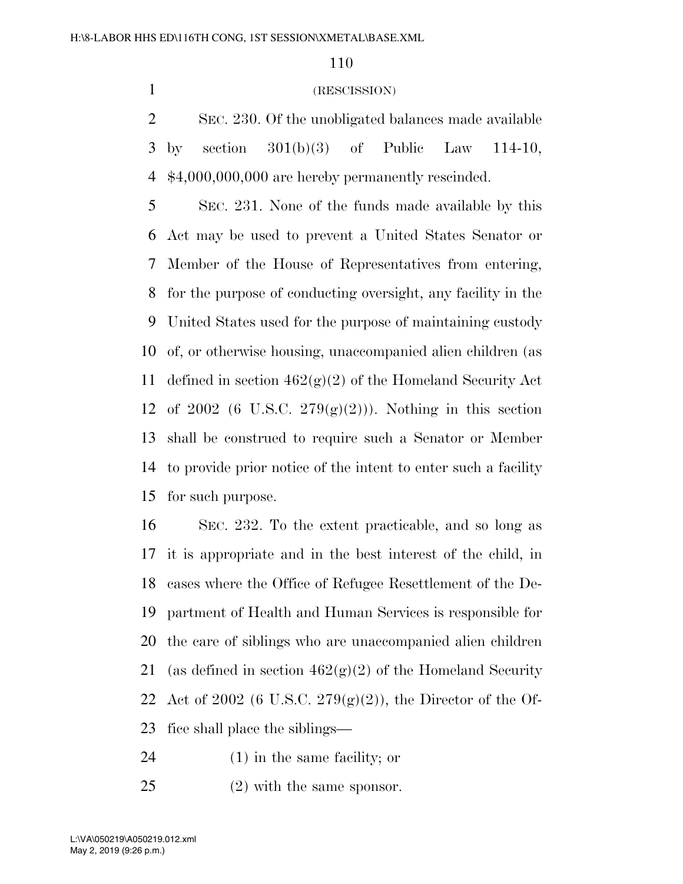(RESCISSION)

SEC. 230. Of the unobligated balances made available by section 301(b)(3) of Public Law 114-10, $4,000,000,000 are hereby permanently rescinded.

SEC. 231. None of the funds made available by this Act may be used to prevent a United States Senator or Member of the House of Representatives from entering, for the purpose of conducting oversight, any facility in the United States used for the purpose of maintaining custody of, or otherwise housing, unaccompanied alien children (as defined in section 462(g)(2) of the Homeland Security Act of 2002 (6 U.S.C. 279(g)(2))). Nothing in this section shall be construed to require such a Senator or Member to provide prior notice of the intent to enter such a facility for such purpose.

SEC. 232. To the extent practicable, and so long as it is appropriate and in the best interest of the child, in cases where the Office of Refugee Resettlement of the Department of Health and Human Services is responsible for the care of siblings who are unaccompanied alien children (as defined in section 462(g)(2) of the Homeland Security Act of 2002 (6 U.S.C. 279(g)(2)), the Director of the Office shall place the siblings—

(1) in the same facility; or

(2) with the same sponsor.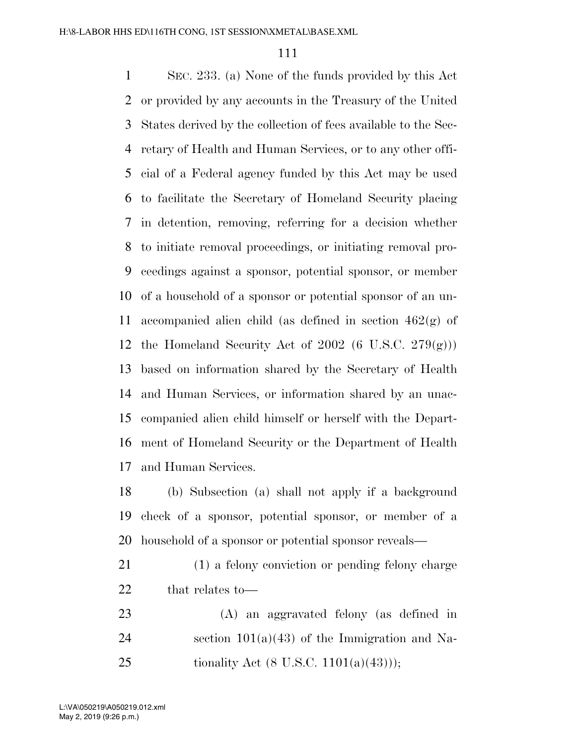SEC. 233. (a) None of the funds provided by this Act or provided by any accounts in the Treasury of the United States derived by the collection of fees available to the Secretary of Health and Human Services, or to any other official of a Federal agency funded by this Act may be used to facilitate the Secretary of Homeland Security placing in detention, removing, referring for a decision whether to initiate removal proceedings, or initiating removal proceedings against a sponsor, potential sponsor, or member of a household of a sponsor or potential sponsor of an unaccompanied alien child (as defined in section 462(g) of the Homeland Security Act of 2002 (6 U.S.C. 279(g))) based on information shared by the Secretary of Health and Human Services, or information shared by an unaccompanied alien child himself or herself with the Department of Homeland Security or the Department of Health and Human Services.

(b) Subsection (a) shall not apply if a background check of a sponsor, potential sponsor, or member of a household of a sponsor or potential sponsor reveals—

(1) a felony conviction or pending felony charge that relates to—

(A) an aggravated felony (as defined in section 101(a)(43) of the Immigration and Nationality Act (8 U.S.C. 1101(a)(43)));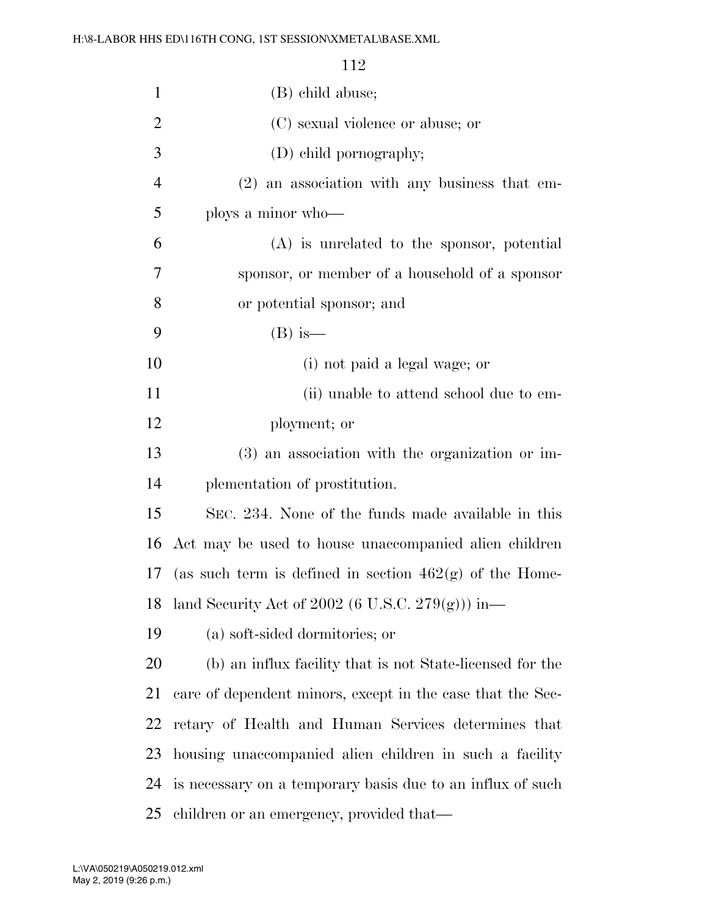(B) child abuse;

(C) sexual violence or abuse; or

(D) child pornography;

(2) an association with any business that employs a minor who—

(A) is unrelated to the sponsor, potential sponsor, or member of a household of a sponsor or potential sponsor; and

(B) is—

(i) not paid a legal wage; or

(ii) unable to attend school due to employment; or

(3) an association with the organization or implementation of prostitution.

SEC. 234. None of the funds made available in this Act may be used to house unaccompanied alien children (as such term is defined in section 462(g) of the Homeland Security Act of 2002 (6 U.S.C. 279(g))) in—

(a) soft-sided dormitories; or

(b) an influx facility that is not State-licensed for the care of dependent minors, except in the case that the Secretary of Health and Human Services determines that housing unaccompanied alien children in such a facility is necessary on a temporary basis due to an influx of such children or an emergency, provided that—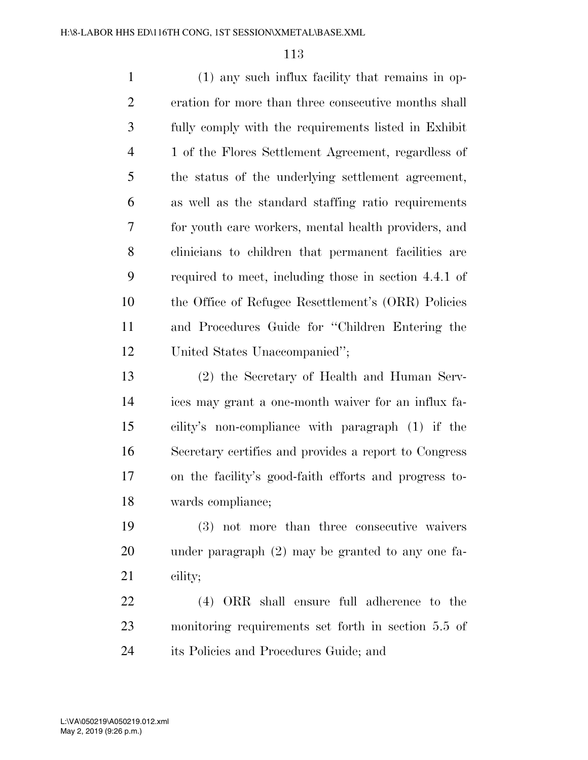(1) any such influx facility that remains in operation for more than three consecutive months shall fully comply with the requirements listed in Exhibit 1 of the Flores Settlement Agreement, regardless of the status of the underlying settlement agreement, as well as the standard staffing ratio requirements for youth care workers, mental health providers, and clinicians to children that permanent facilities are required to meet, including those in section 4.4.1 of the Office of Refugee Resettlement's (ORR) Policies and Procedures Guide for ''Children Entering the United States Unaccompanied'';

(2) the Secretary of Health and Human Services may grant a one-month waiver for an influx facility's non-compliance with paragraph (1) if the Secretary certifies and provides a report to Congress on the facility's good-faith efforts and progress towards compliance;

(3) not more than three consecutive waivers under paragraph (2) may be granted to any one facility;

(4) ORR shall ensure full adherence to the monitoring requirements set forth in section 5.5 of its Policies and Procedures Guide; and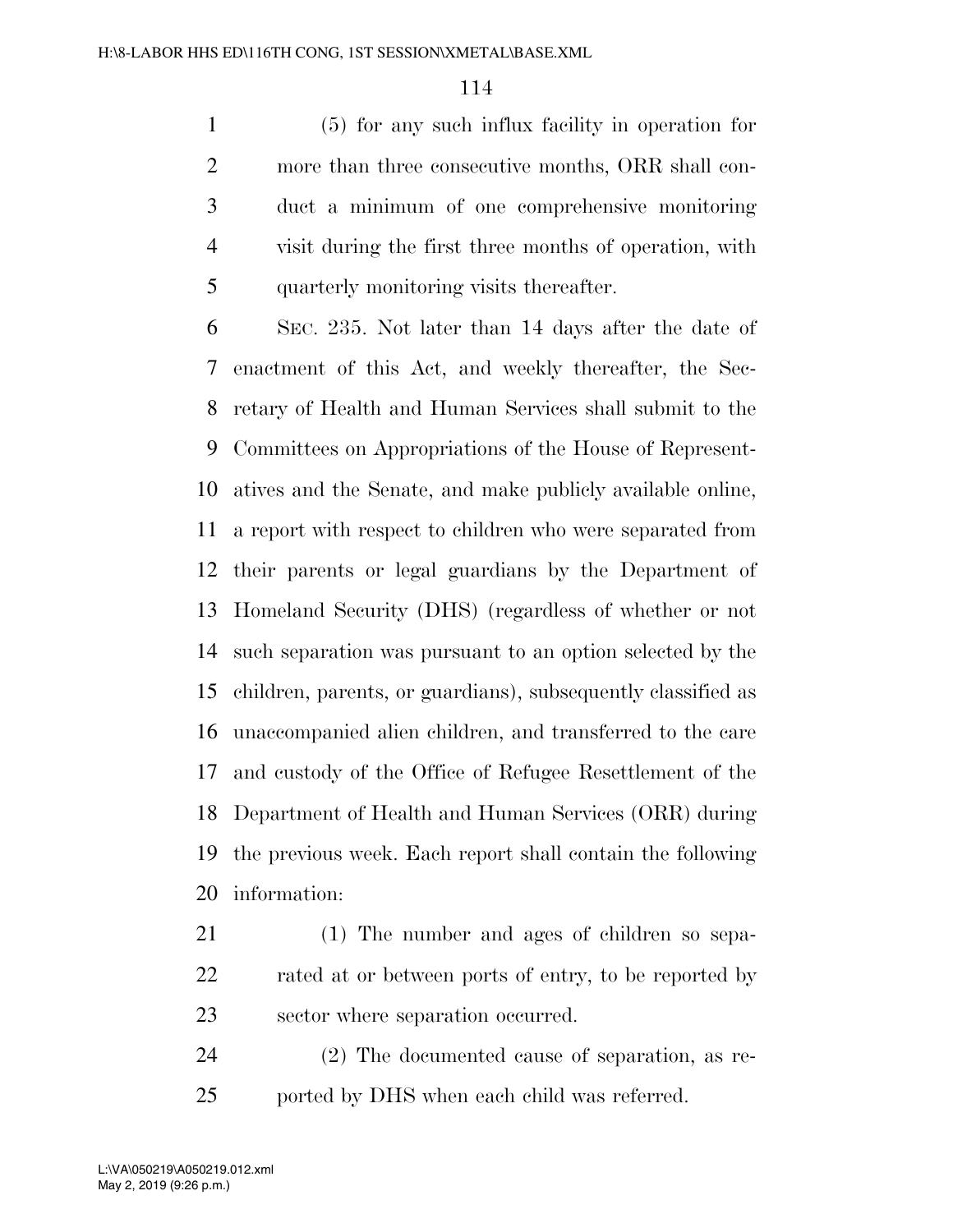(5) for any such influx facility in operation for more than three consecutive months, ORR shall conduct a minimum of one comprehensive monitoring visit during the first three months of operation, with quarterly monitoring visits thereafter.

SEC. 235. Not later than 14 days after the date of enactment of this Act, and weekly thereafter, the Secretary of Health and Human Services shall submit to the Committees on Appropriations of the House of Representatives and the Senate, and make publicly available online, a report with respect to children who were separated from their parents or legal guardians by the Department of Homeland Security (DHS) (regardless of whether or not such separation was pursuant to an option selected by the children, parents, or guardians), subsequently classified as unaccompanied alien children, and transferred to the care and custody of the Office of Refugee Resettlement of the Department of Health and Human Services (ORR) during the previous week. Each report shall contain the following information:

(1) The number and ages of children so separated at or between ports of entry, to be reported by sector where separation occurred.

(2) The documented cause of separation, as reported by DHS when each child was referred.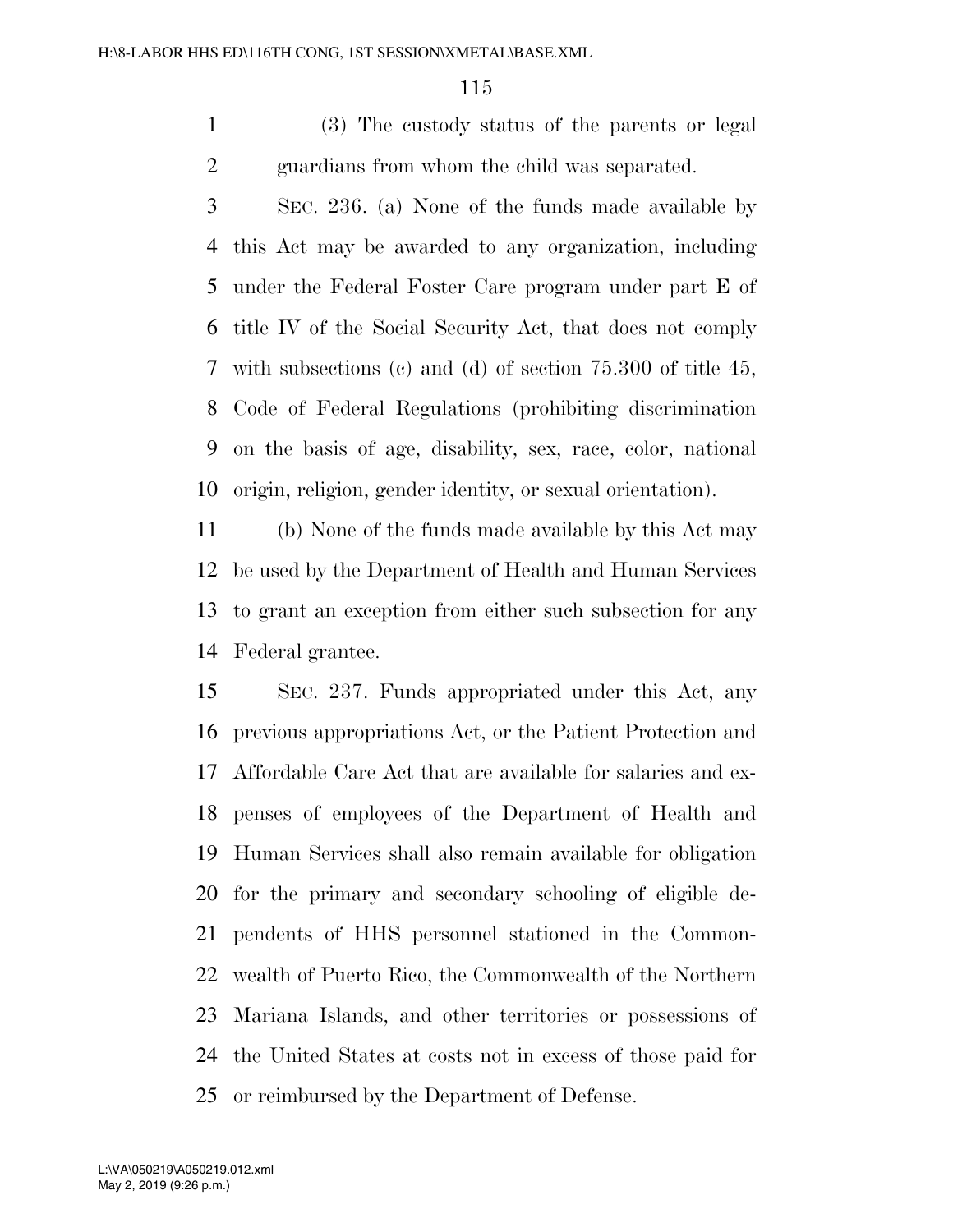(3) The custody status of the parents or legal guardians from whom the child was separated.

SEC. 236. (a) None of the funds made available by this Act may be awarded to any organization, including under the Federal Foster Care program under part E of title IV of the Social Security Act, that does not comply with subsections (c) and (d) of section 75.300 of title 45, Code of Federal Regulations (prohibiting discrimination on the basis of age, disability, sex, race, color, national origin, religion, gender identity, or sexual orientation).

(b) None of the funds made available by this Act may be used by the Department of Health and Human Services to grant an exception from either such subsection for any Federal grantee.

SEC. 237. Funds appropriated under this Act, any previous appropriations Act, or the Patient Protection and Affordable Care Act that are available for salaries and expenses of employees of the Department of Health and Human Services shall also remain available for obligation for the primary and secondary schooling of eligible dependents of HHS personnel stationed in the Commonwealth of Puerto Rico, the Commonwealth of the Northern Mariana Islands, and other territories or possessions of the United States at costs not in excess of those paid for or reimbursed by the Department of Defense.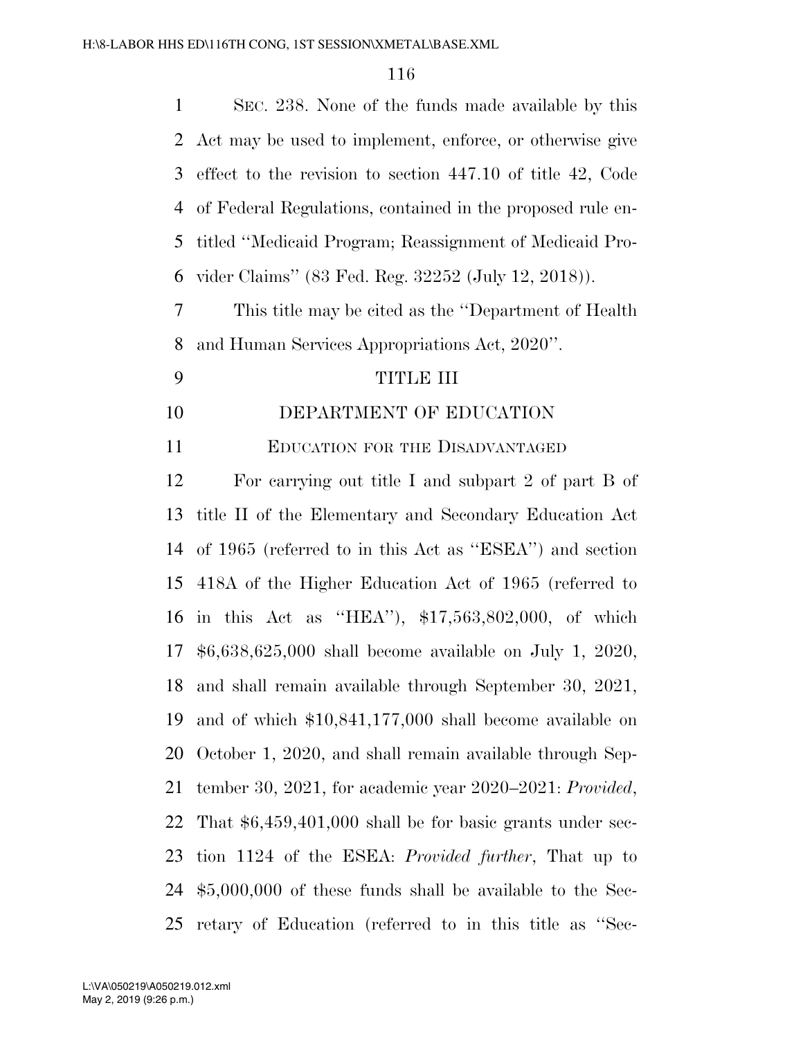SEC. 238. None of the funds made available by this Act may be used to implement, enforce, or otherwise give effect to the revision to section 447.10 of title 42, Code of Federal Regulations, contained in the proposed rule entitled ''Medicaid Program; Reassignment of Medicaid Provider Claims'' (83 Fed. Reg. 32252 (July 12, 2018)).

This title may be cited as the ''Department of Health and Human Services Appropriations Act, 2020''.

# TITLE III

# DEPARTMENT OF EDUCATION

## EDUCATION FOR THE DISADVANTAGED

For carrying out title I and subpart 2 of part B of title II of the Elementary and Secondary Education Act of 1965 (referred to in this Act as ''ESEA'') and section 418A of the Higher Education Act of 1965 (referred to in this Act as ''HEA''), $17,563,802,000, of which $6,638,625,000 shall become available on July 1, 2020, and shall remain available through September 30, 2021, and of which $10,841,177,000 shall become available on October 1, 2020, and shall remain available through September 30, 2021, for academic year 2020–2021: *Provided*, That $6,459,401,000 shall be for basic grants under section 1124 of the ESEA: *Provided further*, That up to $5,000,000 of these funds shall be available to the Secretary of Education (referred to in this title as ''Sec-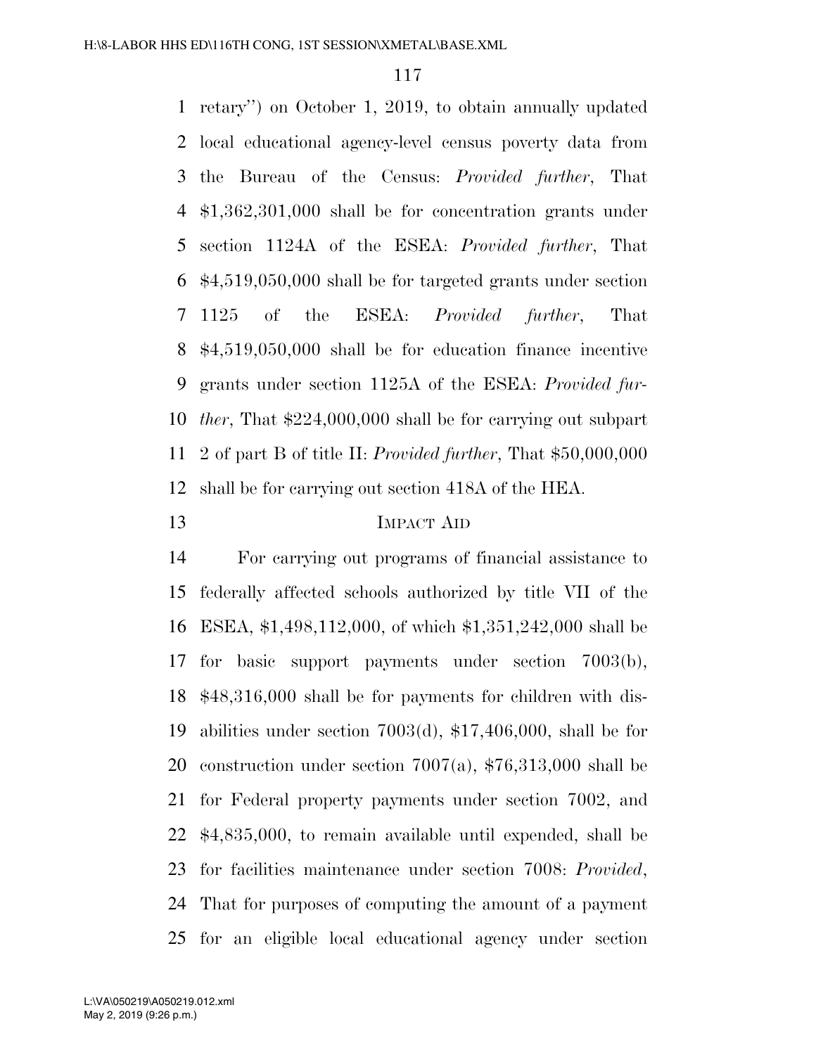retary'') on October 1, 2019, to obtain annually updated local educational agency-level census poverty data from the Bureau of the Census: *Provided further*, That $1,362,301,000 shall be for concentration grants under section 1124A of the ESEA: *Provided further*, That $4,519,050,000 shall be for targeted grants under section 1125 of the ESEA: *Provided further*, That $4,519,050,000 shall be for education finance incentive grants under section 1125A of the ESEA: *Provided further*, That $224,000,000 shall be for carrying out subpart 2 of part B of title II: *Provided further*, That $50,000,000 shall be for carrying out section 418A of the HEA.

## IMPACT AID

For carrying out programs of financial assistance to federally affected schools authorized by title VII of the ESEA, $1,498,112,000, of which $1,351,242,000 shall be for basic support payments under section 7003(b), $48,316,000 shall be for payments for children with disabilities under section 7003(d), $17,406,000, shall be for construction under section 7007(a), $76,313,000 shall be for Federal property payments under section 7002, and $4,835,000, to remain available until expended, shall be for facilities maintenance under section 7008: *Provided*, That for purposes of computing the amount of a payment for an eligible local educational agency under section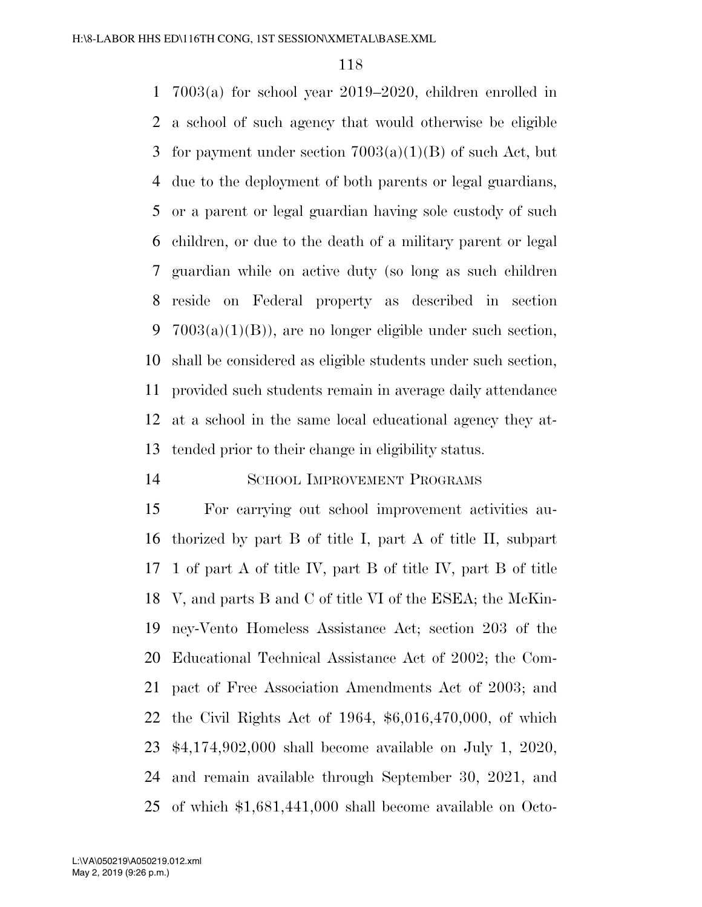7003(a) for school year 2019–2020, children enrolled in a school of such agency that would otherwise be eligible for payment under section 7003(a)(1)(B) of such Act, but due to the deployment of both parents or legal guardians, or a parent or legal guardian having sole custody of such children, or due to the death of a military parent or legal guardian while on active duty (so long as such children reside on Federal property as described in section 7003(a)(1)(B)), are no longer eligible under such section, shall be considered as eligible students under such section, provided such students remain in average daily attendance at a school in the same local educational agency they attended prior to their change in eligibility status.

SCHOOL IMPROVEMENT PROGRAMS

For carrying out school improvement activities authorized by part B of title I, part A of title II, subpart 1 of part A of title IV, part B of title IV, part B of title V, and parts B and C of title VI of the ESEA; the McKinney-Vento Homeless Assistance Act; section 203 of the Educational Technical Assistance Act of 2002; the Compact of Free Association Amendments Act of 2003; and the Civil Rights Act of 1964, $6,016,470,000, of which $4,174,902,000 shall become available on July 1, 2020, and remain available through September 30, 2021, and of which $1,681,441,000 shall become available on Octo-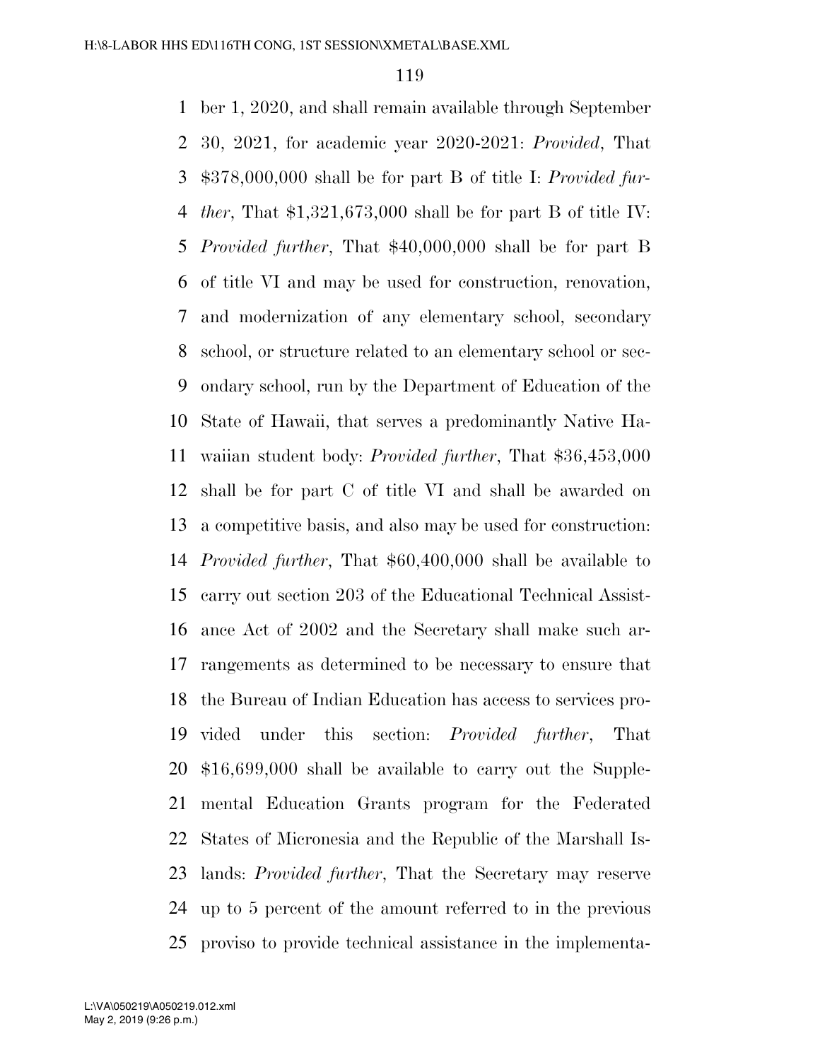ber 1, 2020, and shall remain available through September 30, 2021, for academic year 2020-2021: *Provided*, That $378,000,000 shall be for part B of title I: *Provided further*, That $1,321,673,000 shall be for part B of title IV: *Provided further*, That $40,000,000 shall be for part B of title VI and may be used for construction, renovation, and modernization of any elementary school, secondary school, or structure related to an elementary school or secondary school, run by the Department of Education of the State of Hawaii, that serves a predominantly Native Hawaiian student body: *Provided further*, That $36,453,000 shall be for part C of title VI and shall be awarded on a competitive basis, and also may be used for construction: *Provided further*, That $60,400,000 shall be available to carry out section 203 of the Educational Technical Assistance Act of 2002 and the Secretary shall make such arrangements as determined to be necessary to ensure that the Bureau of Indian Education has access to services provided under this section: *Provided further*, That $16,699,000 shall be available to carry out the Supplemental Education Grants program for the Federated States of Micronesia and the Republic of the Marshall Islands: *Provided further*, That the Secretary may reserve up to 5 percent of the amount referred to in the previous proviso to provide technical assistance in the implementa-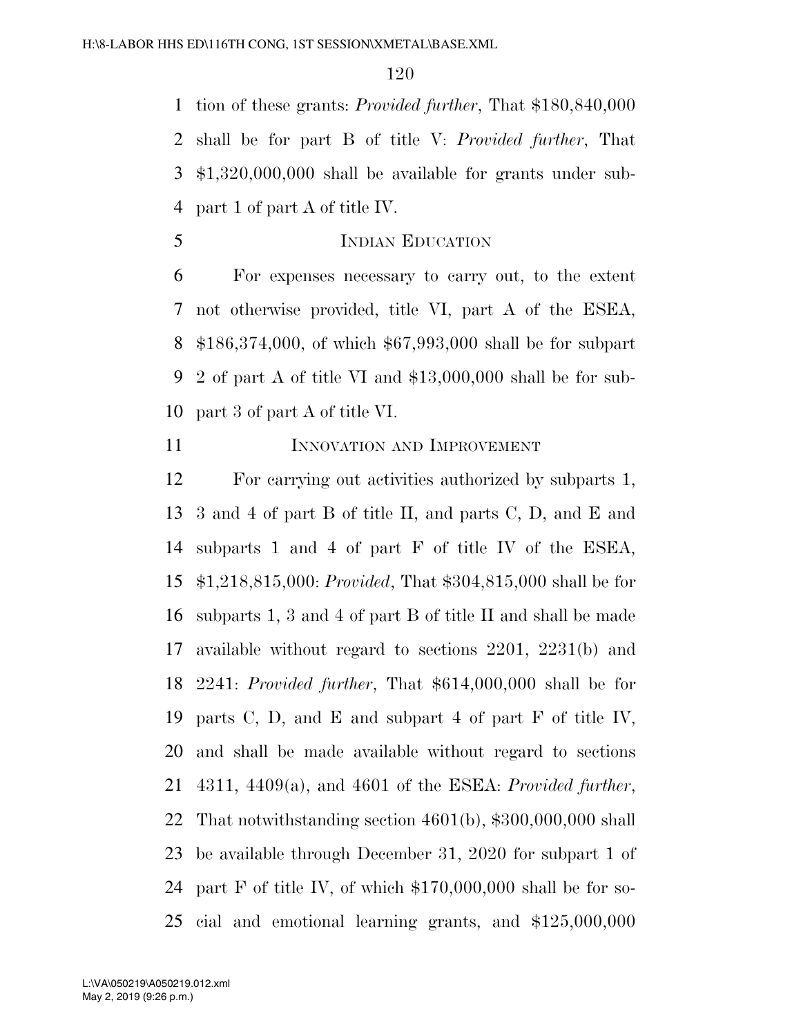tion of these grants: *Provided further*, That $180,840,000 shall be for part B of title V: *Provided further*, That $1,320,000,000 shall be available for grants under subpart 1 of part A of title IV.

INDIAN EDUCATION

For expenses necessary to carry out, to the extent not otherwise provided, title VI, part A of the ESEA, $186,374,000, of which $67,993,000 shall be for subpart 2 of part A of title VI and $13,000,000 shall be for subpart 3 of part A of title VI.

INNOVATION AND IMPROVEMENT

For carrying out activities authorized by subparts 1, 3 and 4 of part B of title II, and parts C, D, and E and subparts 1 and 4 of part F of title IV of the ESEA, $1,218,815,000: *Provided*, That $304,815,000 shall be for subparts 1, 3 and 4 of part B of title II and shall be made available without regard to sections 2201, 2231(b) and 2241: *Provided further*, That $614,000,000 shall be for parts C, D, and E and subpart 4 of part F of title IV, and shall be made available without regard to sections 4311, 4409(a), and 4601 of the ESEA: *Provided further*, That notwithstanding section 4601(b), $300,000,000 shall be available through December 31, 2020 for subpart 1 of part F of title IV, of which $170,000,000 shall be for social and emotional learning grants, and $125,000,000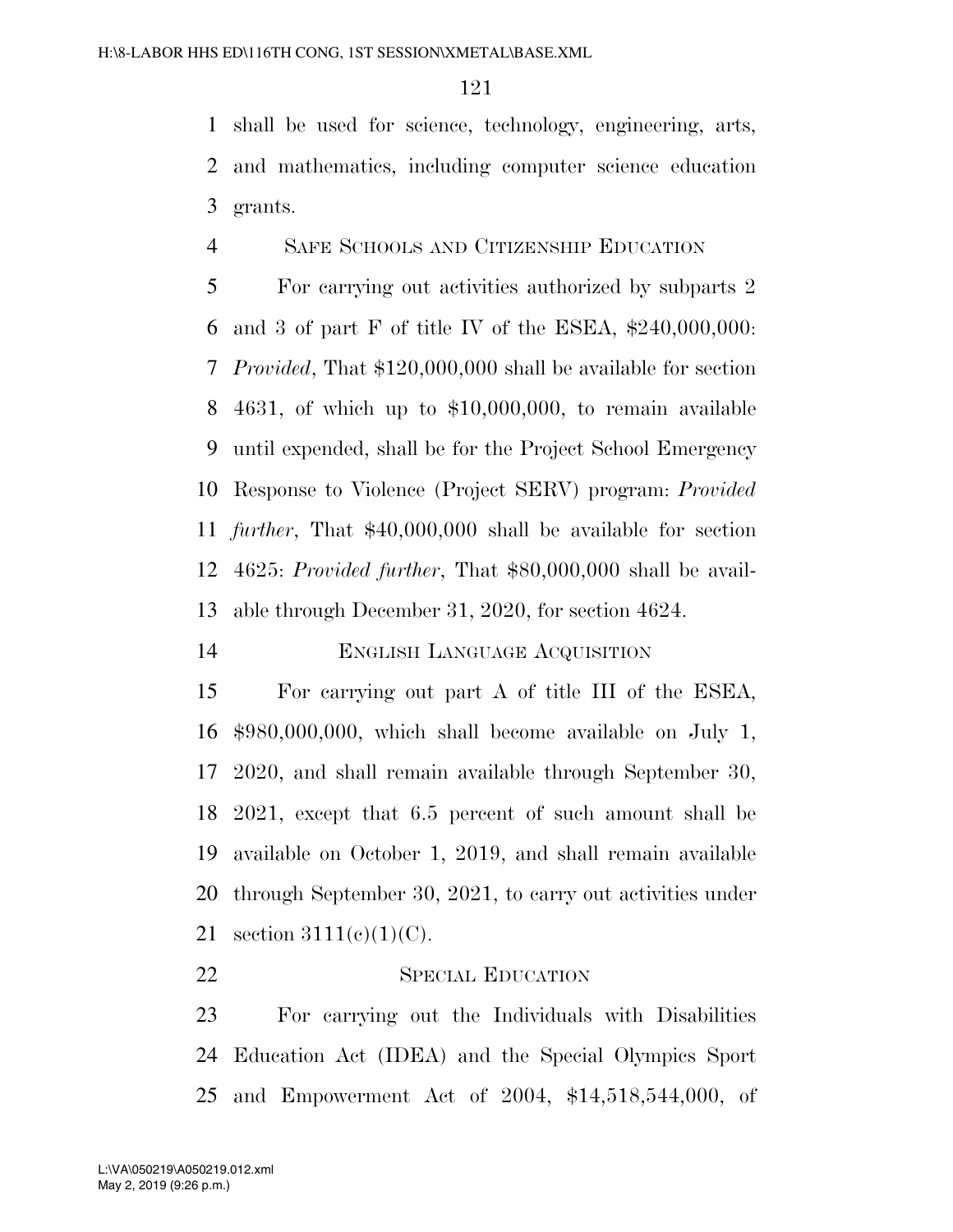shall be used for science, technology, engineering, arts, and mathematics, including computer science education grants.

SAFE SCHOOLS AND CITIZENSHIP EDUCATION

For carrying out activities authorized by subparts 2 and 3 of part F of title IV of the ESEA, $240,000,000: *Provided*, That $120,000,000 shall be available for section 4631, of which up to $10,000,000, to remain available until expended, shall be for the Project School Emergency Response to Violence (Project SERV) program: *Provided further*, That $40,000,000 shall be available for section 4625: *Provided further*, That $80,000,000 shall be available through December 31, 2020, for section 4624.

ENGLISH LANGUAGE ACQUISITION

For carrying out part A of title III of the ESEA, $980,000,000, which shall become available on July 1, 2020, and shall remain available through September 30, 2021, except that 6.5 percent of such amount shall be available on October 1, 2019, and shall remain available through September 30, 2021, to carry out activities under section 3111(c)(1)(C).

SPECIAL EDUCATION

For carrying out the Individuals with Disabilities Education Act (IDEA) and the Special Olympics Sport and Empowerment Act of 2004, $14,518,544,000, of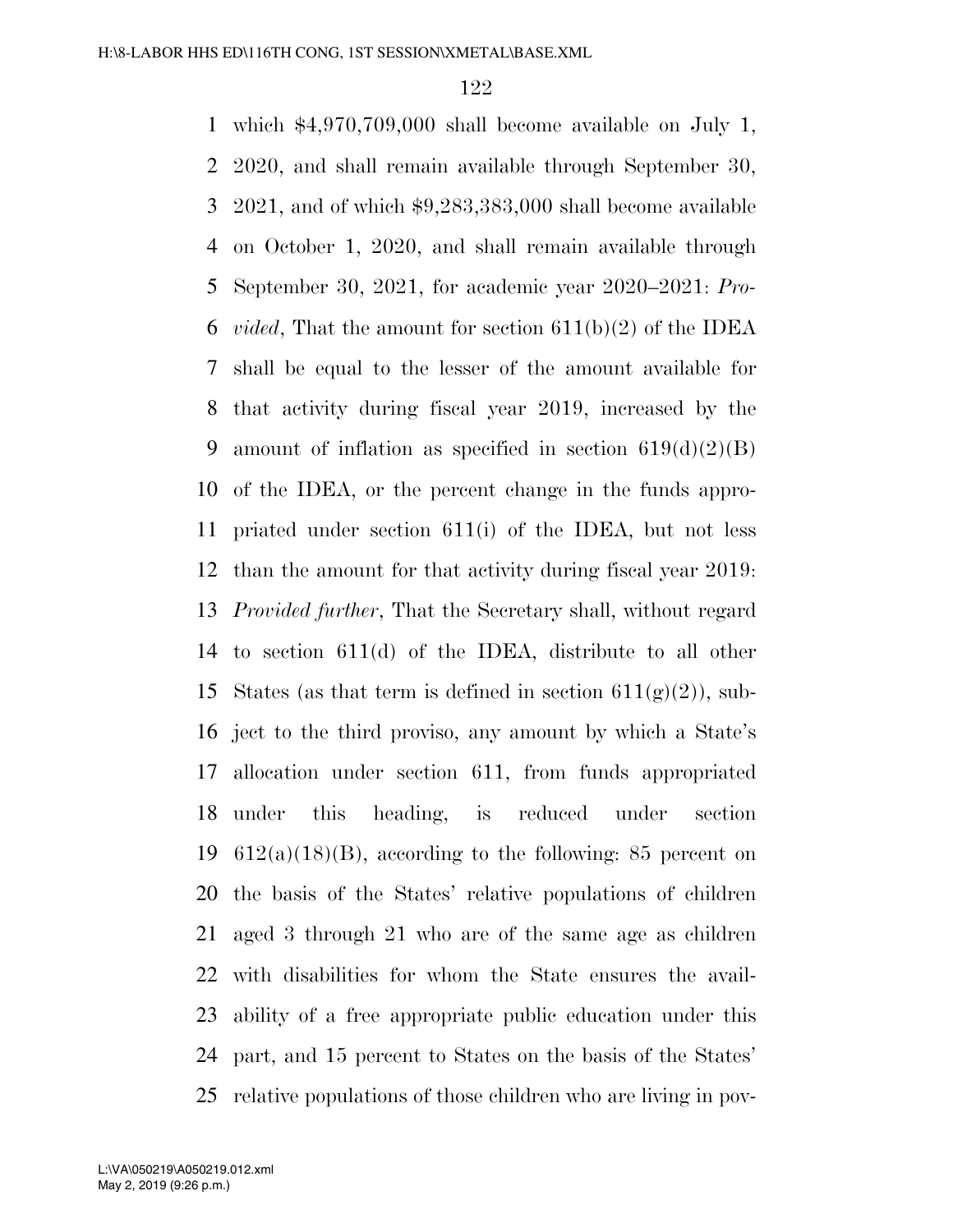which $4,970,709,000 shall become available on July 1, 2020, and shall remain available through September 30, 2021, and of which $9,283,383,000 shall become available on October 1, 2020, and shall remain available through September 30, 2021, for academic year 2020–2021: *Provided*, That the amount for section 611(b)(2) of the IDEA shall be equal to the lesser of the amount available for that activity during fiscal year 2019, increased by the amount of inflation as specified in section 619(d)(2)(B) of the IDEA, or the percent change in the funds appropriated under section 611(i) of the IDEA, but not less than the amount for that activity during fiscal year 2019: *Provided further*, That the Secretary shall, without regard to section 611(d) of the IDEA, distribute to all other States (as that term is defined in section 611(g)(2)), subject to the third proviso, any amount by which a State's allocation under section 611, from funds appropriated under this heading, is reduced under section 612(a)(18)(B), according to the following: 85 percent on the basis of the States' relative populations of children aged 3 through 21 who are of the same age as children with disabilities for whom the State ensures the availability of a free appropriate public education under this part, and 15 percent to States on the basis of the States' relative populations of those children who are living in pov-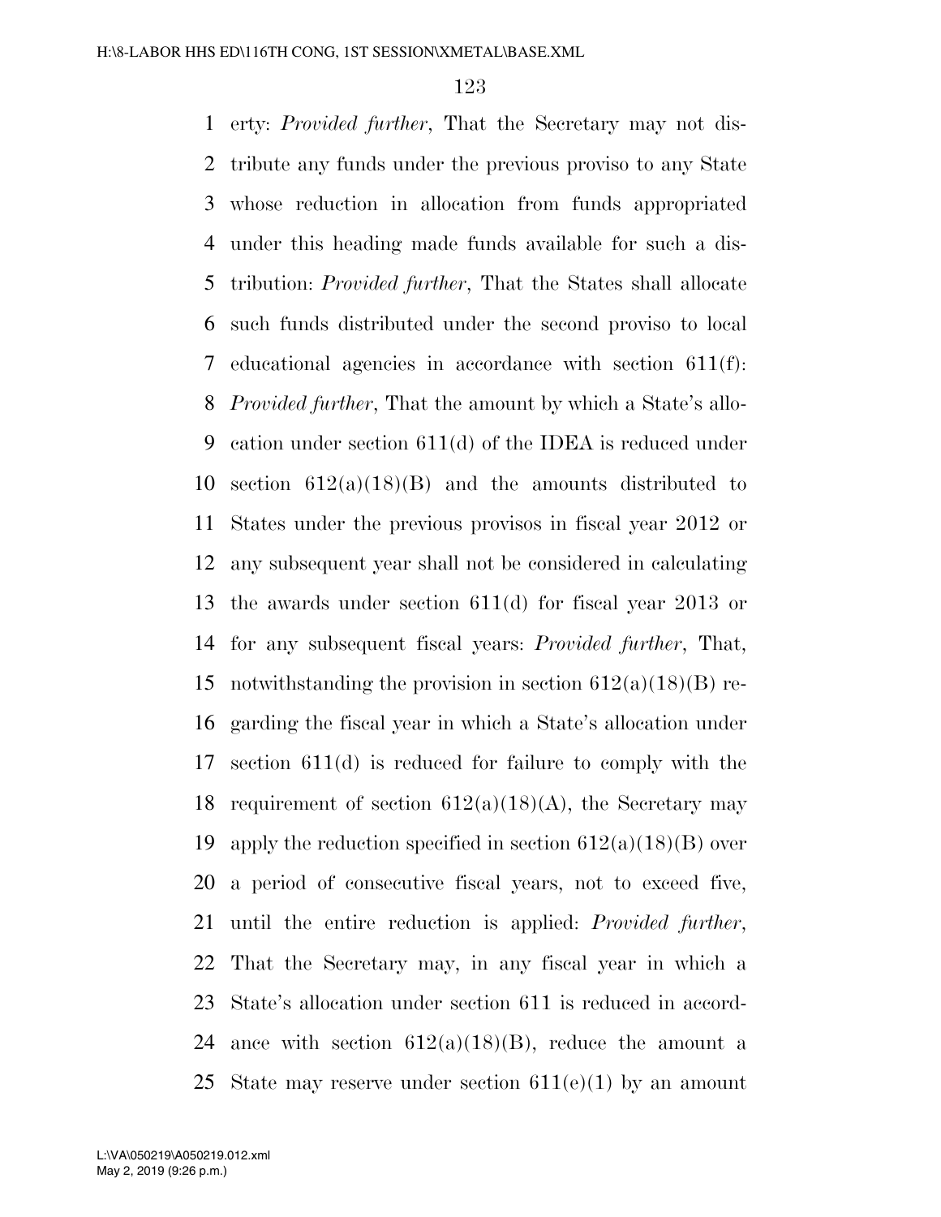erty: *Provided further*, That the Secretary may not distribute any funds under the previous proviso to any State whose reduction in allocation from funds appropriated under this heading made funds available for such a distribution: *Provided further*, That the States shall allocate such funds distributed under the second proviso to local educational agencies in accordance with section 611(f): *Provided further*, That the amount by which a State's allocation under section 611(d) of the IDEA is reduced under section 612(a)(18)(B) and the amounts distributed to States under the previous provisos in fiscal year 2012 or any subsequent year shall not be considered in calculating the awards under section 611(d) for fiscal year 2013 or for any subsequent fiscal years: *Provided further*, That, notwithstanding the provision in section 612(a)(18)(B) regarding the fiscal year in which a State's allocation under section 611(d) is reduced for failure to comply with the requirement of section 612(a)(18)(A), the Secretary may apply the reduction specified in section 612(a)(18)(B) over a period of consecutive fiscal years, not to exceed five, until the entire reduction is applied: *Provided further*, That the Secretary may, in any fiscal year in which a State's allocation under section 611 is reduced in accordance with section 612(a)(18)(B), reduce the amount a State may reserve under section 611(e)(1) by an amount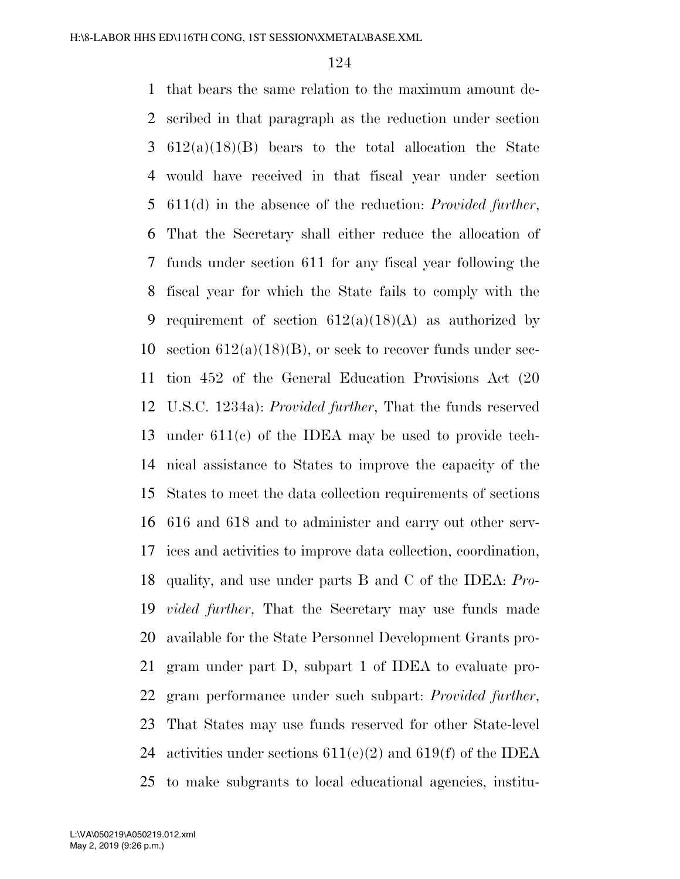that bears the same relation to the maximum amount described in that paragraph as the reduction under section 612(a)(18)(B) bears to the total allocation the State would have received in that fiscal year under section 611(d) in the absence of the reduction: *Provided further*, That the Secretary shall either reduce the allocation of funds under section 611 for any fiscal year following the fiscal year for which the State fails to comply with the requirement of section 612(a)(18)(A) as authorized by section 612(a)(18)(B), or seek to recover funds under section 452 of the General Education Provisions Act (20 U.S.C. 1234a): *Provided further*, That the funds reserved under 611(c) of the IDEA may be used to provide technical assistance to States to improve the capacity of the States to meet the data collection requirements of sections 616 and 618 and to administer and carry out other services and activities to improve data collection, coordination, quality, and use under parts B and C of the IDEA: *Provided further*, That the Secretary may use funds made available for the State Personnel Development Grants program under part D, subpart 1 of IDEA to evaluate program performance under such subpart: *Provided further*, That States may use funds reserved for other State-level activities under sections 611(e)(2) and 619(f) of the IDEA to make subgrants to local educational agencies, institu-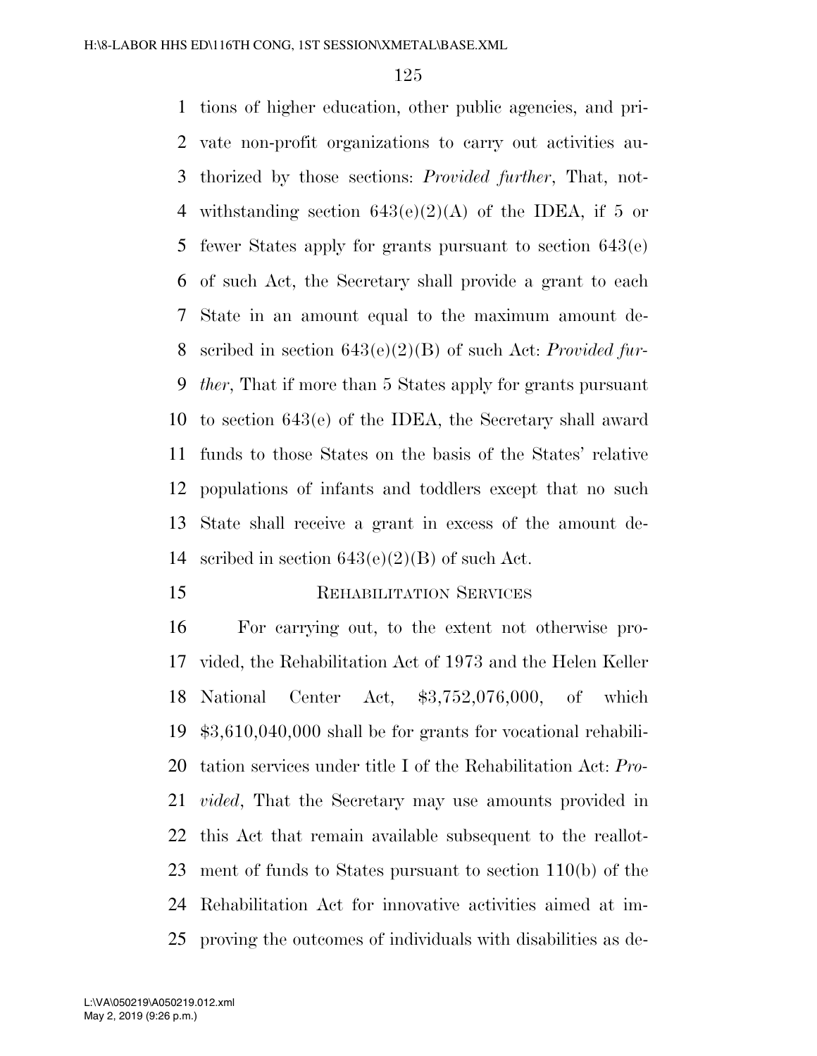tions of higher education, other public agencies, and private non-profit organizations to carry out activities authorized by those sections: *Provided further*, That, notwithstanding section 643(e)(2)(A) of the IDEA, if 5 or fewer States apply for grants pursuant to section 643(e) of such Act, the Secretary shall provide a grant to each State in an amount equal to the maximum amount described in section 643(e)(2)(B) of such Act: *Provided further*, That if more than 5 States apply for grants pursuant to section 643(e) of the IDEA, the Secretary shall award funds to those States on the basis of the States' relative populations of infants and toddlers except that no such State shall receive a grant in excess of the amount described in section 643(e)(2)(B) of such Act.

## Rehabilitation Services

For carrying out, to the extent not otherwise provided, the Rehabilitation Act of 1973 and the Helen Keller National Center Act, $3,752,076,000, of which $3,610,040,000 shall be for grants for vocational rehabilitation services under title I of the Rehabilitation Act: *Provided*, That the Secretary may use amounts provided in this Act that remain available subsequent to the reallotment of funds to States pursuant to section 110(b) of the Rehabilitation Act for innovative activities aimed at improving the outcomes of individuals with disabilities as de-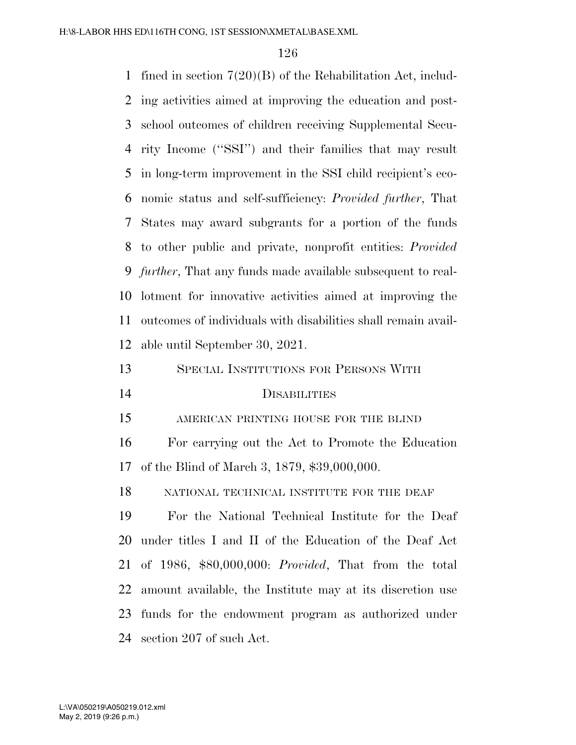fined in section 7(20)(B) of the Rehabilitation Act, including activities aimed at improving the education and post-school outcomes of children receiving Supplemental Security Income (''SSI'') and their families that may result in long-term improvement in the SSI child recipient's economic status and self-sufficiency: *Provided further*, That States may award subgrants for a portion of the funds to other public and private, nonprofit entities: *Provided further*, That any funds made available subsequent to reallotment for innovative activities aimed at improving the outcomes of individuals with disabilities shall remain available until September 30, 2021.

## SPECIAL INSTITUTIONS FOR PERSONS WITH DISABILITIES

### AMERICAN PRINTING HOUSE FOR THE BLIND

For carrying out the Act to Promote the Education of the Blind of March 3, 1879, $39,000,000.

### NATIONAL TECHNICAL INSTITUTE FOR THE DEAF

For the National Technical Institute for the Deaf under titles I and II of the Education of the Deaf Act of 1986, $80,000,000: *Provided*, That from the total amount available, the Institute may at its discretion use funds for the endowment program as authorized under section 207 of such Act.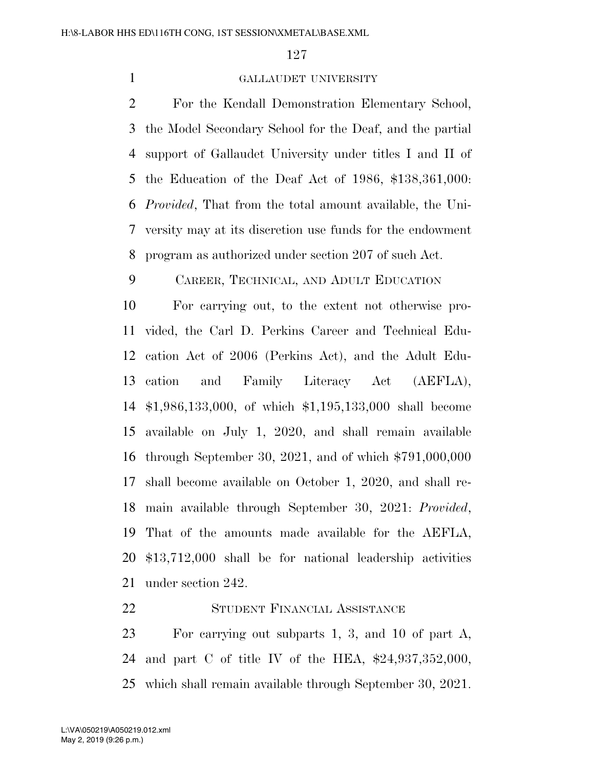GALLAUDET UNIVERSITY

For the Kendall Demonstration Elementary School, the Model Secondary School for the Deaf, and the partial support of Gallaudet University under titles I and II of the Education of the Deaf Act of 1986, $138,361,000: *Provided*, That from the total amount available, the University may at its discretion use funds for the endowment program as authorized under section 207 of such Act.

CAREER, TECHNICAL, AND ADULT EDUCATION

For carrying out, to the extent not otherwise provided, the Carl D. Perkins Career and Technical Education Act of 2006 (Perkins Act), and the Adult Education and Family Literacy Act (AEFLA), $1,986,133,000, of which $1,195,133,000 shall become available on July 1, 2020, and shall remain available through September 30, 2021, and of which $791,000,000 shall become available on October 1, 2020, and shall remain available through September 30, 2021: *Provided*, That of the amounts made available for the AEFLA, $13,712,000 shall be for national leadership activities under section 242.

STUDENT FINANCIAL ASSISTANCE

For carrying out subparts 1, 3, and 10 of part A, and part C of title IV of the HEA, $24,937,352,000, which shall remain available through September 30, 2021.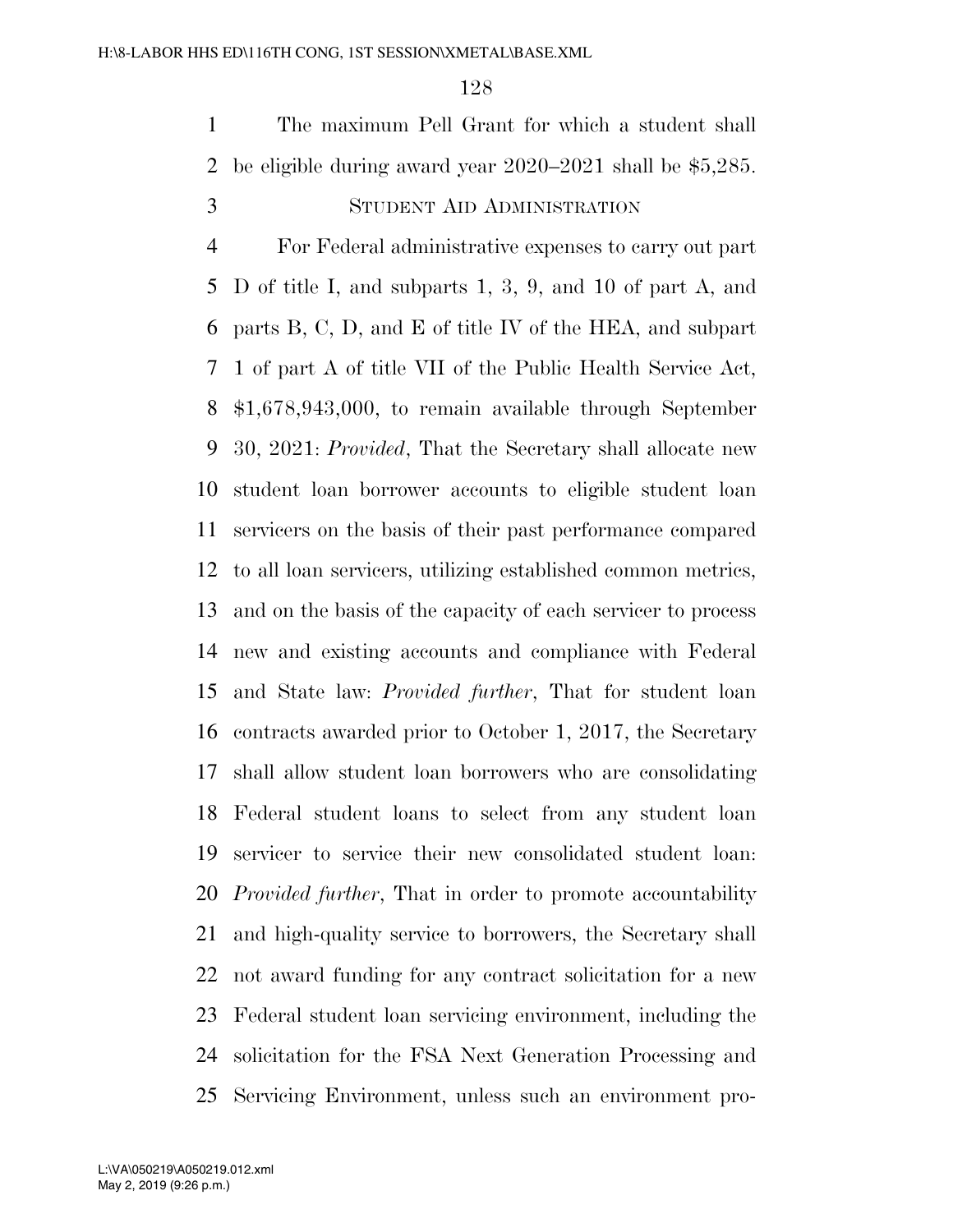The maximum Pell Grant for which a student shall be eligible during award year 2020–2021 shall be $5,285.

STUDENT AID ADMINISTRATION

For Federal administrative expenses to carry out part D of title I, and subparts 1, 3, 9, and 10 of part A, and parts B, C, D, and E of title IV of the HEA, and subpart 1 of part A of title VII of the Public Health Service Act, $1,678,943,000, to remain available through September 30, 2021: *Provided*, That the Secretary shall allocate new student loan borrower accounts to eligible student loan servicers on the basis of their past performance compared to all loan servicers, utilizing established common metrics, and on the basis of the capacity of each servicer to process new and existing accounts and compliance with Federal and State law: *Provided further*, That for student loan contracts awarded prior to October 1, 2017, the Secretary shall allow student loan borrowers who are consolidating Federal student loans to select from any student loan servicer to service their new consolidated student loan: *Provided further*, That in order to promote accountability and high-quality service to borrowers, the Secretary shall not award funding for any contract solicitation for a new Federal student loan servicing environment, including the solicitation for the FSA Next Generation Processing and Servicing Environment, unless such an environment pro-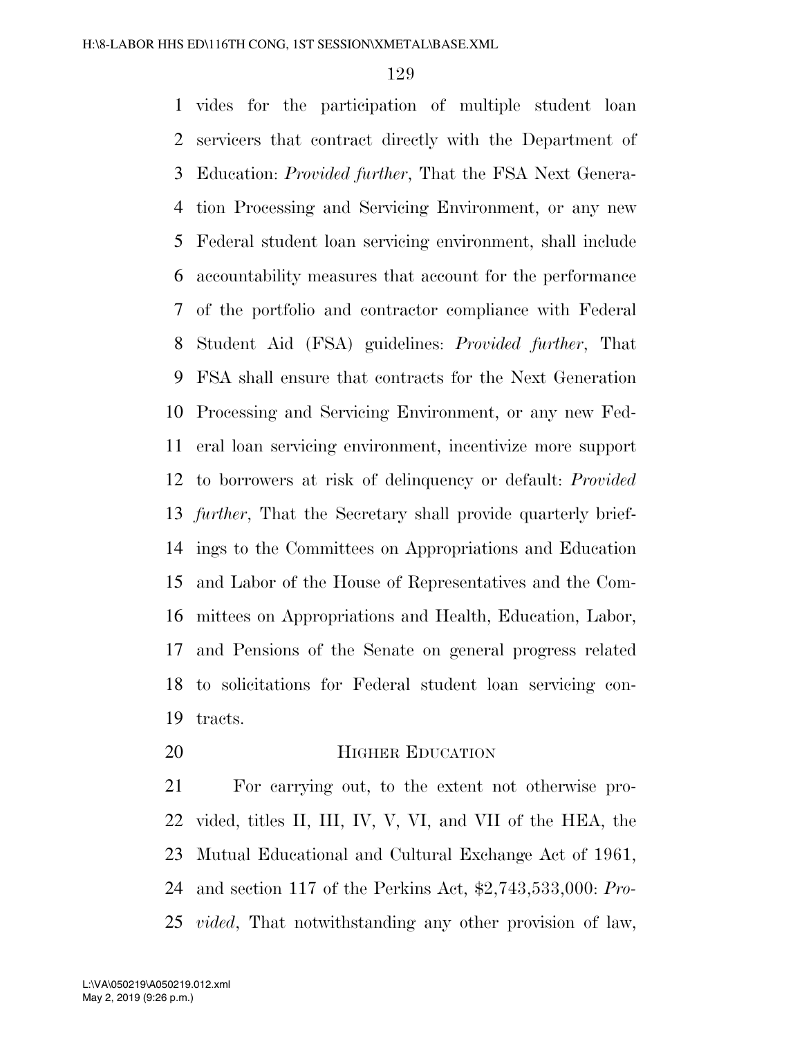vides for the participation of multiple student loan servicers that contract directly with the Department of Education: *Provided further*, That the FSA Next Generation Processing and Servicing Environment, or any new Federal student loan servicing environment, shall include accountability measures that account for the performance of the portfolio and contractor compliance with Federal Student Aid (FSA) guidelines: *Provided further*, That FSA shall ensure that contracts for the Next Generation Processing and Servicing Environment, or any new Federal loan servicing environment, incentivize more support to borrowers at risk of delinquency or default: *Provided further*, That the Secretary shall provide quarterly briefings to the Committees on Appropriations and Education and Labor of the House of Representatives and the Committees on Appropriations and Health, Education, Labor, and Pensions of the Senate on general progress related to solicitations for Federal student loan servicing contracts.

HIGHER EDUCATION

For carrying out, to the extent not otherwise provided, titles II, III, IV, V, VI, and VII of the HEA, the Mutual Educational and Cultural Exchange Act of 1961, and section 117 of the Perkins Act, $2,743,533,000: *Provided*, That notwithstanding any other provision of law,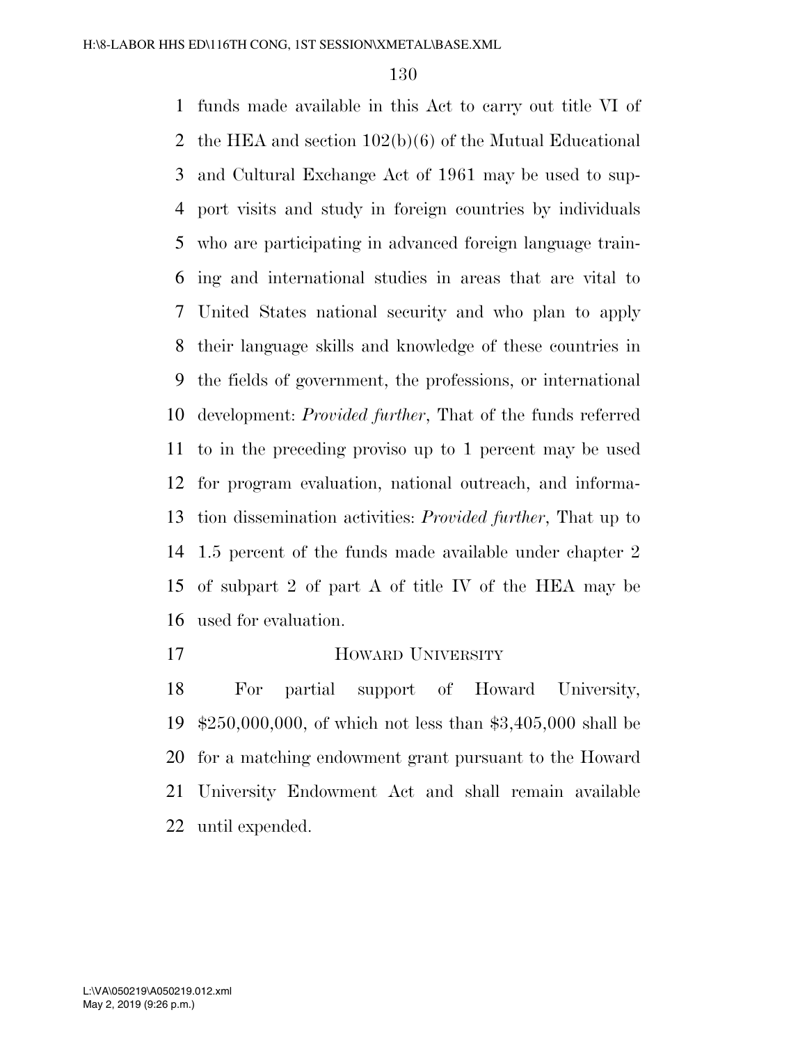funds made available in this Act to carry out title VI of the HEA and section 102(b)(6) of the Mutual Educational and Cultural Exchange Act of 1961 may be used to support visits and study in foreign countries by individuals who are participating in advanced foreign language training and international studies in areas that are vital to United States national security and who plan to apply their language skills and knowledge of these countries in the fields of government, the professions, or international development: *Provided further*, That of the funds referred to in the preceding proviso up to 1 percent may be used for program evaluation, national outreach, and information dissemination activities: *Provided further*, That up to 1.5 percent of the funds made available under chapter 2 of subpart 2 of part A of title IV of the HEA may be used for evaluation.

HOWARD UNIVERSITY

For partial support of Howard University, $250,000,000, of which not less than $3,405,000 shall be for a matching endowment grant pursuant to the Howard University Endowment Act and shall remain available until expended.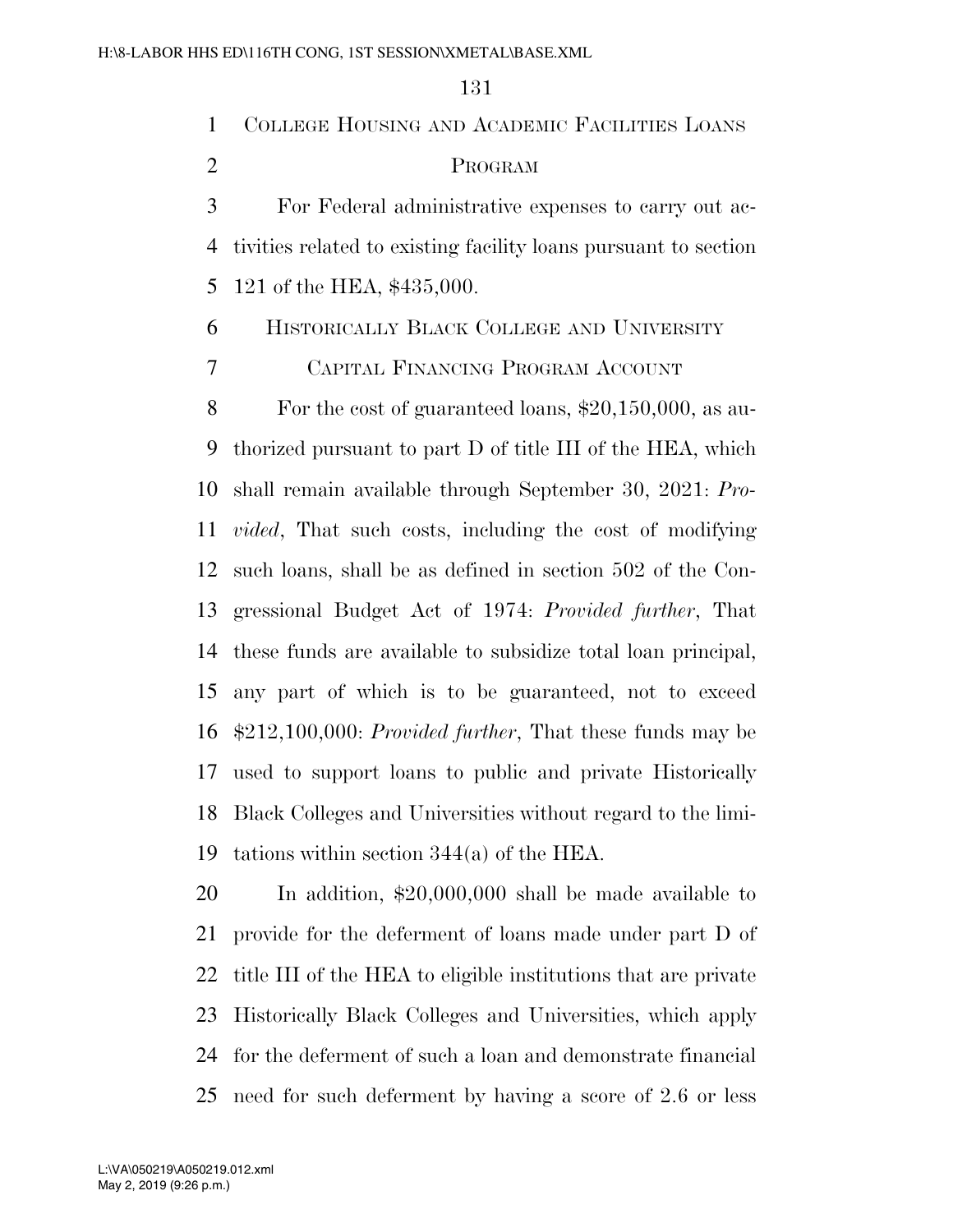## College Housing and Academic Facilities Loans Program

For Federal administrative expenses to carry out activities related to existing facility loans pursuant to section 121 of the HEA, $435,000.

## Historically Black College and University Capital Financing Program Account

For the cost of guaranteed loans, $20,150,000, as authorized pursuant to part D of title III of the HEA, which shall remain available through September 30, 2021: *Provided*, That such costs, including the cost of modifying such loans, shall be as defined in section 502 of the Congressional Budget Act of 1974: *Provided further*, That these funds are available to subsidize total loan principal, any part of which is to be guaranteed, not to exceed $212,100,000: *Provided further*, That these funds may be used to support loans to public and private Historically Black Colleges and Universities without regard to the limitations within section 344(a) of the HEA.

In addition, $20,000,000 shall be made available to provide for the deferment of loans made under part D of title III of the HEA to eligible institutions that are private Historically Black Colleges and Universities, which apply for the deferment of such a loan and demonstrate financial need for such deferment by having a score of 2.6 or less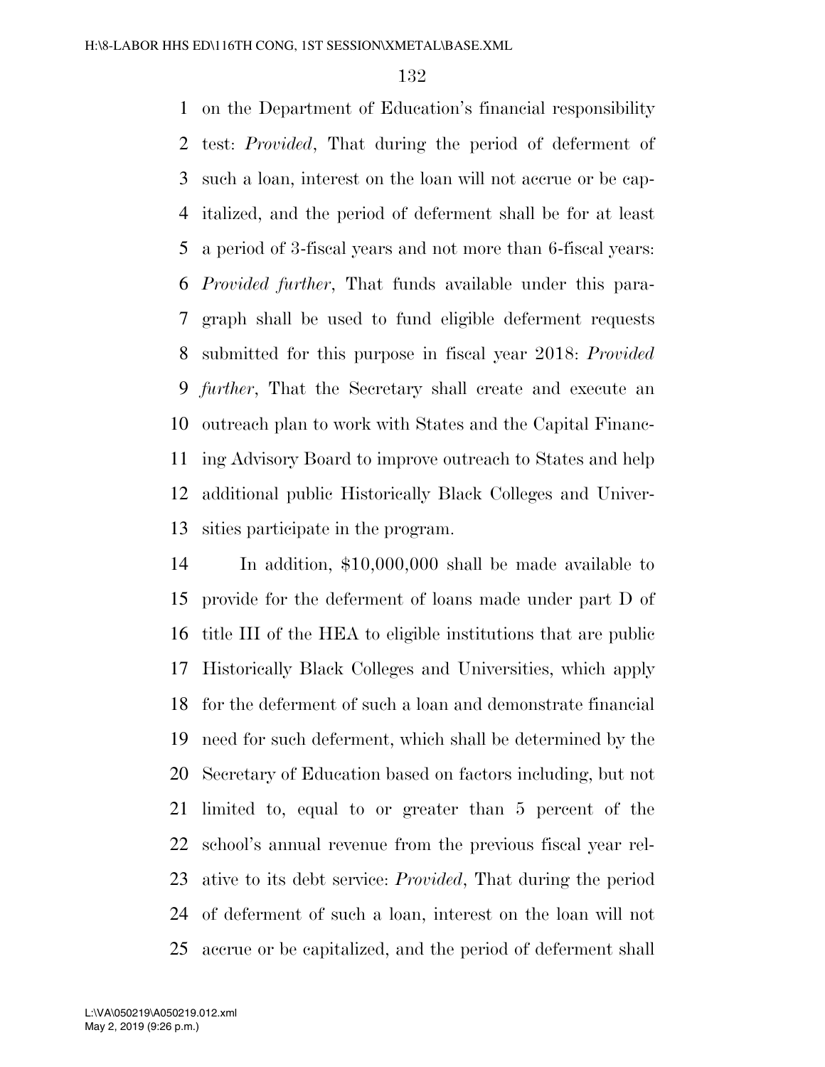on the Department of Education's financial responsibility test: *Provided*, That during the period of deferment of such a loan, interest on the loan will not accrue or be capitalized, and the period of deferment shall be for at least a period of 3-fiscal years and not more than 6-fiscal years: *Provided further*, That funds available under this paragraph shall be used to fund eligible deferment requests submitted for this purpose in fiscal year 2018: *Provided further*, That the Secretary shall create and execute an outreach plan to work with States and the Capital Financing Advisory Board to improve outreach to States and help additional public Historically Black Colleges and Universities participate in the program.

In addition, $10,000,000 shall be made available to provide for the deferment of loans made under part D of title III of the HEA to eligible institutions that are public Historically Black Colleges and Universities, which apply for the deferment of such a loan and demonstrate financial need for such deferment, which shall be determined by the Secretary of Education based on factors including, but not limited to, equal to or greater than 5 percent of the school's annual revenue from the previous fiscal year relative to its debt service: *Provided*, That during the period of deferment of such a loan, interest on the loan will not accrue or be capitalized, and the period of deferment shall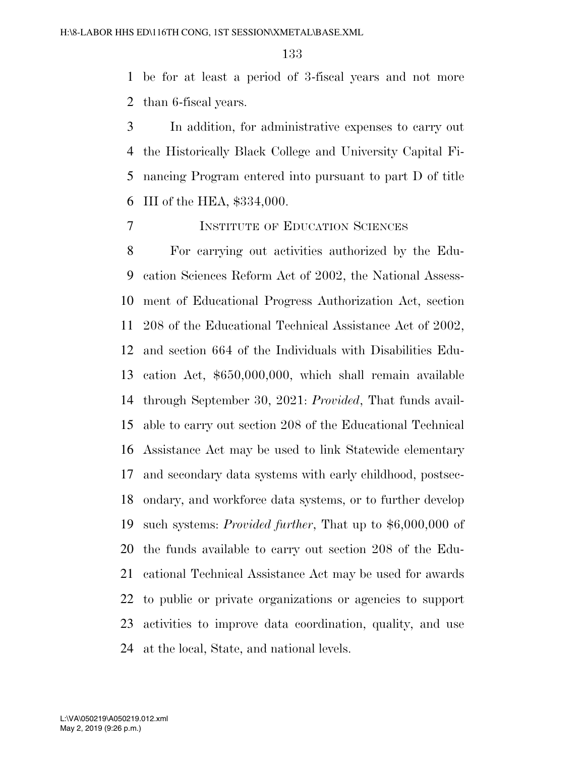be for at least a period of 3-fiscal years and not more than 6-fiscal years.

In addition, for administrative expenses to carry out the Historically Black College and University Capital Financing Program entered into pursuant to part D of title III of the HEA, $334,000.

INSTITUTE OF EDUCATION SCIENCES

For carrying out activities authorized by the Education Sciences Reform Act of 2002, the National Assessment of Educational Progress Authorization Act, section 208 of the Educational Technical Assistance Act of 2002, and section 664 of the Individuals with Disabilities Education Act, $650,000,000, which shall remain available through September 30, 2021: *Provided*, That funds available to carry out section 208 of the Educational Technical Assistance Act may be used to link Statewide elementary and secondary data systems with early childhood, postsecondary, and workforce data systems, or to further develop such systems: *Provided further*, That up to $6,000,000 of the funds available to carry out section 208 of the Educational Technical Assistance Act may be used for awards to public or private organizations or agencies to support activities to improve data coordination, quality, and use at the local, State, and national levels.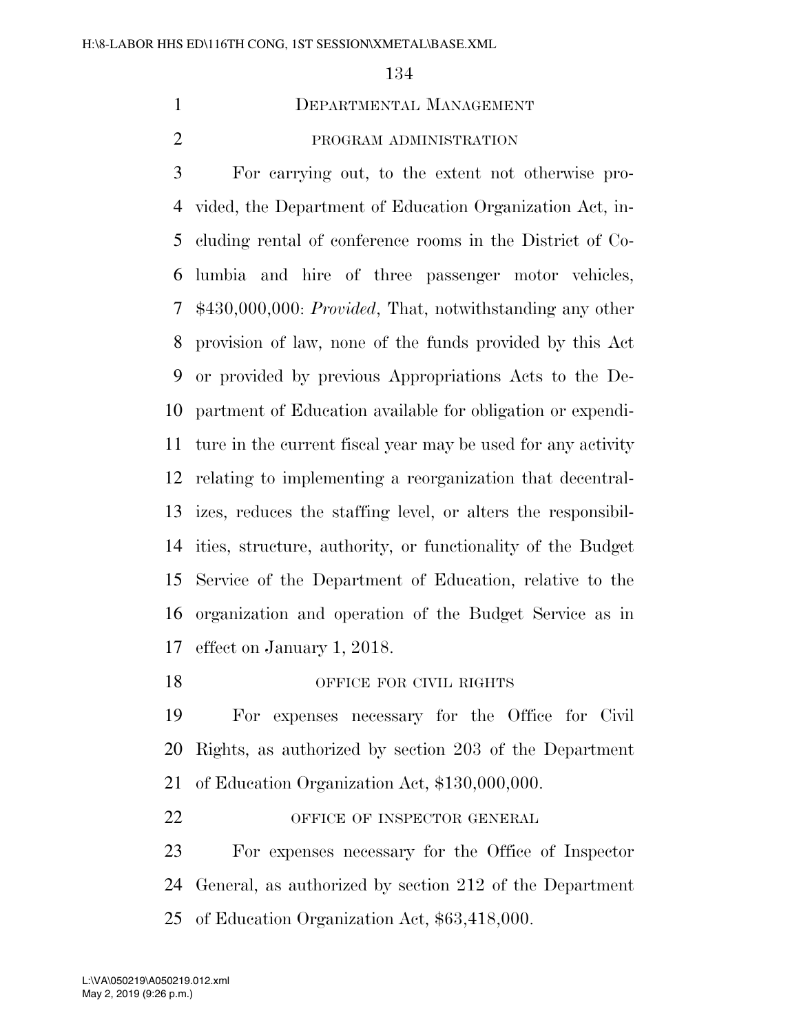## Departmental Management

### program administration

For carrying out, to the extent not otherwise provided, the Department of Education Organization Act, including rental of conference rooms in the District of Columbia and hire of three passenger motor vehicles, $430,000,000: *Provided*, That, notwithstanding any other provision of law, none of the funds provided by this Act or provided by previous Appropriations Acts to the Department of Education available for obligation or expenditure in the current fiscal year may be used for any activity relating to implementing a reorganization that decentralizes, reduces the staffing level, or alters the responsibilities, structure, authority, or functionality of the Budget Service of the Department of Education, relative to the organization and operation of the Budget Service as in effect on January 1, 2018.

### office for civil rights

For expenses necessary for the Office for Civil Rights, as authorized by section 203 of the Department of Education Organization Act, $130,000,000.

### office of inspector general

For expenses necessary for the Office of Inspector General, as authorized by section 212 of the Department of Education Organization Act, $63,418,000.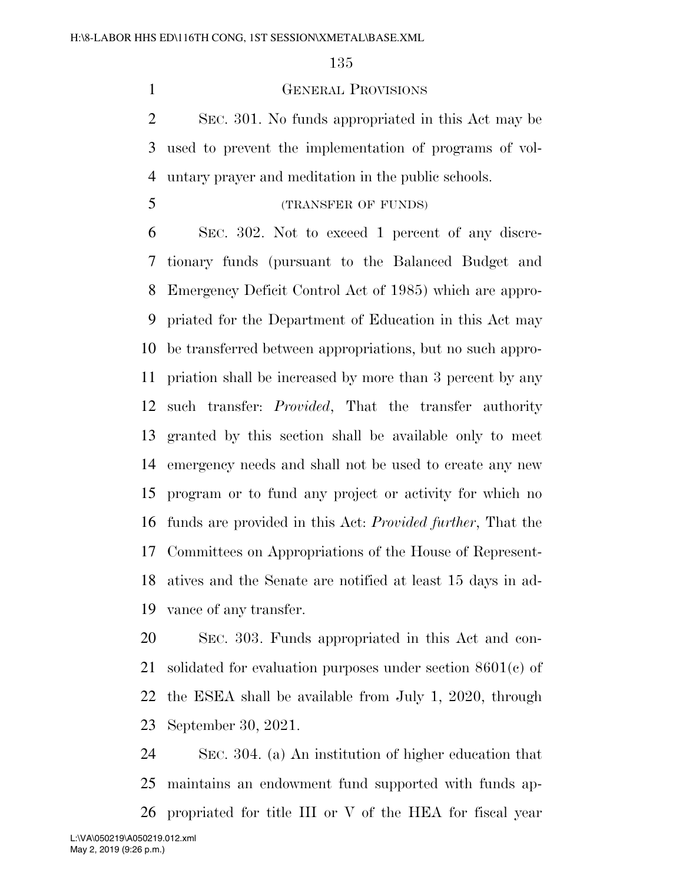## General Provisions

Sec. 301. No funds appropriated in this Act may be used to prevent the implementation of programs of voluntary prayer and meditation in the public schools.

(TRANSFER OF FUNDS)

Sec. 302. Not to exceed 1 percent of any discretionary funds (pursuant to the Balanced Budget and Emergency Deficit Control Act of 1985) which are appropriated for the Department of Education in this Act may be transferred between appropriations, but no such appropriation shall be increased by more than 3 percent by any such transfer: *Provided*, That the transfer authority granted by this section shall be available only to meet emergency needs and shall not be used to create any new program or to fund any project or activity for which no funds are provided in this Act: *Provided further*, That the Committees on Appropriations of the House of Representatives and the Senate are notified at least 15 days in advance of any transfer.

Sec. 303. Funds appropriated in this Act and consolidated for evaluation purposes under section 8601(c) of the ESEA shall be available from July 1, 2020, through September 30, 2021.

Sec. 304. (a) An institution of higher education that maintains an endowment fund supported with funds appropriated for title III or V of the HEA for fiscal year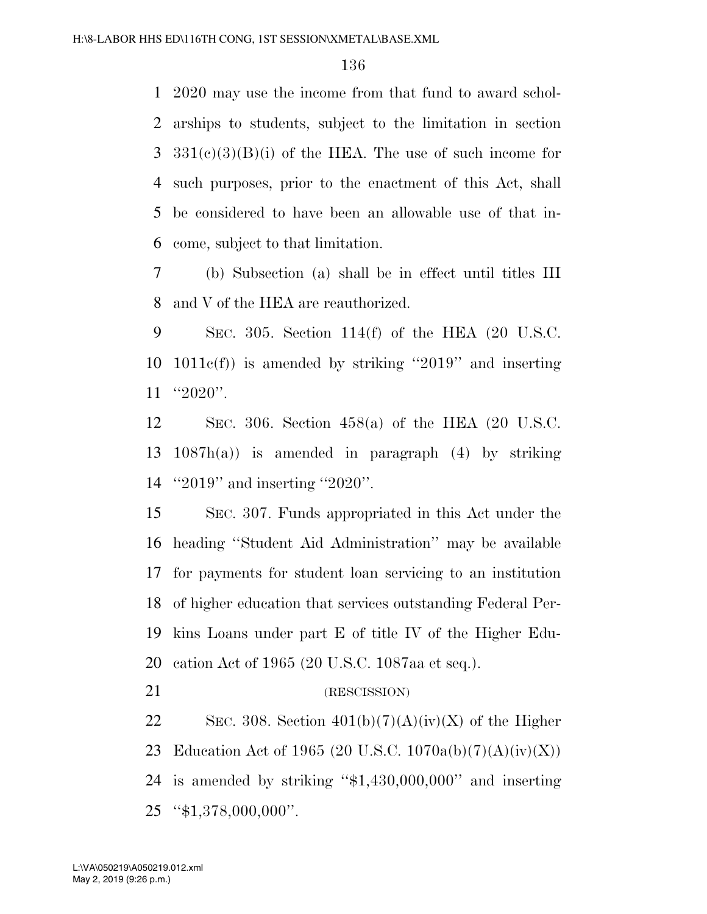2020 may use the income from that fund to award scholarships to students, subject to the limitation in section 331(c)(3)(B)(i) of the HEA. The use of such income for such purposes, prior to the enactment of this Act, shall be considered to have been an allowable use of that income, subject to that limitation.

(b) Subsection (a) shall be in effect until titles III and V of the HEA are reauthorized.

SEC. 305. Section 114(f) of the HEA (20 U.S.C. 1011c(f)) is amended by striking ''2019'' and inserting ''2020''.

SEC. 306. Section 458(a) of the HEA (20 U.S.C. 1087h(a)) is amended in paragraph (4) by striking ''2019'' and inserting ''2020''.

SEC. 307. Funds appropriated in this Act under the heading ''Student Aid Administration'' may be available for payments for student loan servicing to an institution of higher education that services outstanding Federal Perkins Loans under part E of title IV of the Higher Education Act of 1965 (20 U.S.C. 1087aa et seq.).

(RESCISSION)

SEC. 308. Section 401(b)(7)(A)(iv)(X) of the Higher Education Act of 1965 (20 U.S.C. 1070a(b)(7)(A)(iv)(X)) is amended by striking ''$1,430,000,000'' and inserting ''$1,378,000,000''.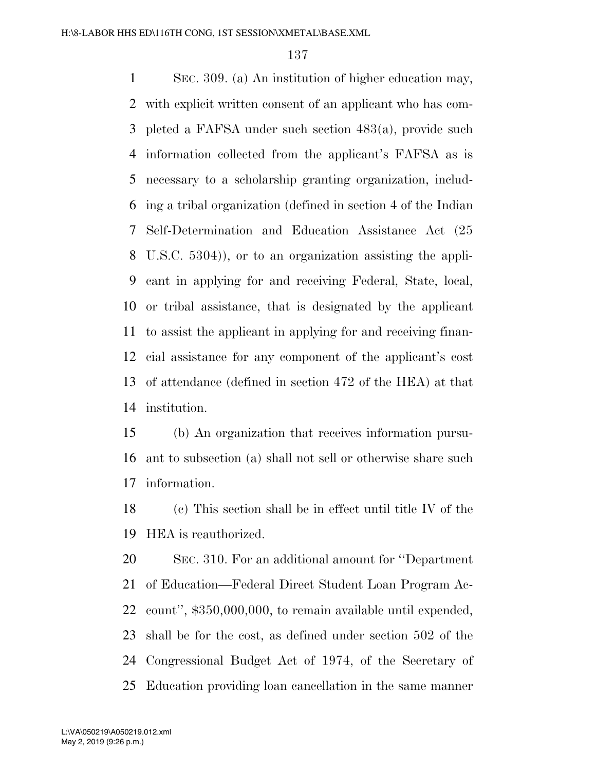SEC. 309. (a) An institution of higher education may, with explicit written consent of an applicant who has completed a FAFSA under such section 483(a), provide such information collected from the applicant's FAFSA as is necessary to a scholarship granting organization, including a tribal organization (defined in section 4 of the Indian Self-Determination and Education Assistance Act (25 U.S.C. 5304)), or to an organization assisting the applicant in applying for and receiving Federal, State, local, or tribal assistance, that is designated by the applicant to assist the applicant in applying for and receiving financial assistance for any component of the applicant's cost of attendance (defined in section 472 of the HEA) at that institution.

(b) An organization that receives information pursuant to subsection (a) shall not sell or otherwise share such information.

(c) This section shall be in effect until title IV of the HEA is reauthorized.

SEC. 310. For an additional amount for ''Department of Education—Federal Direct Student Loan Program Account'', $350,000,000, to remain available until expended, shall be for the cost, as defined under section 502 of the Congressional Budget Act of 1974, of the Secretary of Education providing loan cancellation in the same manner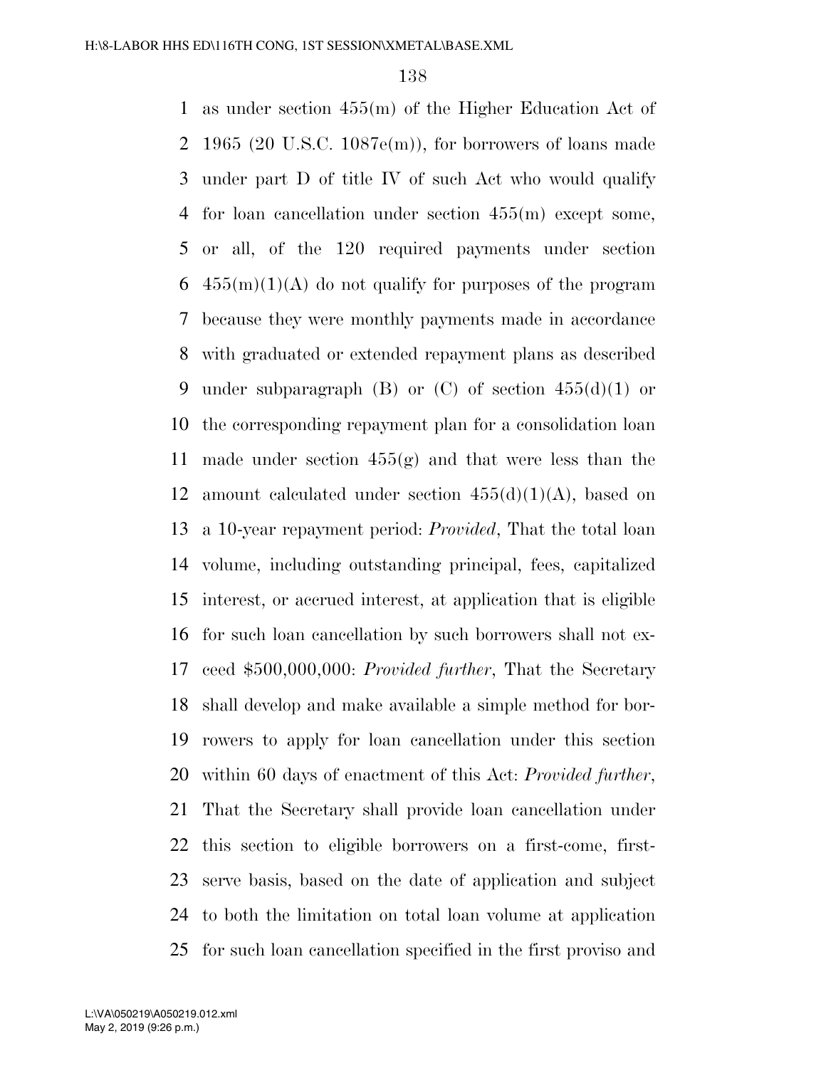as under section 455(m) of the Higher Education Act of 1965 (20 U.S.C. 1087e(m)), for borrowers of loans made under part D of title IV of such Act who would qualify for loan cancellation under section 455(m) except some, or all, of the 120 required payments under section 455(m)(1)(A) do not qualify for purposes of the program because they were monthly payments made in accordance with graduated or extended repayment plans as described under subparagraph (B) or (C) of section 455(d)(1) or the corresponding repayment plan for a consolidation loan made under section 455(g) and that were less than the amount calculated under section 455(d)(1)(A), based on a 10-year repayment period: *Provided*, That the total loan volume, including outstanding principal, fees, capitalized interest, or accrued interest, at application that is eligible for such loan cancellation by such borrowers shall not exceed $500,000,000: *Provided further*, That the Secretary shall develop and make available a simple method for borrowers to apply for loan cancellation under this section within 60 days of enactment of this Act: *Provided further*, That the Secretary shall provide loan cancellation under this section to eligible borrowers on a first-come, first-serve basis, based on the date of application and subject to both the limitation on total loan volume at application for such loan cancellation specified in the first proviso and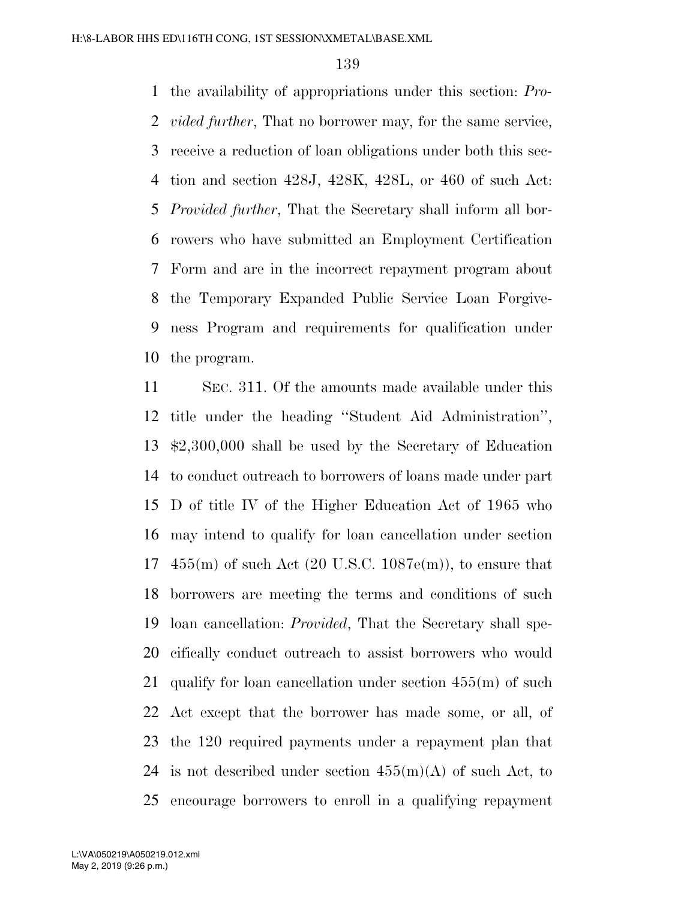the availability of appropriations under this section: *Provided further*, That no borrower may, for the same service, receive a reduction of loan obligations under both this section and section 428J, 428K, 428L, or 460 of such Act: *Provided further*, That the Secretary shall inform all borrowers who have submitted an Employment Certification Form and are in the incorrect repayment program about the Temporary Expanded Public Service Loan Forgiveness Program and requirements for qualification under the program.

SEC. 311. Of the amounts made available under this title under the heading ''Student Aid Administration'', $2,300,000 shall be used by the Secretary of Education to conduct outreach to borrowers of loans made under part D of title IV of the Higher Education Act of 1965 who may intend to qualify for loan cancellation under section 455(m) of such Act (20 U.S.C. 1087e(m)), to ensure that borrowers are meeting the terms and conditions of such loan cancellation: *Provided*, That the Secretary shall specifically conduct outreach to assist borrowers who would qualify for loan cancellation under section 455(m) of such Act except that the borrower has made some, or all, of the 120 required payments under a repayment plan that is not described under section 455(m)(A) of such Act, to encourage borrowers to enroll in a qualifying repayment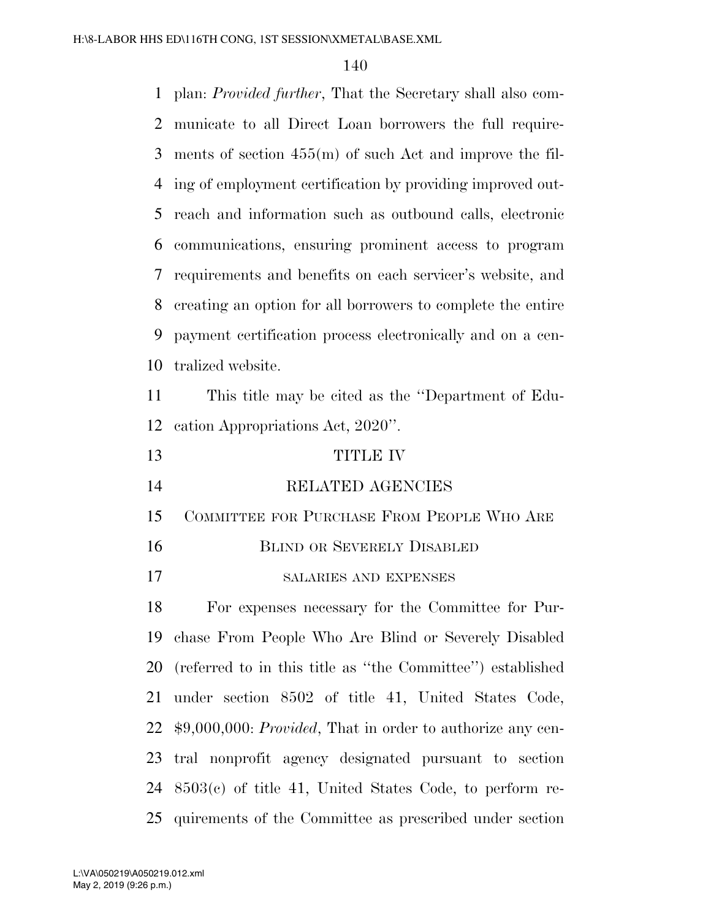plan: *Provided further*, That the Secretary shall also communicate to all Direct Loan borrowers the full requirements of section 455(m) of such Act and improve the filing of employment certification by providing improved outreach and information such as outbound calls, electronic communications, ensuring prominent access to program requirements and benefits on each servicer's website, and creating an option for all borrowers to complete the entire payment certification process electronically and on a centralized website.

This title may be cited as the ''Department of Education Appropriations Act, 2020''.

# TITLE IV

# RELATED AGENCIES

## Committee for Purchase From People Who Are Blind or Severely Disabled

### salaries and expenses

For expenses necessary for the Committee for Purchase From People Who Are Blind or Severely Disabled (referred to in this title as ''the Committee'') established under section 8502 of title 41, United States Code, $9,000,000: *Provided*, That in order to authorize any central nonprofit agency designated pursuant to section 8503(c) of title 41, United States Code, to perform requirements of the Committee as prescribed under section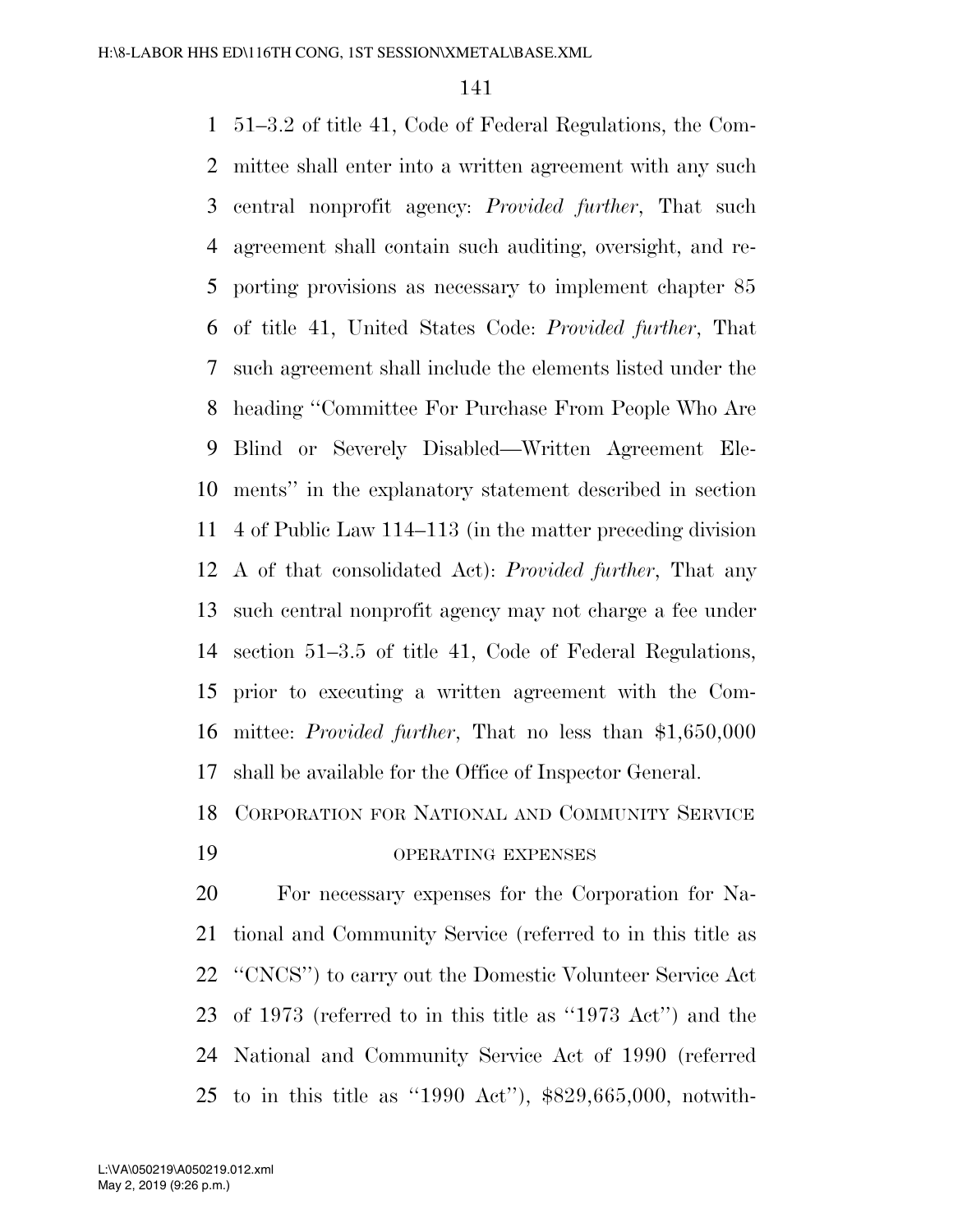51–3.2 of title 41, Code of Federal Regulations, the Committee shall enter into a written agreement with any such central nonprofit agency: *Provided further*, That such agreement shall contain such auditing, oversight, and reporting provisions as necessary to implement chapter 85 of title 41, United States Code: *Provided further*, That such agreement shall include the elements listed under the heading ''Committee For Purchase From People Who Are Blind or Severely Disabled—Written Agreement Elements'' in the explanatory statement described in section 4 of Public Law 114–113 (in the matter preceding division A of that consolidated Act): *Provided further*, That any such central nonprofit agency may not charge a fee under section 51–3.5 of title 41, Code of Federal Regulations, prior to executing a written agreement with the Committee: *Provided further*, That no less than $1,650,000 shall be available for the Office of Inspector General.

CORPORATION FOR NATIONAL AND COMMUNITY SERVICE

OPERATING EXPENSES

For necessary expenses for the Corporation for National and Community Service (referred to in this title as ''CNCS'') to carry out the Domestic Volunteer Service Act of 1973 (referred to in this title as ''1973 Act'') and the National and Community Service Act of 1990 (referred to in this title as ''1990 Act''), $829,665,000, notwith-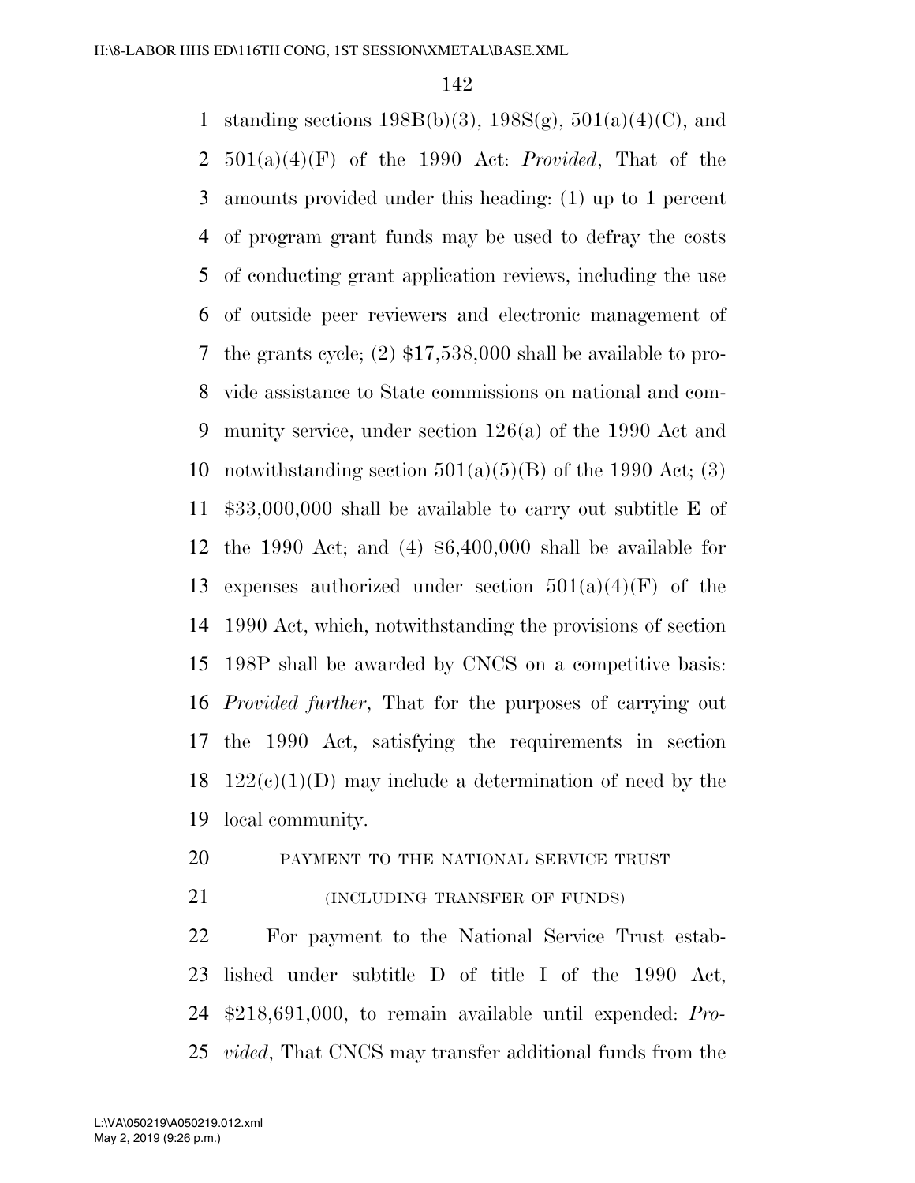standing sections 198B(b)(3), 198S(g), 501(a)(4)(C), and 501(a)(4)(F) of the 1990 Act: *Provided*, That of the amounts provided under this heading: (1) up to 1 percent of program grant funds may be used to defray the costs of conducting grant application reviews, including the use of outside peer reviewers and electronic management of the grants cycle; (2) $17,538,000 shall be available to provide assistance to State commissions on national and community service, under section 126(a) of the 1990 Act and notwithstanding section 501(a)(5)(B) of the 1990 Act; (3) $33,000,000 shall be available to carry out subtitle E of the 1990 Act; and (4) $6,400,000 shall be available for expenses authorized under section 501(a)(4)(F) of the 1990 Act, which, notwithstanding the provisions of section 198P shall be awarded by CNCS on a competitive basis: *Provided further*, That for the purposes of carrying out the 1990 Act, satisfying the requirements in section 122(c)(1)(D) may include a determination of need by the local community.

PAYMENT TO THE NATIONAL SERVICE TRUST

(INCLUDING TRANSFER OF FUNDS)

For payment to the National Service Trust established under subtitle D of title I of the 1990 Act, $218,691,000, to remain available until expended: *Provided*, That CNCS may transfer additional funds from the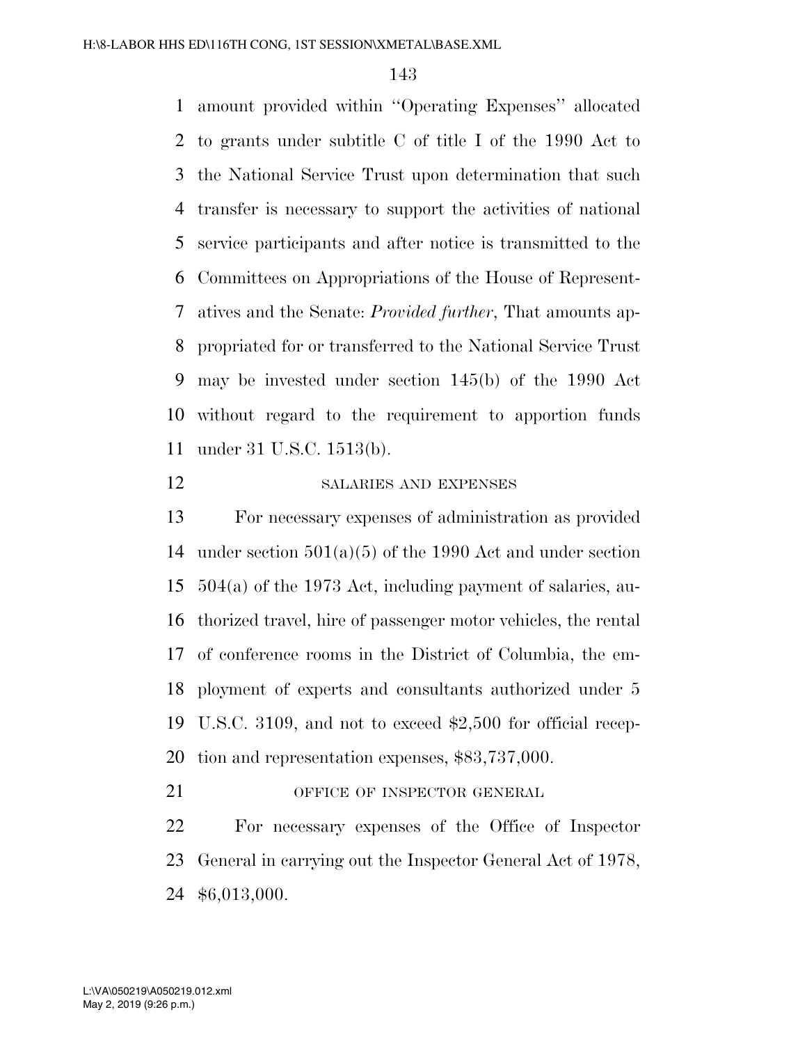amount provided within ''Operating Expenses'' allocated to grants under subtitle C of title I of the 1990 Act to the National Service Trust upon determination that such transfer is necessary to support the activities of national service participants and after notice is transmitted to the Committees on Appropriations of the House of Representatives and the Senate: *Provided further*, That amounts appropriated for or transferred to the National Service Trust may be invested under section 145(b) of the 1990 Act without regard to the requirement to apportion funds under 31 U.S.C. 1513(b).

SALARIES AND EXPENSES

For necessary expenses of administration as provided under section 501(a)(5) of the 1990 Act and under section 504(a) of the 1973 Act, including payment of salaries, authorized travel, hire of passenger motor vehicles, the rental of conference rooms in the District of Columbia, the employment of experts and consultants authorized under 5 U.S.C. 3109, and not to exceed $2,500 for official reception and representation expenses, $83,737,000.

OFFICE OF INSPECTOR GENERAL

For necessary expenses of the Office of Inspector General in carrying out the Inspector General Act of 1978, $6,013,000.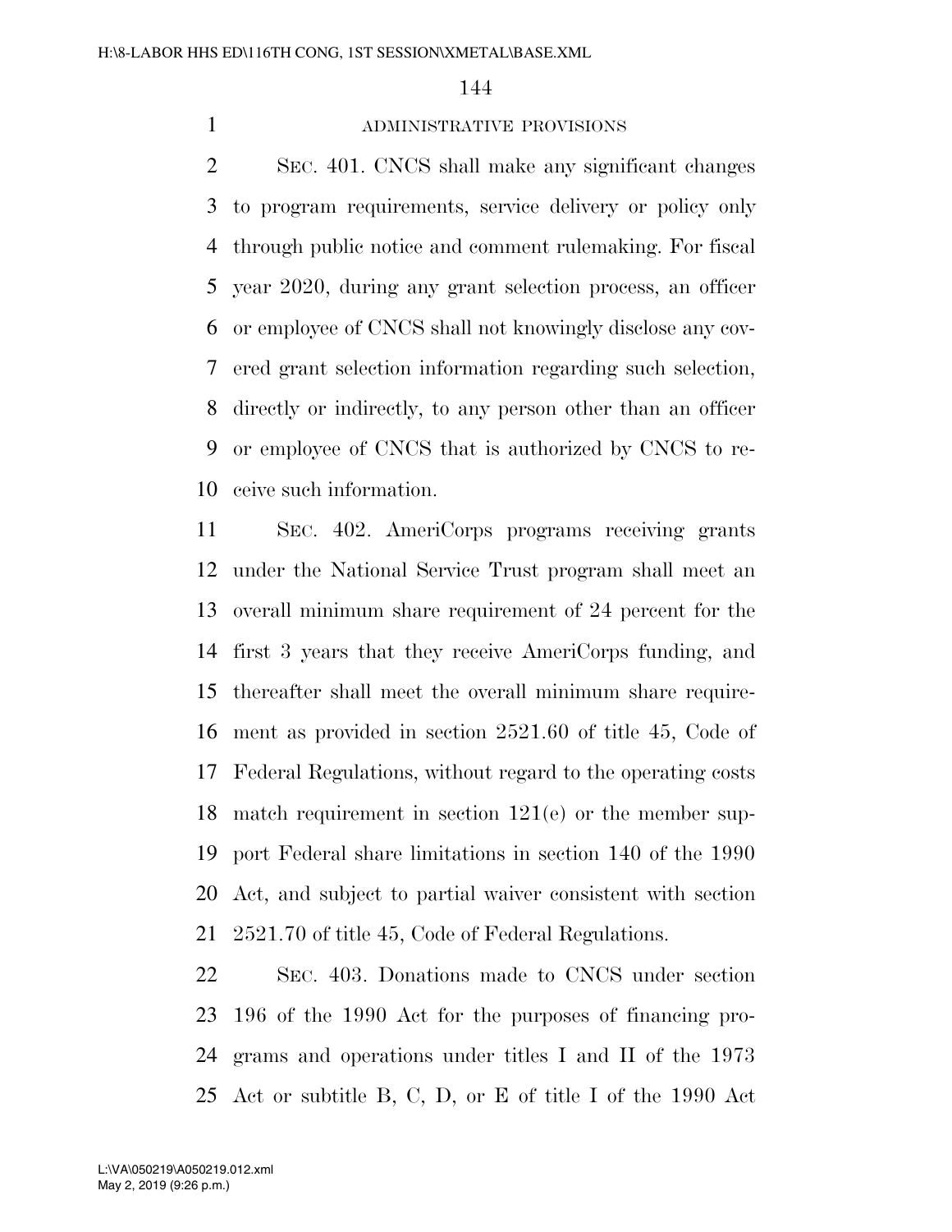ADMINISTRATIVE PROVISIONS

SEC. 401. CNCS shall make any significant changes to program requirements, service delivery or policy only through public notice and comment rulemaking. For fiscal year 2020, during any grant selection process, an officer or employee of CNCS shall not knowingly disclose any covered grant selection information regarding such selection, directly or indirectly, to any person other than an officer or employee of CNCS that is authorized by CNCS to receive such information.

SEC. 402. AmeriCorps programs receiving grants under the National Service Trust program shall meet an overall minimum share requirement of 24 percent for the first 3 years that they receive AmeriCorps funding, and thereafter shall meet the overall minimum share requirement as provided in section 2521.60 of title 45, Code of Federal Regulations, without regard to the operating costs match requirement in section 121(e) or the member support Federal share limitations in section 140 of the 1990 Act, and subject to partial waiver consistent with section 2521.70 of title 45, Code of Federal Regulations.

SEC. 403. Donations made to CNCS under section 196 of the 1990 Act for the purposes of financing programs and operations under titles I and II of the 1973 Act or subtitle B, C, D, or E of title I of the 1990 Act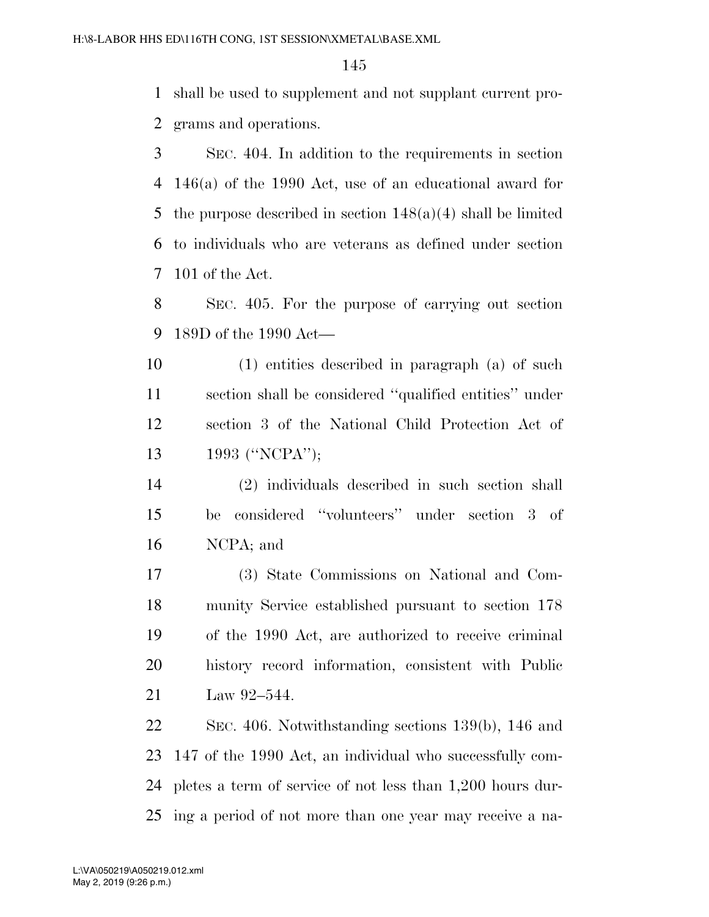shall be used to supplement and not supplant current programs and operations.

SEC. 404. In addition to the requirements in section 146(a) of the 1990 Act, use of an educational award for the purpose described in section 148(a)(4) shall be limited to individuals who are veterans as defined under section 101 of the Act.

SEC. 405. For the purpose of carrying out section 189D of the 1990 Act—

(1) entities described in paragraph (a) of such section shall be considered ''qualified entities'' under section 3 of the National Child Protection Act of 1993 (''NCPA'');

(2) individuals described in such section shall be considered ''volunteers'' under section 3 of NCPA; and

(3) State Commissions on National and Community Service established pursuant to section 178 of the 1990 Act, are authorized to receive criminal history record information, consistent with Public Law 92–544.

SEC. 406. Notwithstanding sections 139(b), 146 and 147 of the 1990 Act, an individual who successfully completes a term of service of not less than 1,200 hours during a period of not more than one year may receive a na-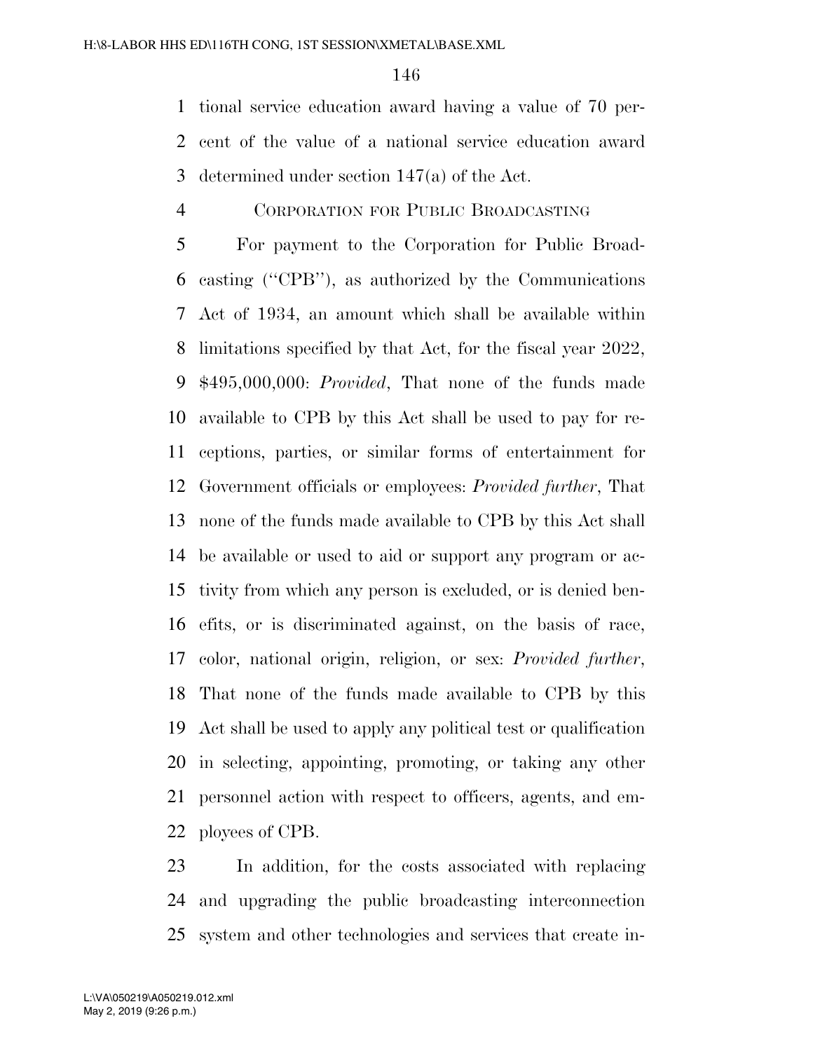tional service education award having a value of 70 percent of the value of a national service education award determined under section 147(a) of the Act.

CORPORATION FOR PUBLIC BROADCASTING

For payment to the Corporation for Public Broadcasting (''CPB''), as authorized by the Communications Act of 1934, an amount which shall be available within limitations specified by that Act, for the fiscal year 2022, $495,000,000: *Provided*, That none of the funds made available to CPB by this Act shall be used to pay for receptions, parties, or similar forms of entertainment for Government officials or employees: *Provided further*, That none of the funds made available to CPB by this Act shall be available or used to aid or support any program or activity from which any person is excluded, or is denied benefits, or is discriminated against, on the basis of race, color, national origin, religion, or sex: *Provided further*, That none of the funds made available to CPB by this Act shall be used to apply any political test or qualification in selecting, appointing, promoting, or taking any other personnel action with respect to officers, agents, and employees of CPB.

In addition, for the costs associated with replacing and upgrading the public broadcasting interconnection system and other technologies and services that create in-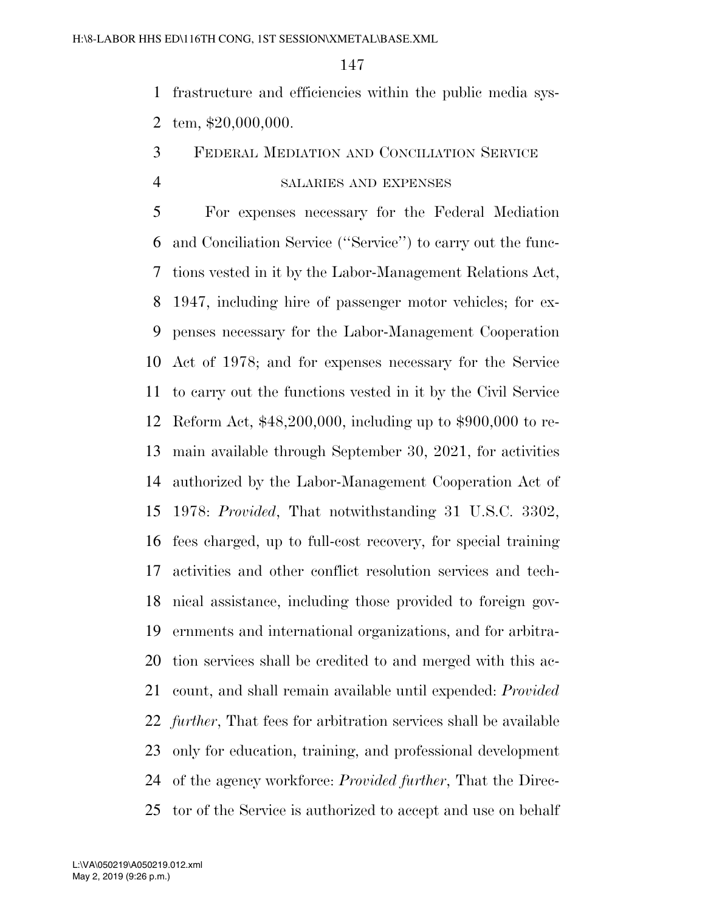frastructure and efficiencies within the public media system, $20,000,000.

FEDERAL MEDIATION AND CONCILIATION SERVICE

SALARIES AND EXPENSES

For expenses necessary for the Federal Mediation and Conciliation Service (''Service'') to carry out the functions vested in it by the Labor-Management Relations Act, 1947, including hire of passenger motor vehicles; for expenses necessary for the Labor-Management Cooperation Act of 1978; and for expenses necessary for the Service to carry out the functions vested in it by the Civil Service Reform Act, $48,200,000, including up to $900,000 to remain available through September 30, 2021, for activities authorized by the Labor-Management Cooperation Act of 1978: *Provided*, That notwithstanding 31 U.S.C. 3302, fees charged, up to full-cost recovery, for special training activities and other conflict resolution services and technical assistance, including those provided to foreign governments and international organizations, and for arbitration services shall be credited to and merged with this account, and shall remain available until expended: *Provided further*, That fees for arbitration services shall be available only for education, training, and professional development of the agency workforce: *Provided further*, That the Director of the Service is authorized to accept and use on behalf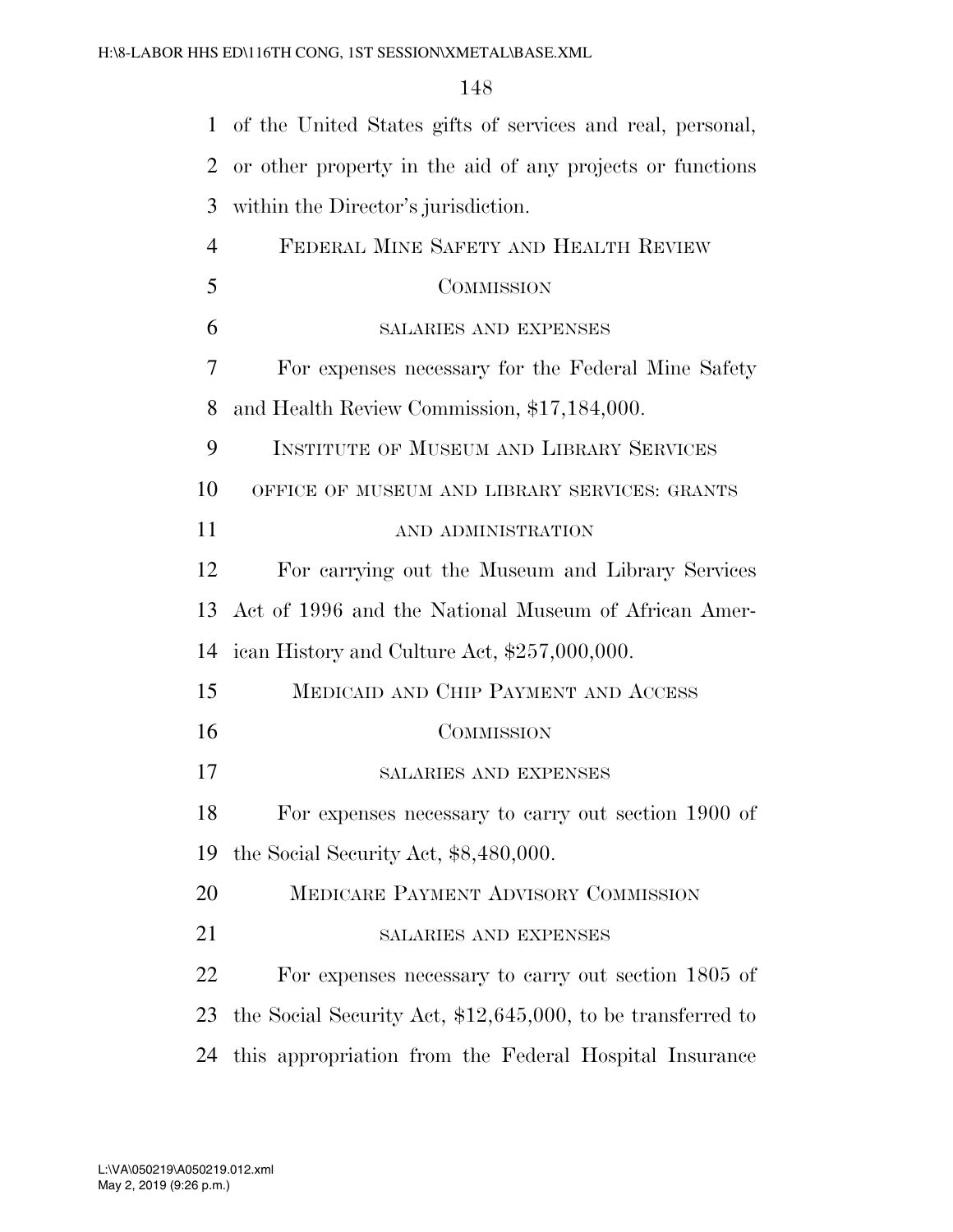of the United States gifts of services and real, personal, or other property in the aid of any projects or functions within the Director's jurisdiction.

## FEDERAL MINE SAFETY AND HEALTH REVIEW COMMISSION

### SALARIES AND EXPENSES

For expenses necessary for the Federal Mine Safety and Health Review Commission, $17,184,000.

## INSTITUTE OF MUSEUM AND LIBRARY SERVICES

### OFFICE OF MUSEUM AND LIBRARY SERVICES: GRANTS AND ADMINISTRATION

For carrying out the Museum and Library Services Act of 1996 and the National Museum of African American History and Culture Act, $257,000,000.

## MEDICAID AND CHIP PAYMENT AND ACCESS COMMISSION

### SALARIES AND EXPENSES

For expenses necessary to carry out section 1900 of the Social Security Act, $8,480,000.

## MEDICARE PAYMENT ADVISORY COMMISSION

### SALARIES AND EXPENSES

For expenses necessary to carry out section 1805 of the Social Security Act, $12,645,000, to be transferred to this appropriation from the Federal Hospital Insurance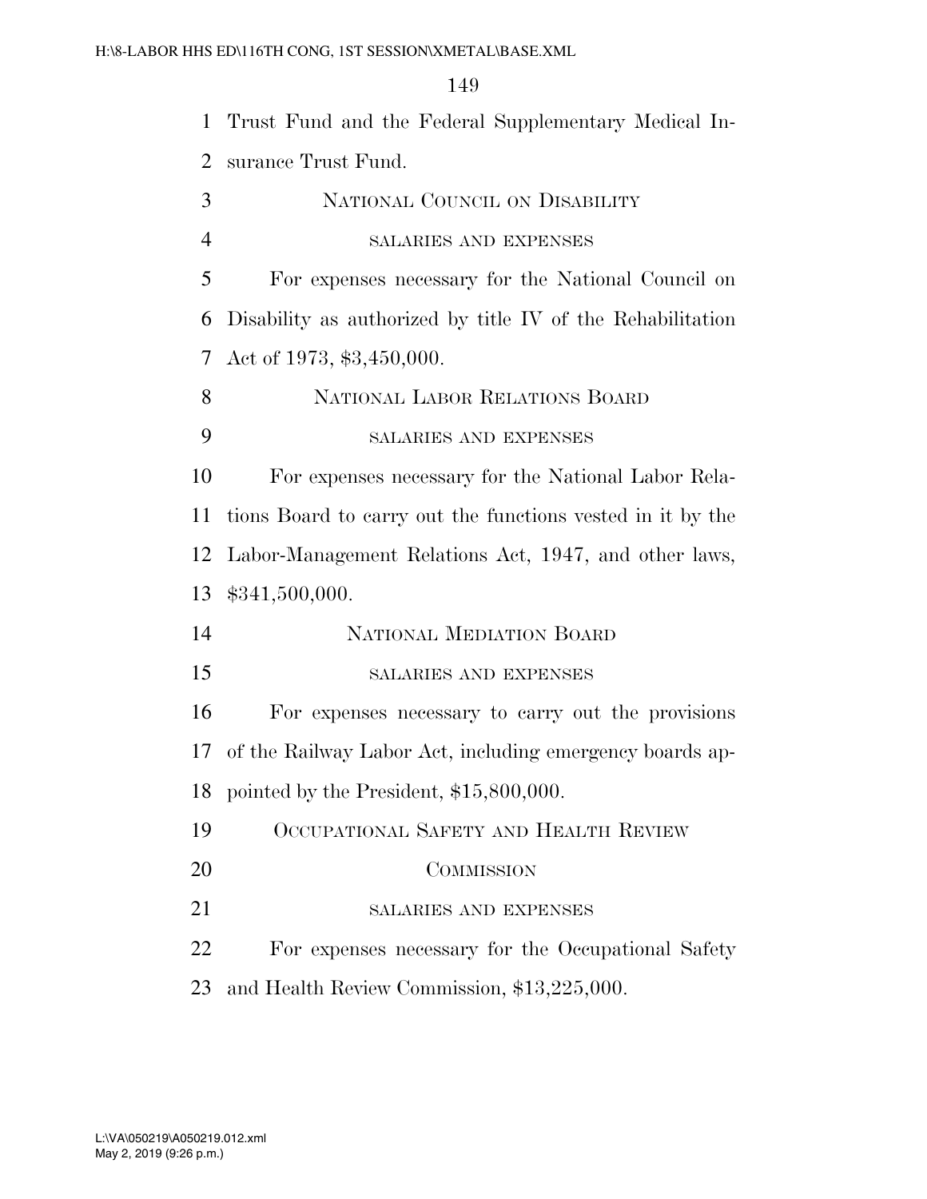Trust Fund and the Federal Supplementary Medical Insurance Trust Fund.

## NATIONAL COUNCIL ON DISABILITY

### SALARIES AND EXPENSES

For expenses necessary for the National Council on Disability as authorized by title IV of the Rehabilitation Act of 1973, $3,450,000.

## NATIONAL LABOR RELATIONS BOARD

### SALARIES AND EXPENSES

For expenses necessary for the National Labor Relations Board to carry out the functions vested in it by the Labor-Management Relations Act, 1947, and other laws, $341,500,000.

## NATIONAL MEDIATION BOARD

### SALARIES AND EXPENSES

For expenses necessary to carry out the provisions of the Railway Labor Act, including emergency boards appointed by the President, $15,800,000.

## OCCUPATIONAL SAFETY AND HEALTH REVIEW COMMISSION

### SALARIES AND EXPENSES

For expenses necessary for the Occupational Safety and Health Review Commission, $13,225,000.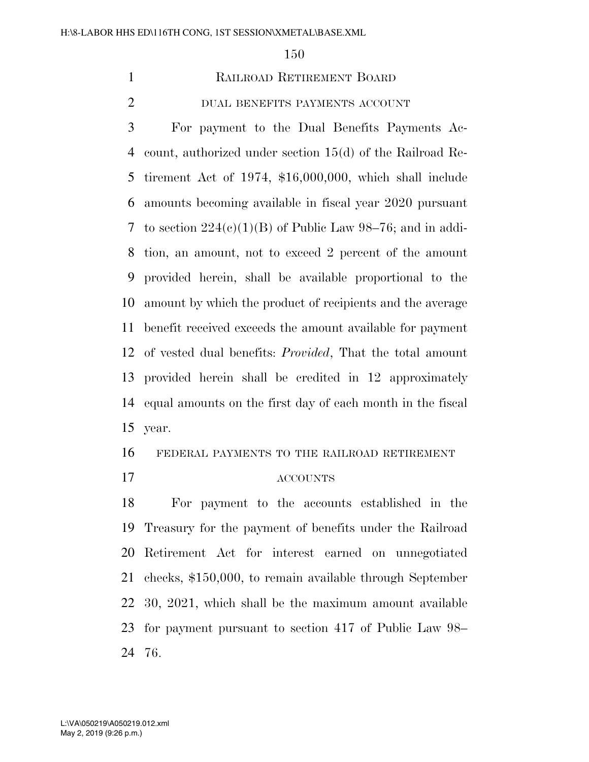## RAILROAD RETIREMENT BOARD

### DUAL BENEFITS PAYMENTS ACCOUNT

For payment to the Dual Benefits Payments Account, authorized under section 15(d) of the Railroad Retirement Act of 1974, $16,000,000, which shall include amounts becoming available in fiscal year 2020 pursuant to section 224(c)(1)(B) of Public Law 98–76; and in addition, an amount, not to exceed 2 percent of the amount provided herein, shall be available proportional to the amount by which the product of recipients and the average benefit received exceeds the amount available for payment of vested dual benefits: *Provided*, That the total amount provided herein shall be credited in 12 approximately equal amounts on the first day of each month in the fiscal year.

### FEDERAL PAYMENTS TO THE RAILROAD RETIREMENT ACCOUNTS

For payment to the accounts established in the Treasury for the payment of benefits under the Railroad Retirement Act for interest earned on unnegotiated checks, $150,000, to remain available through September 30, 2021, which shall be the maximum amount available for payment pursuant to section 417 of Public Law 98–76.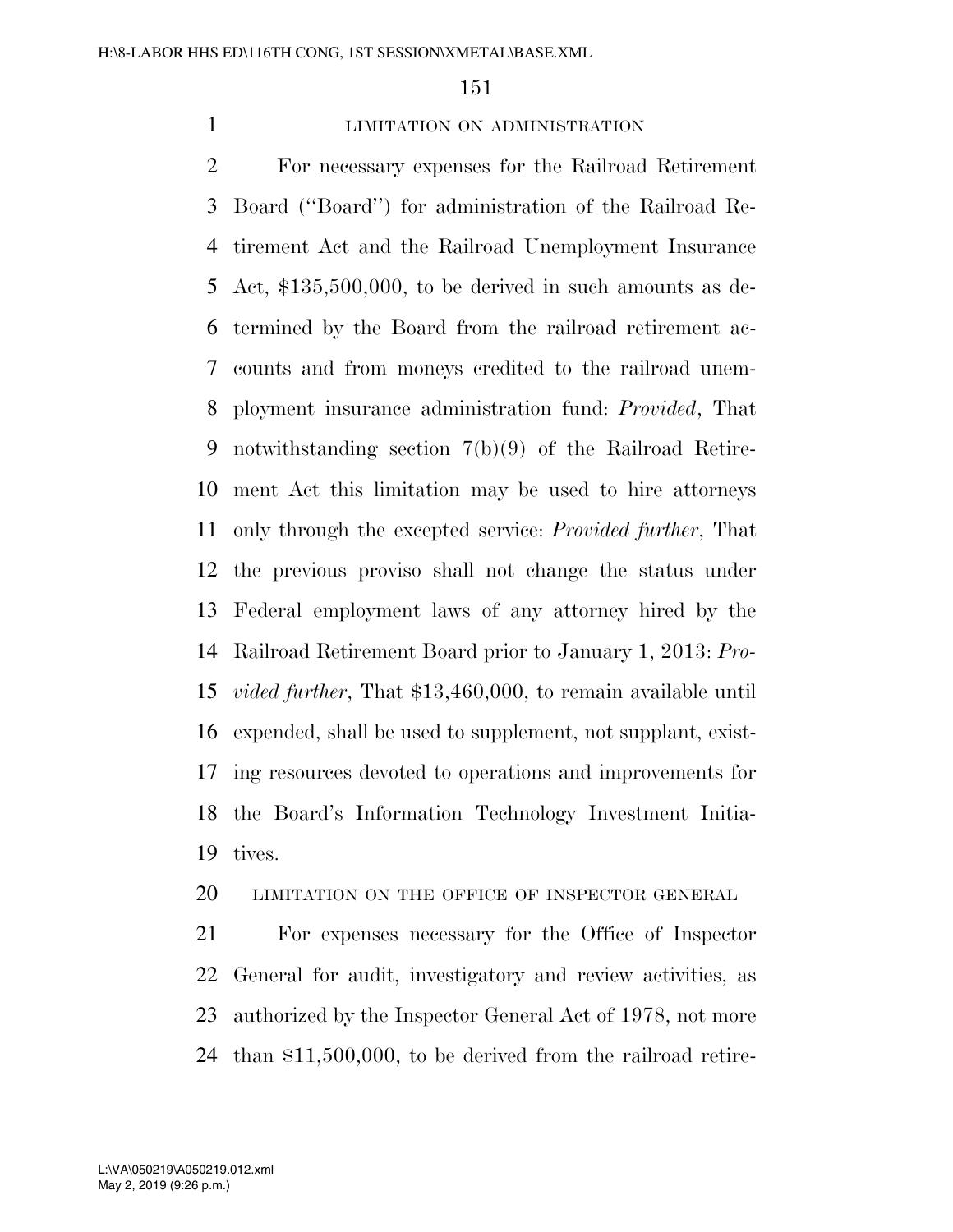LIMITATION ON ADMINISTRATION

For necessary expenses for the Railroad Retirement Board (''Board'') for administration of the Railroad Retirement Act and the Railroad Unemployment Insurance Act, $135,500,000, to be derived in such amounts as determined by the Board from the railroad retirement accounts and from moneys credited to the railroad unemployment insurance administration fund: *Provided*, That notwithstanding section 7(b)(9) of the Railroad Retirement Act this limitation may be used to hire attorneys only through the excepted service: *Provided further*, That the previous proviso shall not change the status under Federal employment laws of any attorney hired by the Railroad Retirement Board prior to January 1, 2013: *Provided further*, That $13,460,000, to remain available until expended, shall be used to supplement, not supplant, existing resources devoted to operations and improvements for the Board's Information Technology Investment Initiatives.

LIMITATION ON THE OFFICE OF INSPECTOR GENERAL

For expenses necessary for the Office of Inspector General for audit, investigatory and review activities, as authorized by the Inspector General Act of 1978, not more than $11,500,000, to be derived from the railroad retire-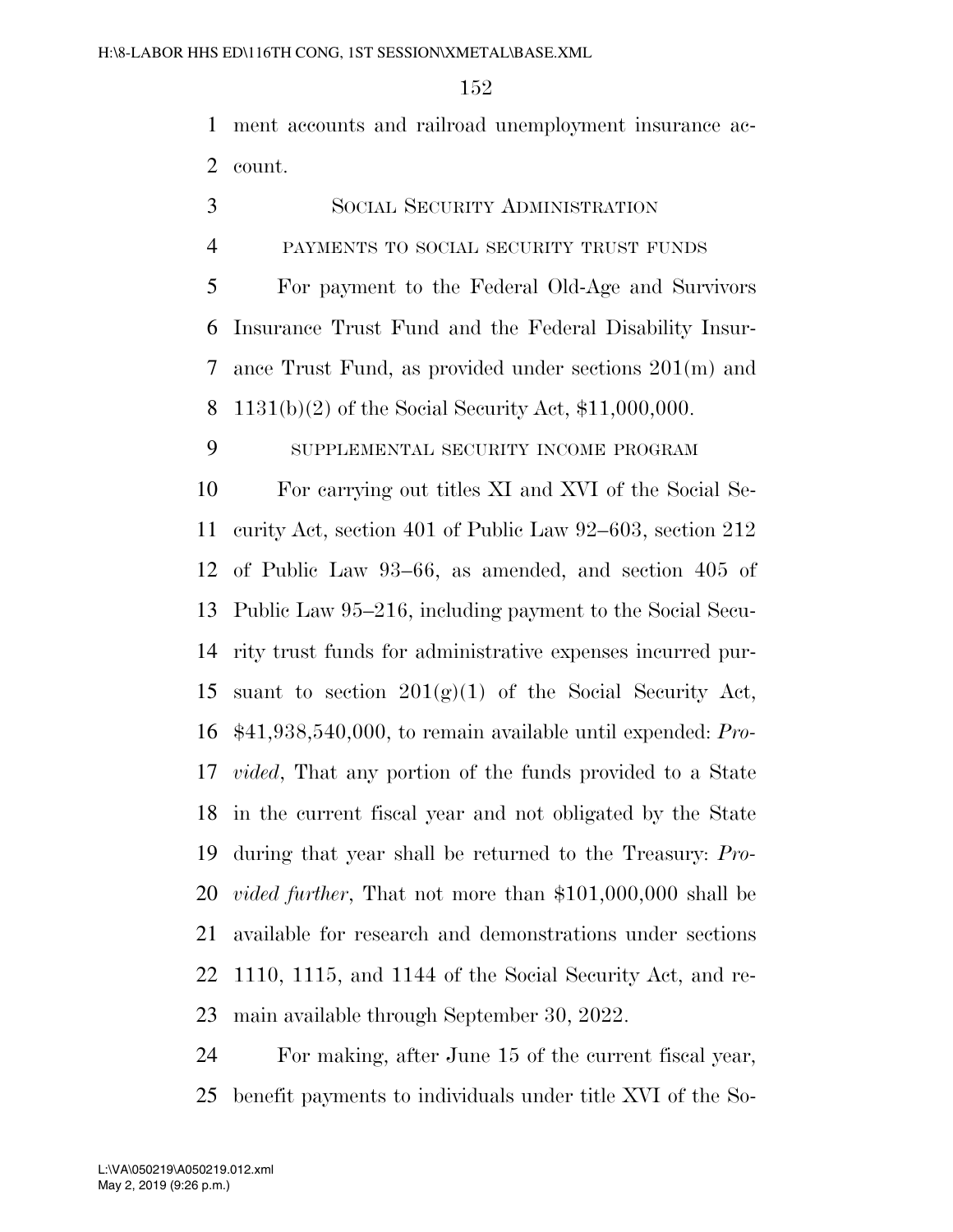ment accounts and railroad unemployment insurance account.

## Social Security Administration

### payments to social security trust funds

For payment to the Federal Old-Age and Survivors Insurance Trust Fund and the Federal Disability Insurance Trust Fund, as provided under sections 201(m) and 1131(b)(2) of the Social Security Act, $11,000,000.

### supplemental security income program

For carrying out titles XI and XVI of the Social Security Act, section 401 of Public Law 92–603, section 212 of Public Law 93–66, as amended, and section 405 of Public Law 95–216, including payment to the Social Security trust funds for administrative expenses incurred pursuant to section 201(g)(1) of the Social Security Act, $41,938,540,000, to remain available until expended: *Provided*, That any portion of the funds provided to a State in the current fiscal year and not obligated by the State during that year shall be returned to the Treasury: *Provided further*, That not more than $101,000,000 shall be available for research and demonstrations under sections 1110, 1115, and 1144 of the Social Security Act, and remain available through September 30, 2022.

For making, after June 15 of the current fiscal year, benefit payments to individuals under title XVI of the So-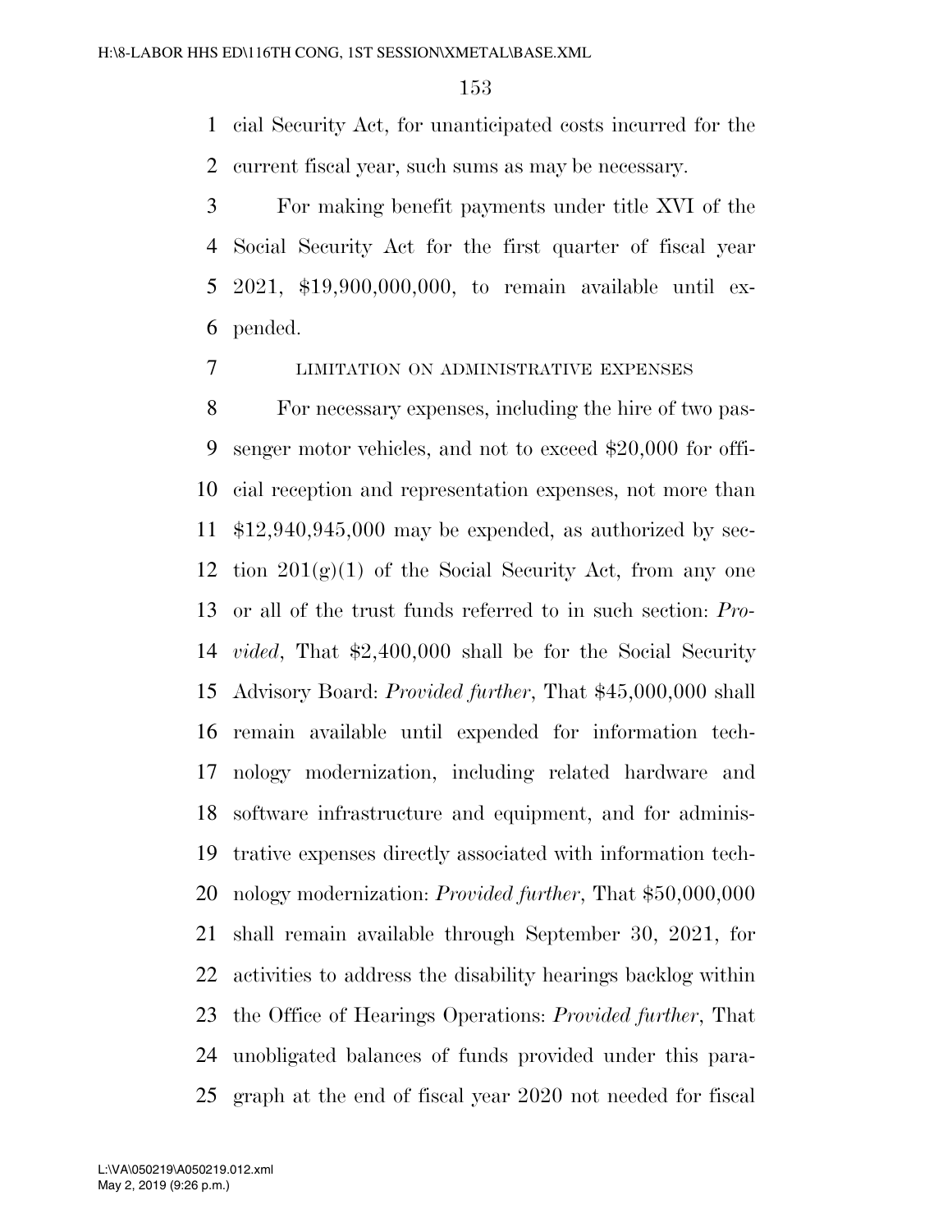cial Security Act, for unanticipated costs incurred for the current fiscal year, such sums as may be necessary.

For making benefit payments under title XVI of the Social Security Act for the first quarter of fiscal year 2021, $19,900,000,000, to remain available until expended.

LIMITATION ON ADMINISTRATIVE EXPENSES

For necessary expenses, including the hire of two passenger motor vehicles, and not to exceed $20,000 for official reception and representation expenses, not more than $12,940,945,000 may be expended, as authorized by section 201(g)(1) of the Social Security Act, from any one or all of the trust funds referred to in such section: *Provided*, That $2,400,000 shall be for the Social Security Advisory Board: *Provided further*, That $45,000,000 shall remain available until expended for information technology modernization, including related hardware and software infrastructure and equipment, and for administrative expenses directly associated with information technology modernization: *Provided further*, That $50,000,000 shall remain available through September 30, 2021, for activities to address the disability hearings backlog within the Office of Hearings Operations: *Provided further*, That unobligated balances of funds provided under this paragraph at the end of fiscal year 2020 not needed for fiscal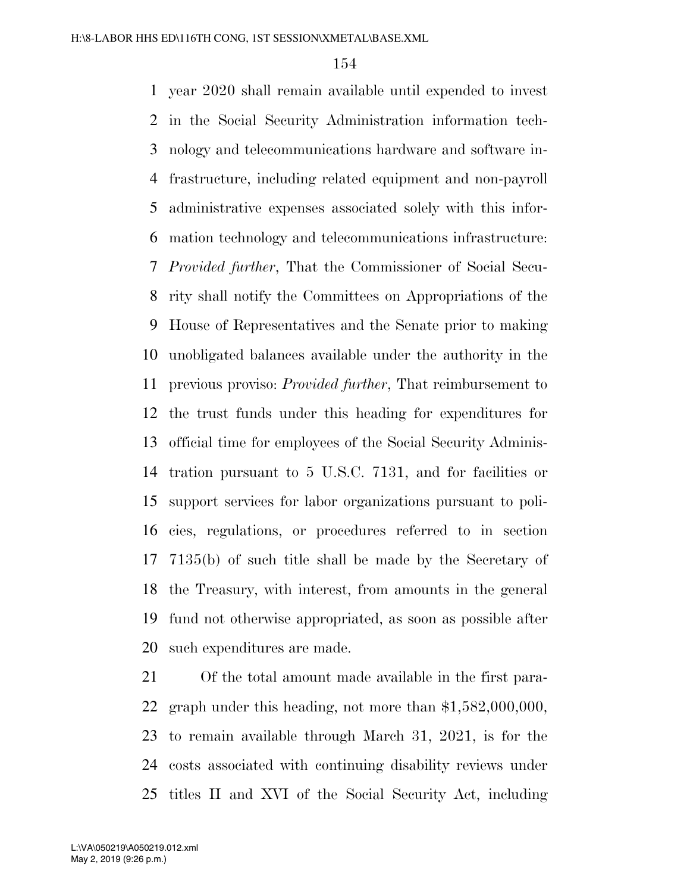year 2020 shall remain available until expended to invest in the Social Security Administration information technology and telecommunications hardware and software infrastructure, including related equipment and non-payroll administrative expenses associated solely with this information technology and telecommunications infrastructure: *Provided further*, That the Commissioner of Social Security shall notify the Committees on Appropriations of the House of Representatives and the Senate prior to making unobligated balances available under the authority in the previous proviso: *Provided further*, That reimbursement to the trust funds under this heading for expenditures for official time for employees of the Social Security Administration pursuant to 5 U.S.C. 7131, and for facilities or support services for labor organizations pursuant to policies, regulations, or procedures referred to in section 7135(b) of such title shall be made by the Secretary of the Treasury, with interest, from amounts in the general fund not otherwise appropriated, as soon as possible after such expenditures are made.

Of the total amount made available in the first paragraph under this heading, not more than $1,582,000,000, to remain available through March 31, 2021, is for the costs associated with continuing disability reviews under titles II and XVI of the Social Security Act, including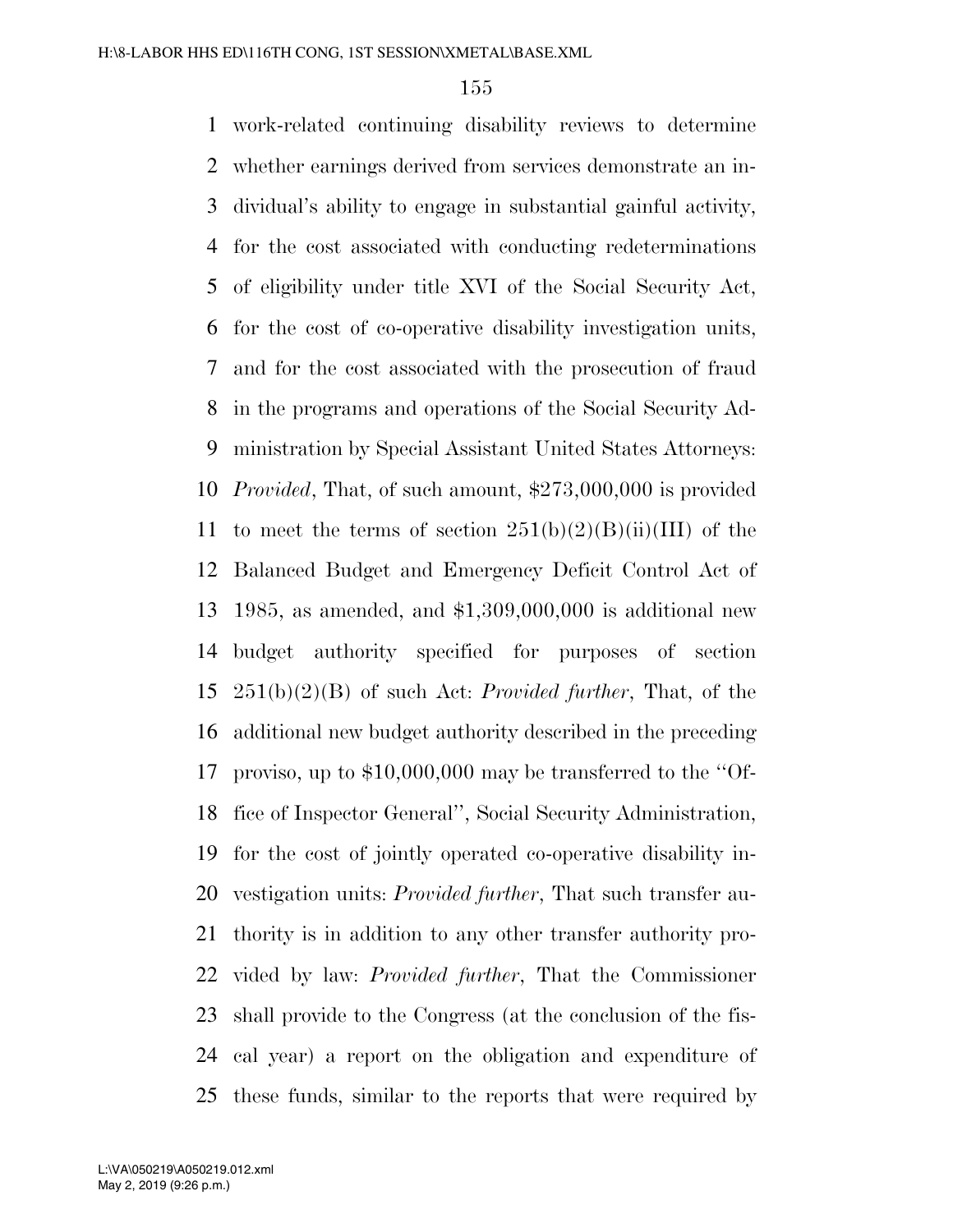work-related continuing disability reviews to determine whether earnings derived from services demonstrate an individual's ability to engage in substantial gainful activity, for the cost associated with conducting redeterminations of eligibility under title XVI of the Social Security Act, for the cost of co-operative disability investigation units, and for the cost associated with the prosecution of fraud in the programs and operations of the Social Security Administration by Special Assistant United States Attorneys: *Provided*, That, of such amount, $273,000,000 is provided to meet the terms of section 251(b)(2)(B)(ii)(III) of the Balanced Budget and Emergency Deficit Control Act of 1985, as amended, and $1,309,000,000 is additional new budget authority specified for purposes of section 251(b)(2)(B) of such Act: *Provided further*, That, of the additional new budget authority described in the preceding proviso, up to $10,000,000 may be transferred to the ''Office of Inspector General'', Social Security Administration, for the cost of jointly operated co-operative disability investigation units: *Provided further*, That such transfer authority is in addition to any other transfer authority provided by law: *Provided further*, That the Commissioner shall provide to the Congress (at the conclusion of the fiscal year) a report on the obligation and expenditure of these funds, similar to the reports that were required by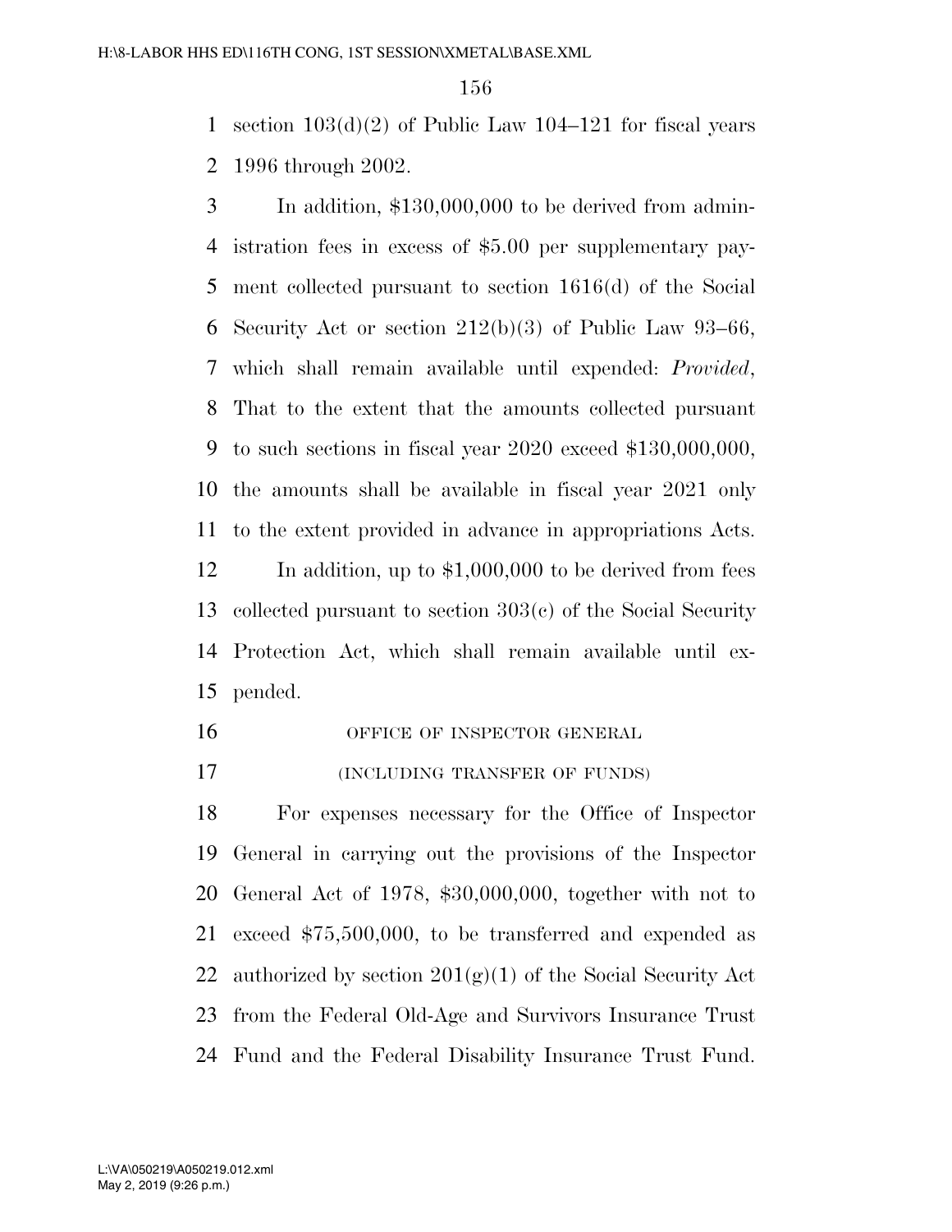section 103(d)(2) of Public Law 104–121 for fiscal years 1996 through 2002.

In addition, $130,000,000 to be derived from administration fees in excess of $5.00 per supplementary payment collected pursuant to section 1616(d) of the Social Security Act or section 212(b)(3) of Public Law 93–66, which shall remain available until expended: *Provided*, That to the extent that the amounts collected pursuant to such sections in fiscal year 2020 exceed $130,000,000, the amounts shall be available in fiscal year 2021 only to the extent provided in advance in appropriations Acts.

In addition, up to $1,000,000 to be derived from fees collected pursuant to section 303(c) of the Social Security Protection Act, which shall remain available until expended.

OFFICE OF INSPECTOR GENERAL

(INCLUDING TRANSFER OF FUNDS)

For expenses necessary for the Office of Inspector General in carrying out the provisions of the Inspector General Act of 1978, $30,000,000, together with not to exceed $75,500,000, to be transferred and expended as authorized by section 201(g)(1) of the Social Security Act from the Federal Old-Age and Survivors Insurance Trust Fund and the Federal Disability Insurance Trust Fund.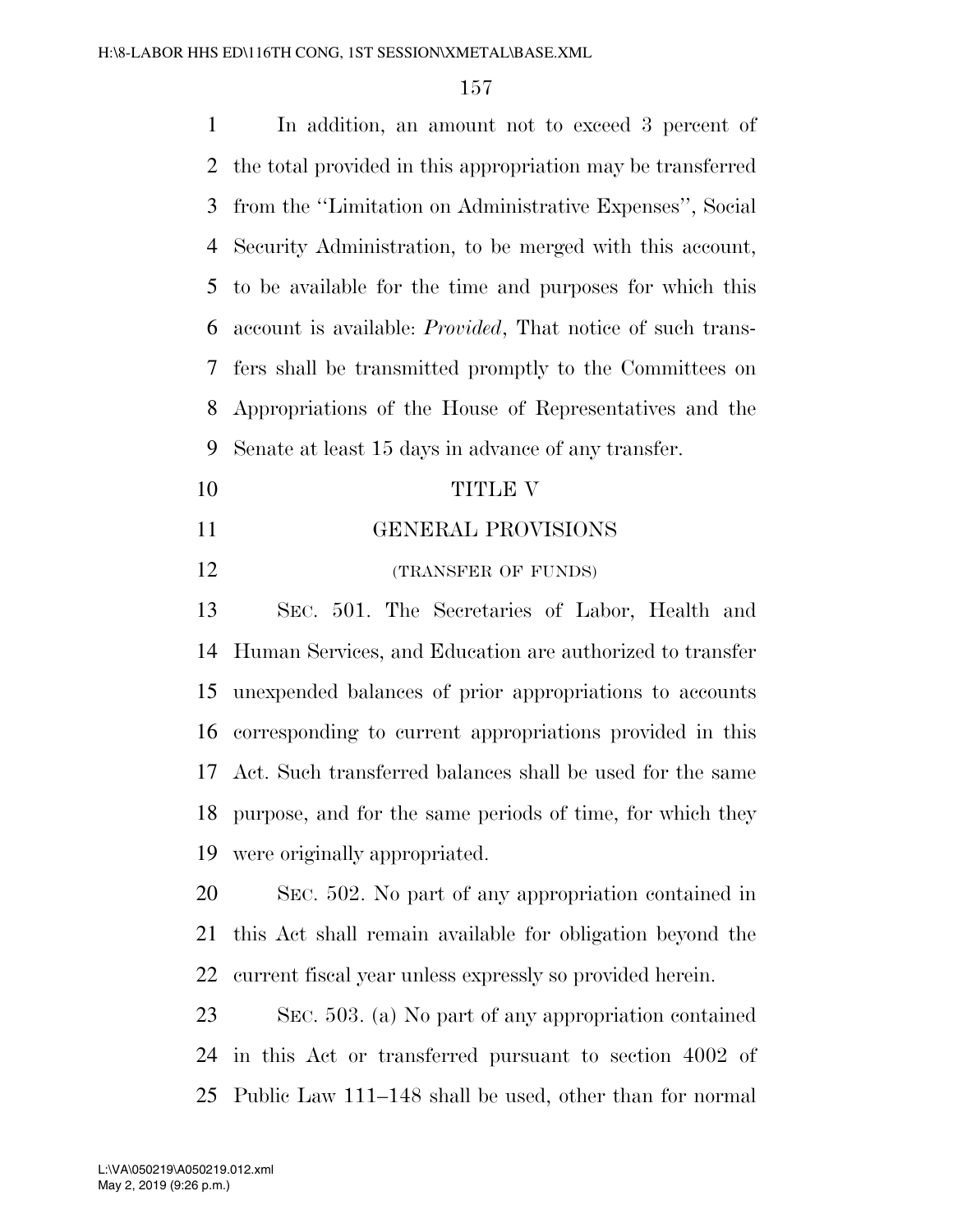In addition, an amount not to exceed 3 percent of the total provided in this appropriation may be transferred from the ''Limitation on Administrative Expenses'', Social Security Administration, to be merged with this account, to be available for the time and purposes for which this account is available: *Provided*, That notice of such transfers shall be transmitted promptly to the Committees on Appropriations of the House of Representatives and the Senate at least 15 days in advance of any transfer.

# TITLE V

## GENERAL PROVISIONS

(TRANSFER OF FUNDS)

SEC. 501. The Secretaries of Labor, Health and Human Services, and Education are authorized to transfer unexpended balances of prior appropriations to accounts corresponding to current appropriations provided in this Act. Such transferred balances shall be used for the same purpose, and for the same periods of time, for which they were originally appropriated.

SEC. 502. No part of any appropriation contained in this Act shall remain available for obligation beyond the current fiscal year unless expressly so provided herein.

SEC. 503. (a) No part of any appropriation contained in this Act or transferred pursuant to section 4002 of Public Law 111–148 shall be used, other than for normal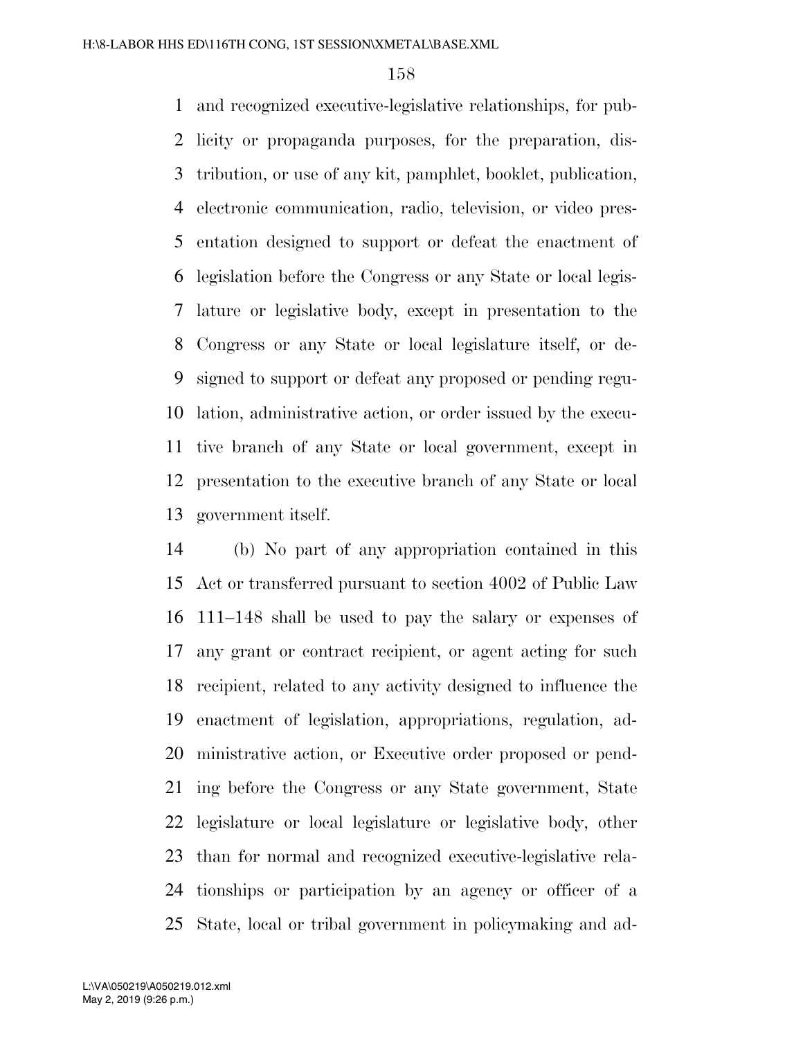and recognized executive-legislative relationships, for publicity or propaganda purposes, for the preparation, distribution, or use of any kit, pamphlet, booklet, publication, electronic communication, radio, television, or video presentation designed to support or defeat the enactment of legislation before the Congress or any State or local legislature or legislative body, except in presentation to the Congress or any State or local legislature itself, or designed to support or defeat any proposed or pending regulation, administrative action, or order issued by the executive branch of any State or local government, except in presentation to the executive branch of any State or local government itself.

(b) No part of any appropriation contained in this Act or transferred pursuant to section 4002 of Public Law 111–148 shall be used to pay the salary or expenses of any grant or contract recipient, or agent acting for such recipient, related to any activity designed to influence the enactment of legislation, appropriations, regulation, administrative action, or Executive order proposed or pending before the Congress or any State government, State legislature or local legislature or legislative body, other than for normal and recognized executive-legislative relationships or participation by an agency or officer of a State, local or tribal government in policymaking and ad-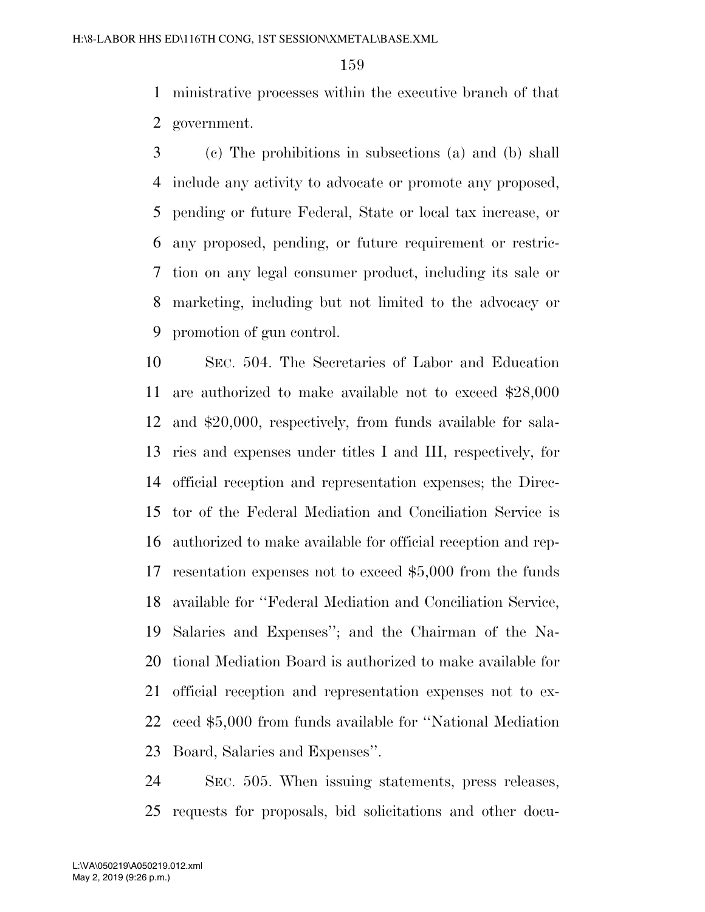ministrative processes within the executive branch of that government.

(c) The prohibitions in subsections (a) and (b) shall include any activity to advocate or promote any proposed, pending or future Federal, State or local tax increase, or any proposed, pending, or future requirement or restriction on any legal consumer product, including its sale or marketing, including but not limited to the advocacy or promotion of gun control.

SEC. 504. The Secretaries of Labor and Education are authorized to make available not to exceed $28,000 and $20,000, respectively, from funds available for salaries and expenses under titles I and III, respectively, for official reception and representation expenses; the Director of the Federal Mediation and Conciliation Service is authorized to make available for official reception and representation expenses not to exceed $5,000 from the funds available for "Federal Mediation and Conciliation Service, Salaries and Expenses"; and the Chairman of the National Mediation Board is authorized to make available for official reception and representation expenses not to exceed $5,000 from funds available for "National Mediation Board, Salaries and Expenses".

SEC. 505. When issuing statements, press releases, requests for proposals, bid solicitations and other docu-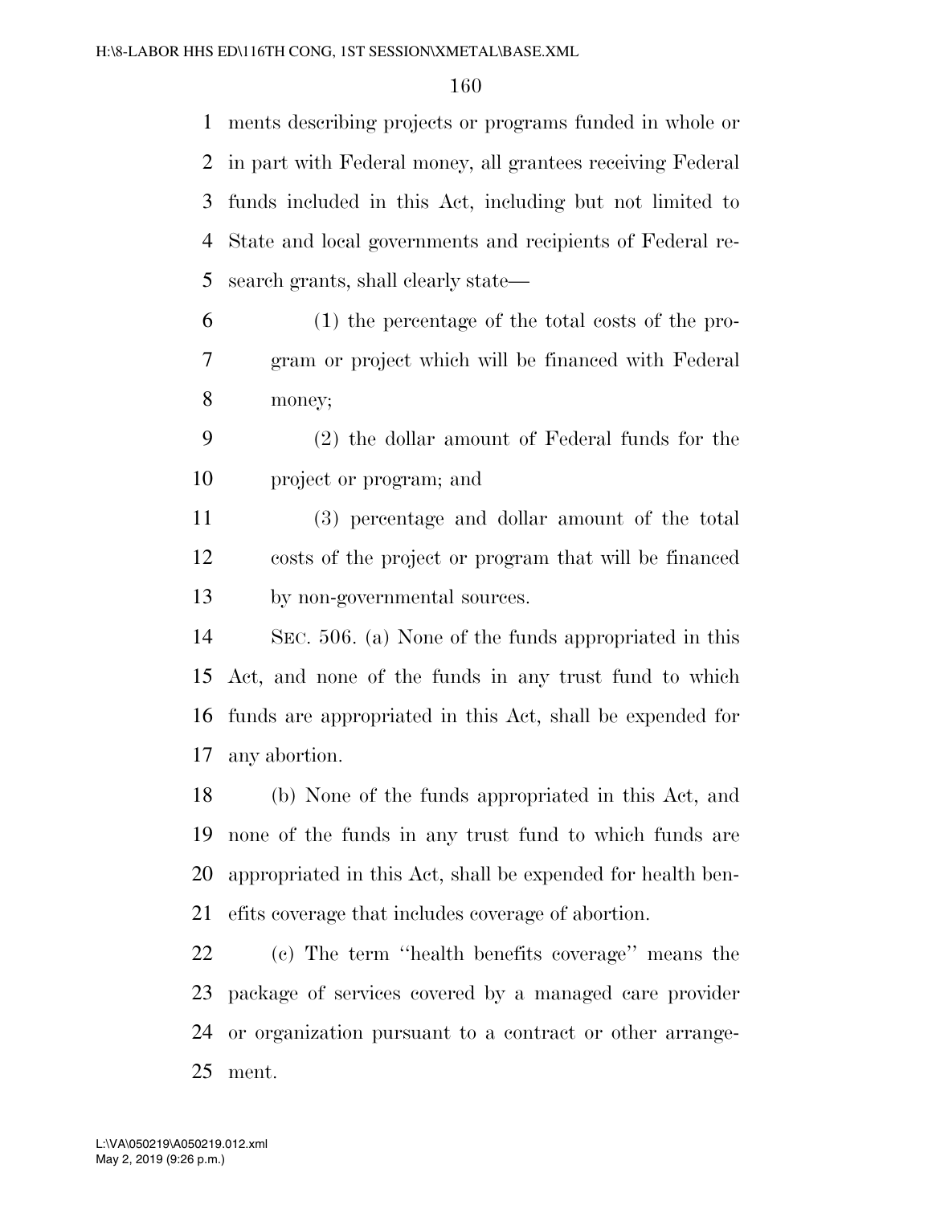ments describing projects or programs funded in whole or in part with Federal money, all grantees receiving Federal funds included in this Act, including but not limited to State and local governments and recipients of Federal research grants, shall clearly state—

(1) the percentage of the total costs of the program or project which will be financed with Federal money;

(2) the dollar amount of Federal funds for the project or program; and

(3) percentage and dollar amount of the total costs of the project or program that will be financed by non-governmental sources.

SEC. 506. (a) None of the funds appropriated in this Act, and none of the funds in any trust fund to which funds are appropriated in this Act, shall be expended for any abortion.

(b) None of the funds appropriated in this Act, and none of the funds in any trust fund to which funds are appropriated in this Act, shall be expended for health benefits coverage that includes coverage of abortion.

(c) The term ''health benefits coverage'' means the package of services covered by a managed care provider or organization pursuant to a contract or other arrangement.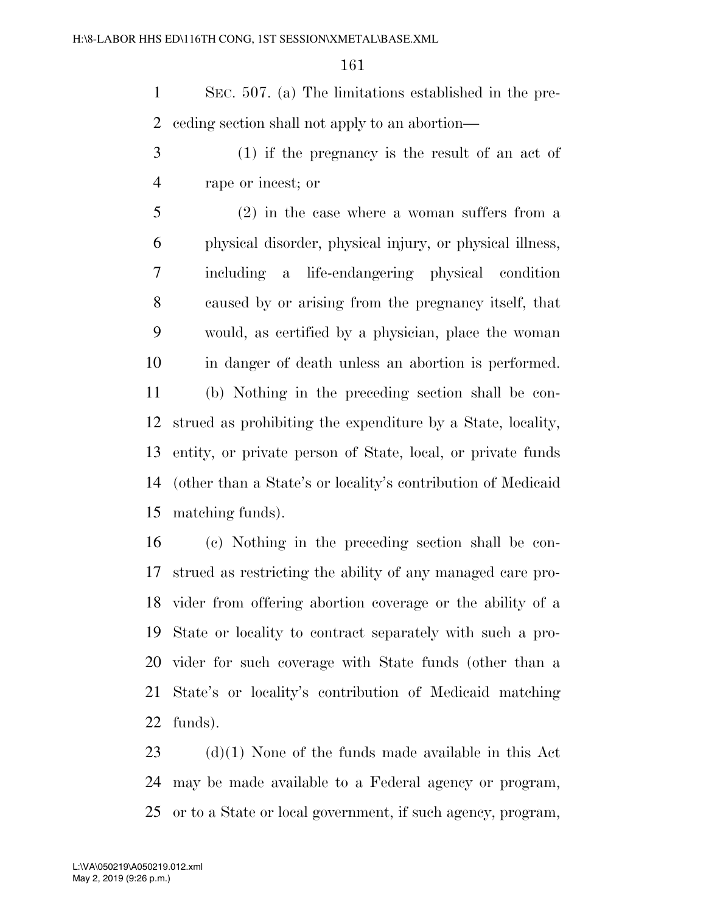SEC. 507. (a) The limitations established in the preceding section shall not apply to an abortion—

(1) if the pregnancy is the result of an act of rape or incest; or

(2) in the case where a woman suffers from a physical disorder, physical injury, or physical illness, including a life-endangering physical condition caused by or arising from the pregnancy itself, that would, as certified by a physician, place the woman in danger of death unless an abortion is performed.

(b) Nothing in the preceding section shall be construed as prohibiting the expenditure by a State, locality, entity, or private person of State, local, or private funds (other than a State's or locality's contribution of Medicaid matching funds).

(c) Nothing in the preceding section shall be construed as restricting the ability of any managed care provider from offering abortion coverage or the ability of a State or locality to contract separately with such a provider for such coverage with State funds (other than a State's or locality's contribution of Medicaid matching funds).

(d)(1) None of the funds made available in this Act may be made available to a Federal agency or program, or to a State or local government, if such agency, program,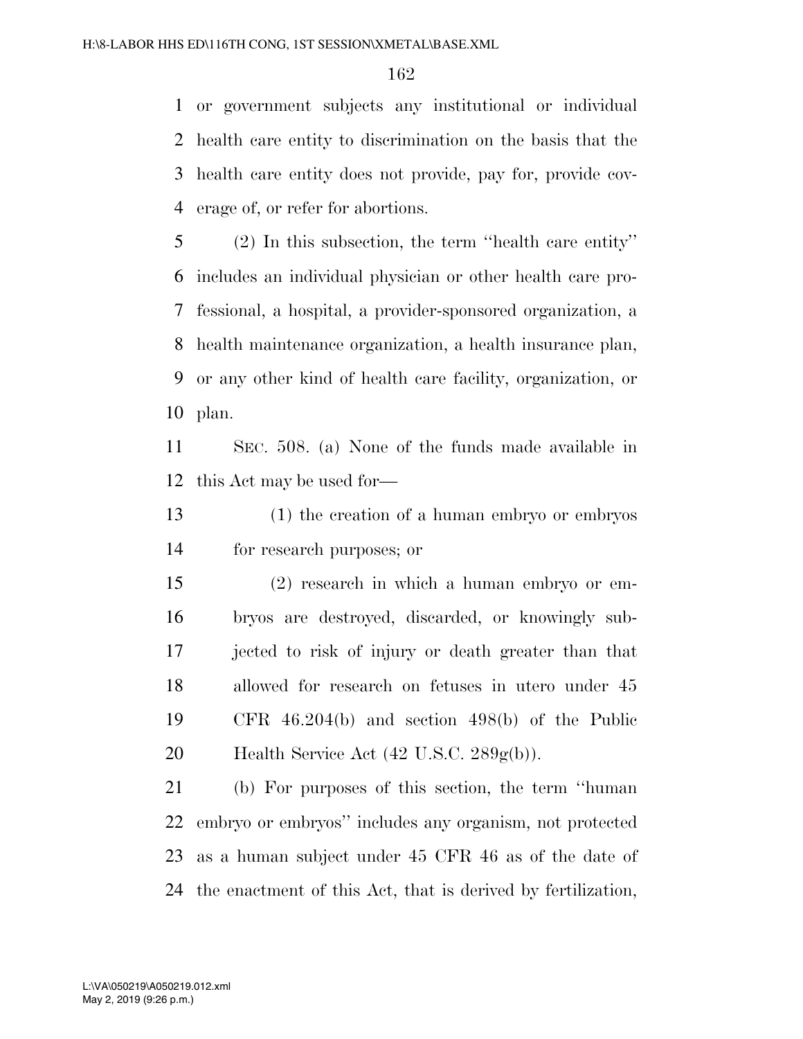or government subjects any institutional or individual health care entity to discrimination on the basis that the health care entity does not provide, pay for, provide coverage of, or refer for abortions.

(2) In this subsection, the term ''health care entity'' includes an individual physician or other health care professional, a hospital, a provider-sponsored organization, a health maintenance organization, a health insurance plan, or any other kind of health care facility, organization, or plan.

SEC. 508. (a) None of the funds made available in this Act may be used for—

(1) the creation of a human embryo or embryos for research purposes; or

(2) research in which a human embryo or embryos are destroyed, discarded, or knowingly subjected to risk of injury or death greater than that allowed for research on fetuses in utero under 45 CFR 46.204(b) and section 498(b) of the Public Health Service Act (42 U.S.C. 289g(b)).

(b) For purposes of this section, the term ''human embryo or embryos'' includes any organism, not protected as a human subject under 45 CFR 46 as of the date of the enactment of this Act, that is derived by fertilization,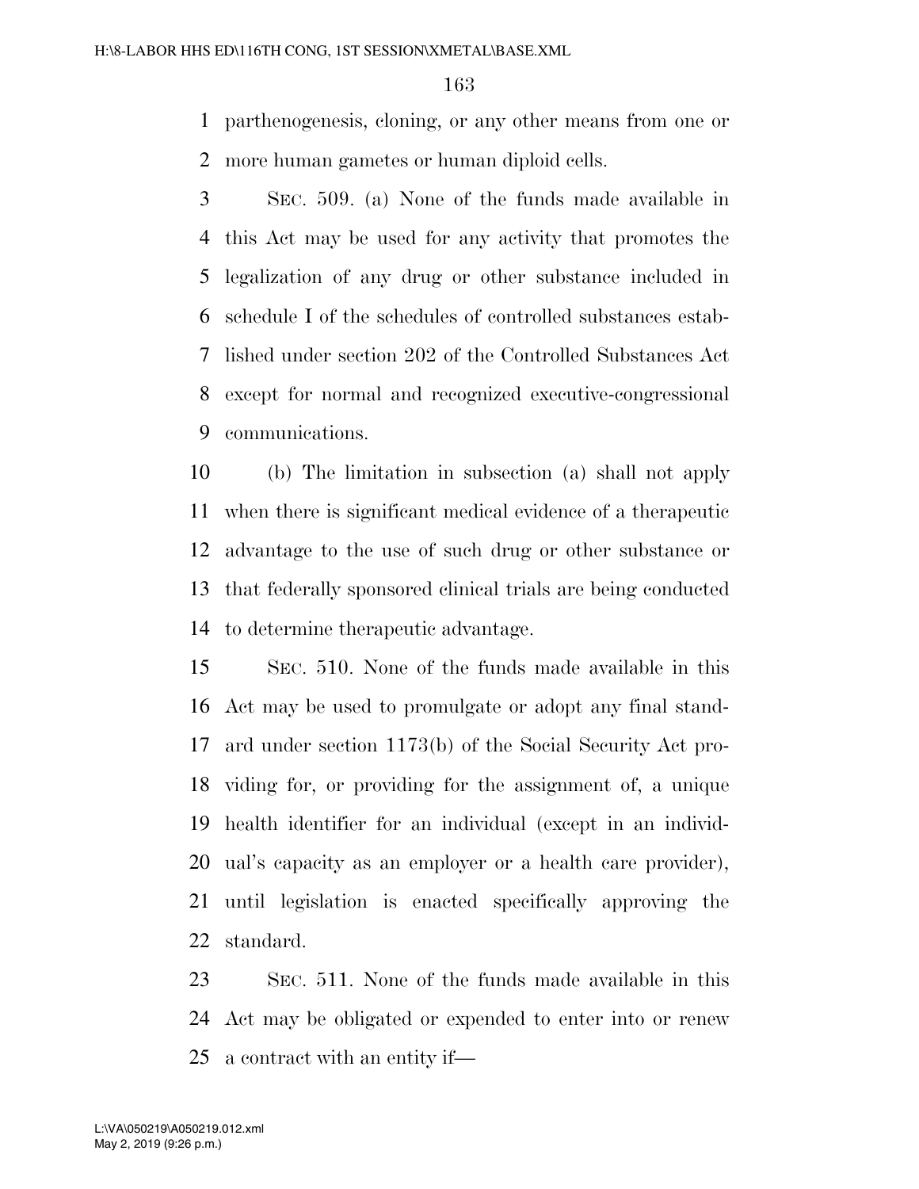parthenogenesis, cloning, or any other means from one or more human gametes or human diploid cells.

SEC. 509. (a) None of the funds made available in this Act may be used for any activity that promotes the legalization of any drug or other substance included in schedule I of the schedules of controlled substances established under section 202 of the Controlled Substances Act except for normal and recognized executive-congressional communications.

(b) The limitation in subsection (a) shall not apply when there is significant medical evidence of a therapeutic advantage to the use of such drug or other substance or that federally sponsored clinical trials are being conducted to determine therapeutic advantage.

SEC. 510. None of the funds made available in this Act may be used to promulgate or adopt any final standard under section 1173(b) of the Social Security Act providing for, or providing for the assignment of, a unique health identifier for an individual (except in an individual's capacity as an employer or a health care provider), until legislation is enacted specifically approving the standard.

SEC. 511. None of the funds made available in this Act may be obligated or expended to enter into or renew a contract with an entity if—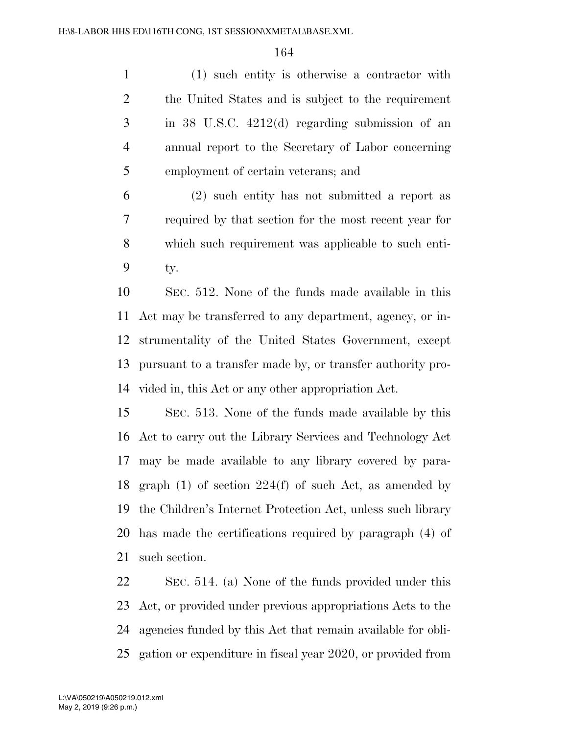(1) such entity is otherwise a contractor with the United States and is subject to the requirement in 38 U.S.C. 4212(d) regarding submission of an annual report to the Secretary of Labor concerning employment of certain veterans; and

(2) such entity has not submitted a report as required by that section for the most recent year for which such requirement was applicable to such entity.

SEC. 512. None of the funds made available in this Act may be transferred to any department, agency, or instrumentality of the United States Government, except pursuant to a transfer made by, or transfer authority provided in, this Act or any other appropriation Act.

SEC. 513. None of the funds made available by this Act to carry out the Library Services and Technology Act may be made available to any library covered by paragraph (1) of section 224(f) of such Act, as amended by the Children's Internet Protection Act, unless such library has made the certifications required by paragraph (4) of such section.

SEC. 514. (a) None of the funds provided under this Act, or provided under previous appropriations Acts to the agencies funded by this Act that remain available for obligation or expenditure in fiscal year 2020, or provided from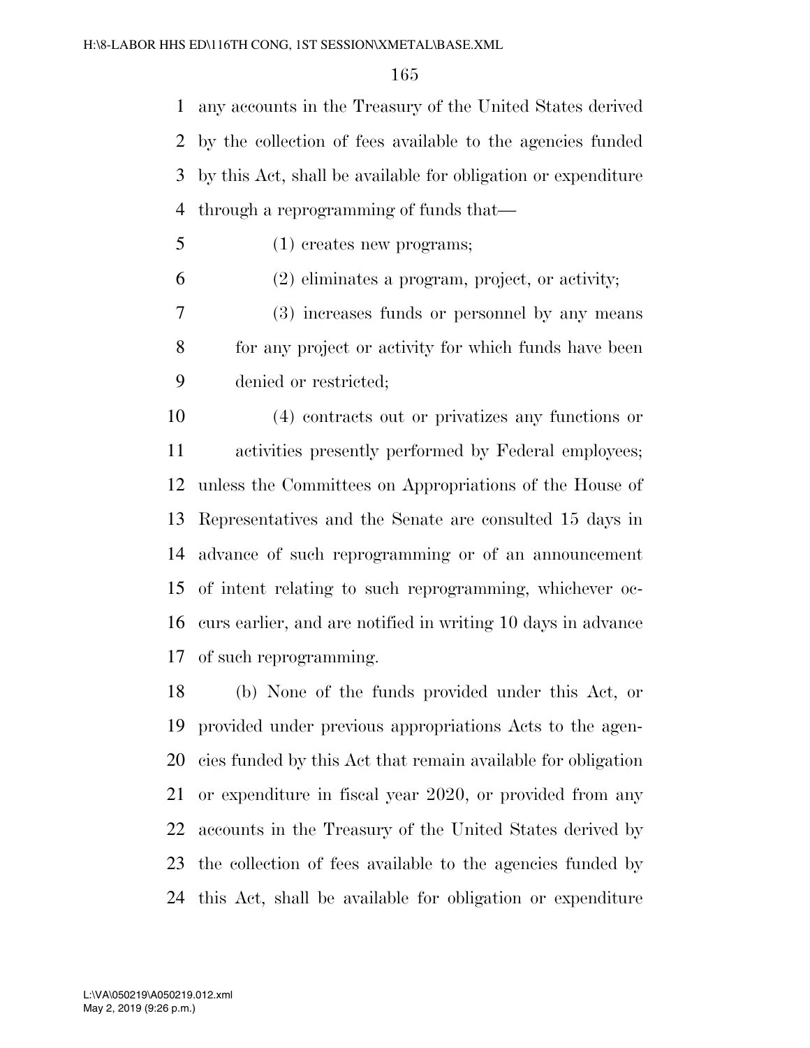any accounts in the Treasury of the United States derived by the collection of fees available to the agencies funded by this Act, shall be available for obligation or expenditure through a reprogramming of funds that—

(1) creates new programs;

(2) eliminates a program, project, or activity;

(3) increases funds or personnel by any means for any project or activity for which funds have been denied or restricted;

(4) contracts out or privatizes any functions or activities presently performed by Federal employees;

unless the Committees on Appropriations of the House of Representatives and the Senate are consulted 15 days in advance of such reprogramming or of an announcement of intent relating to such reprogramming, whichever occurs earlier, and are notified in writing 10 days in advance of such reprogramming.

(b) None of the funds provided under this Act, or provided under previous appropriations Acts to the agencies funded by this Act that remain available for obligation or expenditure in fiscal year 2020, or provided from any accounts in the Treasury of the United States derived by the collection of fees available to the agencies funded by this Act, shall be available for obligation or expenditure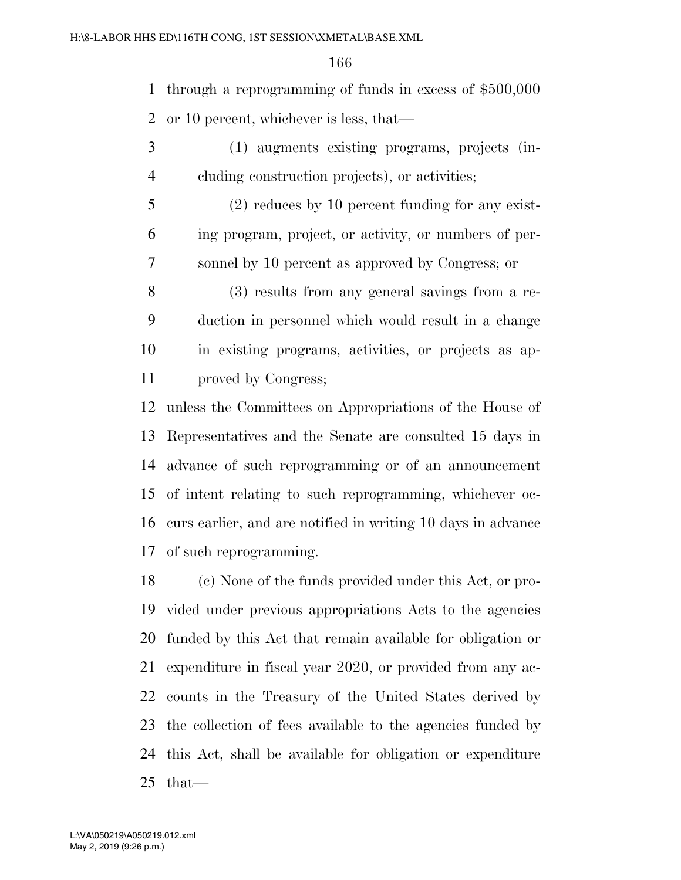through a reprogramming of funds in excess of $500,000 or 10 percent, whichever is less, that—

(1) augments existing programs, projects (including construction projects), or activities;

(2) reduces by 10 percent funding for any existing program, project, or activity, or numbers of personnel by 10 percent as approved by Congress; or

(3) results from any general savings from a reduction in personnel which would result in a change in existing programs, activities, or projects as approved by Congress;

unless the Committees on Appropriations of the House of Representatives and the Senate are consulted 15 days in advance of such reprogramming or of an announcement of intent relating to such reprogramming, whichever occurs earlier, and are notified in writing 10 days in advance of such reprogramming.

(c) None of the funds provided under this Act, or provided under previous appropriations Acts to the agencies funded by this Act that remain available for obligation or expenditure in fiscal year 2020, or provided from any accounts in the Treasury of the United States derived by the collection of fees available to the agencies funded by this Act, shall be available for obligation or expenditure that—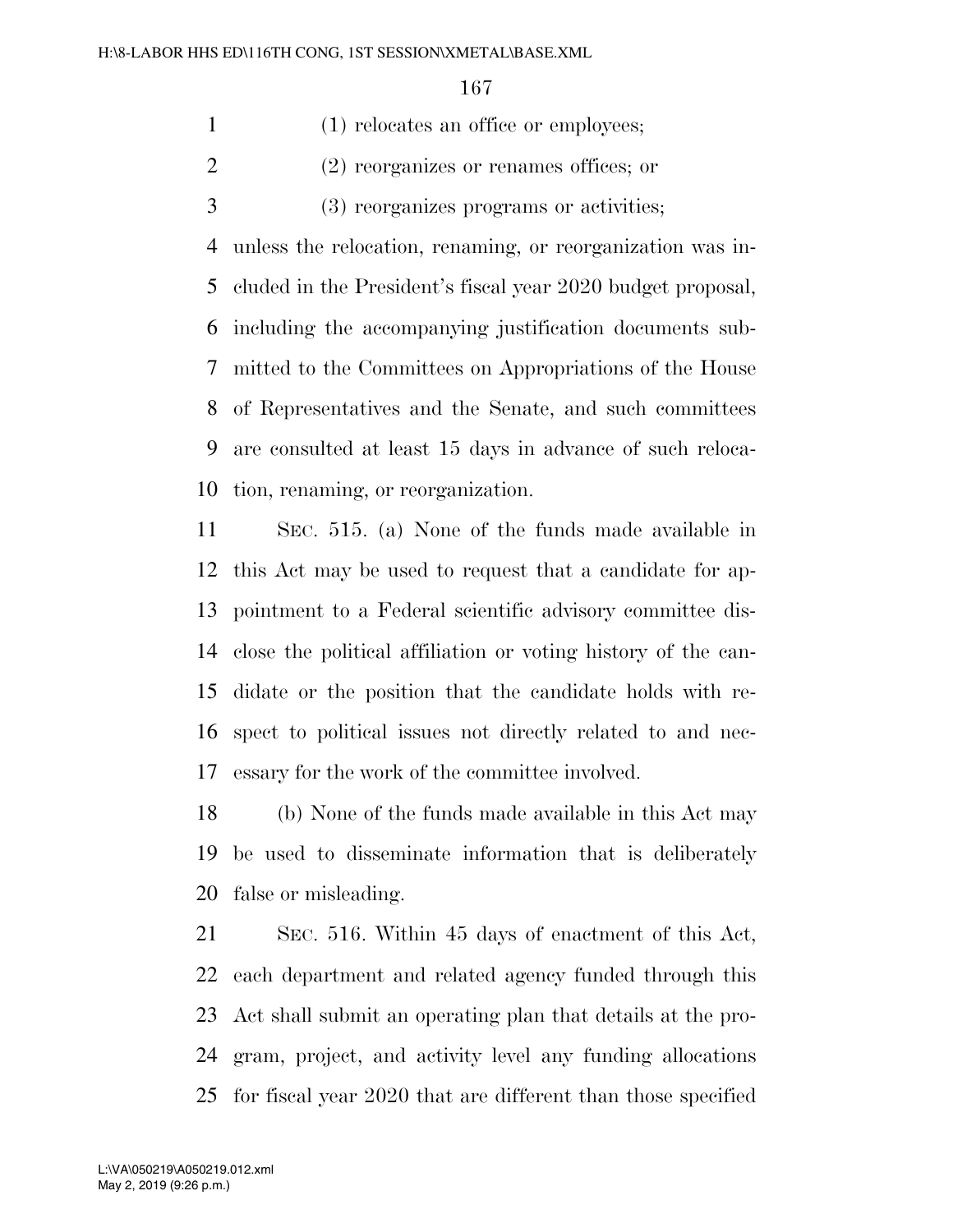(1) relocates an office or employees;

(2) reorganizes or renames offices; or

(3) reorganizes programs or activities;

unless the relocation, renaming, or reorganization was included in the President's fiscal year 2020 budget proposal, including the accompanying justification documents submitted to the Committees on Appropriations of the House of Representatives and the Senate, and such committees are consulted at least 15 days in advance of such relocation, renaming, or reorganization.

SEC. 515. (a) None of the funds made available in this Act may be used to request that a candidate for appointment to a Federal scientific advisory committee disclose the political affiliation or voting history of the candidate or the position that the candidate holds with respect to political issues not directly related to and necessary for the work of the committee involved.

(b) None of the funds made available in this Act may be used to disseminate information that is deliberately false or misleading.

SEC. 516. Within 45 days of enactment of this Act, each department and related agency funded through this Act shall submit an operating plan that details at the program, project, and activity level any funding allocations for fiscal year 2020 that are different than those specified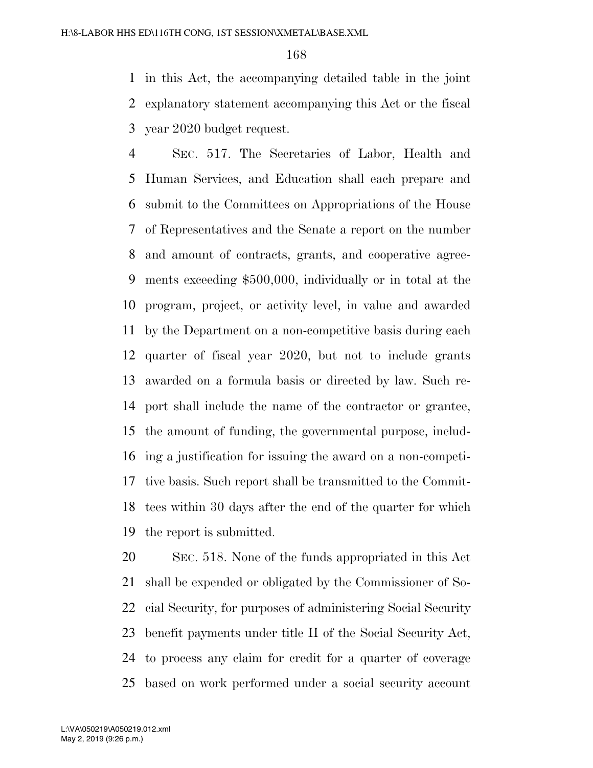in this Act, the accompanying detailed table in the joint explanatory statement accompanying this Act or the fiscal year 2020 budget request.

SEC. 517. The Secretaries of Labor, Health and Human Services, and Education shall each prepare and submit to the Committees on Appropriations of the House of Representatives and the Senate a report on the number and amount of contracts, grants, and cooperative agreements exceeding $500,000, individually or in total at the program, project, or activity level, in value and awarded by the Department on a non-competitive basis during each quarter of fiscal year 2020, but not to include grants awarded on a formula basis or directed by law. Such report shall include the name of the contractor or grantee, the amount of funding, the governmental purpose, including a justification for issuing the award on a non-competitive basis. Such report shall be transmitted to the Committees within 30 days after the end of the quarter for which the report is submitted.

SEC. 518. None of the funds appropriated in this Act shall be expended or obligated by the Commissioner of Social Security, for purposes of administering Social Security benefit payments under title II of the Social Security Act, to process any claim for credit for a quarter of coverage based on work performed under a social security account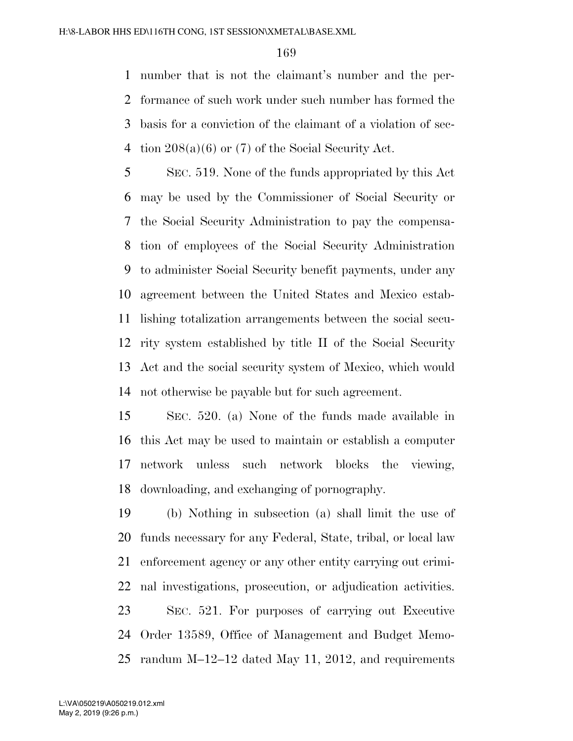number that is not the claimant's number and the performance of such work under such number has formed the basis for a conviction of the claimant of a violation of section 208(a)(6) or (7) of the Social Security Act.

SEC. 519. None of the funds appropriated by this Act may be used by the Commissioner of Social Security or the Social Security Administration to pay the compensation of employees of the Social Security Administration to administer Social Security benefit payments, under any agreement between the United States and Mexico establishing totalization arrangements between the social security system established by title II of the Social Security Act and the social security system of Mexico, which would not otherwise be payable but for such agreement.

SEC. 520. (a) None of the funds made available in this Act may be used to maintain or establish a computer network unless such network blocks the viewing, downloading, and exchanging of pornography.

(b) Nothing in subsection (a) shall limit the use of funds necessary for any Federal, State, tribal, or local law enforcement agency or any other entity carrying out criminal investigations, prosecution, or adjudication activities.

SEC. 521. For purposes of carrying out Executive Order 13589, Office of Management and Budget Memorandum M–12–12 dated May 11, 2012, and requirements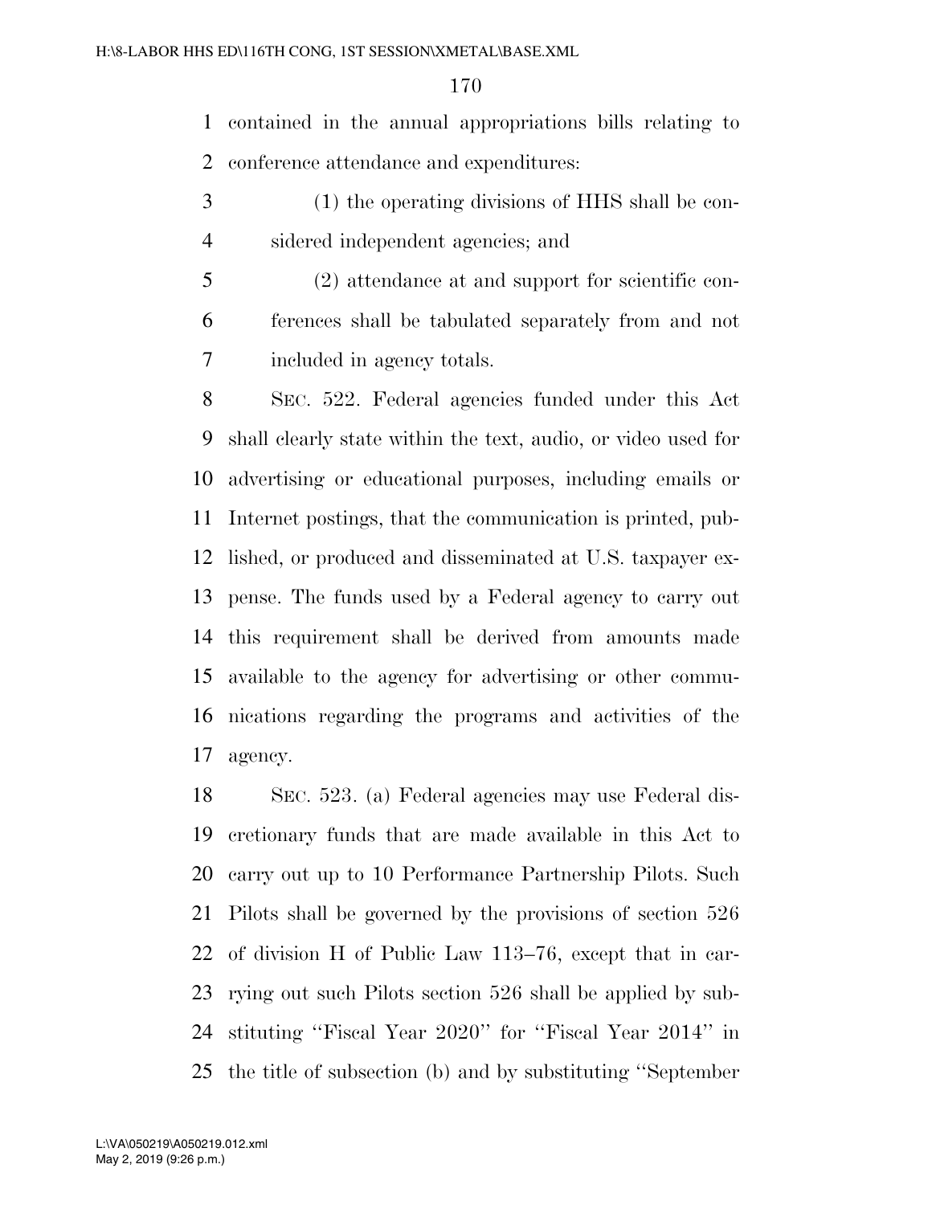contained in the annual appropriations bills relating to conference attendance and expenditures:

(1) the operating divisions of HHS shall be considered independent agencies; and

(2) attendance at and support for scientific conferences shall be tabulated separately from and not included in agency totals.

SEC. 522. Federal agencies funded under this Act shall clearly state within the text, audio, or video used for advertising or educational purposes, including emails or Internet postings, that the communication is printed, published, or produced and disseminated at U.S. taxpayer expense. The funds used by a Federal agency to carry out this requirement shall be derived from amounts made available to the agency for advertising or other communications regarding the programs and activities of the agency.

SEC. 523. (a) Federal agencies may use Federal discretionary funds that are made available in this Act to carry out up to 10 Performance Partnership Pilots. Such Pilots shall be governed by the provisions of section 526 of division H of Public Law 113–76, except that in carrying out such Pilots section 526 shall be applied by substituting ''Fiscal Year 2020'' for ''Fiscal Year 2014'' in the title of subsection (b) and by substituting ''September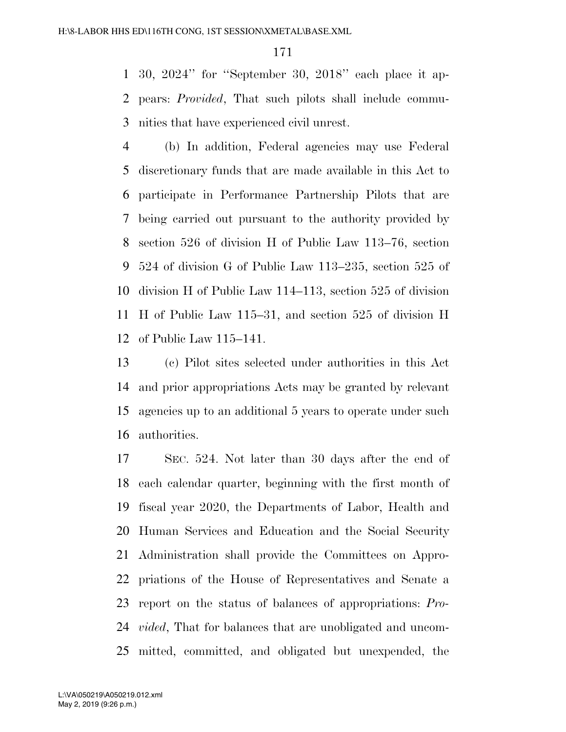30, 2024'' for ''September 30, 2018'' each place it appears: *Provided*, That such pilots shall include communities that have experienced civil unrest.

(b) In addition, Federal agencies may use Federal discretionary funds that are made available in this Act to participate in Performance Partnership Pilots that are being carried out pursuant to the authority provided by section 526 of division H of Public Law 113–76, section 524 of division G of Public Law 113–235, section 525 of division H of Public Law 114–113, section 525 of division H of Public Law 115–31, and section 525 of division H of Public Law 115–141.

(c) Pilot sites selected under authorities in this Act and prior appropriations Acts may be granted by relevant agencies up to an additional 5 years to operate under such authorities.

SEC. 524. Not later than 30 days after the end of each calendar quarter, beginning with the first month of fiscal year 2020, the Departments of Labor, Health and Human Services and Education and the Social Security Administration shall provide the Committees on Appropriations of the House of Representatives and Senate a report on the status of balances of appropriations: *Provided*, That for balances that are unobligated and uncommitted, committed, and obligated but unexpended, the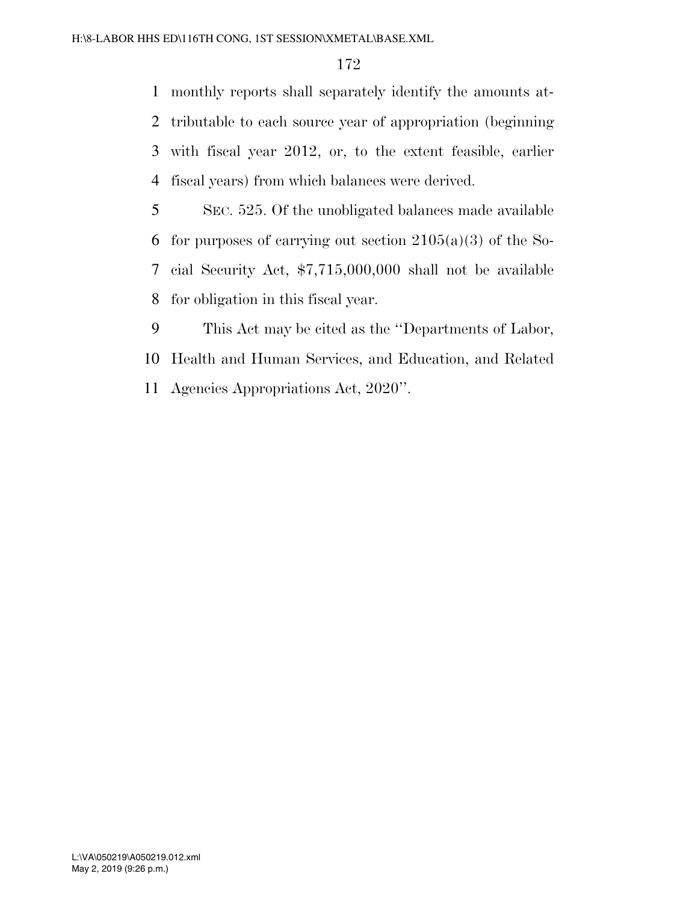monthly reports shall separately identify the amounts attributable to each source year of appropriation (beginning with fiscal year 2012, or, to the extent feasible, earlier fiscal years) from which balances were derived.

SEC. 525. Of the unobligated balances made available for purposes of carrying out section 2105(a)(3) of the Social Security Act, $7,715,000,000 shall not be available for obligation in this fiscal year.

This Act may be cited as the ''Departments of Labor, Health and Human Services, and Education, and Related Agencies Appropriations Act, 2020''.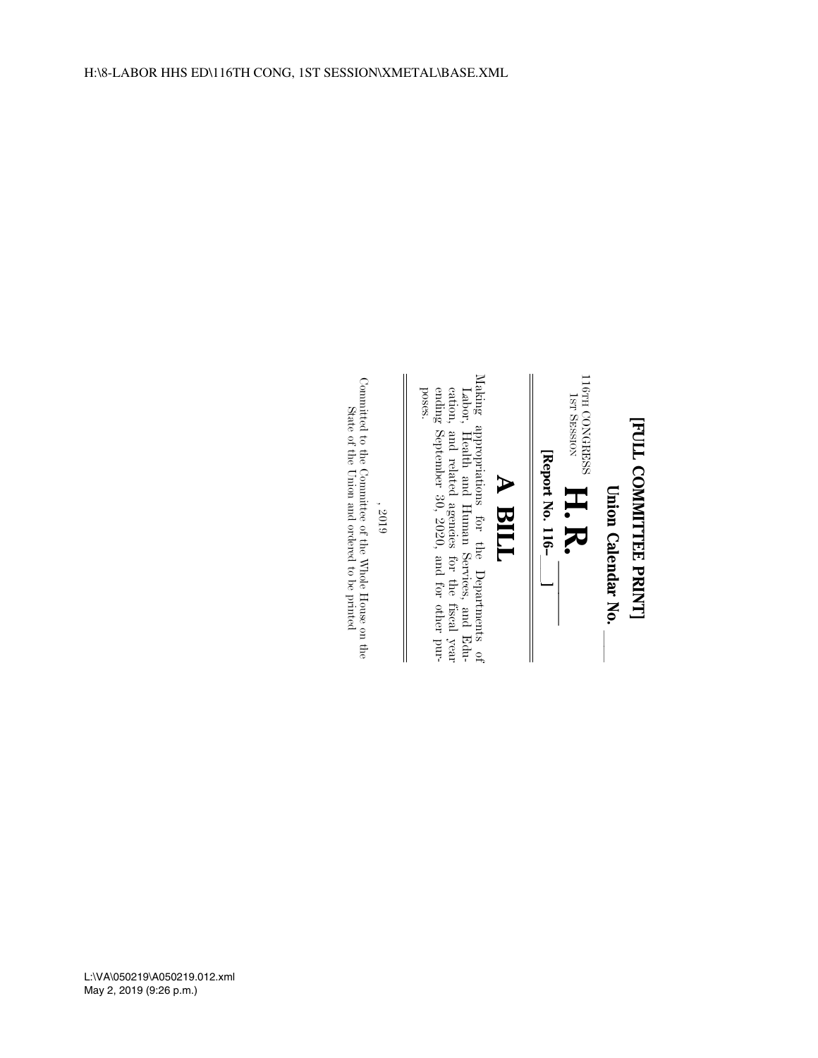**[FULL COMMITTEE PRINT]**

**Union Calendar No. \_\_\_**

116TH CONGRESS
1ST SESSION

# H. R. \_\_\_\_\_\_

**[Report No. 116–\_\_]**

---

# A BILL

Making appropriations for the Departments of Labor, Health and Human Services, and Education, and related agencies for the fiscal year ending September 30, 2020, and for other purposes.

---

, 2019

Committed to the Committee of the Whole House on the State of the Union and ordered to be printed